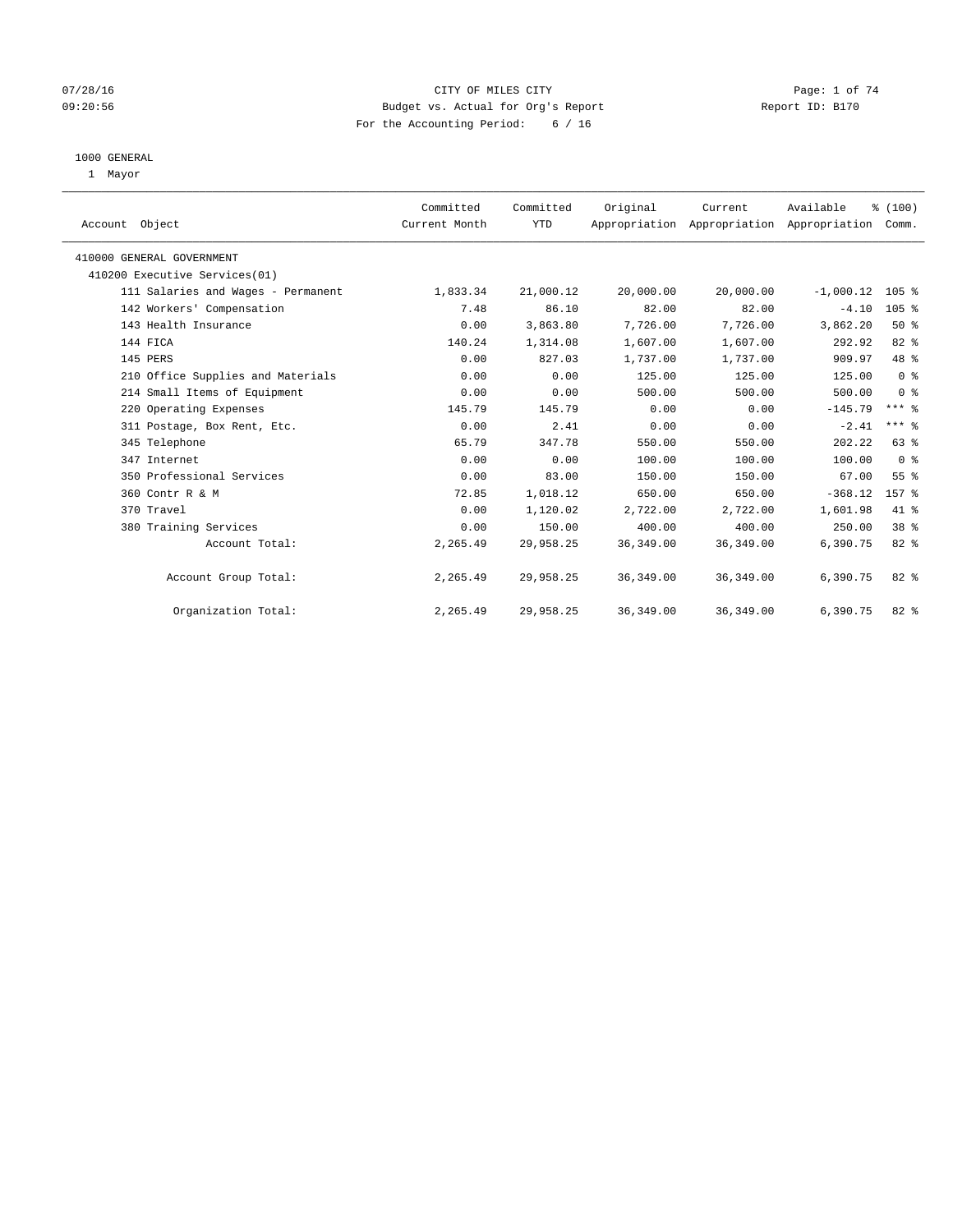07/28/16 CITY OF MILES CITY
09:20:56 Budget vs. Actual for Org's Report Report ID: B170
For the Accounting Period: 6 / 16

1000 GENERAL

1 Mayor

| Account Object | Committed Current Month | Committed YTD | Original Appropriation | Current Appropriation | Available Appropriation | % (100) Comm. |
|---|---|---|---|---|---|---|
| 410000 GENERAL GOVERNMENT | | | | | | |
| 410200 Executive Services(01) | | | | | | |
| 111 Salaries and Wages - Permanent | 1,833.34 | 21,000.12 | 20,000.00 | 20,000.00 | -1,000.12 | 105 % |
| 142 Workers' Compensation | 7.48 | 86.10 | 82.00 | 82.00 | -4.10 | 105 % |
| 143 Health Insurance | 0.00 | 3,863.80 | 7,726.00 | 7,726.00 | 3,862.20 | 50 % |
| 144 FICA | 140.24 | 1,314.08 | 1,607.00 | 1,607.00 | 292.92 | 82 % |
| 145 PERS | 0.00 | 827.03 | 1,737.00 | 1,737.00 | 909.97 | 48 % |
| 210 Office Supplies and Materials | 0.00 | 0.00 | 125.00 | 125.00 | 125.00 | 0 % |
| 214 Small Items of Equipment | 0.00 | 0.00 | 500.00 | 500.00 | 500.00 | 0 % |
| 220 Operating Expenses | 145.79 | 145.79 | 0.00 | 0.00 | -145.79 | *** % |
| 311 Postage, Box Rent, Etc. | 0.00 | 2.41 | 0.00 | 0.00 | -2.41 | *** % |
| 345 Telephone | 65.79 | 347.78 | 550.00 | 550.00 | 202.22 | 63 % |
| 347 Internet | 0.00 | 0.00 | 100.00 | 100.00 | 100.00 | 0 % |
| 350 Professional Services | 0.00 | 83.00 | 150.00 | 150.00 | 67.00 | 55 % |
| 360 Contr R & M | 72.85 | 1,018.12 | 650.00 | 650.00 | -368.12 | 157 % |
| 370 Travel | 0.00 | 1,120.02 | 2,722.00 | 2,722.00 | 1,601.98 | 41 % |
| 380 Training Services | 0.00 | 150.00 | 400.00 | 400.00 | 250.00 | 38 % |
| Account Total: | 2,265.49 | 29,958.25 | 36,349.00 | 36,349.00 | 6,390.75 | 82 % |
| Account Group Total: | 2,265.49 | 29,958.25 | 36,349.00 | 36,349.00 | 6,390.75 | 82 % |
| Organization Total: | 2,265.49 | 29,958.25 | 36,349.00 | 36,349.00 | 6,390.75 | 82 % |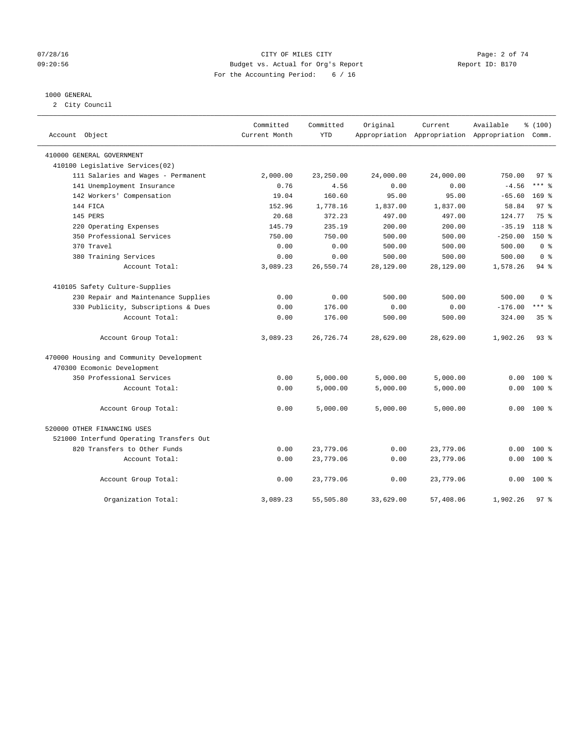CITY OF MILES CITY
Budget vs. Actual for Org's Report
For the Accounting Period: 6 / 16

07/28/16
09:20:56

Report ID: B170

1000 GENERAL
2 City Council

| Account Object | Committed Current Month | Committed YTD | Original Appropriation | Current Appropriation | Available Appropriation | % (100) Comm. |
|---|---|---|---|---|---|---|
| 410000 GENERAL GOVERNMENT | | | | | | |
| 410100 Legislative Services(02) | | | | | | |
| 111 Salaries and Wages - Permanent | 2,000.00 | 23,250.00 | 24,000.00 | 24,000.00 | 750.00 | 97 % |
| 141 Unemployment Insurance | 0.76 | 4.56 | 0.00 | 0.00 | -4.56 | *** % |
| 142 Workers' Compensation | 19.04 | 160.60 | 95.00 | 95.00 | -65.60 | 169 % |
| 144 FICA | 152.96 | 1,778.16 | 1,837.00 | 1,837.00 | 58.84 | 97 % |
| 145 PERS | 20.68 | 372.23 | 497.00 | 497.00 | 124.77 | 75 % |
| 220 Operating Expenses | 145.79 | 235.19 | 200.00 | 200.00 | -35.19 | 118 % |
| 350 Professional Services | 750.00 | 750.00 | 500.00 | 500.00 | -250.00 | 150 % |
| 370 Travel | 0.00 | 0.00 | 500.00 | 500.00 | 500.00 | 0 % |
| 380 Training Services | 0.00 | 0.00 | 500.00 | 500.00 | 500.00 | 0 % |
| Account Total: | 3,089.23 | 26,550.74 | 28,129.00 | 28,129.00 | 1,578.26 | 94 % |
| 410105 Safety Culture-Supplies | | | | | | |
| 230 Repair and Maintenance Supplies | 0.00 | 0.00 | 500.00 | 500.00 | 500.00 | 0 % |
| 330 Publicity, Subscriptions & Dues | 0.00 | 176.00 | 0.00 | 0.00 | -176.00 | *** % |
| Account Total: | 0.00 | 176.00 | 500.00 | 500.00 | 324.00 | 35 % |
| Account Group Total: | 3,089.23 | 26,726.74 | 28,629.00 | 28,629.00 | 1,902.26 | 93 % |
| 470000 Housing and Community Development | | | | | | |
| 470300 Ecomonic Development | | | | | | |
| 350 Professional Services | 0.00 | 5,000.00 | 5,000.00 | 5,000.00 | 0.00 | 100 % |
| Account Total: | 0.00 | 5,000.00 | 5,000.00 | 5,000.00 | 0.00 | 100 % |
| Account Group Total: | 0.00 | 5,000.00 | 5,000.00 | 5,000.00 | 0.00 | 100 % |
| 520000 OTHER FINANCING USES | | | | | | |
| 521000 Interfund Operating Transfers Out | | | | | | |
| 820 Transfers to Other Funds | 0.00 | 23,779.06 | 0.00 | 23,779.06 | 0.00 | 100 % |
| Account Total: | 0.00 | 23,779.06 | 0.00 | 23,779.06 | 0.00 | 100 % |
| Account Group Total: | 0.00 | 23,779.06 | 0.00 | 23,779.06 | 0.00 | 100 % |
| Organization Total: | 3,089.23 | 55,505.80 | 33,629.00 | 57,408.06 | 1,902.26 | 97 % |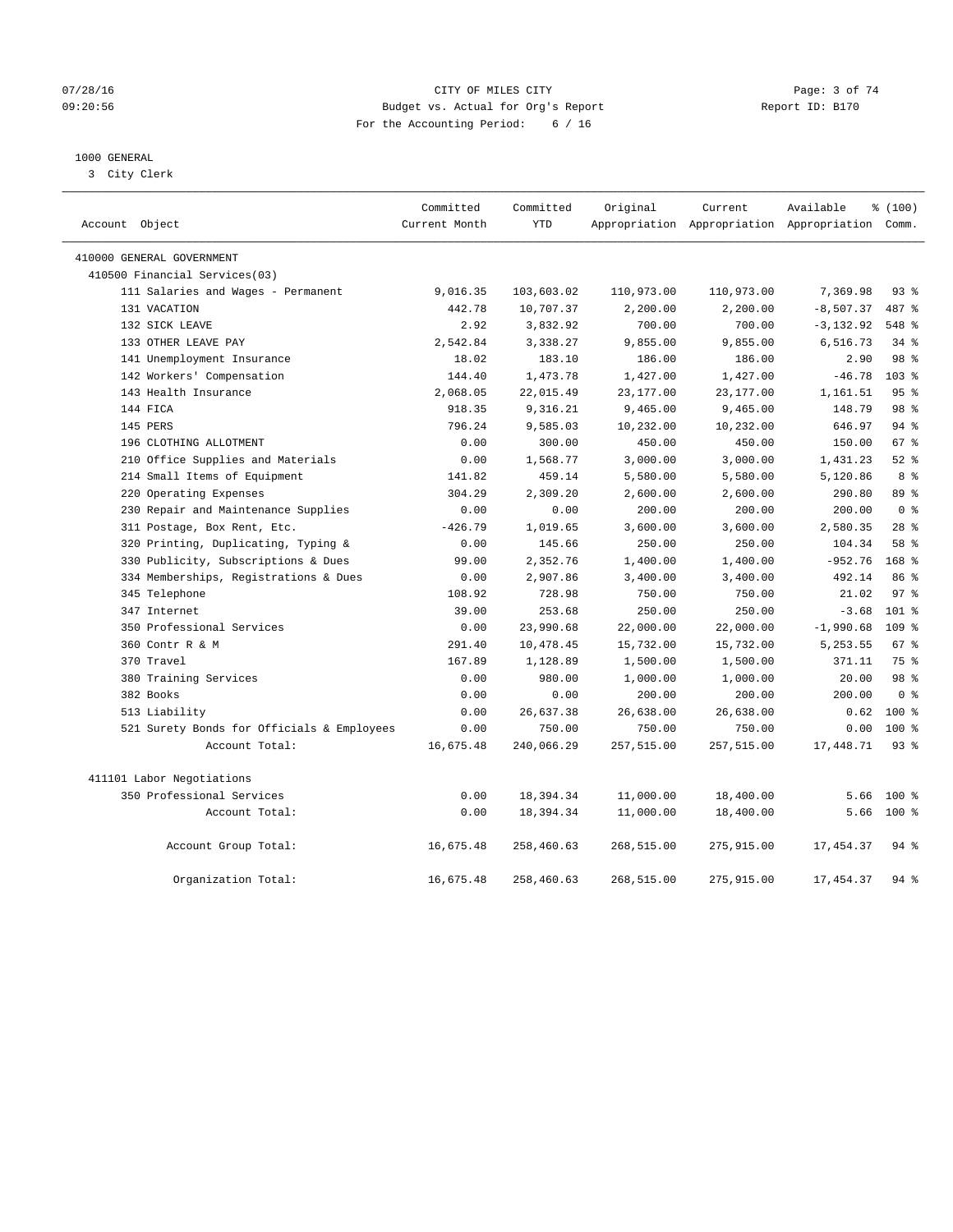CITY OF MILES CITY

Budget vs. Actual for Org's Report

For the Accounting Period: 6 / 16

07/28/16
09:20:56

Report ID: B170

1000 GENERAL
3 City Clerk

| Account Object | Committed Current Month | Committed YTD | Original Appropriation | Current Appropriation | Available Appropriation | % (100) Comm. |
|---|---|---|---|---|---|---|
| 410000 GENERAL GOVERNMENT | | | | | | |
| 410500 Financial Services(03) | | | | | | |
| 111 Salaries and Wages - Permanent | 9,016.35 | 103,603.02 | 110,973.00 | 110,973.00 | 7,369.98 | 93 % |
| 131 VACATION | 442.78 | 10,707.37 | 2,200.00 | 2,200.00 | -8,507.37 | 487 % |
| 132 SICK LEAVE | 2.92 | 3,832.92 | 700.00 | 700.00 | -3,132.92 | 548 % |
| 133 OTHER LEAVE PAY | 2,542.84 | 3,338.27 | 9,855.00 | 9,855.00 | 6,516.73 | 34 % |
| 141 Unemployment Insurance | 18.02 | 183.10 | 186.00 | 186.00 | 2.90 | 98 % |
| 142 Workers' Compensation | 144.40 | 1,473.78 | 1,427.00 | 1,427.00 | -46.78 | 103 % |
| 143 Health Insurance | 2,068.05 | 22,015.49 | 23,177.00 | 23,177.00 | 1,161.51 | 95 % |
| 144 FICA | 918.35 | 9,316.21 | 9,465.00 | 9,465.00 | 148.79 | 98 % |
| 145 PERS | 796.24 | 9,585.03 | 10,232.00 | 10,232.00 | 646.97 | 94 % |
| 196 CLOTHING ALLOTMENT | 0.00 | 300.00 | 450.00 | 450.00 | 150.00 | 67 % |
| 210 Office Supplies and Materials | 0.00 | 1,568.77 | 3,000.00 | 3,000.00 | 1,431.23 | 52 % |
| 214 Small Items of Equipment | 141.82 | 459.14 | 5,580.00 | 5,580.00 | 5,120.86 | 8 % |
| 220 Operating Expenses | 304.29 | 2,309.20 | 2,600.00 | 2,600.00 | 290.80 | 89 % |
| 230 Repair and Maintenance Supplies | 0.00 | 0.00 | 200.00 | 200.00 | 200.00 | 0 % |
| 311 Postage, Box Rent, Etc. | -426.79 | 1,019.65 | 3,600.00 | 3,600.00 | 2,580.35 | 28 % |
| 320 Printing, Duplicating, Typing & | 0.00 | 145.66 | 250.00 | 250.00 | 104.34 | 58 % |
| 330 Publicity, Subscriptions & Dues | 99.00 | 2,352.76 | 1,400.00 | 1,400.00 | -952.76 | 168 % |
| 334 Memberships, Registrations & Dues | 0.00 | 2,907.86 | 3,400.00 | 3,400.00 | 492.14 | 86 % |
| 345 Telephone | 108.92 | 728.98 | 750.00 | 750.00 | 21.02 | 97 % |
| 347 Internet | 39.00 | 253.68 | 250.00 | 250.00 | -3.68 | 101 % |
| 350 Professional Services | 0.00 | 23,990.68 | 22,000.00 | 22,000.00 | -1,990.68 | 109 % |
| 360 Contr R & M | 291.40 | 10,478.45 | 15,732.00 | 15,732.00 | 5,253.55 | 67 % |
| 370 Travel | 167.89 | 1,128.89 | 1,500.00 | 1,500.00 | 371.11 | 75 % |
| 380 Training Services | 0.00 | 980.00 | 1,000.00 | 1,000.00 | 20.00 | 98 % |
| 382 Books | 0.00 | 0.00 | 200.00 | 200.00 | 200.00 | 0 % |
| 513 Liability | 0.00 | 26,637.38 | 26,638.00 | 26,638.00 | 0.62 | 100 % |
| 521 Surety Bonds for Officials & Employees | 0.00 | 750.00 | 750.00 | 750.00 | 0.00 | 100 % |
| Account Total: | 16,675.48 | 240,066.29 | 257,515.00 | 257,515.00 | 17,448.71 | 93 % |
| 411101 Labor Negotiations | | | | | | |
| 350 Professional Services | 0.00 | 18,394.34 | 11,000.00 | 18,400.00 | 5.66 | 100 % |
| Account Total: | 0.00 | 18,394.34 | 11,000.00 | 18,400.00 | 5.66 | 100 % |
| Account Group Total: | 16,675.48 | 258,460.63 | 268,515.00 | 275,915.00 | 17,454.37 | 94 % |
| Organization Total: | 16,675.48 | 258,460.63 | 268,515.00 | 275,915.00 | 17,454.37 | 94 % |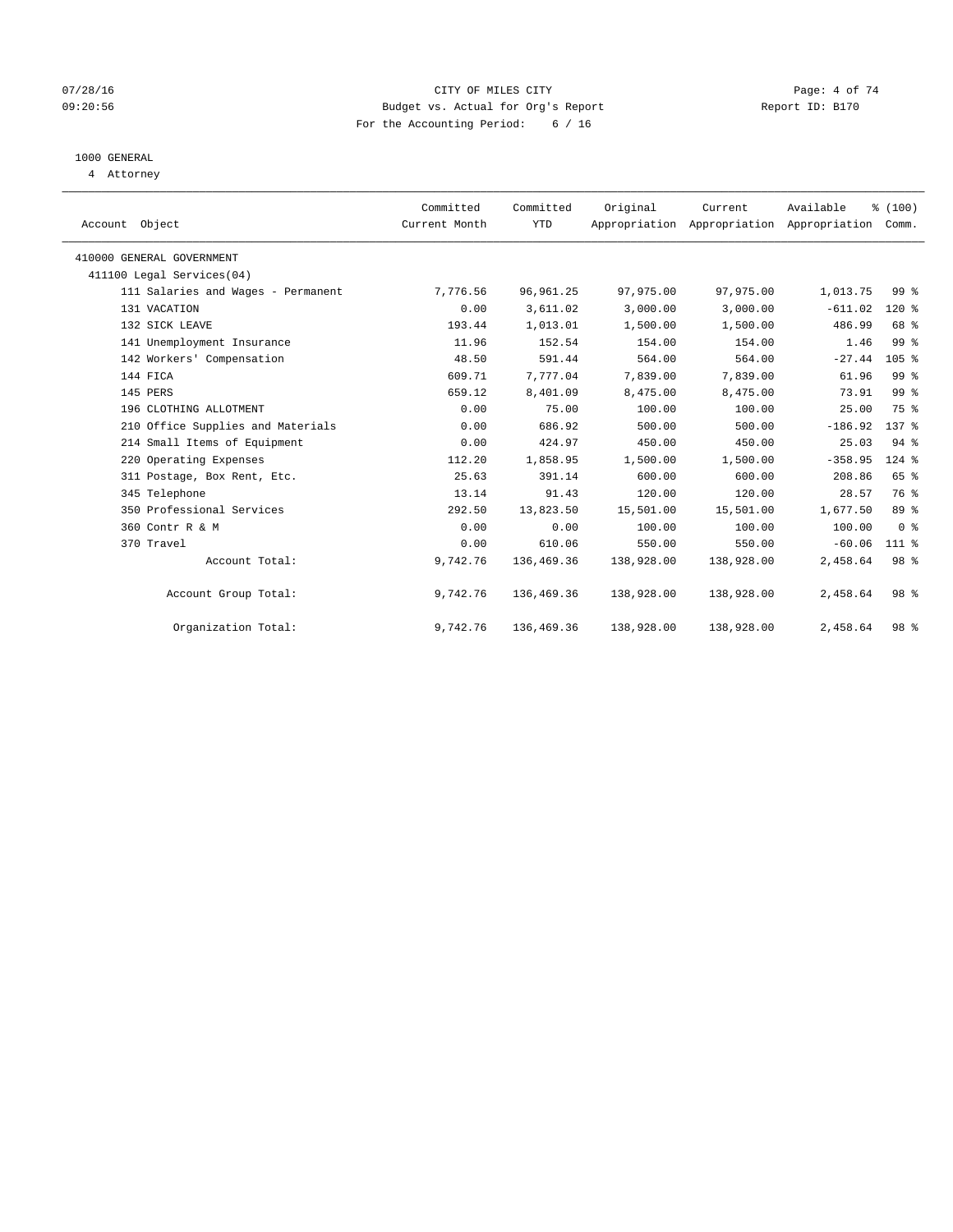CITY OF MILES CITY

Budget vs. Actual for Org's Report

Report ID: B170

For the Accounting Period: 6 / 16

07/28/16
09:20:56

1000 GENERAL

4 Attorney

| Account Object | Committed Current Month | Committed YTD | Original Appropriation | Current Appropriation | Available Appropriation | % (100) Comm. |
|---|---|---|---|---|---|---|
| 410000 GENERAL GOVERNMENT | | | | | | |
| 411100 Legal Services(04) | | | | | | |
| 111 Salaries and Wages - Permanent | 7,776.56 | 96,961.25 | 97,975.00 | 97,975.00 | 1,013.75 | 99 % |
| 131 VACATION | 0.00 | 3,611.02 | 3,000.00 | 3,000.00 | -611.02 | 120 % |
| 132 SICK LEAVE | 193.44 | 1,013.01 | 1,500.00 | 1,500.00 | 486.99 | 68 % |
| 141 Unemployment Insurance | 11.96 | 152.54 | 154.00 | 154.00 | 1.46 | 99 % |
| 142 Workers' Compensation | 48.50 | 591.44 | 564.00 | 564.00 | -27.44 | 105 % |
| 144 FICA | 609.71 | 7,777.04 | 7,839.00 | 7,839.00 | 61.96 | 99 % |
| 145 PERS | 659.12 | 8,401.09 | 8,475.00 | 8,475.00 | 73.91 | 99 % |
| 196 CLOTHING ALLOTMENT | 0.00 | 75.00 | 100.00 | 100.00 | 25.00 | 75 % |
| 210 Office Supplies and Materials | 0.00 | 686.92 | 500.00 | 500.00 | -186.92 | 137 % |
| 214 Small Items of Equipment | 0.00 | 424.97 | 450.00 | 450.00 | 25.03 | 94 % |
| 220 Operating Expenses | 112.20 | 1,858.95 | 1,500.00 | 1,500.00 | -358.95 | 124 % |
| 311 Postage, Box Rent, Etc. | 25.63 | 391.14 | 600.00 | 600.00 | 208.86 | 65 % |
| 345 Telephone | 13.14 | 91.43 | 120.00 | 120.00 | 28.57 | 76 % |
| 350 Professional Services | 292.50 | 13,823.50 | 15,501.00 | 15,501.00 | 1,677.50 | 89 % |
| 360 Contr R & M | 0.00 | 0.00 | 100.00 | 100.00 | 100.00 | 0 % |
| 370 Travel | 0.00 | 610.06 | 550.00 | 550.00 | -60.06 | 111 % |
| Account Total: | 9,742.76 | 136,469.36 | 138,928.00 | 138,928.00 | 2,458.64 | 98 % |
| Account Group Total: | 9,742.76 | 136,469.36 | 138,928.00 | 138,928.00 | 2,458.64 | 98 % |
| Organization Total: | 9,742.76 | 136,469.36 | 138,928.00 | 138,928.00 | 2,458.64 | 98 % |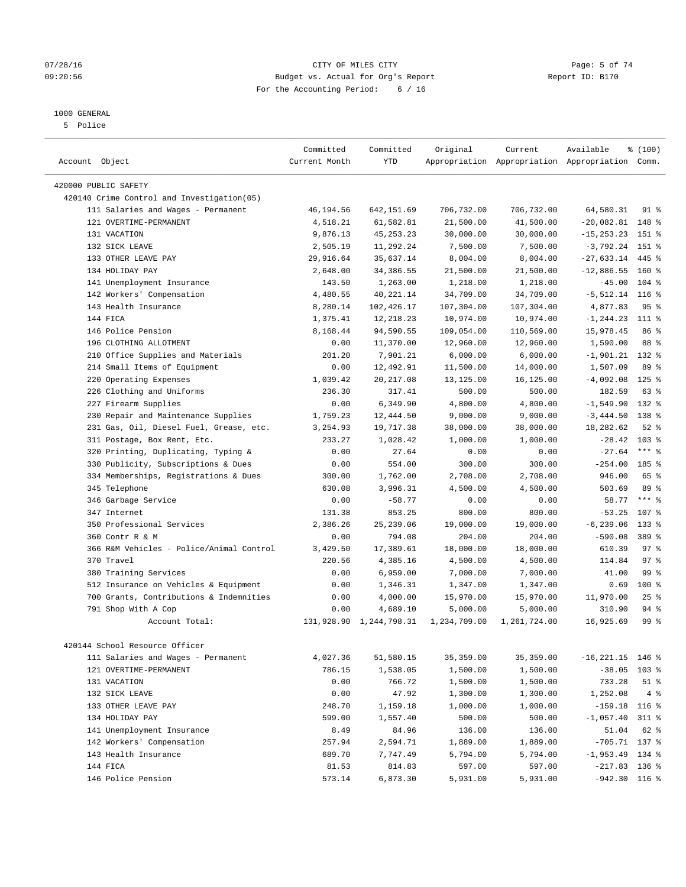# CITY OF MILES CITY

Budget vs. Actual for Org's Report

For the Accounting Period: 6 / 16

07/28/16 09:20:56 — Report ID: B170

1000 GENERAL

5 Police

| Account Object | Committed Current Month | Committed YTD | Original Appropriation | Current Appropriation | Available Appropriation | % (100) Comm. |
|---|---|---|---|---|---|---|
| 420000 PUBLIC SAFETY | | | | | | |
| 420140 Crime Control and Investigation(05) | | | | | | |
| 111 Salaries and Wages - Permanent | 46,194.56 | 642,151.69 | 706,732.00 | 706,732.00 | 64,580.31 | 91 % |
| 121 OVERTIME-PERMANENT | 4,518.21 | 61,582.81 | 21,500.00 | 41,500.00 | -20,082.81 | 148 % |
| 131 VACATION | 9,876.13 | 45,253.23 | 30,000.00 | 30,000.00 | -15,253.23 | 151 % |
| 132 SICK LEAVE | 2,505.19 | 11,292.24 | 7,500.00 | 7,500.00 | -3,792.24 | 151 % |
| 133 OTHER LEAVE PAY | 29,916.64 | 35,637.14 | 8,004.00 | 8,004.00 | -27,633.14 | 445 % |
| 134 HOLIDAY PAY | 2,648.00 | 34,386.55 | 21,500.00 | 21,500.00 | -12,886.55 | 160 % |
| 141 Unemployment Insurance | 143.50 | 1,263.00 | 1,218.00 | 1,218.00 | -45.00 | 104 % |
| 142 Workers' Compensation | 4,480.55 | 40,221.14 | 34,709.00 | 34,709.00 | -5,512.14 | 116 % |
| 143 Health Insurance | 8,280.14 | 102,426.17 | 107,304.00 | 107,304.00 | 4,877.83 | 95 % |
| 144 FICA | 1,375.41 | 12,218.23 | 10,974.00 | 10,974.00 | -1,244.23 | 111 % |
| 146 Police Pension | 8,168.44 | 94,590.55 | 109,054.00 | 110,569.00 | 15,978.45 | 86 % |
| 196 CLOTHING ALLOTMENT | 0.00 | 11,370.00 | 12,960.00 | 12,960.00 | 1,590.00 | 88 % |
| 210 Office Supplies and Materials | 201.20 | 7,901.21 | 6,000.00 | 6,000.00 | -1,901.21 | 132 % |
| 214 Small Items of Equipment | 0.00 | 12,492.91 | 11,500.00 | 14,000.00 | 1,507.09 | 89 % |
| 220 Operating Expenses | 1,039.42 | 20,217.08 | 13,125.00 | 16,125.00 | -4,092.08 | 125 % |
| 226 Clothing and Uniforms | 236.30 | 317.41 | 500.00 | 500.00 | 182.59 | 63 % |
| 227 Firearm Supplies | 0.00 | 6,349.90 | 4,800.00 | 4,800.00 | -1,549.90 | 132 % |
| 230 Repair and Maintenance Supplies | 1,759.23 | 12,444.50 | 9,000.00 | 9,000.00 | -3,444.50 | 138 % |
| 231 Gas, Oil, Diesel Fuel, Grease, etc. | 3,254.93 | 19,717.38 | 38,000.00 | 38,000.00 | 18,282.62 | 52 % |
| 311 Postage, Box Rent, Etc. | 233.27 | 1,028.42 | 1,000.00 | 1,000.00 | -28.42 | 103 % |
| 320 Printing, Duplicating, Typing & | 0.00 | 27.64 | 0.00 | 0.00 | -27.64 | *** % |
| 330 Publicity, Subscriptions & Dues | 0.00 | 554.00 | 300.00 | 300.00 | -254.00 | 185 % |
| 334 Memberships, Registrations & Dues | 300.00 | 1,762.00 | 2,708.00 | 2,708.00 | 946.00 | 65 % |
| 345 Telephone | 630.08 | 3,996.31 | 4,500.00 | 4,500.00 | 503.69 | 89 % |
| 346 Garbage Service | 0.00 | -58.77 | 0.00 | 0.00 | 58.77 | *** % |
| 347 Internet | 131.38 | 853.25 | 800.00 | 800.00 | -53.25 | 107 % |
| 350 Professional Services | 2,386.26 | 25,239.06 | 19,000.00 | 19,000.00 | -6,239.06 | 133 % |
| 360 Contr R & M | 0.00 | 794.08 | 204.00 | 204.00 | -590.08 | 389 % |
| 366 R&M Vehicles - Police/Animal Control | 3,429.50 | 17,389.61 | 18,000.00 | 18,000.00 | 610.39 | 97 % |
| 370 Travel | 220.56 | 4,385.16 | 4,500.00 | 4,500.00 | 114.84 | 97 % |
| 380 Training Services | 0.00 | 6,959.00 | 7,000.00 | 7,000.00 | 41.00 | 99 % |
| 512 Insurance on Vehicles & Equipment | 0.00 | 1,346.31 | 1,347.00 | 1,347.00 | 0.69 | 100 % |
| 700 Grants, Contributions & Indemnities | 0.00 | 4,000.00 | 15,970.00 | 15,970.00 | 11,970.00 | 25 % |
| 791 Shop With A Cop | 0.00 | 4,689.10 | 5,000.00 | 5,000.00 | 310.90 | 94 % |
| Account Total: | 131,928.90 | 1,244,798.31 | 1,234,709.00 | 1,261,724.00 | 16,925.69 | 99 % |
| 420144 School Resource Officer | | | | | | |
| 111 Salaries and Wages - Permanent | 4,027.36 | 51,580.15 | 35,359.00 | 35,359.00 | -16,221.15 | 146 % |
| 121 OVERTIME-PERMANENT | 786.15 | 1,538.05 | 1,500.00 | 1,500.00 | -38.05 | 103 % |
| 131 VACATION | 0.00 | 766.72 | 1,500.00 | 1,500.00 | 733.28 | 51 % |
| 132 SICK LEAVE | 0.00 | 47.92 | 1,300.00 | 1,300.00 | 1,252.08 | 4 % |
| 133 OTHER LEAVE PAY | 248.70 | 1,159.18 | 1,000.00 | 1,000.00 | -159.18 | 116 % |
| 134 HOLIDAY PAY | 599.00 | 1,557.40 | 500.00 | 500.00 | -1,057.40 | 311 % |
| 141 Unemployment Insurance | 8.49 | 84.96 | 136.00 | 136.00 | 51.04 | 62 % |
| 142 Workers' Compensation | 257.94 | 2,594.71 | 1,889.00 | 1,889.00 | -705.71 | 137 % |
| 143 Health Insurance | 689.70 | 7,747.49 | 5,794.00 | 5,794.00 | -1,953.49 | 134 % |
| 144 FICA | 81.53 | 814.83 | 597.00 | 597.00 | -217.83 | 136 % |
| 146 Police Pension | 573.14 | 6,873.30 | 5,931.00 | 5,931.00 | -942.30 | 116 % |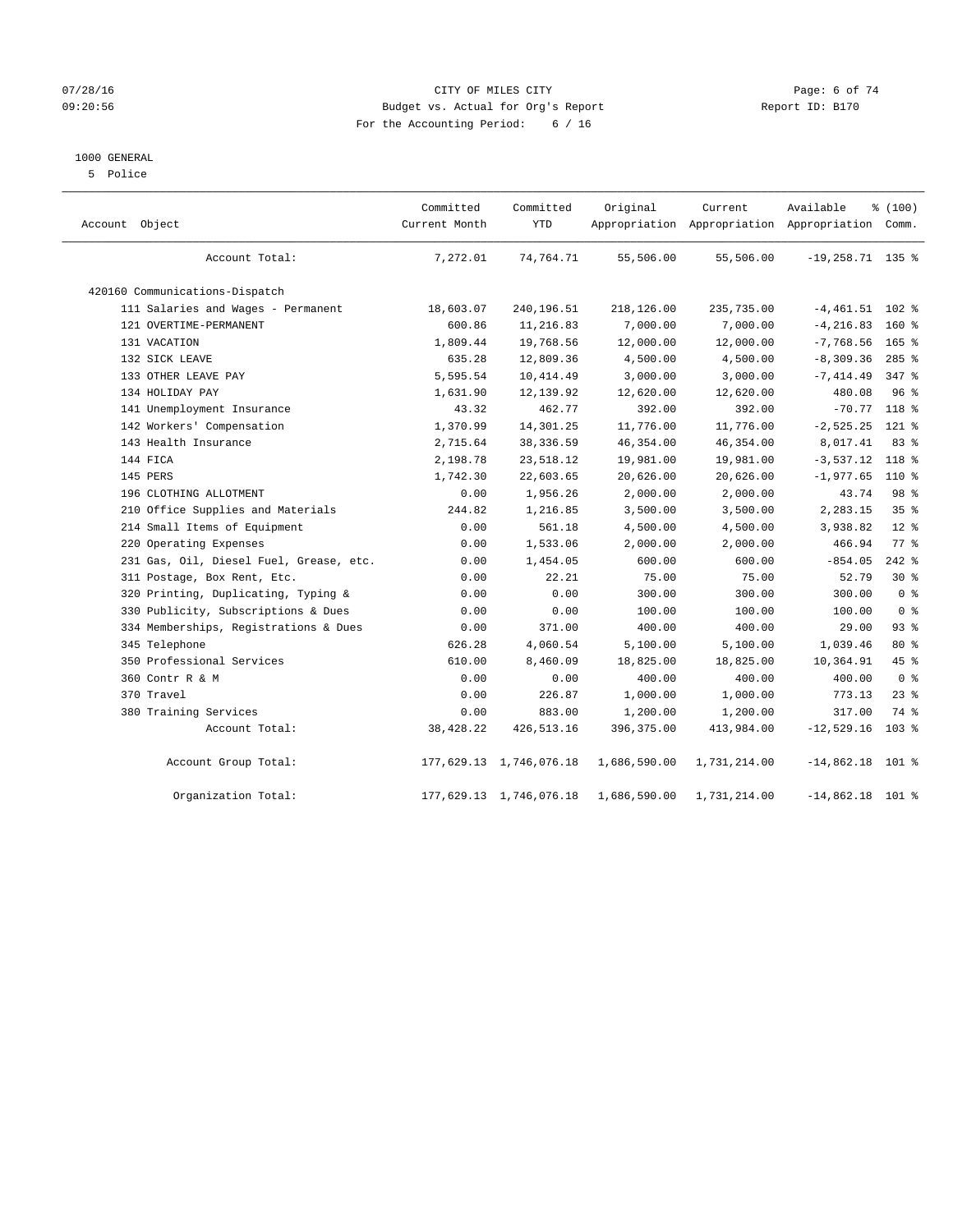CITY OF MILES CITY
Budget vs. Actual for Org's Report
For the Accounting Period: 6 / 16

07/28/16
09:20:56

Report ID: B170

1000 GENERAL
5 Police

| Account Object | Committed Current Month | Committed YTD | Original Appropriation | Current Appropriation | Available Appropriation | % (100) Comm. |
|---|---|---|---|---|---|---|
| Account Total: | 7,272.01 | 74,764.71 | 55,506.00 | 55,506.00 | -19,258.71 | 135 % |
| 420160 Communications-Dispatch | | | | | | |
| 111 Salaries and Wages - Permanent | 18,603.07 | 240,196.51 | 218,126.00 | 235,735.00 | -4,461.51 | 102 % |
| 121 OVERTIME-PERMANENT | 600.86 | 11,216.83 | 7,000.00 | 7,000.00 | -4,216.83 | 160 % |
| 131 VACATION | 1,809.44 | 19,768.56 | 12,000.00 | 12,000.00 | -7,768.56 | 165 % |
| 132 SICK LEAVE | 635.28 | 12,809.36 | 4,500.00 | 4,500.00 | -8,309.36 | 285 % |
| 133 OTHER LEAVE PAY | 5,595.54 | 10,414.49 | 3,000.00 | 3,000.00 | -7,414.49 | 347 % |
| 134 HOLIDAY PAY | 1,631.90 | 12,139.92 | 12,620.00 | 12,620.00 | 480.08 | 96 % |
| 141 Unemployment Insurance | 43.32 | 462.77 | 392.00 | 392.00 | -70.77 | 118 % |
| 142 Workers' Compensation | 1,370.99 | 14,301.25 | 11,776.00 | 11,776.00 | -2,525.25 | 121 % |
| 143 Health Insurance | 2,715.64 | 38,336.59 | 46,354.00 | 46,354.00 | 8,017.41 | 83 % |
| 144 FICA | 2,198.78 | 23,518.12 | 19,981.00 | 19,981.00 | -3,537.12 | 118 % |
| 145 PERS | 1,742.30 | 22,603.65 | 20,626.00 | 20,626.00 | -1,977.65 | 110 % |
| 196 CLOTHING ALLOTMENT | 0.00 | 1,956.26 | 2,000.00 | 2,000.00 | 43.74 | 98 % |
| 210 Office Supplies and Materials | 244.82 | 1,216.85 | 3,500.00 | 3,500.00 | 2,283.15 | 35 % |
| 214 Small Items of Equipment | 0.00 | 561.18 | 4,500.00 | 4,500.00 | 3,938.82 | 12 % |
| 220 Operating Expenses | 0.00 | 1,533.06 | 2,000.00 | 2,000.00 | 466.94 | 77 % |
| 231 Gas, Oil, Diesel Fuel, Grease, etc. | 0.00 | 1,454.05 | 600.00 | 600.00 | -854.05 | 242 % |
| 311 Postage, Box Rent, Etc. | 0.00 | 22.21 | 75.00 | 75.00 | 52.79 | 30 % |
| 320 Printing, Duplicating, Typing & | 0.00 | 0.00 | 300.00 | 300.00 | 300.00 | 0 % |
| 330 Publicity, Subscriptions & Dues | 0.00 | 0.00 | 100.00 | 100.00 | 100.00 | 0 % |
| 334 Memberships, Registrations & Dues | 0.00 | 371.00 | 400.00 | 400.00 | 29.00 | 93 % |
| 345 Telephone | 626.28 | 4,060.54 | 5,100.00 | 5,100.00 | 1,039.46 | 80 % |
| 350 Professional Services | 610.00 | 8,460.09 | 18,825.00 | 18,825.00 | 10,364.91 | 45 % |
| 360 Contr R & M | 0.00 | 0.00 | 400.00 | 400.00 | 400.00 | 0 % |
| 370 Travel | 0.00 | 226.87 | 1,000.00 | 1,000.00 | 773.13 | 23 % |
| 380 Training Services | 0.00 | 883.00 | 1,200.00 | 1,200.00 | 317.00 | 74 % |
| Account Total: | 38,428.22 | 426,513.16 | 396,375.00 | 413,984.00 | -12,529.16 | 103 % |
| Account Group Total: | 177,629.13 | 1,746,076.18 | 1,686,590.00 | 1,731,214.00 | -14,862.18 | 101 % |
| Organization Total: | 177,629.13 | 1,746,076.18 | 1,686,590.00 | 1,731,214.00 | -14,862.18 | 101 % |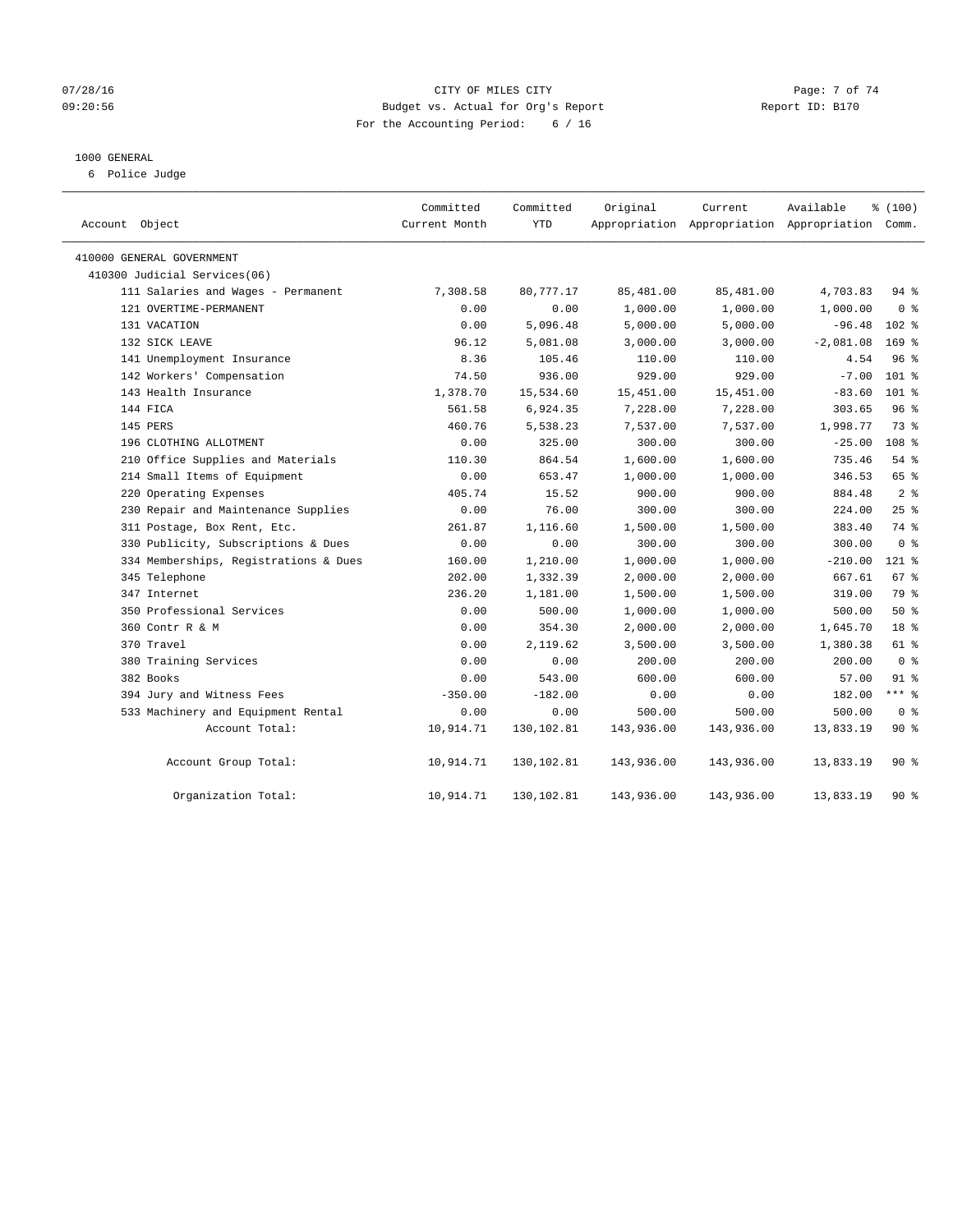CITY OF MILES CITY
Budget vs. Actual for Org's Report
For the Accounting Period: 6 / 16

07/28/16
09:20:56

Report ID: B170

1000 GENERAL
6 Police Judge

| Account Object | Committed Current Month | Committed YTD | Original Appropriation | Current Appropriation | Available Appropriation | % (100) Comm. |
|---|---|---|---|---|---|---|
| 410000 GENERAL GOVERNMENT | | | | | | |
| 410300 Judicial Services(06) | | | | | | |
| 111 Salaries and Wages - Permanent | 7,308.58 | 80,777.17 | 85,481.00 | 85,481.00 | 4,703.83 | 94 % |
| 121 OVERTIME-PERMANENT | 0.00 | 0.00 | 1,000.00 | 1,000.00 | 1,000.00 | 0 % |
| 131 VACATION | 0.00 | 5,096.48 | 5,000.00 | 5,000.00 | -96.48 | 102 % |
| 132 SICK LEAVE | 96.12 | 5,081.08 | 3,000.00 | 3,000.00 | -2,081.08 | 169 % |
| 141 Unemployment Insurance | 8.36 | 105.46 | 110.00 | 110.00 | 4.54 | 96 % |
| 142 Workers' Compensation | 74.50 | 936.00 | 929.00 | 929.00 | -7.00 | 101 % |
| 143 Health Insurance | 1,378.70 | 15,534.60 | 15,451.00 | 15,451.00 | -83.60 | 101 % |
| 144 FICA | 561.58 | 6,924.35 | 7,228.00 | 7,228.00 | 303.65 | 96 % |
| 145 PERS | 460.76 | 5,538.23 | 7,537.00 | 7,537.00 | 1,998.77 | 73 % |
| 196 CLOTHING ALLOTMENT | 0.00 | 325.00 | 300.00 | 300.00 | -25.00 | 108 % |
| 210 Office Supplies and Materials | 110.30 | 864.54 | 1,600.00 | 1,600.00 | 735.46 | 54 % |
| 214 Small Items of Equipment | 0.00 | 653.47 | 1,000.00 | 1,000.00 | 346.53 | 65 % |
| 220 Operating Expenses | 405.74 | 15.52 | 900.00 | 900.00 | 884.48 | 2 % |
| 230 Repair and Maintenance Supplies | 0.00 | 76.00 | 300.00 | 300.00 | 224.00 | 25 % |
| 311 Postage, Box Rent, Etc. | 261.87 | 1,116.60 | 1,500.00 | 1,500.00 | 383.40 | 74 % |
| 330 Publicity, Subscriptions & Dues | 0.00 | 0.00 | 300.00 | 300.00 | 300.00 | 0 % |
| 334 Memberships, Registrations & Dues | 160.00 | 1,210.00 | 1,000.00 | 1,000.00 | -210.00 | 121 % |
| 345 Telephone | 202.00 | 1,332.39 | 2,000.00 | 2,000.00 | 667.61 | 67 % |
| 347 Internet | 236.20 | 1,181.00 | 1,500.00 | 1,500.00 | 319.00 | 79 % |
| 350 Professional Services | 0.00 | 500.00 | 1,000.00 | 1,000.00 | 500.00 | 50 % |
| 360 Contr R & M | 0.00 | 354.30 | 2,000.00 | 2,000.00 | 1,645.70 | 18 % |
| 370 Travel | 0.00 | 2,119.62 | 3,500.00 | 3,500.00 | 1,380.38 | 61 % |
| 380 Training Services | 0.00 | 0.00 | 200.00 | 200.00 | 200.00 | 0 % |
| 382 Books | 0.00 | 543.00 | 600.00 | 600.00 | 57.00 | 91 % |
| 394 Jury and Witness Fees | -350.00 | -182.00 | 0.00 | 0.00 | 182.00 | *** % |
| 533 Machinery and Equipment Rental | 0.00 | 0.00 | 500.00 | 500.00 | 500.00 | 0 % |
| Account Total: | 10,914.71 | 130,102.81 | 143,936.00 | 143,936.00 | 13,833.19 | 90 % |
| Account Group Total: | 10,914.71 | 130,102.81 | 143,936.00 | 143,936.00 | 13,833.19 | 90 % |
| Organization Total: | 10,914.71 | 130,102.81 | 143,936.00 | 143,936.00 | 13,833.19 | 90 % |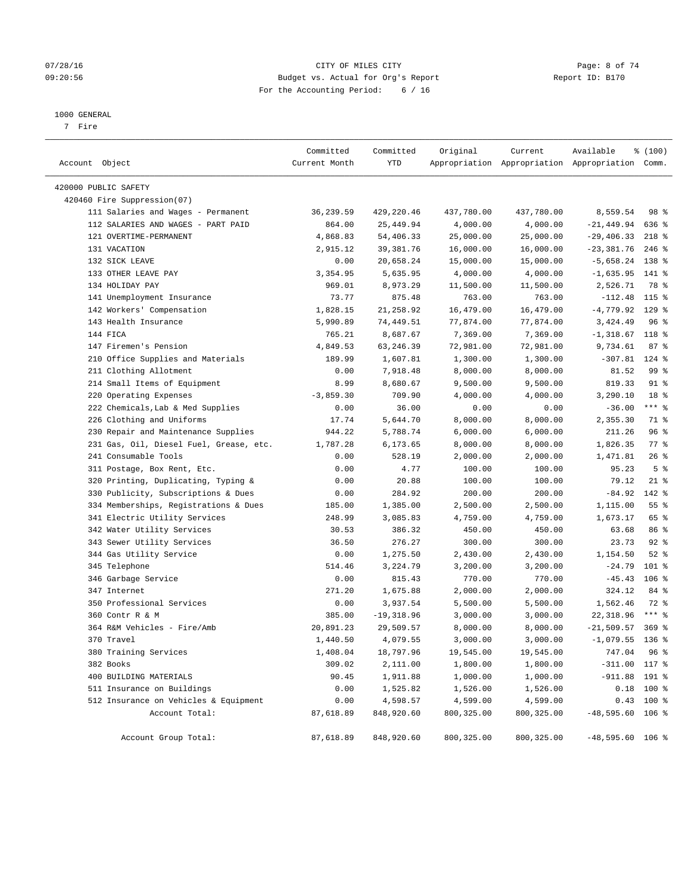CITY OF MILES CITY
Budget vs. Actual for Org's Report
For the Accounting Period: 6 / 16

07/28/16
09:20:56

Report ID: B170

1000 GENERAL
7 Fire

| Account Object | Committed Current Month | Committed YTD | Original Appropriation | Current Appropriation | Available Appropriation | % (100) Comm. |
|---|---|---|---|---|---|---|
| 420000 PUBLIC SAFETY | | | | | | |
| 420460 Fire Suppression(07) | | | | | | |
| 111 Salaries and Wages - Permanent | 36,239.59 | 429,220.46 | 437,780.00 | 437,780.00 | 8,559.54 | 98 % |
| 112 SALARIES AND WAGES - PART PAID | 864.00 | 25,449.94 | 4,000.00 | 4,000.00 | -21,449.94 | 636 % |
| 121 OVERTIME-PERMANENT | 4,868.83 | 54,406.33 | 25,000.00 | 25,000.00 | -29,406.33 | 218 % |
| 131 VACATION | 2,915.12 | 39,381.76 | 16,000.00 | 16,000.00 | -23,381.76 | 246 % |
| 132 SICK LEAVE | 0.00 | 20,658.24 | 15,000.00 | 15,000.00 | -5,658.24 | 138 % |
| 133 OTHER LEAVE PAY | 3,354.95 | 5,635.95 | 4,000.00 | 4,000.00 | -1,635.95 | 141 % |
| 134 HOLIDAY PAY | 969.01 | 8,973.29 | 11,500.00 | 11,500.00 | 2,526.71 | 78 % |
| 141 Unemployment Insurance | 73.77 | 875.48 | 763.00 | 763.00 | -112.48 | 115 % |
| 142 Workers' Compensation | 1,828.15 | 21,258.92 | 16,479.00 | 16,479.00 | -4,779.92 | 129 % |
| 143 Health Insurance | 5,990.89 | 74,449.51 | 77,874.00 | 77,874.00 | 3,424.49 | 96 % |
| 144 FICA | 765.21 | 8,687.67 | 7,369.00 | 7,369.00 | -1,318.67 | 118 % |
| 147 Firemen's Pension | 4,849.53 | 63,246.39 | 72,981.00 | 72,981.00 | 9,734.61 | 87 % |
| 210 Office Supplies and Materials | 189.99 | 1,607.81 | 1,300.00 | 1,300.00 | -307.81 | 124 % |
| 211 Clothing Allotment | 0.00 | 7,918.48 | 8,000.00 | 8,000.00 | 81.52 | 99 % |
| 214 Small Items of Equipment | 8.99 | 8,680.67 | 9,500.00 | 9,500.00 | 819.33 | 91 % |
| 220 Operating Expenses | -3,859.30 | 709.90 | 4,000.00 | 4,000.00 | 3,290.10 | 18 % |
| 222 Chemicals,Lab & Med Supplies | 0.00 | 36.00 | 0.00 | 0.00 | -36.00 | *** % |
| 226 Clothing and Uniforms | 17.74 | 5,644.70 | 8,000.00 | 8,000.00 | 2,355.30 | 71 % |
| 230 Repair and Maintenance Supplies | 944.22 | 5,788.74 | 6,000.00 | 6,000.00 | 211.26 | 96 % |
| 231 Gas, Oil, Diesel Fuel, Grease, etc. | 1,787.28 | 6,173.65 | 8,000.00 | 8,000.00 | 1,826.35 | 77 % |
| 241 Consumable Tools | 0.00 | 528.19 | 2,000.00 | 2,000.00 | 1,471.81 | 26 % |
| 311 Postage, Box Rent, Etc. | 0.00 | 4.77 | 100.00 | 100.00 | 95.23 | 5 % |
| 320 Printing, Duplicating, Typing & | 0.00 | 20.88 | 100.00 | 100.00 | 79.12 | 21 % |
| 330 Publicity, Subscriptions & Dues | 0.00 | 284.92 | 200.00 | 200.00 | -84.92 | 142 % |
| 334 Memberships, Registrations & Dues | 185.00 | 1,385.00 | 2,500.00 | 2,500.00 | 1,115.00 | 55 % |
| 341 Electric Utility Services | 248.99 | 3,085.83 | 4,759.00 | 4,759.00 | 1,673.17 | 65 % |
| 342 Water Utility Services | 30.53 | 386.32 | 450.00 | 450.00 | 63.68 | 86 % |
| 343 Sewer Utility Services | 36.50 | 276.27 | 300.00 | 300.00 | 23.73 | 92 % |
| 344 Gas Utility Service | 0.00 | 1,275.50 | 2,430.00 | 2,430.00 | 1,154.50 | 52 % |
| 345 Telephone | 514.46 | 3,224.79 | 3,200.00 | 3,200.00 | -24.79 | 101 % |
| 346 Garbage Service | 0.00 | 815.43 | 770.00 | 770.00 | -45.43 | 106 % |
| 347 Internet | 271.20 | 1,675.88 | 2,000.00 | 2,000.00 | 324.12 | 84 % |
| 350 Professional Services | 0.00 | 3,937.54 | 5,500.00 | 5,500.00 | 1,562.46 | 72 % |
| 360 Contr R & M | 385.00 | -19,318.96 | 3,000.00 | 3,000.00 | 22,318.96 | *** % |
| 364 R&M Vehicles - Fire/Amb | 20,891.23 | 29,509.57 | 8,000.00 | 8,000.00 | -21,509.57 | 369 % |
| 370 Travel | 1,440.50 | 4,079.55 | 3,000.00 | 3,000.00 | -1,079.55 | 136 % |
| 380 Training Services | 1,408.04 | 18,797.96 | 19,545.00 | 19,545.00 | 747.04 | 96 % |
| 382 Books | 309.02 | 2,111.00 | 1,800.00 | 1,800.00 | -311.00 | 117 % |
| 400 BUILDING MATERIALS | 90.45 | 1,911.88 | 1,000.00 | 1,000.00 | -911.88 | 191 % |
| 511 Insurance on Buildings | 0.00 | 1,525.82 | 1,526.00 | 1,526.00 | 0.18 | 100 % |
| 512 Insurance on Vehicles & Equipment | 0.00 | 4,598.57 | 4,599.00 | 4,599.00 | 0.43 | 100 % |
| Account Total: | 87,618.89 | 848,920.60 | 800,325.00 | 800,325.00 | -48,595.60 | 106 % |
| Account Group Total: | 87,618.89 | 848,920.60 | 800,325.00 | 800,325.00 | -48,595.60 | 106 % |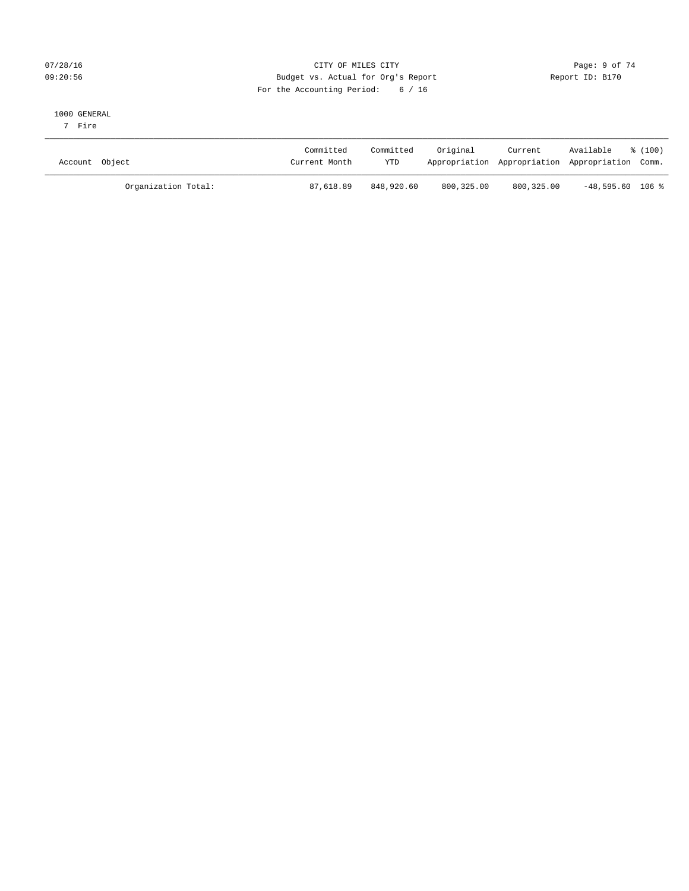CITY OF MILES CITY
Budget vs. Actual for Org's Report
For the Accounting Period: 6 / 16

07/28/16
09:20:56

Report ID: B170

1000 GENERAL
7 Fire

| Account Object | Committed Current Month | Committed YTD | Original Appropriation | Current Appropriation | Available Appropriation | % (100) Comm. |
|---|---|---|---|---|---|---|
| Organization Total: | 87,618.89 | 848,920.60 | 800,325.00 | 800,325.00 | -48,595.60 | 106 % |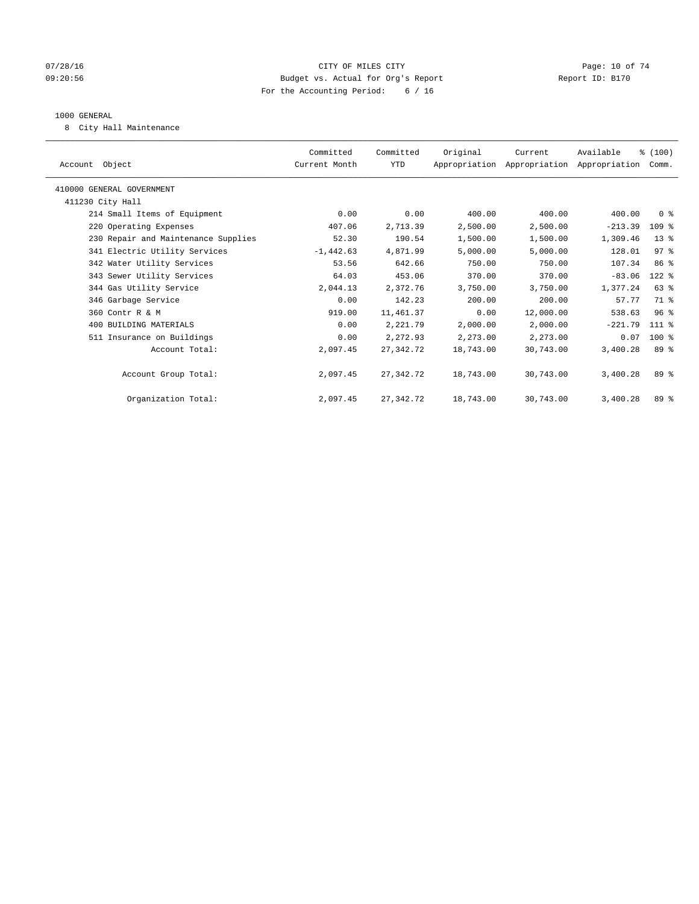CITY OF MILES CITY
Budget vs. Actual for Org's Report
For the Accounting Period: 6 / 16

07/28/16
09:20:56

Report ID: B170

## 1000 GENERAL

8 City Hall Maintenance

| Account Object | Committed Current Month | Committed YTD | Original Appropriation | Current Appropriation | Available Appropriation | % (100) Comm. |
|---|---|---|---|---|---|---|
| 410000 GENERAL GOVERNMENT | | | | | | |
| 411230 City Hall | | | | | | |
| 214 Small Items of Equipment | 0.00 | 0.00 | 400.00 | 400.00 | 400.00 | 0 % |
| 220 Operating Expenses | 407.06 | 2,713.39 | 2,500.00 | 2,500.00 | -213.39 | 109 % |
| 230 Repair and Maintenance Supplies | 52.30 | 190.54 | 1,500.00 | 1,500.00 | 1,309.46 | 13 % |
| 341 Electric Utility Services | -1,442.63 | 4,871.99 | 5,000.00 | 5,000.00 | 128.01 | 97 % |
| 342 Water Utility Services | 53.56 | 642.66 | 750.00 | 750.00 | 107.34 | 86 % |
| 343 Sewer Utility Services | 64.03 | 453.06 | 370.00 | 370.00 | -83.06 | 122 % |
| 344 Gas Utility Service | 2,044.13 | 2,372.76 | 3,750.00 | 3,750.00 | 1,377.24 | 63 % |
| 346 Garbage Service | 0.00 | 142.23 | 200.00 | 200.00 | 57.77 | 71 % |
| 360 Contr R & M | 919.00 | 11,461.37 | 0.00 | 12,000.00 | 538.63 | 96 % |
| 400 BUILDING MATERIALS | 0.00 | 2,221.79 | 2,000.00 | 2,000.00 | -221.79 | 111 % |
| 511 Insurance on Buildings | 0.00 | 2,272.93 | 2,273.00 | 2,273.00 | 0.07 | 100 % |
| Account Total: | 2,097.45 | 27,342.72 | 18,743.00 | 30,743.00 | 3,400.28 | 89 % |
| Account Group Total: | 2,097.45 | 27,342.72 | 18,743.00 | 30,743.00 | 3,400.28 | 89 % |
| Organization Total: | 2,097.45 | 27,342.72 | 18,743.00 | 30,743.00 | 3,400.28 | 89 % |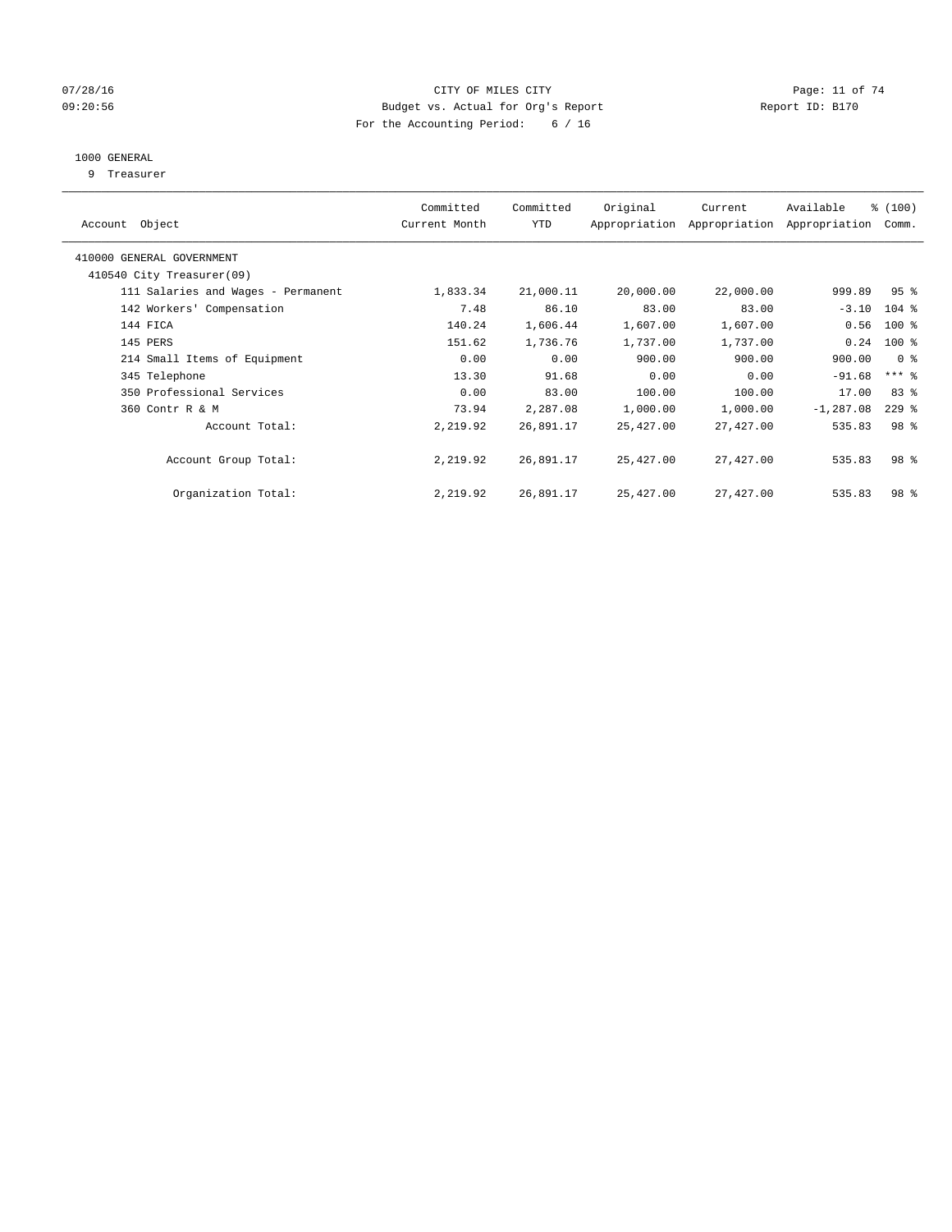CITY OF MILES CITY
Budget vs. Actual for Org's Report
For the Accounting Period: 6 / 16

07/28/16
09:20:56

Report ID: B170

1000 GENERAL
9 Treasurer

| Account Object | Committed Current Month | Committed YTD | Original Appropriation | Current Appropriation | Available Appropriation | % (100) Comm. |
|---|---|---|---|---|---|---|
| 410000 GENERAL GOVERNMENT | | | | | | |
| 410540 City Treasurer(09) | | | | | | |
| 111 Salaries and Wages - Permanent | 1,833.34 | 21,000.11 | 20,000.00 | 22,000.00 | 999.89 | 95 % |
| 142 Workers' Compensation | 7.48 | 86.10 | 83.00 | 83.00 | -3.10 | 104 % |
| 144 FICA | 140.24 | 1,606.44 | 1,607.00 | 1,607.00 | 0.56 | 100 % |
| 145 PERS | 151.62 | 1,736.76 | 1,737.00 | 1,737.00 | 0.24 | 100 % |
| 214 Small Items of Equipment | 0.00 | 0.00 | 900.00 | 900.00 | 900.00 | 0 % |
| 345 Telephone | 13.30 | 91.68 | 0.00 | 0.00 | -91.68 | *** % |
| 350 Professional Services | 0.00 | 83.00 | 100.00 | 100.00 | 17.00 | 83 % |
| 360 Contr R & M | 73.94 | 2,287.08 | 1,000.00 | 1,000.00 | -1,287.08 | 229 % |
| Account Total: | 2,219.92 | 26,891.17 | 25,427.00 | 27,427.00 | 535.83 | 98 % |
| Account Group Total: | 2,219.92 | 26,891.17 | 25,427.00 | 27,427.00 | 535.83 | 98 % |
| Organization Total: | 2,219.92 | 26,891.17 | 25,427.00 | 27,427.00 | 535.83 | 98 % |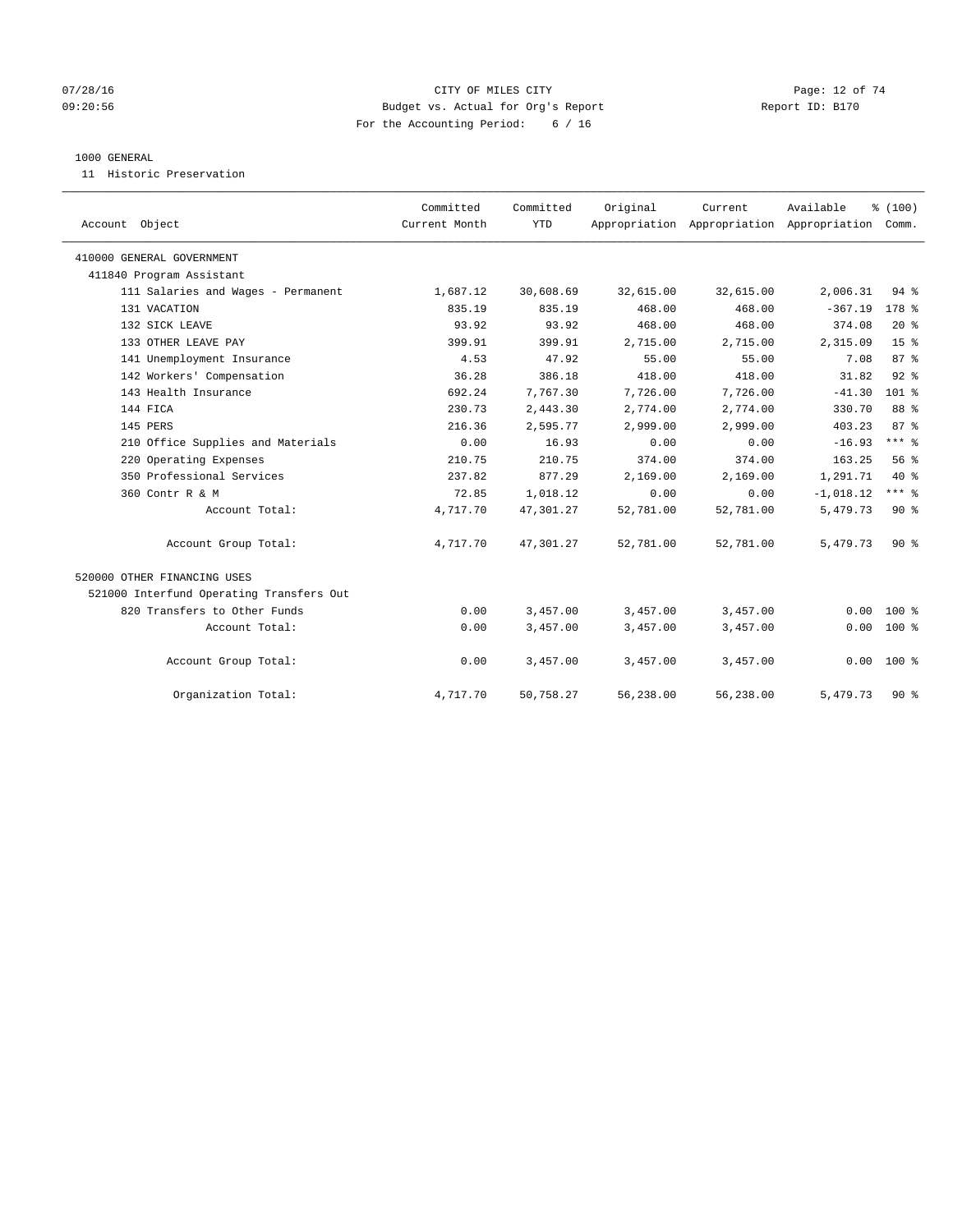CITY OF MILES CITY
Budget vs. Actual for Org's Report
For the Accounting Period: 6 / 16

1000 GENERAL
11 Historic Preservation

| Account Object | Committed Current Month | Committed YTD | Original Appropriation | Current Appropriation | Available Appropriation | % (100) Comm. |
|---|---|---|---|---|---|---|
| 410000 GENERAL GOVERNMENT | | | | | | |
| 411840 Program Assistant | | | | | | |
| 111 Salaries and Wages - Permanent | 1,687.12 | 30,608.69 | 32,615.00 | 32,615.00 | 2,006.31 | 94 % |
| 131 VACATION | 835.19 | 835.19 | 468.00 | 468.00 | -367.19 | 178 % |
| 132 SICK LEAVE | 93.92 | 93.92 | 468.00 | 468.00 | 374.08 | 20 % |
| 133 OTHER LEAVE PAY | 399.91 | 399.91 | 2,715.00 | 2,715.00 | 2,315.09 | 15 % |
| 141 Unemployment Insurance | 4.53 | 47.92 | 55.00 | 55.00 | 7.08 | 87 % |
| 142 Workers' Compensation | 36.28 | 386.18 | 418.00 | 418.00 | 31.82 | 92 % |
| 143 Health Insurance | 692.24 | 7,767.30 | 7,726.00 | 7,726.00 | -41.30 | 101 % |
| 144 FICA | 230.73 | 2,443.30 | 2,774.00 | 2,774.00 | 330.70 | 88 % |
| 145 PERS | 216.36 | 2,595.77 | 2,999.00 | 2,999.00 | 403.23 | 87 % |
| 210 Office Supplies and Materials | 0.00 | 16.93 | 0.00 | 0.00 | -16.93 | *** % |
| 220 Operating Expenses | 210.75 | 210.75 | 374.00 | 374.00 | 163.25 | 56 % |
| 350 Professional Services | 237.82 | 877.29 | 2,169.00 | 2,169.00 | 1,291.71 | 40 % |
| 360 Contr R & M | 72.85 | 1,018.12 | 0.00 | 0.00 | -1,018.12 | *** % |
| Account Total: | 4,717.70 | 47,301.27 | 52,781.00 | 52,781.00 | 5,479.73 | 90 % |
| Account Group Total: | 4,717.70 | 47,301.27 | 52,781.00 | 52,781.00 | 5,479.73 | 90 % |
| 520000 OTHER FINANCING USES | | | | | | |
| 521000 Interfund Operating Transfers Out | | | | | | |
| 820 Transfers to Other Funds | 0.00 | 3,457.00 | 3,457.00 | 3,457.00 | 0.00 | 100 % |
| Account Total: | 0.00 | 3,457.00 | 3,457.00 | 3,457.00 | 0.00 | 100 % |
| Account Group Total: | 0.00 | 3,457.00 | 3,457.00 | 3,457.00 | 0.00 | 100 % |
| Organization Total: | 4,717.70 | 50,758.27 | 56,238.00 | 56,238.00 | 5,479.73 | 90 % |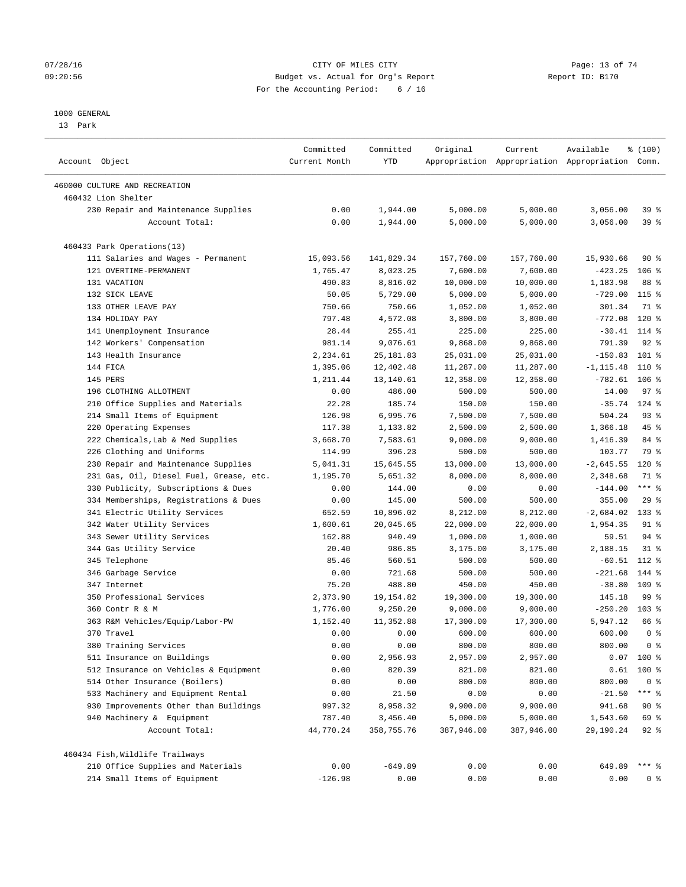CITY OF MILES CITY
Budget vs. Actual for Org's Report
For the Accounting Period: 6 / 16

07/28/16
09:20:56

Report ID: B170

1000 GENERAL
13 Park

| Account Object | Committed Current Month | Committed YTD | Original Appropriation | Current Appropriation | Available Appropriation | % (100) Comm. |
|---|---|---|---|---|---|---|
| 460000 CULTURE AND RECREATION | | | | | | |
| 460432 Lion Shelter | | | | | | |
| 230 Repair and Maintenance Supplies | 0.00 | 1,944.00 | 5,000.00 | 5,000.00 | 3,056.00 | 39 % |
| Account Total: | 0.00 | 1,944.00 | 5,000.00 | 5,000.00 | 3,056.00 | 39 % |
| 460433 Park Operations(13) | | | | | | |
| 111 Salaries and Wages - Permanent | 15,093.56 | 141,829.34 | 157,760.00 | 157,760.00 | 15,930.66 | 90 % |
| 121 OVERTIME-PERMANENT | 1,765.47 | 8,023.25 | 7,600.00 | 7,600.00 | -423.25 | 106 % |
| 131 VACATION | 490.83 | 8,816.02 | 10,000.00 | 10,000.00 | 1,183.98 | 88 % |
| 132 SICK LEAVE | 50.05 | 5,729.00 | 5,000.00 | 5,000.00 | -729.00 | 115 % |
| 133 OTHER LEAVE PAY | 750.66 | 750.66 | 1,052.00 | 1,052.00 | 301.34 | 71 % |
| 134 HOLIDAY PAY | 797.48 | 4,572.08 | 3,800.00 | 3,800.00 | -772.08 | 120 % |
| 141 Unemployment Insurance | 28.44 | 255.41 | 225.00 | 225.00 | -30.41 | 114 % |
| 142 Workers' Compensation | 981.14 | 9,076.61 | 9,868.00 | 9,868.00 | 791.39 | 92 % |
| 143 Health Insurance | 2,234.61 | 25,181.83 | 25,031.00 | 25,031.00 | -150.83 | 101 % |
| 144 FICA | 1,395.06 | 12,402.48 | 11,287.00 | 11,287.00 | -1,115.48 | 110 % |
| 145 PERS | 1,211.44 | 13,140.61 | 12,358.00 | 12,358.00 | -782.61 | 106 % |
| 196 CLOTHING ALLOTMENT | 0.00 | 486.00 | 500.00 | 500.00 | 14.00 | 97 % |
| 210 Office Supplies and Materials | 22.28 | 185.74 | 150.00 | 150.00 | -35.74 | 124 % |
| 214 Small Items of Equipment | 126.98 | 6,995.76 | 7,500.00 | 7,500.00 | 504.24 | 93 % |
| 220 Operating Expenses | 117.38 | 1,133.82 | 2,500.00 | 2,500.00 | 1,366.18 | 45 % |
| 222 Chemicals,Lab & Med Supplies | 3,668.70 | 7,583.61 | 9,000.00 | 9,000.00 | 1,416.39 | 84 % |
| 226 Clothing and Uniforms | 114.99 | 396.23 | 500.00 | 500.00 | 103.77 | 79 % |
| 230 Repair and Maintenance Supplies | 5,041.31 | 15,645.55 | 13,000.00 | 13,000.00 | -2,645.55 | 120 % |
| 231 Gas, Oil, Diesel Fuel, Grease, etc. | 1,195.70 | 5,651.32 | 8,000.00 | 8,000.00 | 2,348.68 | 71 % |
| 330 Publicity, Subscriptions & Dues | 0.00 | 144.00 | 0.00 | 0.00 | -144.00 | *** % |
| 334 Memberships, Registrations & Dues | 0.00 | 145.00 | 500.00 | 500.00 | 355.00 | 29 % |
| 341 Electric Utility Services | 652.59 | 10,896.02 | 8,212.00 | 8,212.00 | -2,684.02 | 133 % |
| 342 Water Utility Services | 1,600.61 | 20,045.65 | 22,000.00 | 22,000.00 | 1,954.35 | 91 % |
| 343 Sewer Utility Services | 162.88 | 940.49 | 1,000.00 | 1,000.00 | 59.51 | 94 % |
| 344 Gas Utility Service | 20.40 | 986.85 | 3,175.00 | 3,175.00 | 2,188.15 | 31 % |
| 345 Telephone | 85.46 | 560.51 | 500.00 | 500.00 | -60.51 | 112 % |
| 346 Garbage Service | 0.00 | 721.68 | 500.00 | 500.00 | -221.68 | 144 % |
| 347 Internet | 75.20 | 488.80 | 450.00 | 450.00 | -38.80 | 109 % |
| 350 Professional Services | 2,373.90 | 19,154.82 | 19,300.00 | 19,300.00 | 145.18 | 99 % |
| 360 Contr R & M | 1,776.00 | 9,250.20 | 9,000.00 | 9,000.00 | -250.20 | 103 % |
| 363 R&M Vehicles/Equip/Labor-PW | 1,152.40 | 11,352.88 | 17,300.00 | 17,300.00 | 5,947.12 | 66 % |
| 370 Travel | 0.00 | 0.00 | 600.00 | 600.00 | 600.00 | 0 % |
| 380 Training Services | 0.00 | 0.00 | 800.00 | 800.00 | 800.00 | 0 % |
| 511 Insurance on Buildings | 0.00 | 2,956.93 | 2,957.00 | 2,957.00 | 0.07 | 100 % |
| 512 Insurance on Vehicles & Equipment | 0.00 | 820.39 | 821.00 | 821.00 | 0.61 | 100 % |
| 514 Other Insurance (Boilers) | 0.00 | 0.00 | 800.00 | 800.00 | 800.00 | 0 % |
| 533 Machinery and Equipment Rental | 0.00 | 21.50 | 0.00 | 0.00 | -21.50 | *** % |
| 930 Improvements Other than Buildings | 997.32 | 8,958.32 | 9,900.00 | 9,900.00 | 941.68 | 90 % |
| 940 Machinery & Equipment | 787.40 | 3,456.40 | 5,000.00 | 5,000.00 | 1,543.60 | 69 % |
| Account Total: | 44,770.24 | 358,755.76 | 387,946.00 | 387,946.00 | 29,190.24 | 92 % |
| 460434 Fish,Wildlife Trailways | | | | | | |
| 210 Office Supplies and Materials | 0.00 | -649.89 | 0.00 | 0.00 | 649.89 | *** % |
| 214 Small Items of Equipment | -126.98 | 0.00 | 0.00 | 0.00 | 0.00 | 0 % |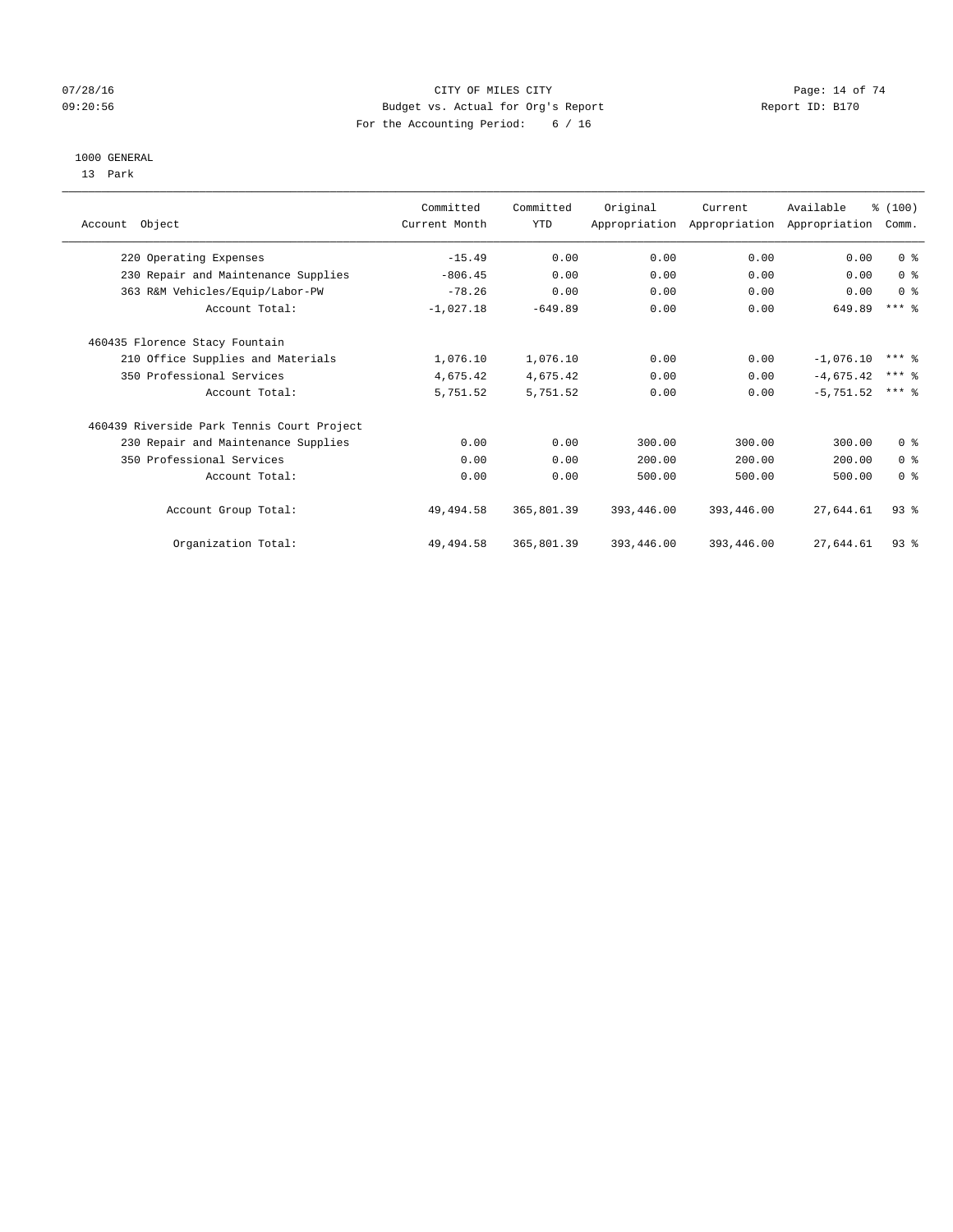CITY OF MILES CITY
Budget vs. Actual for Org's Report
For the Accounting Period: 6 / 16

07/28/16
09:20:56

Report ID: B170

1000 GENERAL
13 Park

| Account Object | Committed Current Month | Committed YTD | Original Appropriation | Current Appropriation | Available Appropriation | % (100) Comm. |
|---|---|---|---|---|---|---|
| 220 Operating Expenses | -15.49 | 0.00 | 0.00 | 0.00 | 0.00 | 0 % |
| 230 Repair and Maintenance Supplies | -806.45 | 0.00 | 0.00 | 0.00 | 0.00 | 0 % |
| 363 R&M Vehicles/Equip/Labor-PW | -78.26 | 0.00 | 0.00 | 0.00 | 0.00 | 0 % |
| Account Total: | -1,027.18 | -649.89 | 0.00 | 0.00 | 649.89 | *** % |
| 460435 Florence Stacy Fountain | | | | | | |
| 210 Office Supplies and Materials | 1,076.10 | 1,076.10 | 0.00 | 0.00 | -1,076.10 | *** % |
| 350 Professional Services | 4,675.42 | 4,675.42 | 0.00 | 0.00 | -4,675.42 | *** % |
| Account Total: | 5,751.52 | 5,751.52 | 0.00 | 0.00 | -5,751.52 | *** % |
| 460439 Riverside Park Tennis Court Project | | | | | | |
| 230 Repair and Maintenance Supplies | 0.00 | 0.00 | 300.00 | 300.00 | 300.00 | 0 % |
| 350 Professional Services | 0.00 | 0.00 | 200.00 | 200.00 | 200.00 | 0 % |
| Account Total: | 0.00 | 0.00 | 500.00 | 500.00 | 500.00 | 0 % |
| Account Group Total: | 49,494.58 | 365,801.39 | 393,446.00 | 393,446.00 | 27,644.61 | 93 % |
| Organization Total: | 49,494.58 | 365,801.39 | 393,446.00 | 393,446.00 | 27,644.61 | 93 % |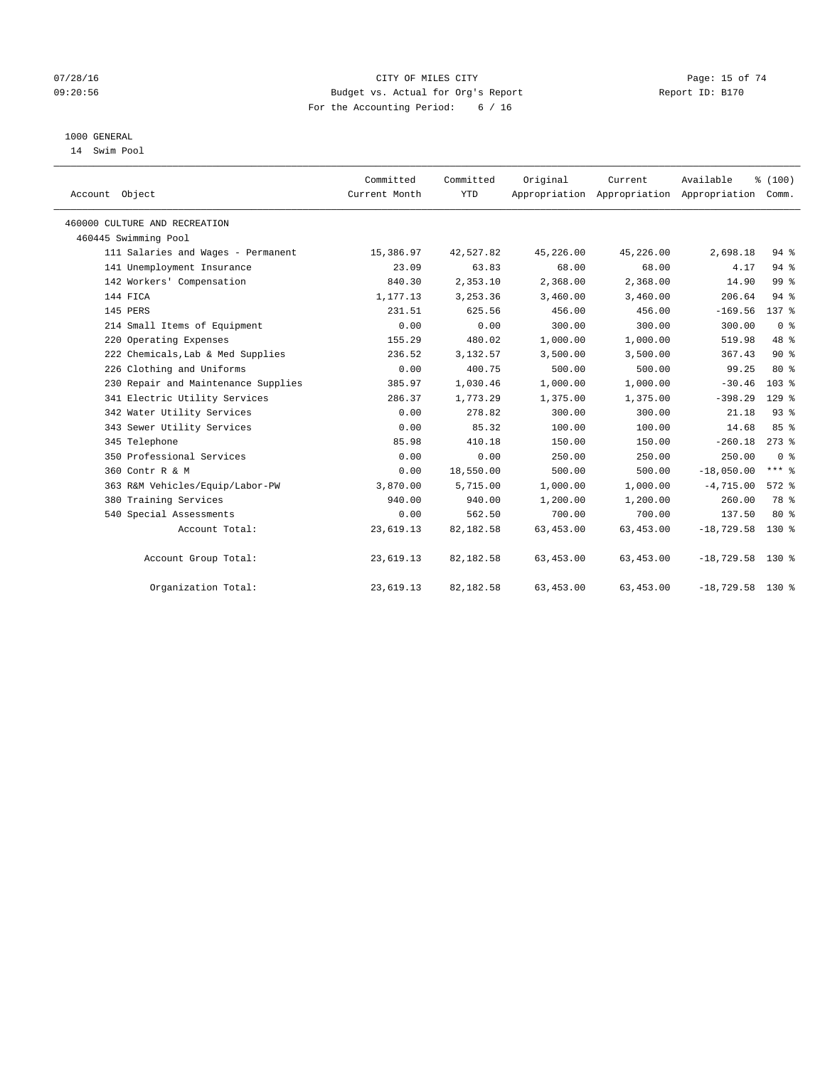CITY OF MILES CITY
Budget vs. Actual for Org's Report
For the Accounting Period: 6 / 16

07/28/16
09:20:56

Report ID: B170

1000 GENERAL
14 Swim Pool

| Account Object | Committed Current Month | Committed YTD | Original Appropriation | Current Appropriation | Available Appropriation | % (100) Comm. |
|---|---|---|---|---|---|---|
| 460000 CULTURE AND RECREATION | | | | | | |
| 460445 Swimming Pool | | | | | | |
| 111 Salaries and Wages - Permanent | 15,386.97 | 42,527.82 | 45,226.00 | 45,226.00 | 2,698.18 | 94 % |
| 141 Unemployment Insurance | 23.09 | 63.83 | 68.00 | 68.00 | 4.17 | 94 % |
| 142 Workers' Compensation | 840.30 | 2,353.10 | 2,368.00 | 2,368.00 | 14.90 | 99 % |
| 144 FICA | 1,177.13 | 3,253.36 | 3,460.00 | 3,460.00 | 206.64 | 94 % |
| 145 PERS | 231.51 | 625.56 | 456.00 | 456.00 | -169.56 | 137 % |
| 214 Small Items of Equipment | 0.00 | 0.00 | 300.00 | 300.00 | 300.00 | 0 % |
| 220 Operating Expenses | 155.29 | 480.02 | 1,000.00 | 1,000.00 | 519.98 | 48 % |
| 222 Chemicals,Lab & Med Supplies | 236.52 | 3,132.57 | 3,500.00 | 3,500.00 | 367.43 | 90 % |
| 226 Clothing and Uniforms | 0.00 | 400.75 | 500.00 | 500.00 | 99.25 | 80 % |
| 230 Repair and Maintenance Supplies | 385.97 | 1,030.46 | 1,000.00 | 1,000.00 | -30.46 | 103 % |
| 341 Electric Utility Services | 286.37 | 1,773.29 | 1,375.00 | 1,375.00 | -398.29 | 129 % |
| 342 Water Utility Services | 0.00 | 278.82 | 300.00 | 300.00 | 21.18 | 93 % |
| 343 Sewer Utility Services | 0.00 | 85.32 | 100.00 | 100.00 | 14.68 | 85 % |
| 345 Telephone | 85.98 | 410.18 | 150.00 | 150.00 | -260.18 | 273 % |
| 350 Professional Services | 0.00 | 0.00 | 250.00 | 250.00 | 250.00 | 0 % |
| 360 Contr R & M | 0.00 | 18,550.00 | 500.00 | 500.00 | -18,050.00 | *** % |
| 363 R&M Vehicles/Equip/Labor-PW | 3,870.00 | 5,715.00 | 1,000.00 | 1,000.00 | -4,715.00 | 572 % |
| 380 Training Services | 940.00 | 940.00 | 1,200.00 | 1,200.00 | 260.00 | 78 % |
| 540 Special Assessments | 0.00 | 562.50 | 700.00 | 700.00 | 137.50 | 80 % |
| Account Total: | 23,619.13 | 82,182.58 | 63,453.00 | 63,453.00 | -18,729.58 | 130 % |
| Account Group Total: | 23,619.13 | 82,182.58 | 63,453.00 | 63,453.00 | -18,729.58 | 130 % |
| Organization Total: | 23,619.13 | 82,182.58 | 63,453.00 | 63,453.00 | -18,729.58 | 130 % |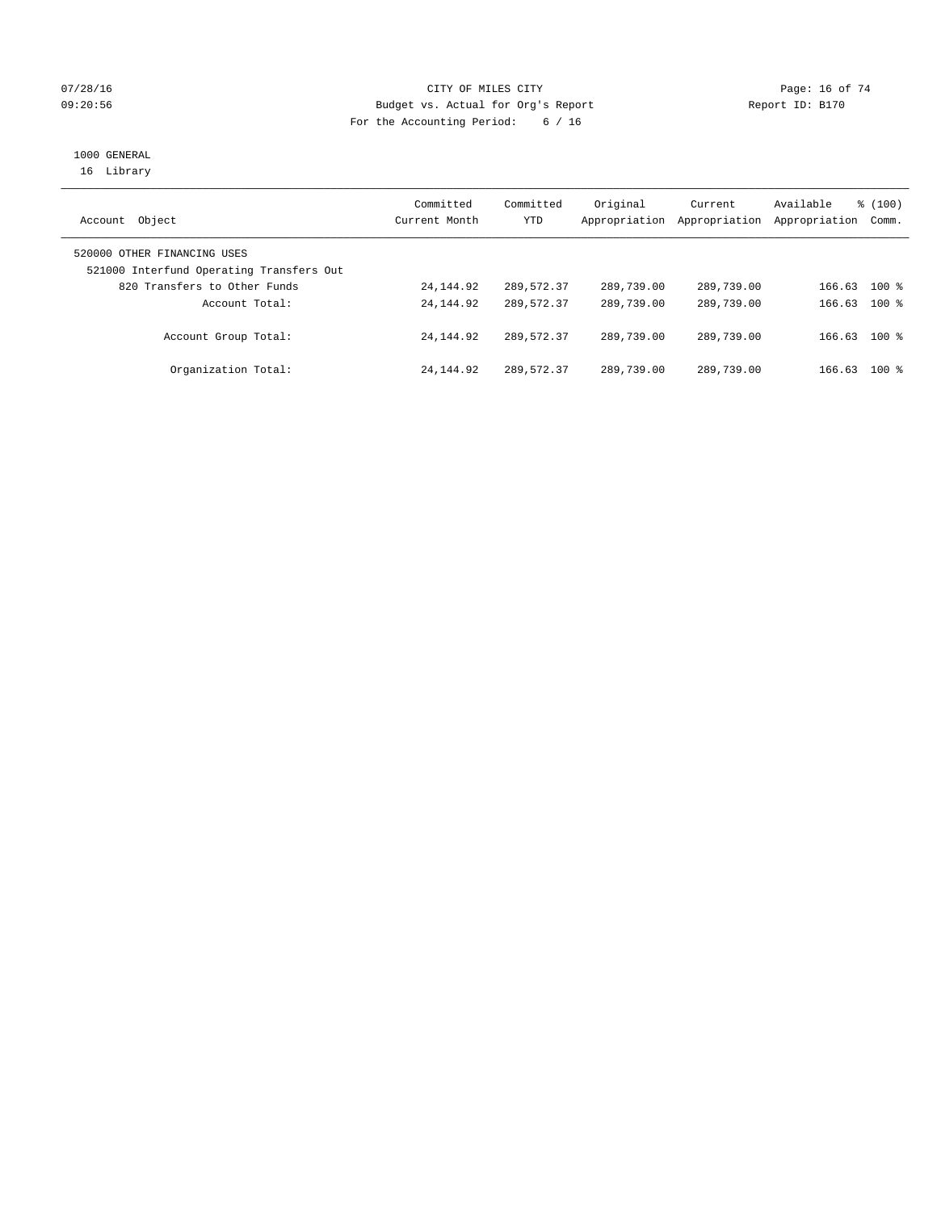CITY OF MILES CITY
Budget vs. Actual for Org's Report
For the Accounting Period: 6 / 16

1000 GENERAL
16 Library

| Account Object | Committed Current Month | Committed YTD | Original Appropriation | Current Appropriation | Available Appropriation | % (100) Comm. |
|---|---|---|---|---|---|---|
| 520000 OTHER FINANCING USES | | | | | | |
| 521000 Interfund Operating Transfers Out | | | | | | |
| 820 Transfers to Other Funds | 24,144.92 | 289,572.37 | 289,739.00 | 289,739.00 | 166.63 | 100 % |
| Account Total: | 24,144.92 | 289,572.37 | 289,739.00 | 289,739.00 | 166.63 | 100 % |
| Account Group Total: | 24,144.92 | 289,572.37 | 289,739.00 | 289,739.00 | 166.63 | 100 % |
| Organization Total: | 24,144.92 | 289,572.37 | 289,739.00 | 289,739.00 | 166.63 | 100 % |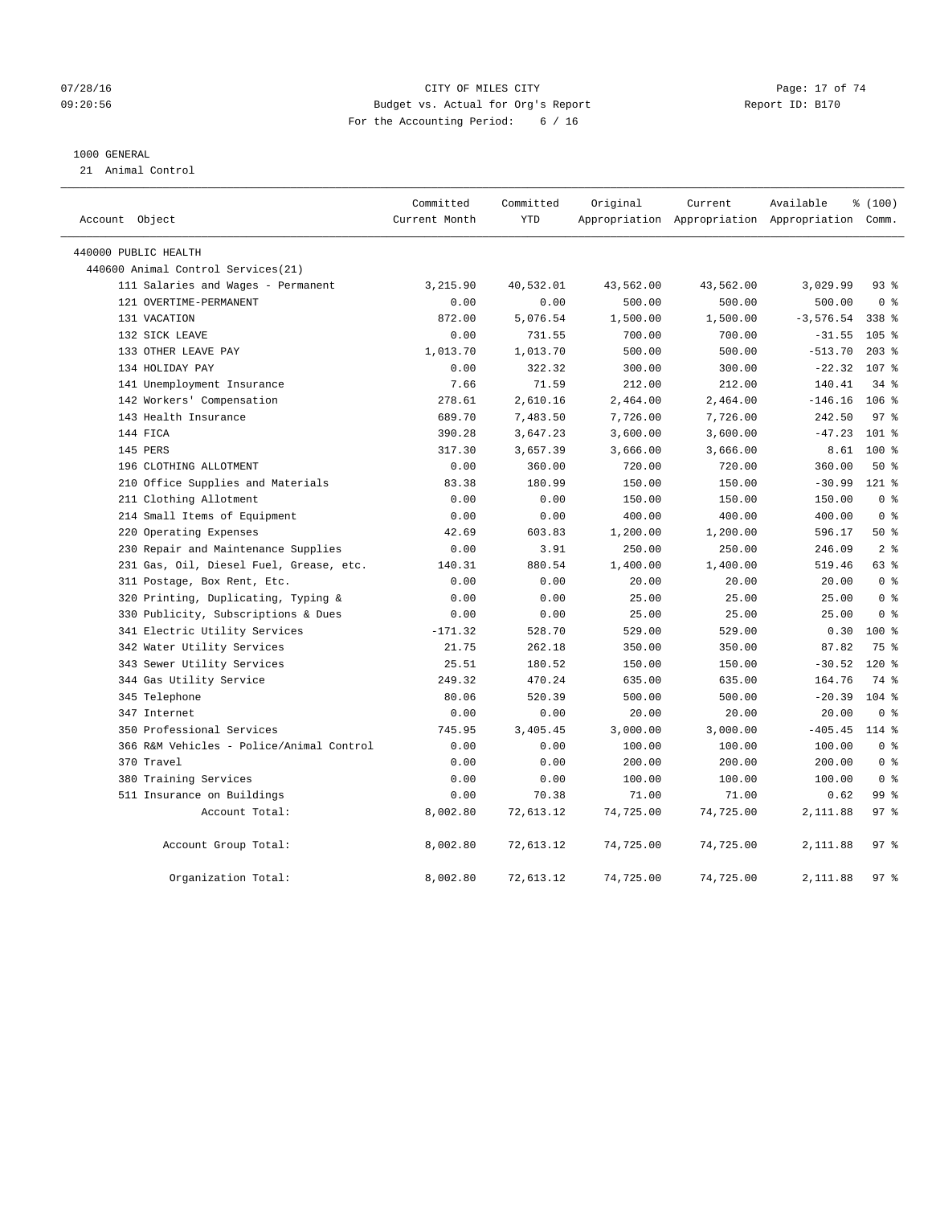CITY OF MILES CITY
Budget vs. Actual for Org's Report
For the Accounting Period: 6 / 16

1000 GENERAL
21 Animal Control

| Account Object | Committed Current Month | Committed YTD | Original Appropriation | Current Appropriation | Available Appropriation | % (100) Comm. |
|---|---|---|---|---|---|---|
| 440000 PUBLIC HEALTH | | | | | | |
| 440600 Animal Control Services(21) | | | | | | |
| 111 Salaries and Wages - Permanent | 3,215.90 | 40,532.01 | 43,562.00 | 43,562.00 | 3,029.99 | 93 % |
| 121 OVERTIME-PERMANENT | 0.00 | 0.00 | 500.00 | 500.00 | 500.00 | 0 % |
| 131 VACATION | 872.00 | 5,076.54 | 1,500.00 | 1,500.00 | -3,576.54 | 338 % |
| 132 SICK LEAVE | 0.00 | 731.55 | 700.00 | 700.00 | -31.55 | 105 % |
| 133 OTHER LEAVE PAY | 1,013.70 | 1,013.70 | 500.00 | 500.00 | -513.70 | 203 % |
| 134 HOLIDAY PAY | 0.00 | 322.32 | 300.00 | 300.00 | -22.32 | 107 % |
| 141 Unemployment Insurance | 7.66 | 71.59 | 212.00 | 212.00 | 140.41 | 34 % |
| 142 Workers' Compensation | 278.61 | 2,610.16 | 2,464.00 | 2,464.00 | -146.16 | 106 % |
| 143 Health Insurance | 689.70 | 7,483.50 | 7,726.00 | 7,726.00 | 242.50 | 97 % |
| 144 FICA | 390.28 | 3,647.23 | 3,600.00 | 3,600.00 | -47.23 | 101 % |
| 145 PERS | 317.30 | 3,657.39 | 3,666.00 | 3,666.00 | 8.61 | 100 % |
| 196 CLOTHING ALLOTMENT | 0.00 | 360.00 | 720.00 | 720.00 | 360.00 | 50 % |
| 210 Office Supplies and Materials | 83.38 | 180.99 | 150.00 | 150.00 | -30.99 | 121 % |
| 211 Clothing Allotment | 0.00 | 0.00 | 150.00 | 150.00 | 150.00 | 0 % |
| 214 Small Items of Equipment | 0.00 | 0.00 | 400.00 | 400.00 | 400.00 | 0 % |
| 220 Operating Expenses | 42.69 | 603.83 | 1,200.00 | 1,200.00 | 596.17 | 50 % |
| 230 Repair and Maintenance Supplies | 0.00 | 3.91 | 250.00 | 250.00 | 246.09 | 2 % |
| 231 Gas, Oil, Diesel Fuel, Grease, etc. | 140.31 | 880.54 | 1,400.00 | 1,400.00 | 519.46 | 63 % |
| 311 Postage, Box Rent, Etc. | 0.00 | 0.00 | 20.00 | 20.00 | 20.00 | 0 % |
| 320 Printing, Duplicating, Typing & | 0.00 | 0.00 | 25.00 | 25.00 | 25.00 | 0 % |
| 330 Publicity, Subscriptions & Dues | 0.00 | 0.00 | 25.00 | 25.00 | 25.00 | 0 % |
| 341 Electric Utility Services | -171.32 | 528.70 | 529.00 | 529.00 | 0.30 | 100 % |
| 342 Water Utility Services | 21.75 | 262.18 | 350.00 | 350.00 | 87.82 | 75 % |
| 343 Sewer Utility Services | 25.51 | 180.52 | 150.00 | 150.00 | -30.52 | 120 % |
| 344 Gas Utility Service | 249.32 | 470.24 | 635.00 | 635.00 | 164.76 | 74 % |
| 345 Telephone | 80.06 | 520.39 | 500.00 | 500.00 | -20.39 | 104 % |
| 347 Internet | 0.00 | 0.00 | 20.00 | 20.00 | 20.00 | 0 % |
| 350 Professional Services | 745.95 | 3,405.45 | 3,000.00 | 3,000.00 | -405.45 | 114 % |
| 366 R&M Vehicles - Police/Animal Control | 0.00 | 0.00 | 100.00 | 100.00 | 100.00 | 0 % |
| 370 Travel | 0.00 | 0.00 | 200.00 | 200.00 | 200.00 | 0 % |
| 380 Training Services | 0.00 | 0.00 | 100.00 | 100.00 | 100.00 | 0 % |
| 511 Insurance on Buildings | 0.00 | 70.38 | 71.00 | 71.00 | 0.62 | 99 % |
| Account Total: | 8,002.80 | 72,613.12 | 74,725.00 | 74,725.00 | 2,111.88 | 97 % |
| Account Group Total: | 8,002.80 | 72,613.12 | 74,725.00 | 74,725.00 | 2,111.88 | 97 % |
| Organization Total: | 8,002.80 | 72,613.12 | 74,725.00 | 74,725.00 | 2,111.88 | 97 % |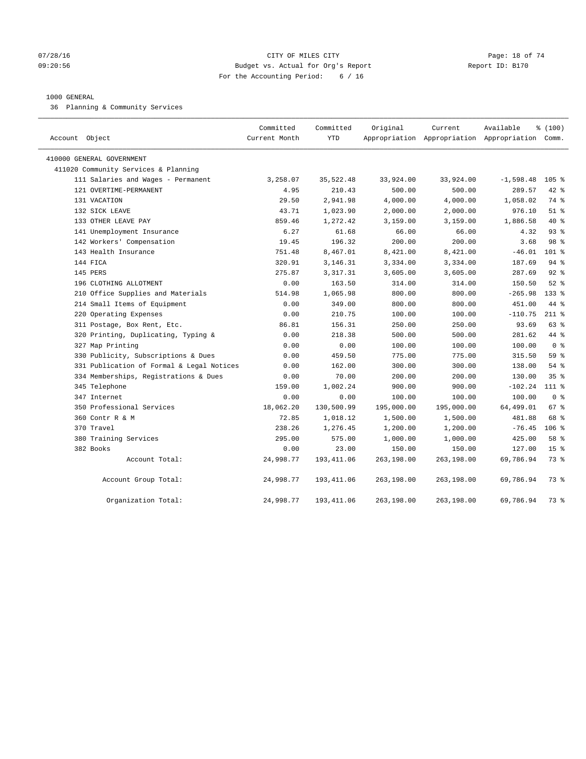07/28/16 CITY OF MILES CITY
09:20:56 Budget vs. Actual for Org's Report Report ID: B170
For the Accounting Period: 6 / 16

1000 GENERAL
36 Planning & Community Services

| Account Object | Committed Current Month | Committed YTD | Original Appropriation | Current Appropriation | Available Appropriation | % (100) Comm. |
|---|---|---|---|---|---|---|
| 410000 GENERAL GOVERNMENT | | | | | | |
| 411020 Community Services & Planning | | | | | | |
| 111 Salaries and Wages - Permanent | 3,258.07 | 35,522.48 | 33,924.00 | 33,924.00 | -1,598.48 | 105 % |
| 121 OVERTIME-PERMANENT | 4.95 | 210.43 | 500.00 | 500.00 | 289.57 | 42 % |
| 131 VACATION | 29.50 | 2,941.98 | 4,000.00 | 4,000.00 | 1,058.02 | 74 % |
| 132 SICK LEAVE | 43.71 | 1,023.90 | 2,000.00 | 2,000.00 | 976.10 | 51 % |
| 133 OTHER LEAVE PAY | 859.46 | 1,272.42 | 3,159.00 | 3,159.00 | 1,886.58 | 40 % |
| 141 Unemployment Insurance | 6.27 | 61.68 | 66.00 | 66.00 | 4.32 | 93 % |
| 142 Workers' Compensation | 19.45 | 196.32 | 200.00 | 200.00 | 3.68 | 98 % |
| 143 Health Insurance | 751.48 | 8,467.01 | 8,421.00 | 8,421.00 | -46.01 | 101 % |
| 144 FICA | 320.91 | 3,146.31 | 3,334.00 | 3,334.00 | 187.69 | 94 % |
| 145 PERS | 275.87 | 3,317.31 | 3,605.00 | 3,605.00 | 287.69 | 92 % |
| 196 CLOTHING ALLOTMENT | 0.00 | 163.50 | 314.00 | 314.00 | 150.50 | 52 % |
| 210 Office Supplies and Materials | 514.98 | 1,065.98 | 800.00 | 800.00 | -265.98 | 133 % |
| 214 Small Items of Equipment | 0.00 | 349.00 | 800.00 | 800.00 | 451.00 | 44 % |
| 220 Operating Expenses | 0.00 | 210.75 | 100.00 | 100.00 | -110.75 | 211 % |
| 311 Postage, Box Rent, Etc. | 86.81 | 156.31 | 250.00 | 250.00 | 93.69 | 63 % |
| 320 Printing, Duplicating, Typing & | 0.00 | 218.38 | 500.00 | 500.00 | 281.62 | 44 % |
| 327 Map Printing | 0.00 | 0.00 | 100.00 | 100.00 | 100.00 | 0 % |
| 330 Publicity, Subscriptions & Dues | 0.00 | 459.50 | 775.00 | 775.00 | 315.50 | 59 % |
| 331 Publication of Formal & Legal Notices | 0.00 | 162.00 | 300.00 | 300.00 | 138.00 | 54 % |
| 334 Memberships, Registrations & Dues | 0.00 | 70.00 | 200.00 | 200.00 | 130.00 | 35 % |
| 345 Telephone | 159.00 | 1,002.24 | 900.00 | 900.00 | -102.24 | 111 % |
| 347 Internet | 0.00 | 0.00 | 100.00 | 100.00 | 100.00 | 0 % |
| 350 Professional Services | 18,062.20 | 130,500.99 | 195,000.00 | 195,000.00 | 64,499.01 | 67 % |
| 360 Contr R & M | 72.85 | 1,018.12 | 1,500.00 | 1,500.00 | 481.88 | 68 % |
| 370 Travel | 238.26 | 1,276.45 | 1,200.00 | 1,200.00 | -76.45 | 106 % |
| 380 Training Services | 295.00 | 575.00 | 1,000.00 | 1,000.00 | 425.00 | 58 % |
| 382 Books | 0.00 | 23.00 | 150.00 | 150.00 | 127.00 | 15 % |
| Account Total: | 24,998.77 | 193,411.06 | 263,198.00 | 263,198.00 | 69,786.94 | 73 % |
| Account Group Total: | 24,998.77 | 193,411.06 | 263,198.00 | 263,198.00 | 69,786.94 | 73 % |
| Organization Total: | 24,998.77 | 193,411.06 | 263,198.00 | 263,198.00 | 69,786.94 | 73 % |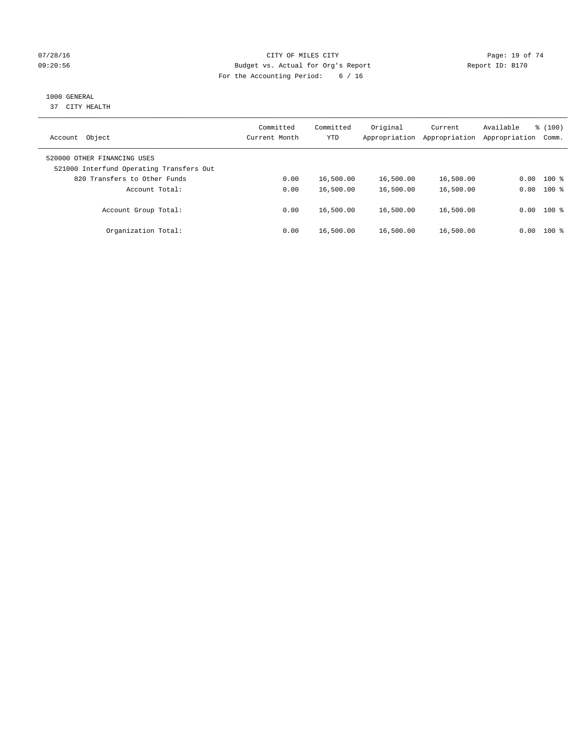CITY OF MILES CITY
Budget vs. Actual for Org's Report
For the Accounting Period: 6 / 16

07/28/16
09:20:56

Report ID: B170

1000 GENERAL
37 CITY HEALTH

| Account Object | Committed Current Month | Committed YTD | Original Appropriation | Current Appropriation | Available Appropriation | % (100) Comm. |
|---|---|---|---|---|---|---|
| 520000 OTHER FINANCING USES | | | | | | |
| 521000 Interfund Operating Transfers Out | | | | | | |
| 820 Transfers to Other Funds | 0.00 | 16,500.00 | 16,500.00 | 16,500.00 | 0.00 | 100 % |
| Account Total: | 0.00 | 16,500.00 | 16,500.00 | 16,500.00 | 0.00 | 100 % |
| Account Group Total: | 0.00 | 16,500.00 | 16,500.00 | 16,500.00 | 0.00 | 100 % |
| Organization Total: | 0.00 | 16,500.00 | 16,500.00 | 16,500.00 | 0.00 | 100 % |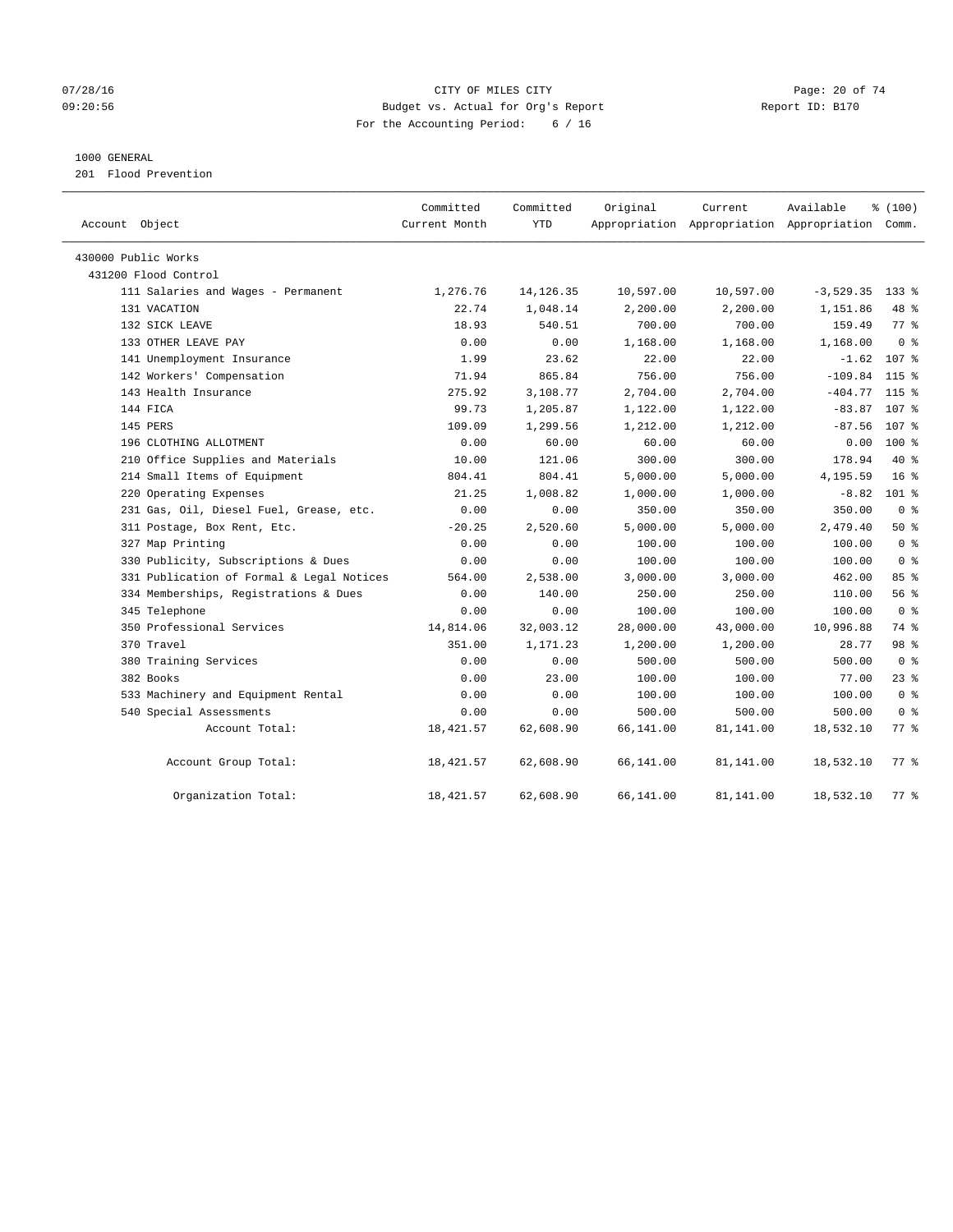CITY OF MILES CITY

Budget vs. Actual for Org's Report

For the Accounting Period: 6 / 16

1000 GENERAL

201 Flood Prevention

| Account Object | Committed Current Month | Committed YTD | Original Appropriation | Current Appropriation | Available Appropriation | % (100) Comm. |
|---|---|---|---|---|---|---|
| 430000 Public Works | | | | | | |
| 431200 Flood Control | | | | | | |
| 111 Salaries and Wages - Permanent | 1,276.76 | 14,126.35 | 10,597.00 | 10,597.00 | -3,529.35 | 133 % |
| 131 VACATION | 22.74 | 1,048.14 | 2,200.00 | 2,200.00 | 1,151.86 | 48 % |
| 132 SICK LEAVE | 18.93 | 540.51 | 700.00 | 700.00 | 159.49 | 77 % |
| 133 OTHER LEAVE PAY | 0.00 | 0.00 | 1,168.00 | 1,168.00 | 1,168.00 | 0 % |
| 141 Unemployment Insurance | 1.99 | 23.62 | 22.00 | 22.00 | -1.62 | 107 % |
| 142 Workers' Compensation | 71.94 | 865.84 | 756.00 | 756.00 | -109.84 | 115 % |
| 143 Health Insurance | 275.92 | 3,108.77 | 2,704.00 | 2,704.00 | -404.77 | 115 % |
| 144 FICA | 99.73 | 1,205.87 | 1,122.00 | 1,122.00 | -83.87 | 107 % |
| 145 PERS | 109.09 | 1,299.56 | 1,212.00 | 1,212.00 | -87.56 | 107 % |
| 196 CLOTHING ALLOTMENT | 0.00 | 60.00 | 60.00 | 60.00 | 0.00 | 100 % |
| 210 Office Supplies and Materials | 10.00 | 121.06 | 300.00 | 300.00 | 178.94 | 40 % |
| 214 Small Items of Equipment | 804.41 | 804.41 | 5,000.00 | 5,000.00 | 4,195.59 | 16 % |
| 220 Operating Expenses | 21.25 | 1,008.82 | 1,000.00 | 1,000.00 | -8.82 | 101 % |
| 231 Gas, Oil, Diesel Fuel, Grease, etc. | 0.00 | 0.00 | 350.00 | 350.00 | 350.00 | 0 % |
| 311 Postage, Box Rent, Etc. | -20.25 | 2,520.60 | 5,000.00 | 5,000.00 | 2,479.40 | 50 % |
| 327 Map Printing | 0.00 | 0.00 | 100.00 | 100.00 | 100.00 | 0 % |
| 330 Publicity, Subscriptions & Dues | 0.00 | 0.00 | 100.00 | 100.00 | 100.00 | 0 % |
| 331 Publication of Formal & Legal Notices | 564.00 | 2,538.00 | 3,000.00 | 3,000.00 | 462.00 | 85 % |
| 334 Memberships, Registrations & Dues | 0.00 | 140.00 | 250.00 | 250.00 | 110.00 | 56 % |
| 345 Telephone | 0.00 | 0.00 | 100.00 | 100.00 | 100.00 | 0 % |
| 350 Professional Services | 14,814.06 | 32,003.12 | 28,000.00 | 43,000.00 | 10,996.88 | 74 % |
| 370 Travel | 351.00 | 1,171.23 | 1,200.00 | 1,200.00 | 28.77 | 98 % |
| 380 Training Services | 0.00 | 0.00 | 500.00 | 500.00 | 500.00 | 0 % |
| 382 Books | 0.00 | 23.00 | 100.00 | 100.00 | 77.00 | 23 % |
| 533 Machinery and Equipment Rental | 0.00 | 0.00 | 100.00 | 100.00 | 100.00 | 0 % |
| 540 Special Assessments | 0.00 | 0.00 | 500.00 | 500.00 | 500.00 | 0 % |
| Account Total: | 18,421.57 | 62,608.90 | 66,141.00 | 81,141.00 | 18,532.10 | 77 % |
| Account Group Total: | 18,421.57 | 62,608.90 | 66,141.00 | 81,141.00 | 18,532.10 | 77 % |
| Organization Total: | 18,421.57 | 62,608.90 | 66,141.00 | 81,141.00 | 18,532.10 | 77 % |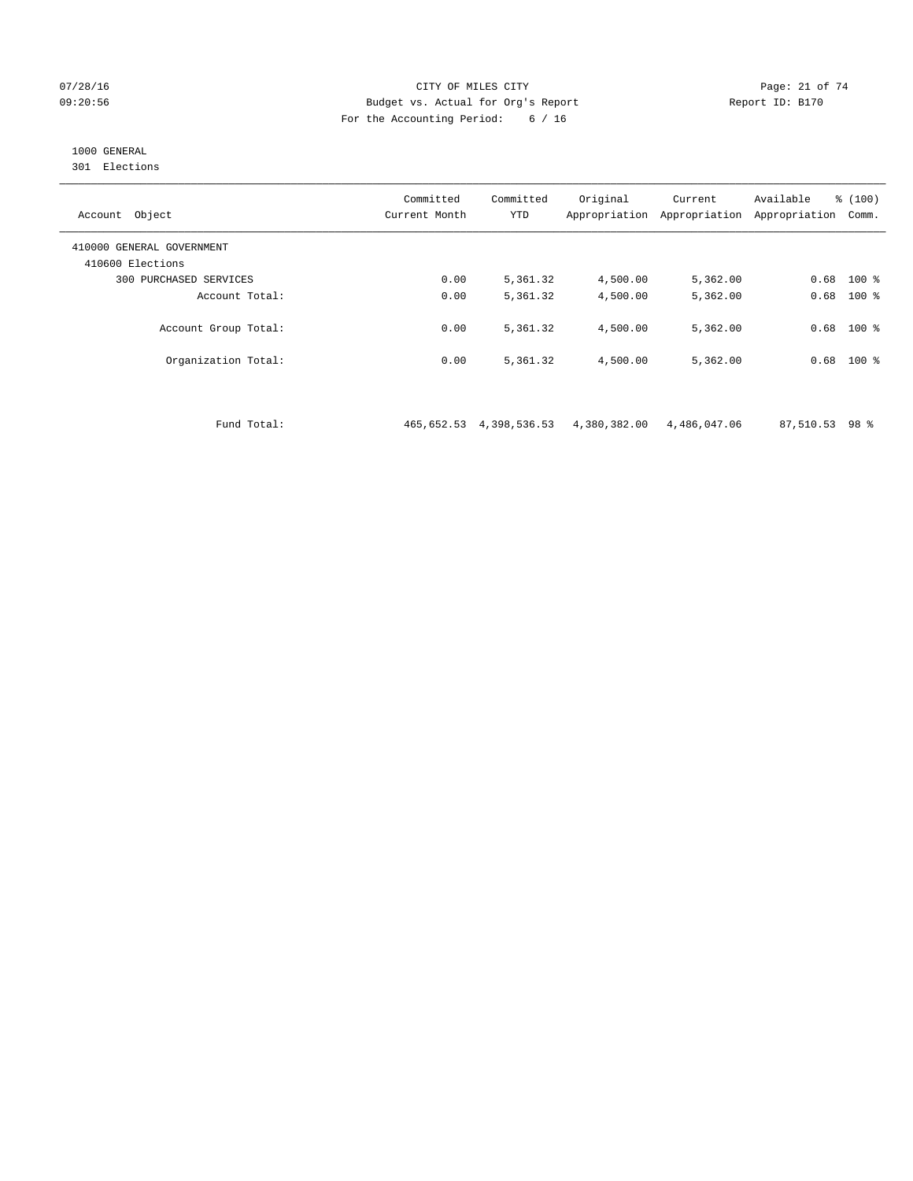07/28/16 CITY OF MILES CITY
09:20:56 Budget vs. Actual for Org's Report Report ID: B170
For the Accounting Period: 6 / 16

1000 GENERAL
301 Elections

| Account Object | Committed Current Month | Committed YTD | Original Appropriation | Current Appropriation | Available Appropriation | % (100) Comm. |
|---|---|---|---|---|---|---|
| 410000 GENERAL GOVERNMENT | | | | | | |
| 410600 Elections | | | | | | |
| 300 PURCHASED SERVICES | 0.00 | 5,361.32 | 4,500.00 | 5,362.00 | 0.68 | 100 % |
| Account Total: | 0.00 | 5,361.32 | 4,500.00 | 5,362.00 | 0.68 | 100 % |
| Account Group Total: | 0.00 | 5,361.32 | 4,500.00 | 5,362.00 | 0.68 | 100 % |
| Organization Total: | 0.00 | 5,361.32 | 4,500.00 | 5,362.00 | 0.68 | 100 % |
| Fund Total: | 465,652.53 | 4,398,536.53 | 4,380,382.00 | 4,486,047.06 | 87,510.53 | 98 % |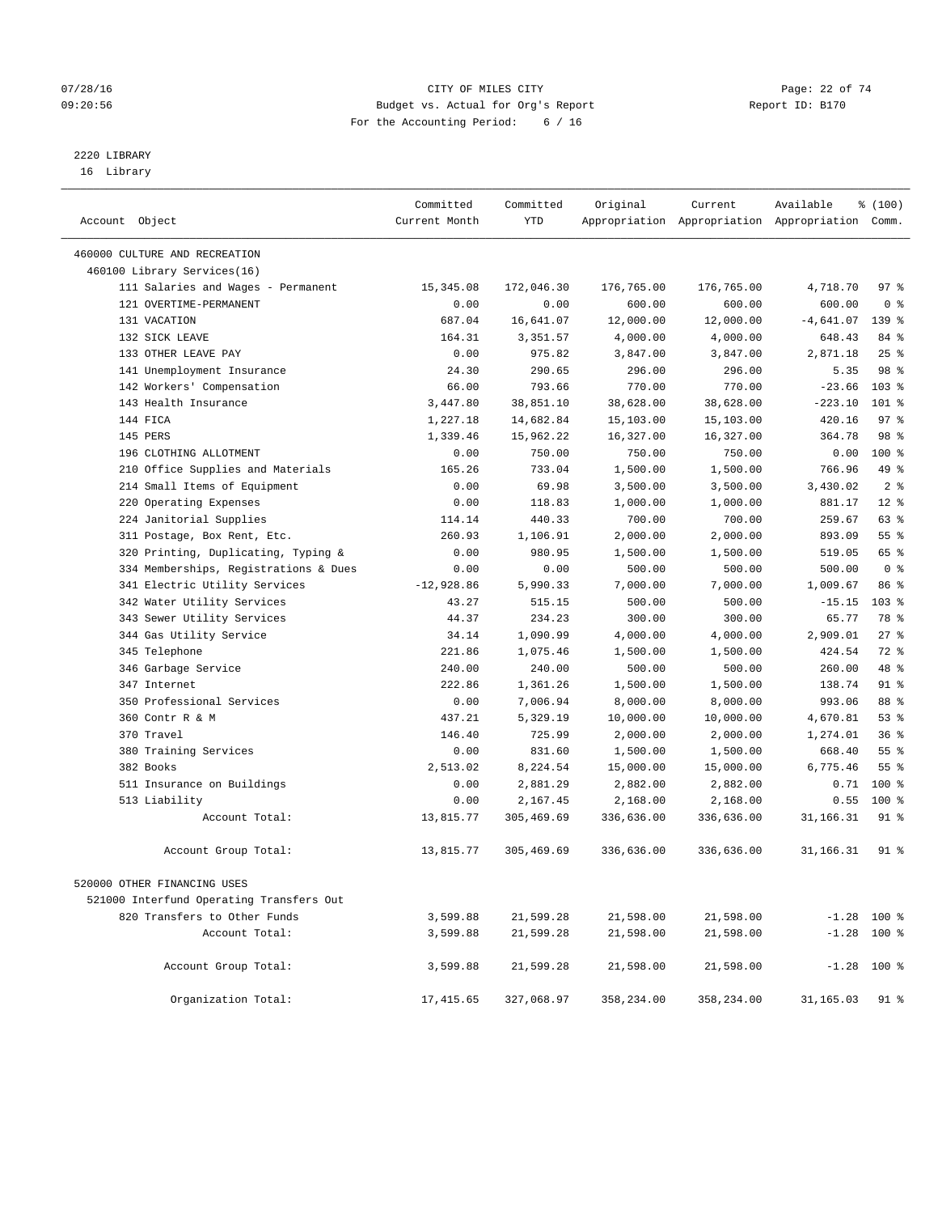CITY OF MILES CITY
Budget vs. Actual for Org's Report
For the Accounting Period: 6 / 16

2220 LIBRARY
16 Library

| Account Object | Committed Current Month | Committed YTD | Original Appropriation | Current Appropriation | Available Appropriation | % (100) Comm. |
|---|---|---|---|---|---|---|
| 460000 CULTURE AND RECREATION | | | | | | |
| 460100 Library Services(16) | | | | | | |
| 111 Salaries and Wages - Permanent | 15,345.08 | 172,046.30 | 176,765.00 | 176,765.00 | 4,718.70 | 97 % |
| 121 OVERTIME-PERMANENT | 0.00 | 0.00 | 600.00 | 600.00 | 600.00 | 0 % |
| 131 VACATION | 687.04 | 16,641.07 | 12,000.00 | 12,000.00 | -4,641.07 | 139 % |
| 132 SICK LEAVE | 164.31 | 3,351.57 | 4,000.00 | 4,000.00 | 648.43 | 84 % |
| 133 OTHER LEAVE PAY | 0.00 | 975.82 | 3,847.00 | 3,847.00 | 2,871.18 | 25 % |
| 141 Unemployment Insurance | 24.30 | 290.65 | 296.00 | 296.00 | 5.35 | 98 % |
| 142 Workers' Compensation | 66.00 | 793.66 | 770.00 | 770.00 | -23.66 | 103 % |
| 143 Health Insurance | 3,447.80 | 38,851.10 | 38,628.00 | 38,628.00 | -223.10 | 101 % |
| 144 FICA | 1,227.18 | 14,682.84 | 15,103.00 | 15,103.00 | 420.16 | 97 % |
| 145 PERS | 1,339.46 | 15,962.22 | 16,327.00 | 16,327.00 | 364.78 | 98 % |
| 196 CLOTHING ALLOTMENT | 0.00 | 750.00 | 750.00 | 750.00 | 0.00 | 100 % |
| 210 Office Supplies and Materials | 165.26 | 733.04 | 1,500.00 | 1,500.00 | 766.96 | 49 % |
| 214 Small Items of Equipment | 0.00 | 69.98 | 3,500.00 | 3,500.00 | 3,430.02 | 2 % |
| 220 Operating Expenses | 0.00 | 118.83 | 1,000.00 | 1,000.00 | 881.17 | 12 % |
| 224 Janitorial Supplies | 114.14 | 440.33 | 700.00 | 700.00 | 259.67 | 63 % |
| 311 Postage, Box Rent, Etc. | 260.93 | 1,106.91 | 2,000.00 | 2,000.00 | 893.09 | 55 % |
| 320 Printing, Duplicating, Typing & | 0.00 | 980.95 | 1,500.00 | 1,500.00 | 519.05 | 65 % |
| 334 Memberships, Registrations & Dues | 0.00 | 0.00 | 500.00 | 500.00 | 500.00 | 0 % |
| 341 Electric Utility Services | -12,928.86 | 5,990.33 | 7,000.00 | 7,000.00 | 1,009.67 | 86 % |
| 342 Water Utility Services | 43.27 | 515.15 | 500.00 | 500.00 | -15.15 | 103 % |
| 343 Sewer Utility Services | 44.37 | 234.23 | 300.00 | 300.00 | 65.77 | 78 % |
| 344 Gas Utility Service | 34.14 | 1,090.99 | 4,000.00 | 4,000.00 | 2,909.01 | 27 % |
| 345 Telephone | 221.86 | 1,075.46 | 1,500.00 | 1,500.00 | 424.54 | 72 % |
| 346 Garbage Service | 240.00 | 240.00 | 500.00 | 500.00 | 260.00 | 48 % |
| 347 Internet | 222.86 | 1,361.26 | 1,500.00 | 1,500.00 | 138.74 | 91 % |
| 350 Professional Services | 0.00 | 7,006.94 | 8,000.00 | 8,000.00 | 993.06 | 88 % |
| 360 Contr R & M | 437.21 | 5,329.19 | 10,000.00 | 10,000.00 | 4,670.81 | 53 % |
| 370 Travel | 146.40 | 725.99 | 2,000.00 | 2,000.00 | 1,274.01 | 36 % |
| 380 Training Services | 0.00 | 831.60 | 1,500.00 | 1,500.00 | 668.40 | 55 % |
| 382 Books | 2,513.02 | 8,224.54 | 15,000.00 | 15,000.00 | 6,775.46 | 55 % |
| 511 Insurance on Buildings | 0.00 | 2,881.29 | 2,882.00 | 2,882.00 | 0.71 | 100 % |
| 513 Liability | 0.00 | 2,167.45 | 2,168.00 | 2,168.00 | 0.55 | 100 % |
| Account Total: | 13,815.77 | 305,469.69 | 336,636.00 | 336,636.00 | 31,166.31 | 91 % |
| Account Group Total: | 13,815.77 | 305,469.69 | 336,636.00 | 336,636.00 | 31,166.31 | 91 % |
| 520000 OTHER FINANCING USES | | | | | | |
| 521000 Interfund Operating Transfers Out | | | | | | |
| 820 Transfers to Other Funds | 3,599.88 | 21,599.28 | 21,598.00 | 21,598.00 | -1.28 | 100 % |
| Account Total: | 3,599.88 | 21,599.28 | 21,598.00 | 21,598.00 | -1.28 | 100 % |
| Account Group Total: | 3,599.88 | 21,599.28 | 21,598.00 | 21,598.00 | -1.28 | 100 % |
| Organization Total: | 17,415.65 | 327,068.97 | 358,234.00 | 358,234.00 | 31,165.03 | 91 % |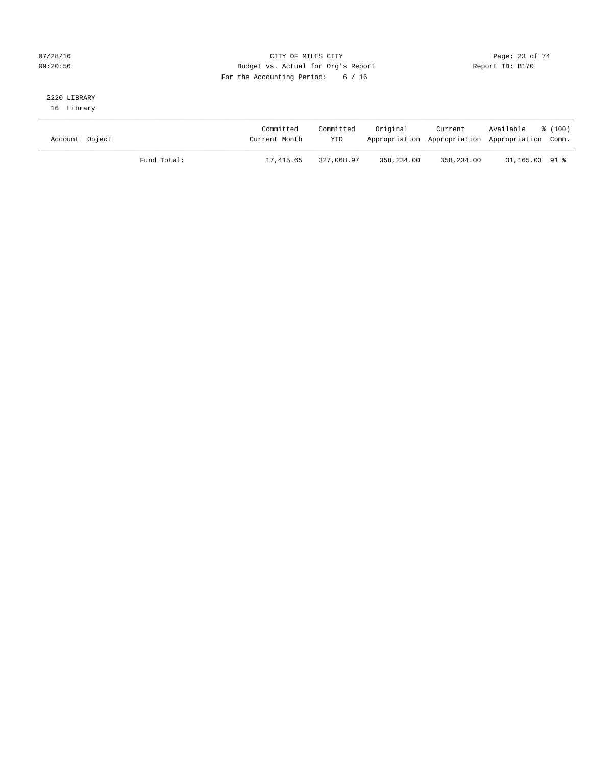CITY OF MILES CITY
Budget vs. Actual for Org's Report
For the Accounting Period: 6 / 16

07/28/16
09:20:56

Report ID: B170

2220 LIBRARY
16 Library

| Account Object | | Committed Current Month | Committed YTD | Original Appropriation | Current Appropriation | Available Appropriation | % (100) Comm. |
|---|---|---|---|---|---|---|---|
| | Fund Total: | 17,415.65 | 327,068.97 | 358,234.00 | 358,234.00 | 31,165.03 | 91 % |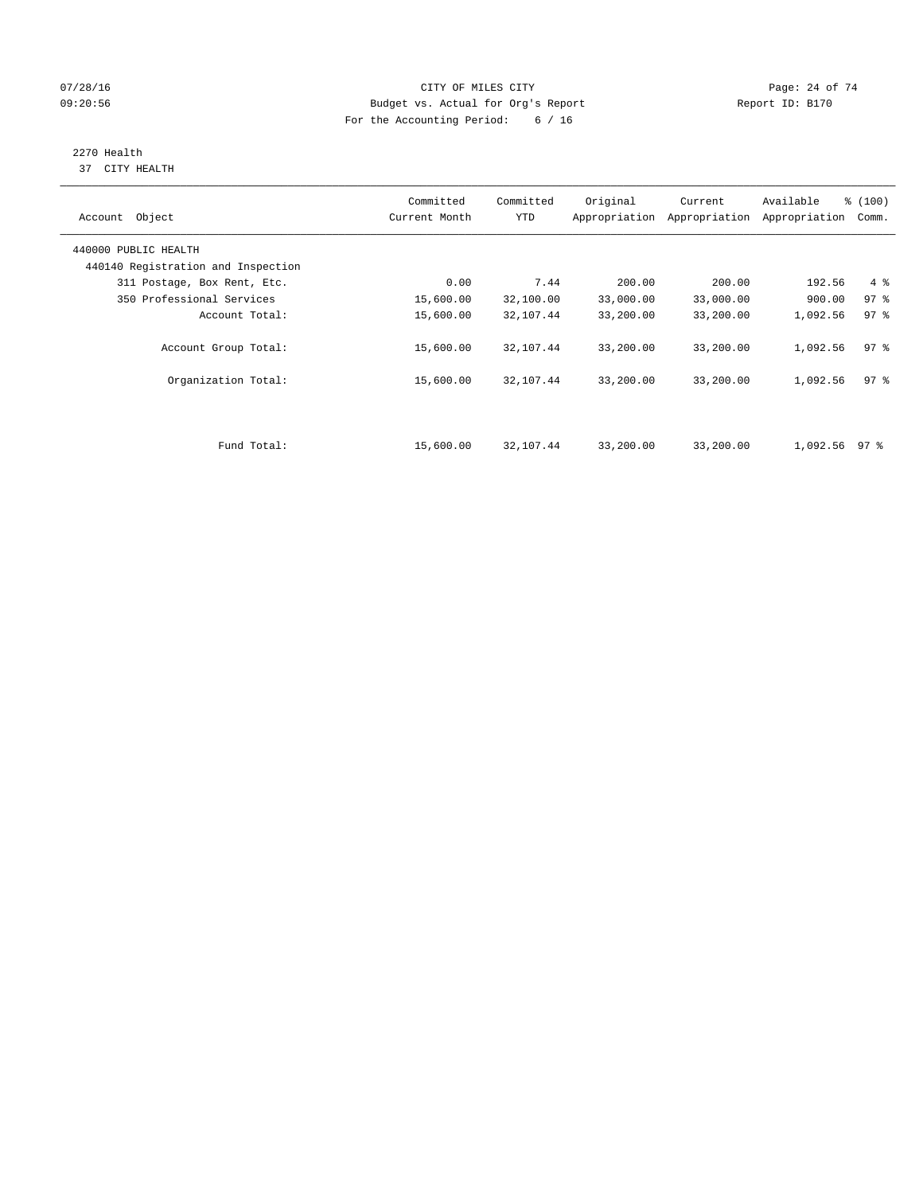CITY OF MILES CITY
Budget vs. Actual for Org's Report
For the Accounting Period: 6 / 16

Report ID: B170

07/28/16
09:20:56

2270 Health
37 CITY HEALTH

| Account Object | Committed Current Month | Committed YTD | Original Appropriation | Current Appropriation | Available Appropriation | % (100) Comm. |
|---|---|---|---|---|---|---|
| 440000 PUBLIC HEALTH | | | | | | |
| 440140 Registration and Inspection | | | | | | |
| 311 Postage, Box Rent, Etc. | 0.00 | 7.44 | 200.00 | 200.00 | 192.56 | 4 % |
| 350 Professional Services | 15,600.00 | 32,100.00 | 33,000.00 | 33,000.00 | 900.00 | 97 % |
| Account Total: | 15,600.00 | 32,107.44 | 33,200.00 | 33,200.00 | 1,092.56 | 97 % |
| Account Group Total: | 15,600.00 | 32,107.44 | 33,200.00 | 33,200.00 | 1,092.56 | 97 % |
| Organization Total: | 15,600.00 | 32,107.44 | 33,200.00 | 33,200.00 | 1,092.56 | 97 % |
| Fund Total: | 15,600.00 | 32,107.44 | 33,200.00 | 33,200.00 | 1,092.56 | 97 % |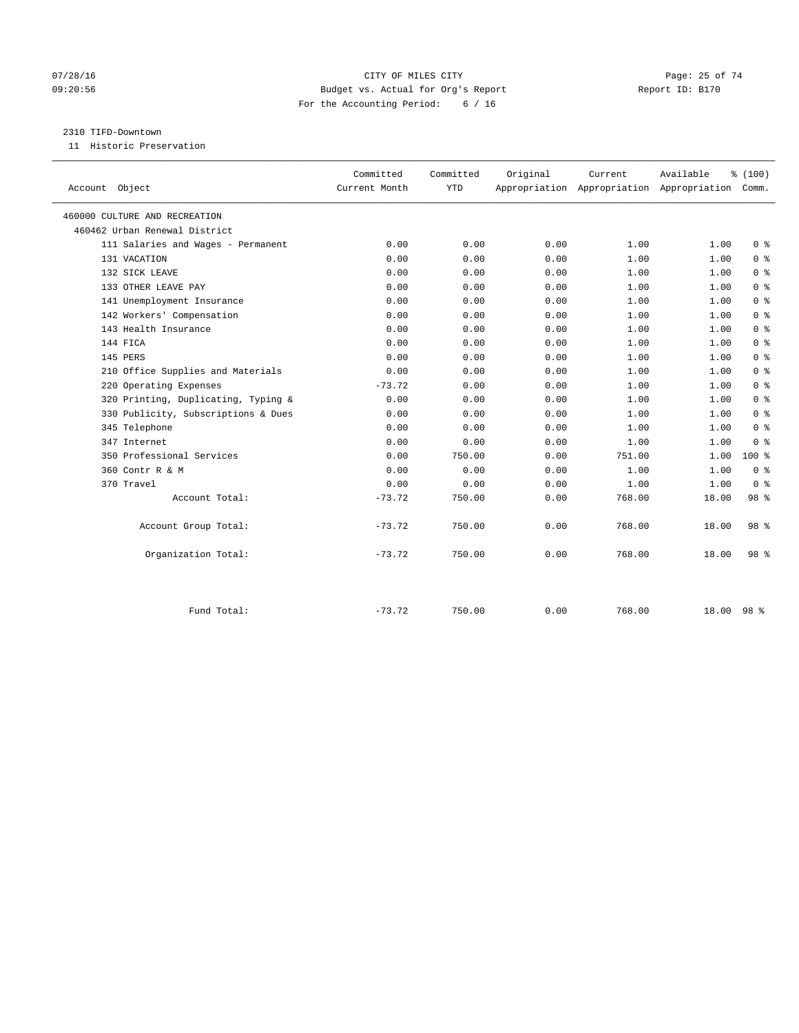07/28/16 CITY OF MILES CITY
09:20:56 Budget vs. Actual for Org's Report Report ID: B170
For the Accounting Period: 6 / 16

2310 TIFD-Downtown
11 Historic Preservation

| Account Object | Committed Current Month | Committed YTD | Original Appropriation | Current Appropriation | Available Appropriation | % (100) Comm. |
|---|---|---|---|---|---|---|
| 460000 CULTURE AND RECREATION | | | | | | |
| 460462 Urban Renewal District | | | | | | |
| 111 Salaries and Wages - Permanent | 0.00 | 0.00 | 0.00 | 1.00 | 1.00 | 0 % |
| 131 VACATION | 0.00 | 0.00 | 0.00 | 1.00 | 1.00 | 0 % |
| 132 SICK LEAVE | 0.00 | 0.00 | 0.00 | 1.00 | 1.00 | 0 % |
| 133 OTHER LEAVE PAY | 0.00 | 0.00 | 0.00 | 1.00 | 1.00 | 0 % |
| 141 Unemployment Insurance | 0.00 | 0.00 | 0.00 | 1.00 | 1.00 | 0 % |
| 142 Workers' Compensation | 0.00 | 0.00 | 0.00 | 1.00 | 1.00 | 0 % |
| 143 Health Insurance | 0.00 | 0.00 | 0.00 | 1.00 | 1.00 | 0 % |
| 144 FICA | 0.00 | 0.00 | 0.00 | 1.00 | 1.00 | 0 % |
| 145 PERS | 0.00 | 0.00 | 0.00 | 1.00 | 1.00 | 0 % |
| 210 Office Supplies and Materials | 0.00 | 0.00 | 0.00 | 1.00 | 1.00 | 0 % |
| 220 Operating Expenses | -73.72 | 0.00 | 0.00 | 1.00 | 1.00 | 0 % |
| 320 Printing, Duplicating, Typing & | 0.00 | 0.00 | 0.00 | 1.00 | 1.00 | 0 % |
| 330 Publicity, Subscriptions & Dues | 0.00 | 0.00 | 0.00 | 1.00 | 1.00 | 0 % |
| 345 Telephone | 0.00 | 0.00 | 0.00 | 1.00 | 1.00 | 0 % |
| 347 Internet | 0.00 | 0.00 | 0.00 | 1.00 | 1.00 | 0 % |
| 350 Professional Services | 0.00 | 750.00 | 0.00 | 751.00 | 1.00 | 100 % |
| 360 Contr R & M | 0.00 | 0.00 | 0.00 | 1.00 | 1.00 | 0 % |
| 370 Travel | 0.00 | 0.00 | 0.00 | 1.00 | 1.00 | 0 % |
| Account Total: | -73.72 | 750.00 | 0.00 | 768.00 | 18.00 | 98 % |
| Account Group Total: | -73.72 | 750.00 | 0.00 | 768.00 | 18.00 | 98 % |
| Organization Total: | -73.72 | 750.00 | 0.00 | 768.00 | 18.00 | 98 % |
| Fund Total: | -73.72 | 750.00 | 0.00 | 768.00 | 18.00 | 98 % |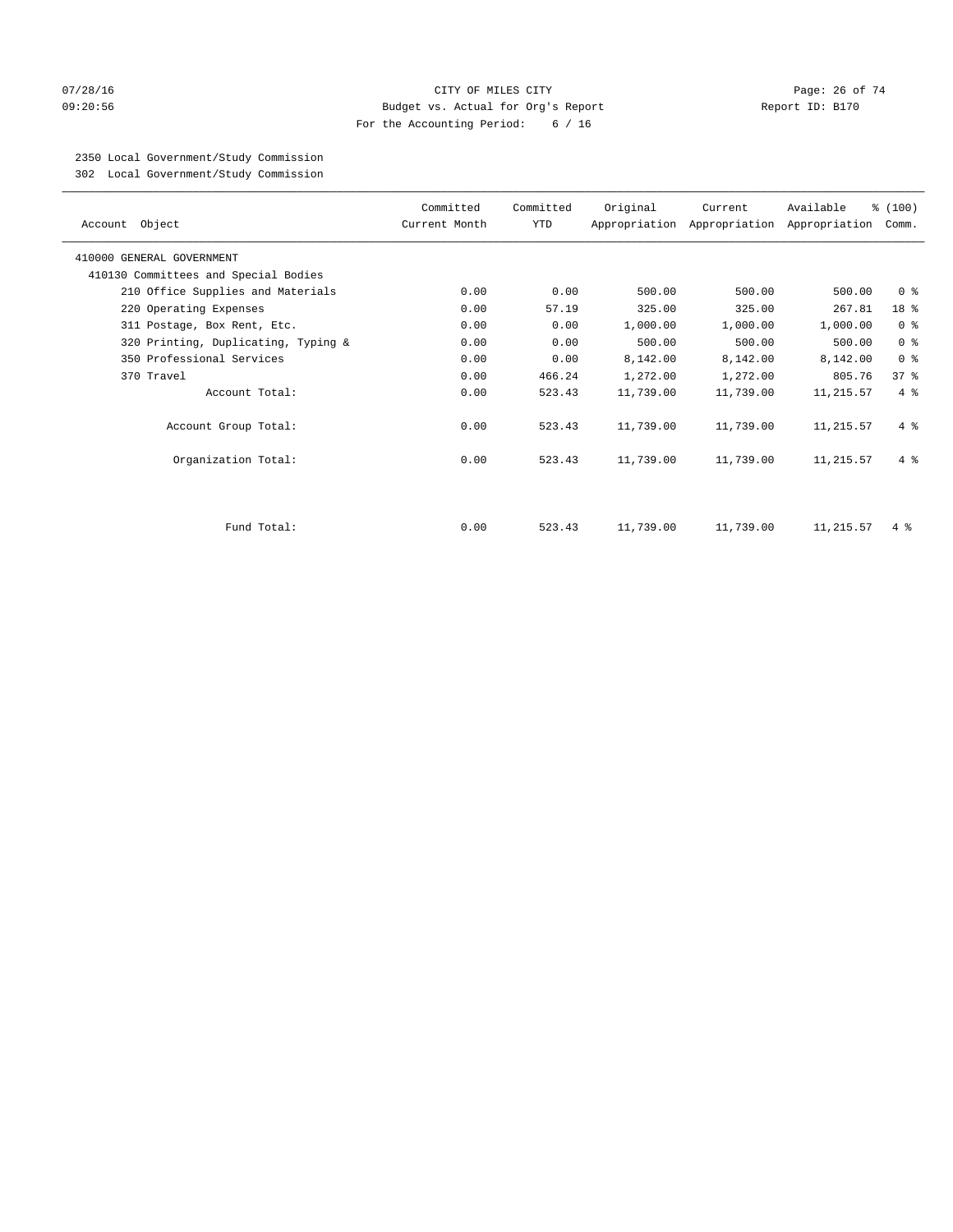CITY OF MILES CITY

Budget vs. Actual for Org's Report

For the Accounting Period: 6 / 16

07/28/16 09:20:56 Report ID: B170

2350 Local Government/Study Commission
302 Local Government/Study Commission

| Account Object | Committed Current Month | Committed YTD | Original Appropriation | Current Appropriation | Available Appropriation | % (100) Comm. |
|---|---|---|---|---|---|---|
| 410000 GENERAL GOVERNMENT | | | | | | |
| 410130 Committees and Special Bodies | | | | | | |
| 210 Office Supplies and Materials | 0.00 | 0.00 | 500.00 | 500.00 | 500.00 | 0 % |
| 220 Operating Expenses | 0.00 | 57.19 | 325.00 | 325.00 | 267.81 | 18 % |
| 311 Postage, Box Rent, Etc. | 0.00 | 0.00 | 1,000.00 | 1,000.00 | 1,000.00 | 0 % |
| 320 Printing, Duplicating, Typing & | 0.00 | 0.00 | 500.00 | 500.00 | 500.00 | 0 % |
| 350 Professional Services | 0.00 | 0.00 | 8,142.00 | 8,142.00 | 8,142.00 | 0 % |
| 370 Travel | 0.00 | 466.24 | 1,272.00 | 1,272.00 | 805.76 | 37 % |
| Account Total: | 0.00 | 523.43 | 11,739.00 | 11,739.00 | 11,215.57 | 4 % |
| Account Group Total: | 0.00 | 523.43 | 11,739.00 | 11,739.00 | 11,215.57 | 4 % |
| Organization Total: | 0.00 | 523.43 | 11,739.00 | 11,739.00 | 11,215.57 | 4 % |
| Fund Total: | 0.00 | 523.43 | 11,739.00 | 11,739.00 | 11,215.57 | 4 % |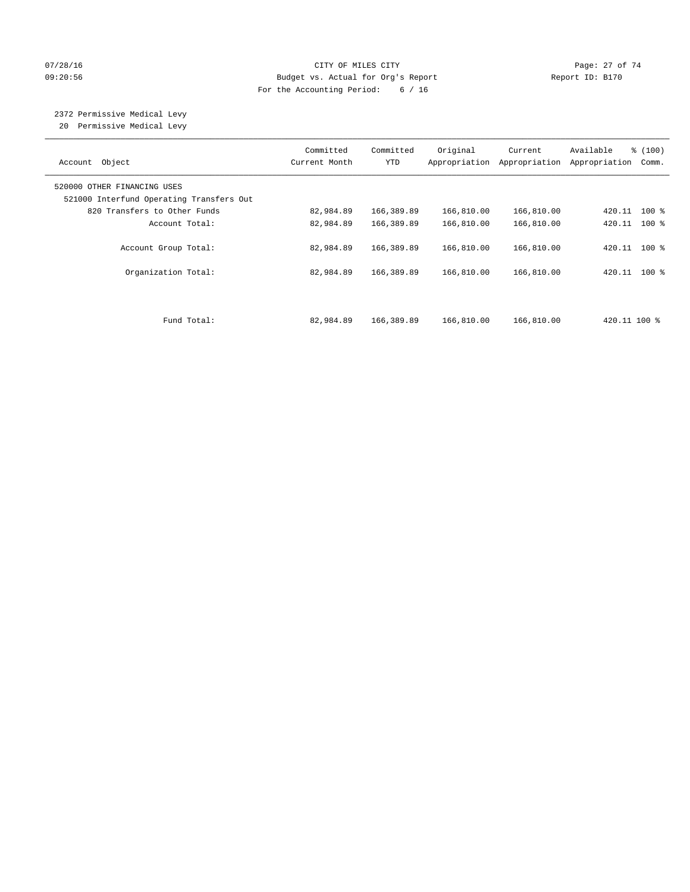CITY OF MILES CITY
Budget vs. Actual for Org's Report
For the Accounting Period: 6 / 16

07/28/16
09:20:56

Report ID: B170

2372 Permissive Medical Levy
20 Permissive Medical Levy

| Account Object | Committed Current Month | Committed YTD | Original Appropriation | Current Appropriation | Available Appropriation | % (100) Comm. |
|---|---|---|---|---|---|---|
| 520000 OTHER FINANCING USES | | | | | | |
| 521000 Interfund Operating Transfers Out | | | | | | |
| 820 Transfers to Other Funds | 82,984.89 | 166,389.89 | 166,810.00 | 166,810.00 | 420.11 | 100 % |
| Account Total: | 82,984.89 | 166,389.89 | 166,810.00 | 166,810.00 | 420.11 | 100 % |
| Account Group Total: | 82,984.89 | 166,389.89 | 166,810.00 | 166,810.00 | 420.11 | 100 % |
| Organization Total: | 82,984.89 | 166,389.89 | 166,810.00 | 166,810.00 | 420.11 | 100 % |
| Fund Total: | 82,984.89 | 166,389.89 | 166,810.00 | 166,810.00 | 420.11 | 100 % |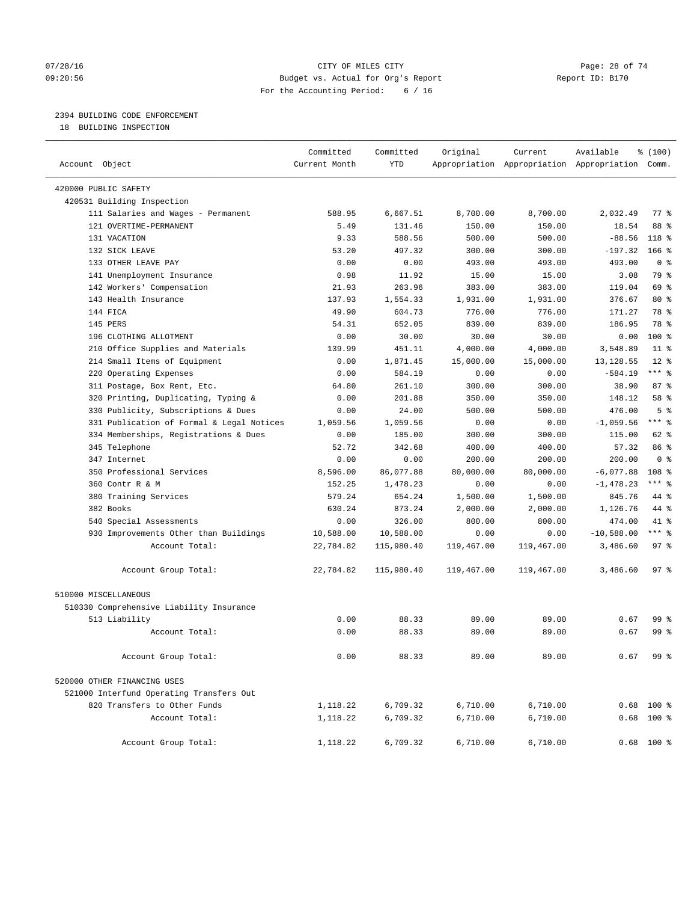CITY OF MILES CITY
Budget vs. Actual for Org's Report
For the Accounting Period: 6 / 16

07/28/16
09:20:56

Report ID: B170

## 2394 BUILDING CODE ENFORCEMENT

18 BUILDING INSPECTION

| Account Object | Committed Current Month | Committed YTD | Original Appropriation | Current Appropriation | Available Appropriation | % (100) Comm. |
|---|---|---|---|---|---|---|
| 420000 PUBLIC SAFETY | | | | | | |
| 420531 Building Inspection | | | | | | |
| 111 Salaries and Wages - Permanent | 588.95 | 6,667.51 | 8,700.00 | 8,700.00 | 2,032.49 | 77 % |
| 121 OVERTIME-PERMANENT | 5.49 | 131.46 | 150.00 | 150.00 | 18.54 | 88 % |
| 131 VACATION | 9.33 | 588.56 | 500.00 | 500.00 | -88.56 | 118 % |
| 132 SICK LEAVE | 53.20 | 497.32 | 300.00 | 300.00 | -197.32 | 166 % |
| 133 OTHER LEAVE PAY | 0.00 | 0.00 | 493.00 | 493.00 | 493.00 | 0 % |
| 141 Unemployment Insurance | 0.98 | 11.92 | 15.00 | 15.00 | 3.08 | 79 % |
| 142 Workers' Compensation | 21.93 | 263.96 | 383.00 | 383.00 | 119.04 | 69 % |
| 143 Health Insurance | 137.93 | 1,554.33 | 1,931.00 | 1,931.00 | 376.67 | 80 % |
| 144 FICA | 49.90 | 604.73 | 776.00 | 776.00 | 171.27 | 78 % |
| 145 PERS | 54.31 | 652.05 | 839.00 | 839.00 | 186.95 | 78 % |
| 196 CLOTHING ALLOTMENT | 0.00 | 30.00 | 30.00 | 30.00 | 0.00 | 100 % |
| 210 Office Supplies and Materials | 139.99 | 451.11 | 4,000.00 | 4,000.00 | 3,548.89 | 11 % |
| 214 Small Items of Equipment | 0.00 | 1,871.45 | 15,000.00 | 15,000.00 | 13,128.55 | 12 % |
| 220 Operating Expenses | 0.00 | 584.19 | 0.00 | 0.00 | -584.19 | *** % |
| 311 Postage, Box Rent, Etc. | 64.80 | 261.10 | 300.00 | 300.00 | 38.90 | 87 % |
| 320 Printing, Duplicating, Typing & | 0.00 | 201.88 | 350.00 | 350.00 | 148.12 | 58 % |
| 330 Publicity, Subscriptions & Dues | 0.00 | 24.00 | 500.00 | 500.00 | 476.00 | 5 % |
| 331 Publication of Formal & Legal Notices | 1,059.56 | 1,059.56 | 0.00 | 0.00 | -1,059.56 | *** % |
| 334 Memberships, Registrations & Dues | 0.00 | 185.00 | 300.00 | 300.00 | 115.00 | 62 % |
| 345 Telephone | 52.72 | 342.68 | 400.00 | 400.00 | 57.32 | 86 % |
| 347 Internet | 0.00 | 0.00 | 200.00 | 200.00 | 200.00 | 0 % |
| 350 Professional Services | 8,596.00 | 86,077.88 | 80,000.00 | 80,000.00 | -6,077.88 | 108 % |
| 360 Contr R & M | 152.25 | 1,478.23 | 0.00 | 0.00 | -1,478.23 | *** % |
| 380 Training Services | 579.24 | 654.24 | 1,500.00 | 1,500.00 | 845.76 | 44 % |
| 382 Books | 630.24 | 873.24 | 2,000.00 | 2,000.00 | 1,126.76 | 44 % |
| 540 Special Assessments | 0.00 | 326.00 | 800.00 | 800.00 | 474.00 | 41 % |
| 930 Improvements Other than Buildings | 10,588.00 | 10,588.00 | 0.00 | 0.00 | -10,588.00 | *** % |
| Account Total: | 22,784.82 | 115,980.40 | 119,467.00 | 119,467.00 | 3,486.60 | 97 % |
| Account Group Total: | 22,784.82 | 115,980.40 | 119,467.00 | 119,467.00 | 3,486.60 | 97 % |
| 510000 MISCELLANEOUS | | | | | | |
| 510330 Comprehensive Liability Insurance | | | | | | |
| 513 Liability | 0.00 | 88.33 | 89.00 | 89.00 | 0.67 | 99 % |
| Account Total: | 0.00 | 88.33 | 89.00 | 89.00 | 0.67 | 99 % |
| Account Group Total: | 0.00 | 88.33 | 89.00 | 89.00 | 0.67 | 99 % |
| 520000 OTHER FINANCING USES | | | | | | |
| 521000 Interfund Operating Transfers Out | | | | | | |
| 820 Transfers to Other Funds | 1,118.22 | 6,709.32 | 6,710.00 | 6,710.00 | 0.68 | 100 % |
| Account Total: | 1,118.22 | 6,709.32 | 6,710.00 | 6,710.00 | 0.68 | 100 % |
| Account Group Total: | 1,118.22 | 6,709.32 | 6,710.00 | 6,710.00 | 0.68 | 100 % |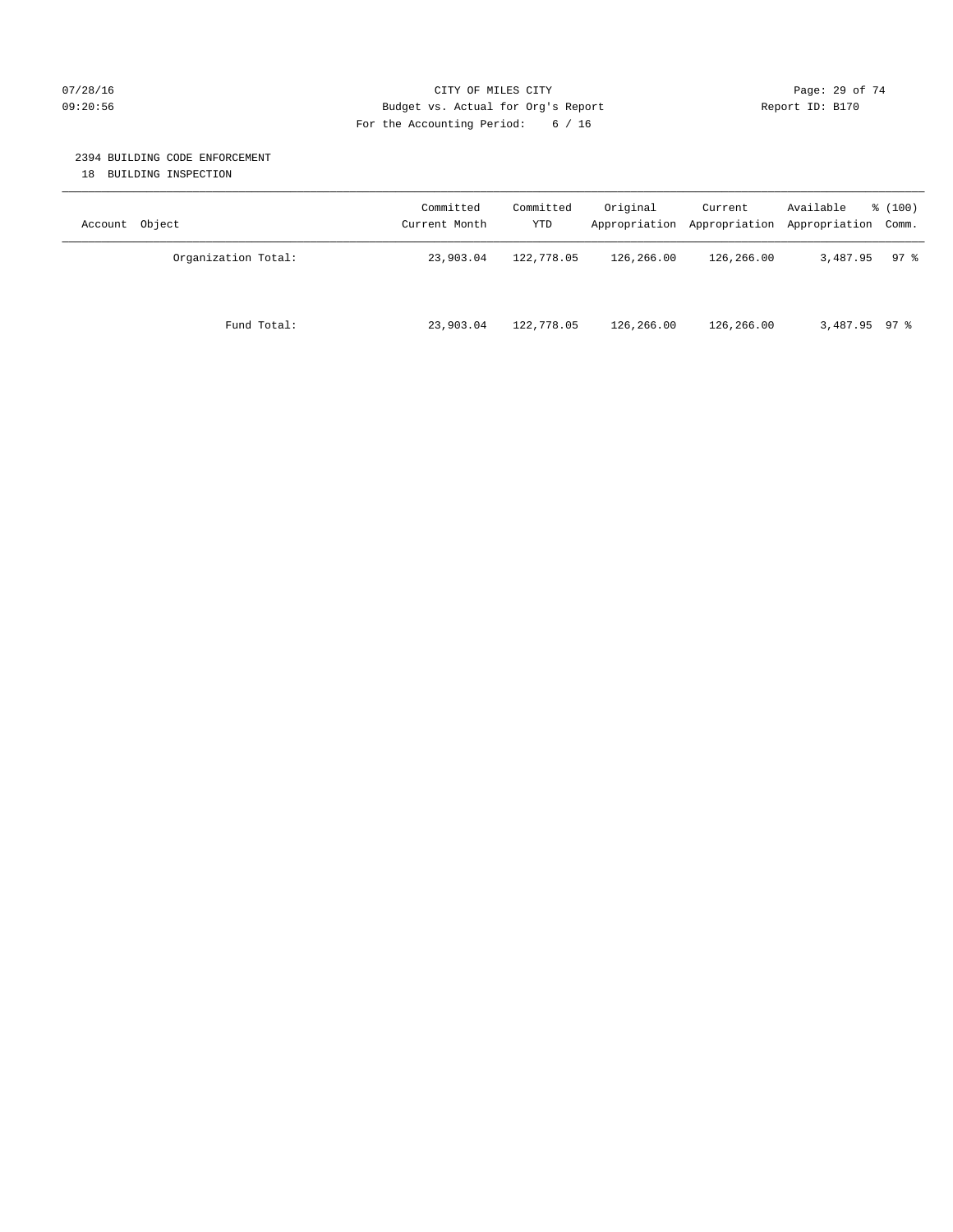## 2394 BUILDING CODE ENFORCEMENT

18 BUILDING INSPECTION

| Account Object | Committed Current Month | Committed YTD | Original Appropriation | Current Appropriation | Available Appropriation | % (100) Comm. |
|---|---|---|---|---|---|---|
| Organization Total: | 23,903.04 | 122,778.05 | 126,266.00 | 126,266.00 | 3,487.95 | 97 % |
| Fund Total: | 23,903.04 | 122,778.05 | 126,266.00 | 126,266.00 | 3,487.95 | 97 % |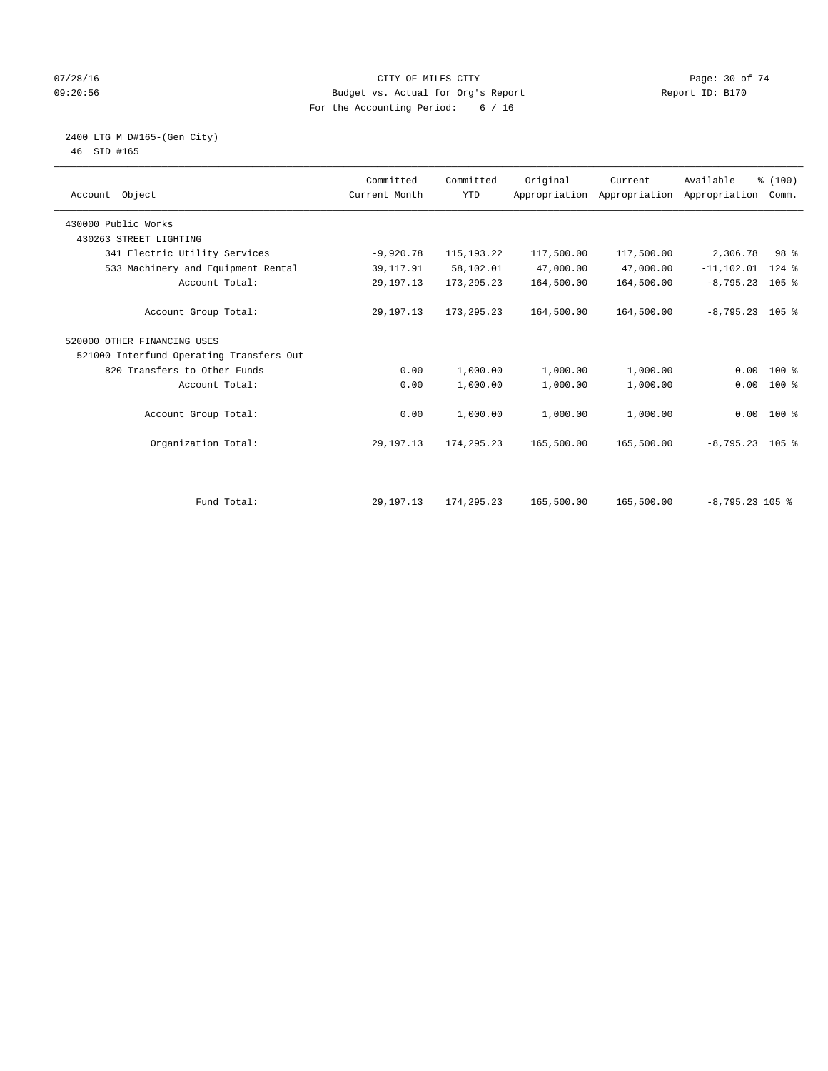CITY OF MILES CITY
Budget vs. Actual for Org's Report
For the Accounting Period: 6 / 16

07/28/16
09:20:56

Report ID: B170

2400 LTG M D#165-(Gen City)
46 SID #165

| Account Object | Committed Current Month | Committed YTD | Original Appropriation | Current Appropriation | Available Appropriation | % (100) Comm. |
|---|---|---|---|---|---|---|
| 430000 Public Works | | | | | | |
| 430263 STREET LIGHTING | | | | | | |
| 341 Electric Utility Services | -9,920.78 | 115,193.22 | 117,500.00 | 117,500.00 | 2,306.78 | 98 % |
| 533 Machinery and Equipment Rental | 39,117.91 | 58,102.01 | 47,000.00 | 47,000.00 | -11,102.01 | 124 % |
| Account Total: | 29,197.13 | 173,295.23 | 164,500.00 | 164,500.00 | -8,795.23 | 105 % |
| Account Group Total: | 29,197.13 | 173,295.23 | 164,500.00 | 164,500.00 | -8,795.23 | 105 % |
| 520000 OTHER FINANCING USES | | | | | | |
| 521000 Interfund Operating Transfers Out | | | | | | |
| 820 Transfers to Other Funds | 0.00 | 1,000.00 | 1,000.00 | 1,000.00 | 0.00 | 100 % |
| Account Total: | 0.00 | 1,000.00 | 1,000.00 | 1,000.00 | 0.00 | 100 % |
| Account Group Total: | 0.00 | 1,000.00 | 1,000.00 | 1,000.00 | 0.00 | 100 % |
| Organization Total: | 29,197.13 | 174,295.23 | 165,500.00 | 165,500.00 | -8,795.23 | 105 % |
| Fund Total: | 29,197.13 | 174,295.23 | 165,500.00 | 165,500.00 | -8,795.23 | 105 % |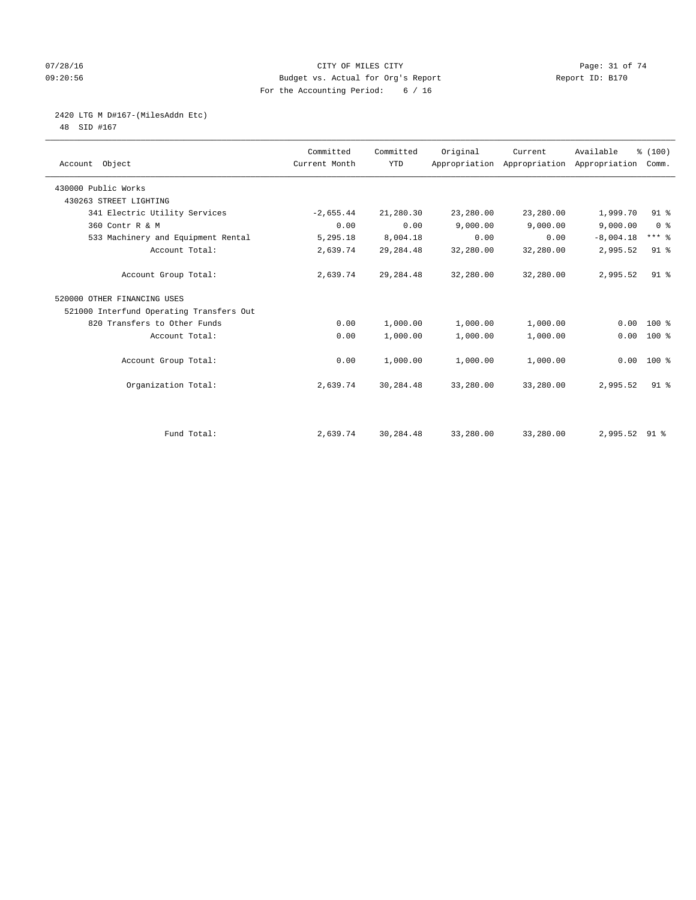CITY OF MILES CITY
Budget vs. Actual for Org's Report
For the Accounting Period: 6 / 16

Report ID: B170

07/28/16
09:20:56

2420 LTG M D#167-(MilesAddn Etc)
48 SID #167

| Account Object | Committed Current Month | Committed YTD | Original Appropriation | Current Appropriation | Available Appropriation | % (100) Comm. |
|---|---|---|---|---|---|---|
| 430000 Public Works | | | | | | |
| 430263 STREET LIGHTING | | | | | | |
| 341 Electric Utility Services | -2,655.44 | 21,280.30 | 23,280.00 | 23,280.00 | 1,999.70 | 91 % |
| 360 Contr R & M | 0.00 | 0.00 | 9,000.00 | 9,000.00 | 9,000.00 | 0 % |
| 533 Machinery and Equipment Rental | 5,295.18 | 8,004.18 | 0.00 | 0.00 | -8,004.18 | *** % |
| Account Total: | 2,639.74 | 29,284.48 | 32,280.00 | 32,280.00 | 2,995.52 | 91 % |
| Account Group Total: | 2,639.74 | 29,284.48 | 32,280.00 | 32,280.00 | 2,995.52 | 91 % |
| 520000 OTHER FINANCING USES | | | | | | |
| 521000 Interfund Operating Transfers Out | | | | | | |
| 820 Transfers to Other Funds | 0.00 | 1,000.00 | 1,000.00 | 1,000.00 | 0.00 | 100 % |
| Account Total: | 0.00 | 1,000.00 | 1,000.00 | 1,000.00 | 0.00 | 100 % |
| Account Group Total: | 0.00 | 1,000.00 | 1,000.00 | 1,000.00 | 0.00 | 100 % |
| Organization Total: | 2,639.74 | 30,284.48 | 33,280.00 | 33,280.00 | 2,995.52 | 91 % |
| Fund Total: | 2,639.74 | 30,284.48 | 33,280.00 | 33,280.00 | 2,995.52 | 91 % |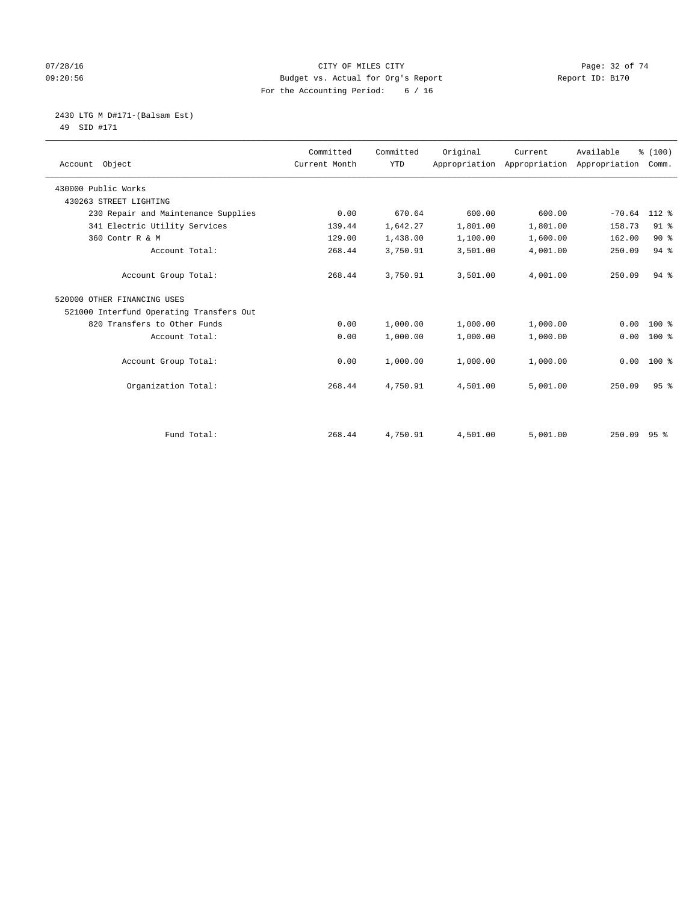CITY OF MILES CITY
Budget vs. Actual for Org's Report
For the Accounting Period: 6 / 16

07/28/16
09:20:56

Report ID: B170

2430 LTG M D#171-(Balsam Est)
49 SID #171

| Account Object | Committed Current Month | Committed YTD | Original Appropriation | Current Appropriation | Available Appropriation | % (100) Comm. |
|---|---|---|---|---|---|---|
| 430000 Public Works | | | | | | |
| 430263 STREET LIGHTING | | | | | | |
| 230 Repair and Maintenance Supplies | 0.00 | 670.64 | 600.00 | 600.00 | -70.64 | 112 % |
| 341 Electric Utility Services | 139.44 | 1,642.27 | 1,801.00 | 1,801.00 | 158.73 | 91 % |
| 360 Contr R & M | 129.00 | 1,438.00 | 1,100.00 | 1,600.00 | 162.00 | 90 % |
| Account Total: | 268.44 | 3,750.91 | 3,501.00 | 4,001.00 | 250.09 | 94 % |
| Account Group Total: | 268.44 | 3,750.91 | 3,501.00 | 4,001.00 | 250.09 | 94 % |
| 520000 OTHER FINANCING USES | | | | | | |
| 521000 Interfund Operating Transfers Out | | | | | | |
| 820 Transfers to Other Funds | 0.00 | 1,000.00 | 1,000.00 | 1,000.00 | 0.00 | 100 % |
| Account Total: | 0.00 | 1,000.00 | 1,000.00 | 1,000.00 | 0.00 | 100 % |
| Account Group Total: | 0.00 | 1,000.00 | 1,000.00 | 1,000.00 | 0.00 | 100 % |
| Organization Total: | 268.44 | 4,750.91 | 4,501.00 | 5,001.00 | 250.09 | 95 % |
| Fund Total: | 268.44 | 4,750.91 | 4,501.00 | 5,001.00 | 250.09 | 95 % |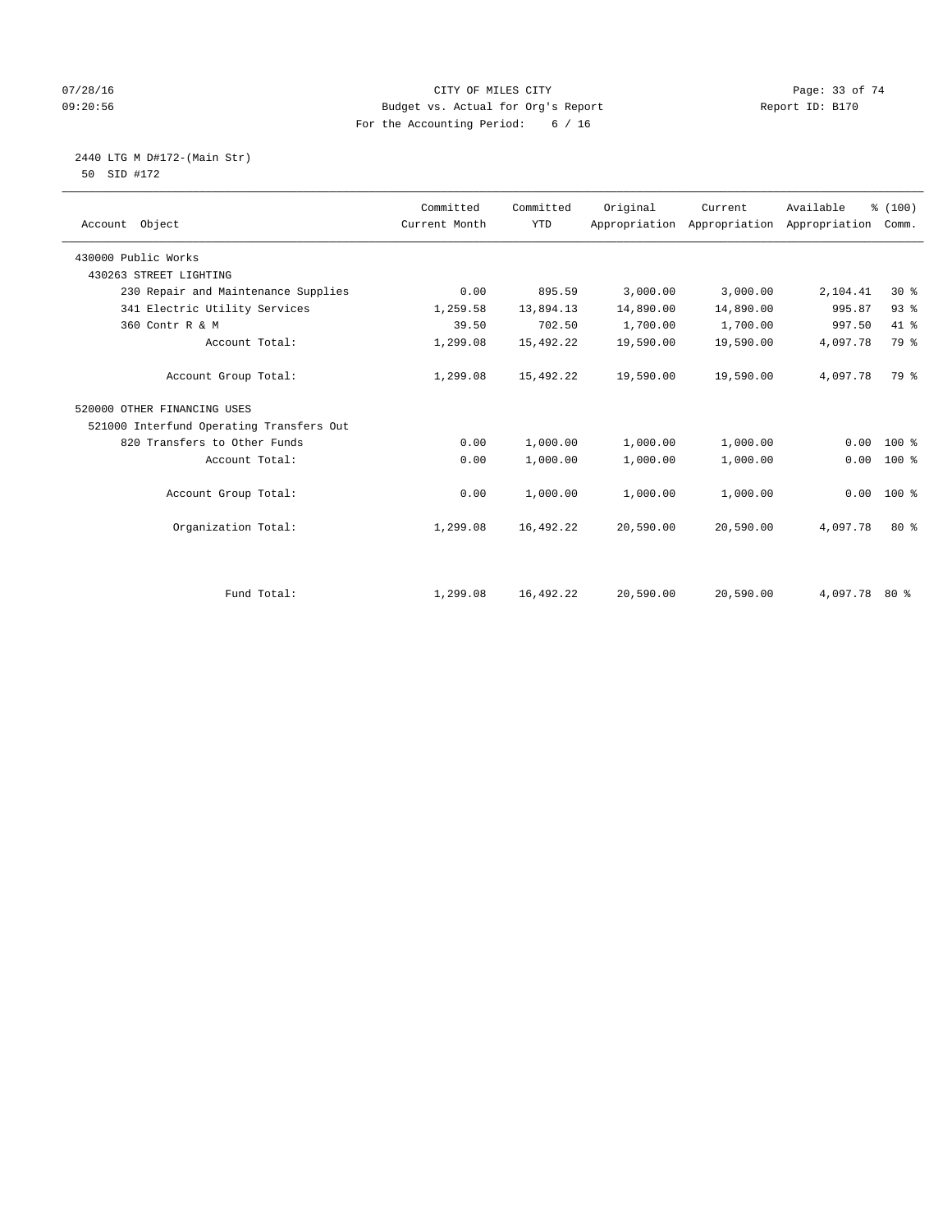CITY OF MILES CITY
Budget vs. Actual for Org's Report
For the Accounting Period: 6 / 16

07/28/16
09:20:56

Report ID: B170

2440 LTG M D#172-(Main Str)
50 SID #172

| Account Object | Committed Current Month | Committed YTD | Original Appropriation | Current Appropriation | Available Appropriation | % (100) Comm. |
|---|---|---|---|---|---|---|
| 430000 Public Works | | | | | | |
| 430263 STREET LIGHTING | | | | | | |
| 230 Repair and Maintenance Supplies | 0.00 | 895.59 | 3,000.00 | 3,000.00 | 2,104.41 | 30 % |
| 341 Electric Utility Services | 1,259.58 | 13,894.13 | 14,890.00 | 14,890.00 | 995.87 | 93 % |
| 360 Contr R & M | 39.50 | 702.50 | 1,700.00 | 1,700.00 | 997.50 | 41 % |
| Account Total: | 1,299.08 | 15,492.22 | 19,590.00 | 19,590.00 | 4,097.78 | 79 % |
| Account Group Total: | 1,299.08 | 15,492.22 | 19,590.00 | 19,590.00 | 4,097.78 | 79 % |
| 520000 OTHER FINANCING USES | | | | | | |
| 521000 Interfund Operating Transfers Out | | | | | | |
| 820 Transfers to Other Funds | 0.00 | 1,000.00 | 1,000.00 | 1,000.00 | 0.00 | 100 % |
| Account Total: | 0.00 | 1,000.00 | 1,000.00 | 1,000.00 | 0.00 | 100 % |
| Account Group Total: | 0.00 | 1,000.00 | 1,000.00 | 1,000.00 | 0.00 | 100 % |
| Organization Total: | 1,299.08 | 16,492.22 | 20,590.00 | 20,590.00 | 4,097.78 | 80 % |
| Fund Total: | 1,299.08 | 16,492.22 | 20,590.00 | 20,590.00 | 4,097.78 | 80 % |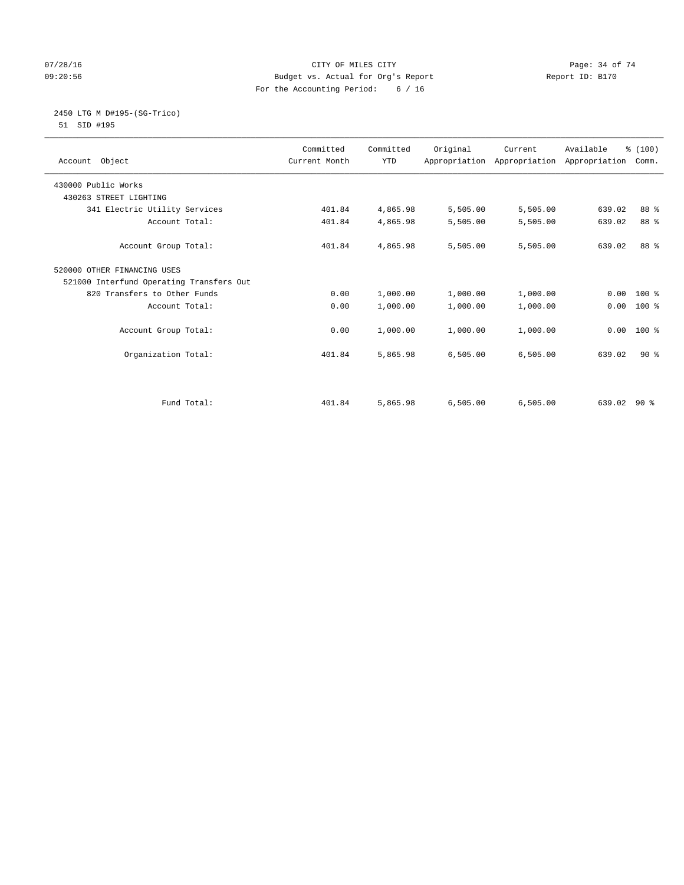CITY OF MILES CITY
Budget vs. Actual for Org's Report
For the Accounting Period: 6 / 16

07/28/16
09:20:56

Report ID: B170

## 2450 LTG M D#195-(SG-Trico)

51 SID #195

| Account Object | Committed Current Month | Committed YTD | Original Appropriation | Current Appropriation | Available Appropriation | % (100) Comm. |
|---|---|---|---|---|---|---|
| 430000 Public Works | | | | | | |
| 430263 STREET LIGHTING | | | | | | |
| 341 Electric Utility Services | 401.84 | 4,865.98 | 5,505.00 | 5,505.00 | 639.02 | 88 % |
| Account Total: | 401.84 | 4,865.98 | 5,505.00 | 5,505.00 | 639.02 | 88 % |
| Account Group Total: | 401.84 | 4,865.98 | 5,505.00 | 5,505.00 | 639.02 | 88 % |
| 520000 OTHER FINANCING USES | | | | | | |
| 521000 Interfund Operating Transfers Out | | | | | | |
| 820 Transfers to Other Funds | 0.00 | 1,000.00 | 1,000.00 | 1,000.00 | 0.00 | 100 % |
| Account Total: | 0.00 | 1,000.00 | 1,000.00 | 1,000.00 | 0.00 | 100 % |
| Account Group Total: | 0.00 | 1,000.00 | 1,000.00 | 1,000.00 | 0.00 | 100 % |
| Organization Total: | 401.84 | 5,865.98 | 6,505.00 | 6,505.00 | 639.02 | 90 % |
| Fund Total: | 401.84 | 5,865.98 | 6,505.00 | 6,505.00 | 639.02 | 90 % |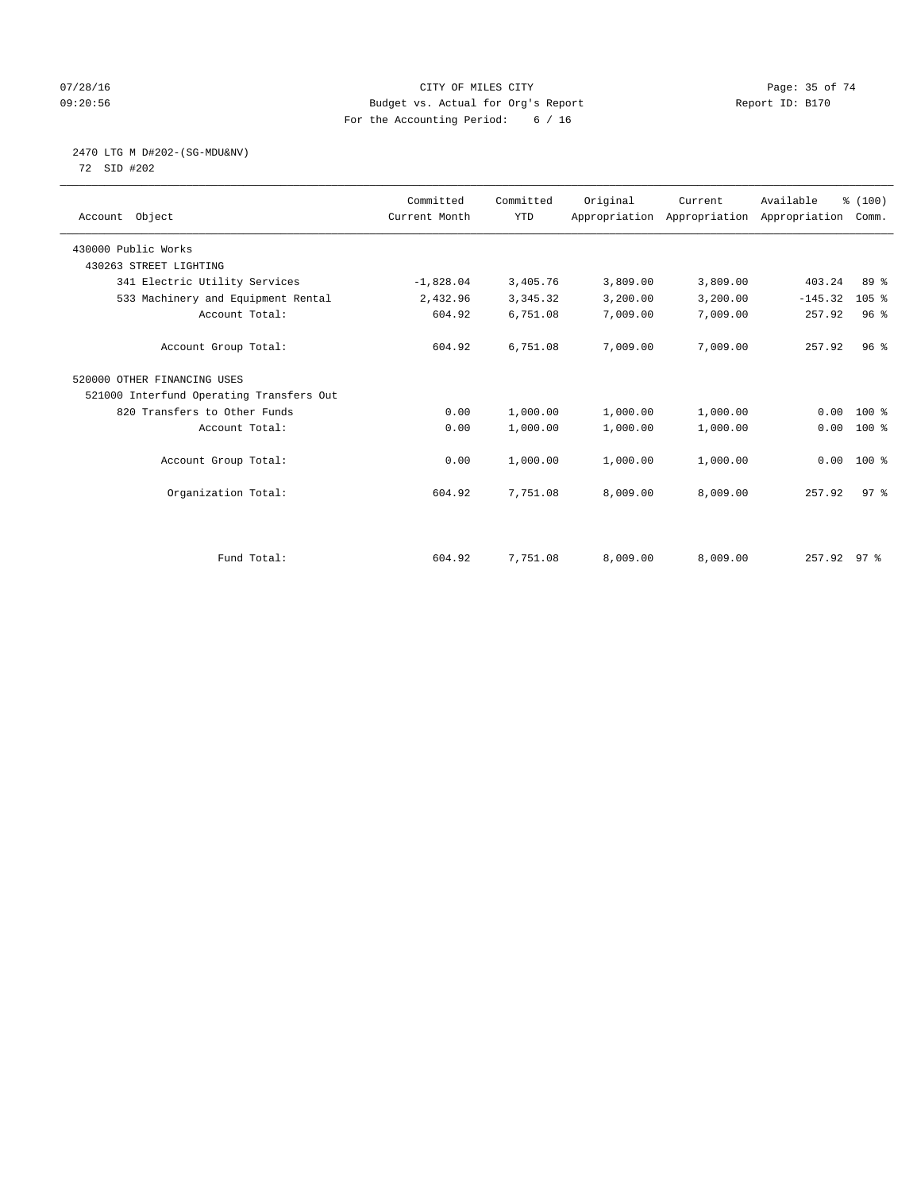CITY OF MILES CITY
Budget vs. Actual for Org's Report
For the Accounting Period: 6 / 16

07/28/16
09:20:56

Report ID: B170

2470 LTG M D#202-(SG-MDU&NV)
72 SID #202

| Account Object | Committed Current Month | Committed YTD | Original Appropriation | Current Appropriation | Available Appropriation | % (100) Comm. |
|---|---|---|---|---|---|---|
| 430000 Public Works | | | | | | |
| 430263 STREET LIGHTING | | | | | | |
| 341 Electric Utility Services | -1,828.04 | 3,405.76 | 3,809.00 | 3,809.00 | 403.24 | 89 % |
| 533 Machinery and Equipment Rental | 2,432.96 | 3,345.32 | 3,200.00 | 3,200.00 | -145.32 | 105 % |
| Account Total: | 604.92 | 6,751.08 | 7,009.00 | 7,009.00 | 257.92 | 96 % |
| Account Group Total: | 604.92 | 6,751.08 | 7,009.00 | 7,009.00 | 257.92 | 96 % |
| 520000 OTHER FINANCING USES | | | | | | |
| 521000 Interfund Operating Transfers Out | | | | | | |
| 820 Transfers to Other Funds | 0.00 | 1,000.00 | 1,000.00 | 1,000.00 | 0.00 | 100 % |
| Account Total: | 0.00 | 1,000.00 | 1,000.00 | 1,000.00 | 0.00 | 100 % |
| Account Group Total: | 0.00 | 1,000.00 | 1,000.00 | 1,000.00 | 0.00 | 100 % |
| Organization Total: | 604.92 | 7,751.08 | 8,009.00 | 8,009.00 | 257.92 | 97 % |
| Fund Total: | 604.92 | 7,751.08 | 8,009.00 | 8,009.00 | 257.92 | 97 % |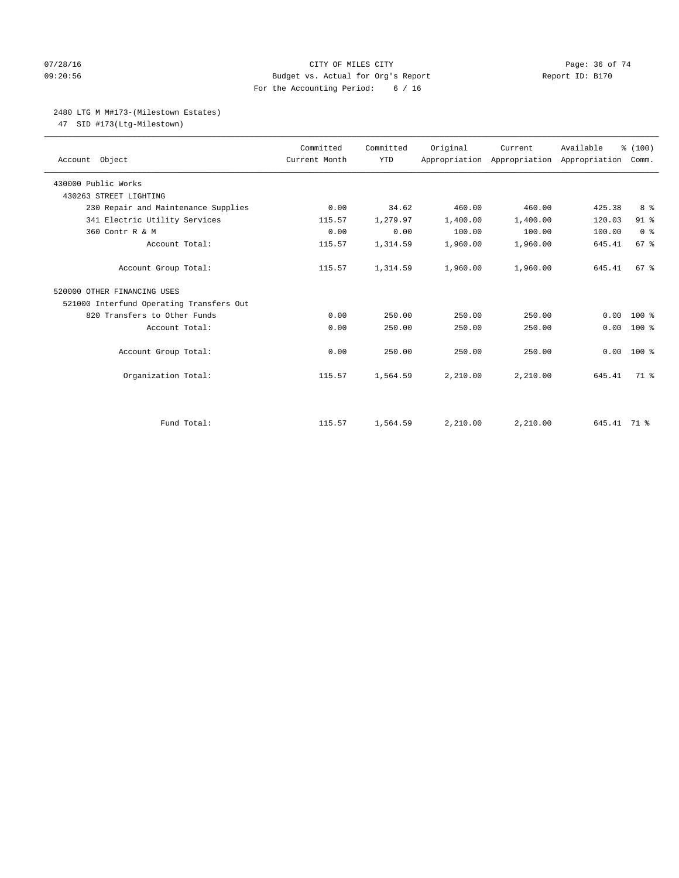CITY OF MILES CITY
Budget vs. Actual for Org's Report
Report ID: B170
07/28/16 09:20:56
For the Accounting Period: 6 / 16

2480 LTG M M#173-(Milestown Estates)
47 SID #173(Ltg-Milestown)

| Account Object | Committed Current Month | Committed YTD | Original Appropriation | Current Appropriation | Available Appropriation | % (100) Comm. |
|---|---|---|---|---|---|---|
| 430000 Public Works | | | | | | |
| 430263 STREET LIGHTING | | | | | | |
| 230 Repair and Maintenance Supplies | 0.00 | 34.62 | 460.00 | 460.00 | 425.38 | 8 % |
| 341 Electric Utility Services | 115.57 | 1,279.97 | 1,400.00 | 1,400.00 | 120.03 | 91 % |
| 360 Contr R & M | 0.00 | 0.00 | 100.00 | 100.00 | 100.00 | 0 % |
| Account Total: | 115.57 | 1,314.59 | 1,960.00 | 1,960.00 | 645.41 | 67 % |
| Account Group Total: | 115.57 | 1,314.59 | 1,960.00 | 1,960.00 | 645.41 | 67 % |
| 520000 OTHER FINANCING USES | | | | | | |
| 521000 Interfund Operating Transfers Out | | | | | | |
| 820 Transfers to Other Funds | 0.00 | 250.00 | 250.00 | 250.00 | 0.00 | 100 % |
| Account Total: | 0.00 | 250.00 | 250.00 | 250.00 | 0.00 | 100 % |
| Account Group Total: | 0.00 | 250.00 | 250.00 | 250.00 | 0.00 | 100 % |
| Organization Total: | 115.57 | 1,564.59 | 2,210.00 | 2,210.00 | 645.41 | 71 % |
| Fund Total: | 115.57 | 1,564.59 | 2,210.00 | 2,210.00 | 645.41 | 71 % |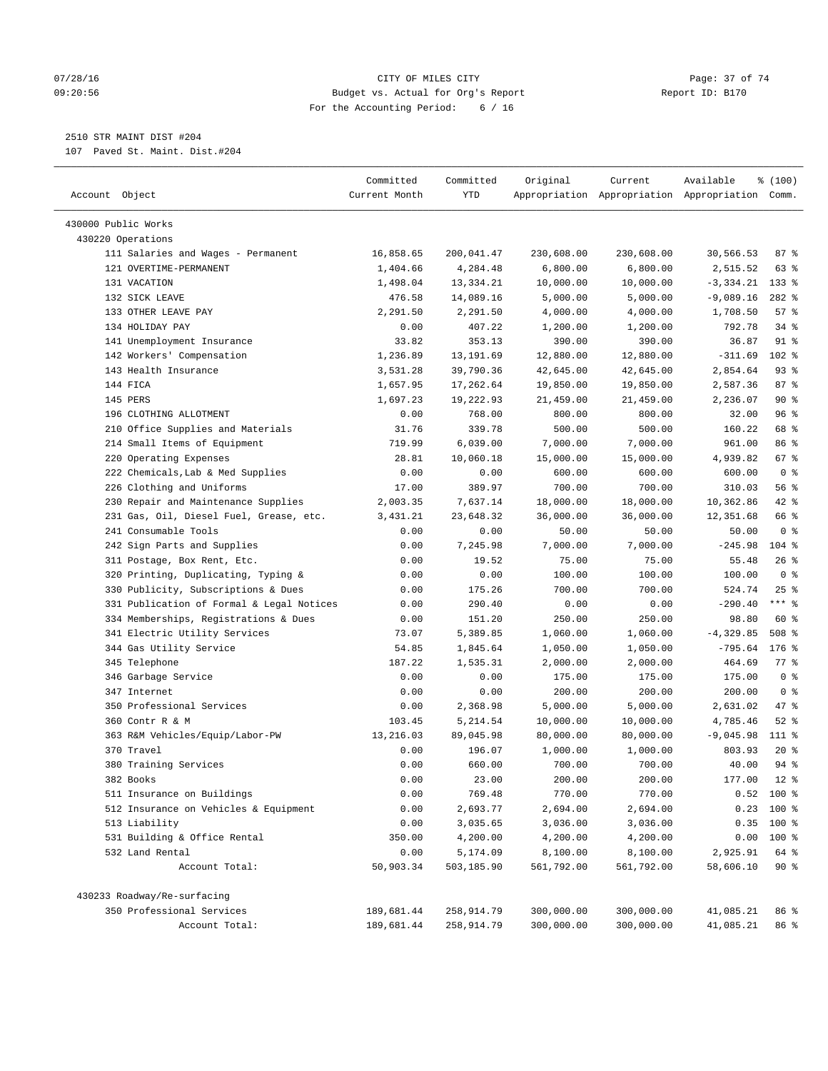CITY OF MILES CITY
Budget vs. Actual for Org's Report
For the Accounting Period: 6 / 16

07/28/16 09:20:56 — Report ID: B170

2510 STR MAINT DIST #204
107 Paved St. Maint. Dist.#204

| Account Object | Committed Current Month | Committed YTD | Original Appropriation | Current Appropriation | Available Appropriation | % (100) Comm. |
|---|---|---|---|---|---|---|
| 430000 Public Works | | | | | | |
| 430220 Operations | | | | | | |
| 111 Salaries and Wages - Permanent | 16,858.65 | 200,041.47 | 230,608.00 | 230,608.00 | 30,566.53 | 87 % |
| 121 OVERTIME-PERMANENT | 1,404.66 | 4,284.48 | 6,800.00 | 6,800.00 | 2,515.52 | 63 % |
| 131 VACATION | 1,498.04 | 13,334.21 | 10,000.00 | 10,000.00 | -3,334.21 | 133 % |
| 132 SICK LEAVE | 476.58 | 14,089.16 | 5,000.00 | 5,000.00 | -9,089.16 | 282 % |
| 133 OTHER LEAVE PAY | 2,291.50 | 2,291.50 | 4,000.00 | 4,000.00 | 1,708.50 | 57 % |
| 134 HOLIDAY PAY | 0.00 | 407.22 | 1,200.00 | 1,200.00 | 792.78 | 34 % |
| 141 Unemployment Insurance | 33.82 | 353.13 | 390.00 | 390.00 | 36.87 | 91 % |
| 142 Workers' Compensation | 1,236.89 | 13,191.69 | 12,880.00 | 12,880.00 | -311.69 | 102 % |
| 143 Health Insurance | 3,531.28 | 39,790.36 | 42,645.00 | 42,645.00 | 2,854.64 | 93 % |
| 144 FICA | 1,657.95 | 17,262.64 | 19,850.00 | 19,850.00 | 2,587.36 | 87 % |
| 145 PERS | 1,697.23 | 19,222.93 | 21,459.00 | 21,459.00 | 2,236.07 | 90 % |
| 196 CLOTHING ALLOTMENT | 0.00 | 768.00 | 800.00 | 800.00 | 32.00 | 96 % |
| 210 Office Supplies and Materials | 31.76 | 339.78 | 500.00 | 500.00 | 160.22 | 68 % |
| 214 Small Items of Equipment | 719.99 | 6,039.00 | 7,000.00 | 7,000.00 | 961.00 | 86 % |
| 220 Operating Expenses | 28.81 | 10,060.18 | 15,000.00 | 15,000.00 | 4,939.82 | 67 % |
| 222 Chemicals,Lab & Med Supplies | 0.00 | 0.00 | 600.00 | 600.00 | 600.00 | 0 % |
| 226 Clothing and Uniforms | 17.00 | 389.97 | 700.00 | 700.00 | 310.03 | 56 % |
| 230 Repair and Maintenance Supplies | 2,003.35 | 7,637.14 | 18,000.00 | 18,000.00 | 10,362.86 | 42 % |
| 231 Gas, Oil, Diesel Fuel, Grease, etc. | 3,431.21 | 23,648.32 | 36,000.00 | 36,000.00 | 12,351.68 | 66 % |
| 241 Consumable Tools | 0.00 | 0.00 | 50.00 | 50.00 | 50.00 | 0 % |
| 242 Sign Parts and Supplies | 0.00 | 7,245.98 | 7,000.00 | 7,000.00 | -245.98 | 104 % |
| 311 Postage, Box Rent, Etc. | 0.00 | 19.52 | 75.00 | 75.00 | 55.48 | 26 % |
| 320 Printing, Duplicating, Typing & | 0.00 | 0.00 | 100.00 | 100.00 | 100.00 | 0 % |
| 330 Publicity, Subscriptions & Dues | 0.00 | 175.26 | 700.00 | 700.00 | 524.74 | 25 % |
| 331 Publication of Formal & Legal Notices | 0.00 | 290.40 | 0.00 | 0.00 | -290.40 | *** % |
| 334 Memberships, Registrations & Dues | 0.00 | 151.20 | 250.00 | 250.00 | 98.80 | 60 % |
| 341 Electric Utility Services | 73.07 | 5,389.85 | 1,060.00 | 1,060.00 | -4,329.85 | 508 % |
| 344 Gas Utility Service | 54.85 | 1,845.64 | 1,050.00 | 1,050.00 | -795.64 | 176 % |
| 345 Telephone | 187.22 | 1,535.31 | 2,000.00 | 2,000.00 | 464.69 | 77 % |
| 346 Garbage Service | 0.00 | 0.00 | 175.00 | 175.00 | 175.00 | 0 % |
| 347 Internet | 0.00 | 0.00 | 200.00 | 200.00 | 200.00 | 0 % |
| 350 Professional Services | 0.00 | 2,368.98 | 5,000.00 | 5,000.00 | 2,631.02 | 47 % |
| 360 Contr R & M | 103.45 | 5,214.54 | 10,000.00 | 10,000.00 | 4,785.46 | 52 % |
| 363 R&M Vehicles/Equip/Labor-PW | 13,216.03 | 89,045.98 | 80,000.00 | 80,000.00 | -9,045.98 | 111 % |
| 370 Travel | 0.00 | 196.07 | 1,000.00 | 1,000.00 | 803.93 | 20 % |
| 380 Training Services | 0.00 | 660.00 | 700.00 | 700.00 | 40.00 | 94 % |
| 382 Books | 0.00 | 23.00 | 200.00 | 200.00 | 177.00 | 12 % |
| 511 Insurance on Buildings | 0.00 | 769.48 | 770.00 | 770.00 | 0.52 | 100 % |
| 512 Insurance on Vehicles & Equipment | 0.00 | 2,693.77 | 2,694.00 | 2,694.00 | 0.23 | 100 % |
| 513 Liability | 0.00 | 3,035.65 | 3,036.00 | 3,036.00 | 0.35 | 100 % |
| 531 Building & Office Rental | 350.00 | 4,200.00 | 4,200.00 | 4,200.00 | 0.00 | 100 % |
| 532 Land Rental | 0.00 | 5,174.09 | 8,100.00 | 8,100.00 | 2,925.91 | 64 % |
| Account Total: | 50,903.34 | 503,185.90 | 561,792.00 | 561,792.00 | 58,606.10 | 90 % |
| 430233 Roadway/Re-surfacing | | | | | | |
| 350 Professional Services | 189,681.44 | 258,914.79 | 300,000.00 | 300,000.00 | 41,085.21 | 86 % |
| Account Total: | 189,681.44 | 258,914.79 | 300,000.00 | 300,000.00 | 41,085.21 | 86 % |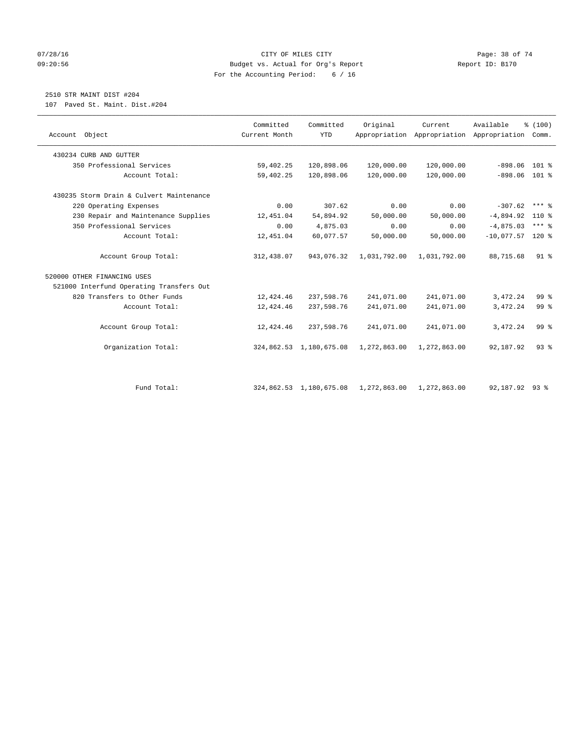CITY OF MILES CITY
Budget vs. Actual for Org's Report
For the Accounting Period: 6 / 16

2510 STR MAINT DIST #204
107 Paved St. Maint. Dist.#204

| Account Object | Committed Current Month | Committed YTD | Original Appropriation | Current Appropriation | Available Appropriation | % (100) Comm. |
|---|---|---|---|---|---|---|
| 430234 CURB AND GUTTER | | | | | | |
| 350 Professional Services | 59,402.25 | 120,898.06 | 120,000.00 | 120,000.00 | -898.06 | 101 % |
| Account Total: | 59,402.25 | 120,898.06 | 120,000.00 | 120,000.00 | -898.06 | 101 % |
| 430235 Storm Drain & Culvert Maintenance | | | | | | |
| 220 Operating Expenses | 0.00 | 307.62 | 0.00 | 0.00 | -307.62 | *** % |
| 230 Repair and Maintenance Supplies | 12,451.04 | 54,894.92 | 50,000.00 | 50,000.00 | -4,894.92 | 110 % |
| 350 Professional Services | 0.00 | 4,875.03 | 0.00 | 0.00 | -4,875.03 | *** % |
| Account Total: | 12,451.04 | 60,077.57 | 50,000.00 | 50,000.00 | -10,077.57 | 120 % |
| Account Group Total: | 312,438.07 | 943,076.32 | 1,031,792.00 | 1,031,792.00 | 88,715.68 | 91 % |
| 520000 OTHER FINANCING USES | | | | | | |
| 521000 Interfund Operating Transfers Out | | | | | | |
| 820 Transfers to Other Funds | 12,424.46 | 237,598.76 | 241,071.00 | 241,071.00 | 3,472.24 | 99 % |
| Account Total: | 12,424.46 | 237,598.76 | 241,071.00 | 241,071.00 | 3,472.24 | 99 % |
| Account Group Total: | 12,424.46 | 237,598.76 | 241,071.00 | 241,071.00 | 3,472.24 | 99 % |
| Organization Total: | 324,862.53 | 1,180,675.08 | 1,272,863.00 | 1,272,863.00 | 92,187.92 | 93 % |
| Fund Total: | 324,862.53 | 1,180,675.08 | 1,272,863.00 | 1,272,863.00 | 92,187.92 | 93 % |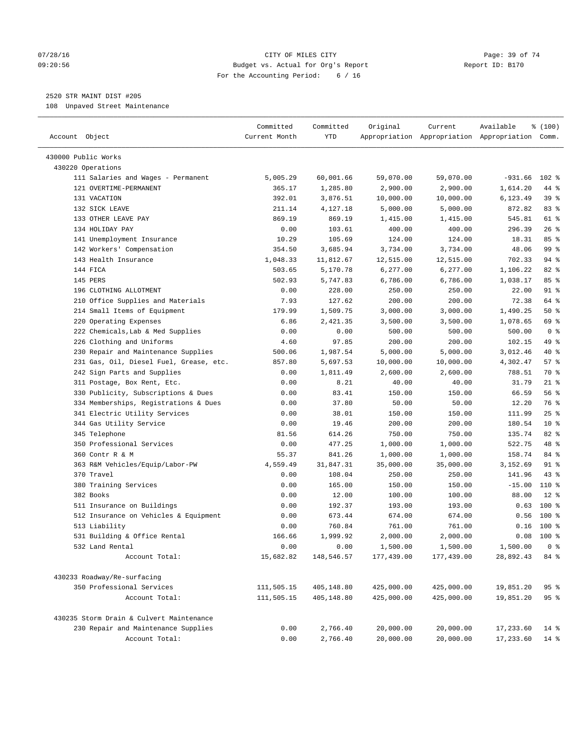CITY OF MILES CITY
Budget vs. Actual for Org's Report
For the Accounting Period: 6 / 16

07/28/16
09:20:56

Report ID: B170

2520 STR MAINT DIST #205

108 Unpaved Street Maintenance

| Account Object | Committed Current Month | Committed YTD | Original Appropriation | Current Appropriation | Available Appropriation | % (100) Comm. |
|---|---|---|---|---|---|---|
| 430000 Public Works | | | | | | |
| 430220 Operations | | | | | | |
| 111 Salaries and Wages - Permanent | 5,005.29 | 60,001.66 | 59,070.00 | 59,070.00 | -931.66 | 102 % |
| 121 OVERTIME-PERMANENT | 365.17 | 1,285.80 | 2,900.00 | 2,900.00 | 1,614.20 | 44 % |
| 131 VACATION | 392.01 | 3,876.51 | 10,000.00 | 10,000.00 | 6,123.49 | 39 % |
| 132 SICK LEAVE | 211.14 | 4,127.18 | 5,000.00 | 5,000.00 | 872.82 | 83 % |
| 133 OTHER LEAVE PAY | 869.19 | 869.19 | 1,415.00 | 1,415.00 | 545.81 | 61 % |
| 134 HOLIDAY PAY | 0.00 | 103.61 | 400.00 | 400.00 | 296.39 | 26 % |
| 141 Unemployment Insurance | 10.29 | 105.69 | 124.00 | 124.00 | 18.31 | 85 % |
| 142 Workers' Compensation | 354.50 | 3,685.94 | 3,734.00 | 3,734.00 | 48.06 | 99 % |
| 143 Health Insurance | 1,048.33 | 11,812.67 | 12,515.00 | 12,515.00 | 702.33 | 94 % |
| 144 FICA | 503.65 | 5,170.78 | 6,277.00 | 6,277.00 | 1,106.22 | 82 % |
| 145 PERS | 502.93 | 5,747.83 | 6,786.00 | 6,786.00 | 1,038.17 | 85 % |
| 196 CLOTHING ALLOTMENT | 0.00 | 228.00 | 250.00 | 250.00 | 22.00 | 91 % |
| 210 Office Supplies and Materials | 7.93 | 127.62 | 200.00 | 200.00 | 72.38 | 64 % |
| 214 Small Items of Equipment | 179.99 | 1,509.75 | 3,000.00 | 3,000.00 | 1,490.25 | 50 % |
| 220 Operating Expenses | 6.86 | 2,421.35 | 3,500.00 | 3,500.00 | 1,078.65 | 69 % |
| 222 Chemicals,Lab & Med Supplies | 0.00 | 0.00 | 500.00 | 500.00 | 500.00 | 0 % |
| 226 Clothing and Uniforms | 4.60 | 97.85 | 200.00 | 200.00 | 102.15 | 49 % |
| 230 Repair and Maintenance Supplies | 500.06 | 1,987.54 | 5,000.00 | 5,000.00 | 3,012.46 | 40 % |
| 231 Gas, Oil, Diesel Fuel, Grease, etc. | 857.80 | 5,697.53 | 10,000.00 | 10,000.00 | 4,302.47 | 57 % |
| 242 Sign Parts and Supplies | 0.00 | 1,811.49 | 2,600.00 | 2,600.00 | 788.51 | 70 % |
| 311 Postage, Box Rent, Etc. | 0.00 | 8.21 | 40.00 | 40.00 | 31.79 | 21 % |
| 330 Publicity, Subscriptions & Dues | 0.00 | 83.41 | 150.00 | 150.00 | 66.59 | 56 % |
| 334 Memberships, Registrations & Dues | 0.00 | 37.80 | 50.00 | 50.00 | 12.20 | 76 % |
| 341 Electric Utility Services | 0.00 | 38.01 | 150.00 | 150.00 | 111.99 | 25 % |
| 344 Gas Utility Service | 0.00 | 19.46 | 200.00 | 200.00 | 180.54 | 10 % |
| 345 Telephone | 81.56 | 614.26 | 750.00 | 750.00 | 135.74 | 82 % |
| 350 Professional Services | 0.00 | 477.25 | 1,000.00 | 1,000.00 | 522.75 | 48 % |
| 360 Contr R & M | 55.37 | 841.26 | 1,000.00 | 1,000.00 | 158.74 | 84 % |
| 363 R&M Vehicles/Equip/Labor-PW | 4,559.49 | 31,847.31 | 35,000.00 | 35,000.00 | 3,152.69 | 91 % |
| 370 Travel | 0.00 | 108.04 | 250.00 | 250.00 | 141.96 | 43 % |
| 380 Training Services | 0.00 | 165.00 | 150.00 | 150.00 | -15.00 | 110 % |
| 382 Books | 0.00 | 12.00 | 100.00 | 100.00 | 88.00 | 12 % |
| 511 Insurance on Buildings | 0.00 | 192.37 | 193.00 | 193.00 | 0.63 | 100 % |
| 512 Insurance on Vehicles & Equipment | 0.00 | 673.44 | 674.00 | 674.00 | 0.56 | 100 % |
| 513 Liability | 0.00 | 760.84 | 761.00 | 761.00 | 0.16 | 100 % |
| 531 Building & Office Rental | 166.66 | 1,999.92 | 2,000.00 | 2,000.00 | 0.08 | 100 % |
| 532 Land Rental | 0.00 | 0.00 | 1,500.00 | 1,500.00 | 1,500.00 | 0 % |
| Account Total: | 15,682.82 | 148,546.57 | 177,439.00 | 177,439.00 | 28,892.43 | 84 % |
| 430233 Roadway/Re-surfacing | | | | | | |
| 350 Professional Services | 111,505.15 | 405,148.80 | 425,000.00 | 425,000.00 | 19,851.20 | 95 % |
| Account Total: | 111,505.15 | 405,148.80 | 425,000.00 | 425,000.00 | 19,851.20 | 95 % |
| 430235 Storm Drain & Culvert Maintenance | | | | | | |
| 230 Repair and Maintenance Supplies | 0.00 | 2,766.40 | 20,000.00 | 20,000.00 | 17,233.60 | 14 % |
| Account Total: | 0.00 | 2,766.40 | 20,000.00 | 20,000.00 | 17,233.60 | 14 % |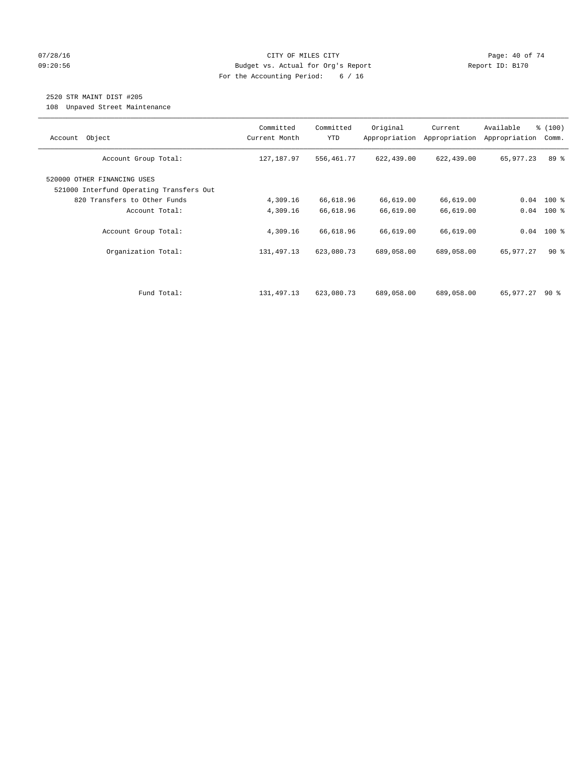CITY OF MILES CITY
Budget vs. Actual for Org's Report
For the Accounting Period: 6 / 16

07/28/16
09:20:56

Report ID: B170

## 2520 STR MAINT DIST #205

108 Unpaved Street Maintenance

| Account Object | Committed Current Month | Committed YTD | Original Appropriation | Current Appropriation | Available Appropriation | % (100) Comm. |
|---|---|---|---|---|---|---|
| Account Group Total: | 127,187.97 | 556,461.77 | 622,439.00 | 622,439.00 | 65,977.23 | 89 % |
| 520000 OTHER FINANCING USES | | | | | | |
| 521000 Interfund Operating Transfers Out | | | | | | |
| 820 Transfers to Other Funds | 4,309.16 | 66,618.96 | 66,619.00 | 66,619.00 | 0.04 | 100 % |
| Account Total: | 4,309.16 | 66,618.96 | 66,619.00 | 66,619.00 | 0.04 | 100 % |
| Account Group Total: | 4,309.16 | 66,618.96 | 66,619.00 | 66,619.00 | 0.04 | 100 % |
| Organization Total: | 131,497.13 | 623,080.73 | 689,058.00 | 689,058.00 | 65,977.27 | 90 % |
| Fund Total: | 131,497.13 | 623,080.73 | 689,058.00 | 689,058.00 | 65,977.27 | 90 % |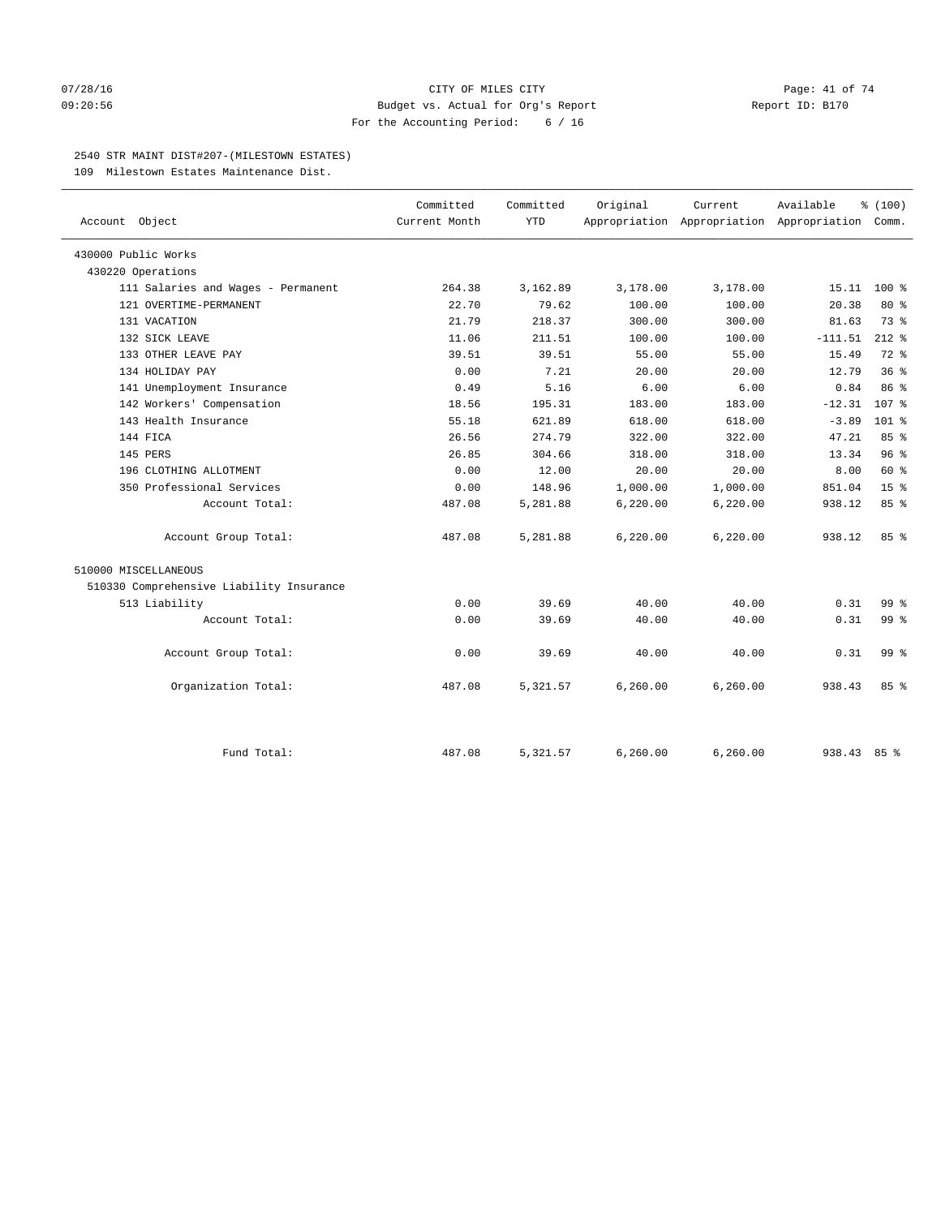CITY OF MILES CITY
Budget vs. Actual for Org's Report
For the Accounting Period: 6 / 16

07/28/16
09:20:56

Report ID: B170

2540 STR MAINT DIST#207-(MILESTOWN ESTATES)

109 Milestown Estates Maintenance Dist.

| Account Object | Committed Current Month | Committed YTD | Original Appropriation | Current Appropriation | Available Appropriation | % (100) Comm. |
|---|---|---|---|---|---|---|
| 430000 Public Works | | | | | | |
| 430220 Operations | | | | | | |
| 111 Salaries and Wages - Permanent | 264.38 | 3,162.89 | 3,178.00 | 3,178.00 | 15.11 | 100 % |
| 121 OVERTIME-PERMANENT | 22.70 | 79.62 | 100.00 | 100.00 | 20.38 | 80 % |
| 131 VACATION | 21.79 | 218.37 | 300.00 | 300.00 | 81.63 | 73 % |
| 132 SICK LEAVE | 11.06 | 211.51 | 100.00 | 100.00 | -111.51 | 212 % |
| 133 OTHER LEAVE PAY | 39.51 | 39.51 | 55.00 | 55.00 | 15.49 | 72 % |
| 134 HOLIDAY PAY | 0.00 | 7.21 | 20.00 | 20.00 | 12.79 | 36 % |
| 141 Unemployment Insurance | 0.49 | 5.16 | 6.00 | 6.00 | 0.84 | 86 % |
| 142 Workers' Compensation | 18.56 | 195.31 | 183.00 | 183.00 | -12.31 | 107 % |
| 143 Health Insurance | 55.18 | 621.89 | 618.00 | 618.00 | -3.89 | 101 % |
| 144 FICA | 26.56 | 274.79 | 322.00 | 322.00 | 47.21 | 85 % |
| 145 PERS | 26.85 | 304.66 | 318.00 | 318.00 | 13.34 | 96 % |
| 196 CLOTHING ALLOTMENT | 0.00 | 12.00 | 20.00 | 20.00 | 8.00 | 60 % |
| 350 Professional Services | 0.00 | 148.96 | 1,000.00 | 1,000.00 | 851.04 | 15 % |
| Account Total: | 487.08 | 5,281.88 | 6,220.00 | 6,220.00 | 938.12 | 85 % |
| Account Group Total: | 487.08 | 5,281.88 | 6,220.00 | 6,220.00 | 938.12 | 85 % |
| 510000 MISCELLANEOUS | | | | | | |
| 510330 Comprehensive Liability Insurance | | | | | | |
| 513 Liability | 0.00 | 39.69 | 40.00 | 40.00 | 0.31 | 99 % |
| Account Total: | 0.00 | 39.69 | 40.00 | 40.00 | 0.31 | 99 % |
| Account Group Total: | 0.00 | 39.69 | 40.00 | 40.00 | 0.31 | 99 % |
| Organization Total: | 487.08 | 5,321.57 | 6,260.00 | 6,260.00 | 938.43 | 85 % |
| Fund Total: | 487.08 | 5,321.57 | 6,260.00 | 6,260.00 | 938.43 | 85 % |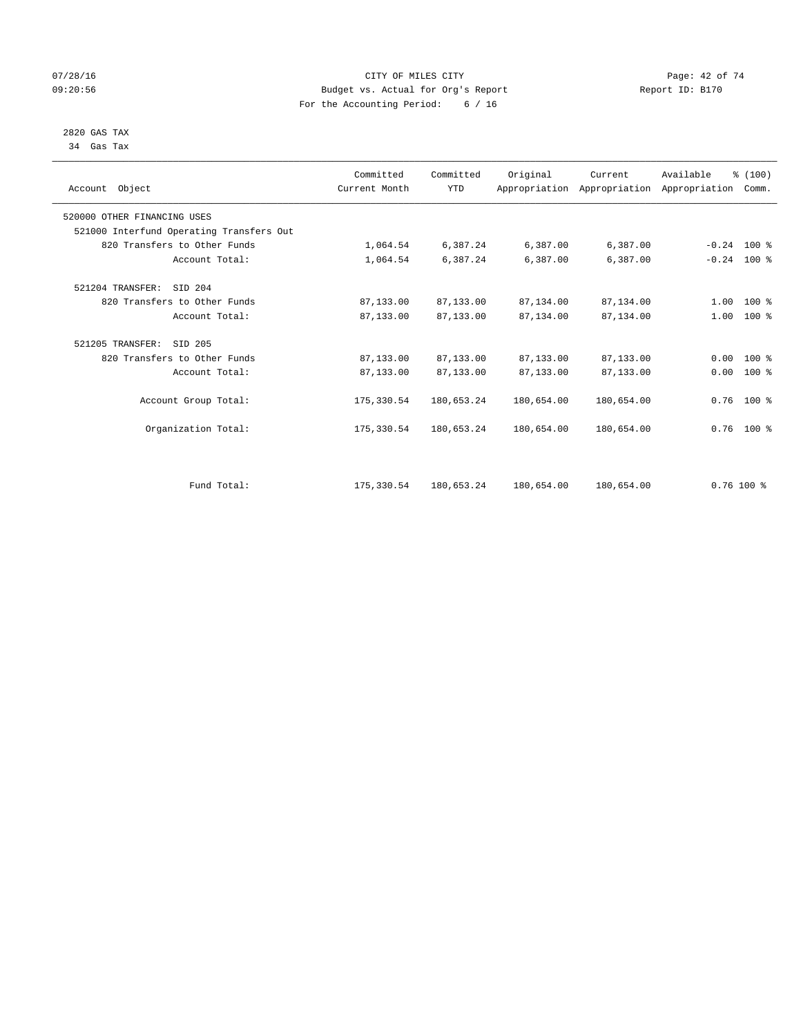CITY OF MILES CITY
Budget vs. Actual for Org's Report
For the Accounting Period: 6 / 16

07/28/16
09:20:56

Report ID: B170

2820 GAS TAX
34 Gas Tax

| Account Object | Committed Current Month | Committed YTD | Original Appropriation | Current Appropriation | Available Appropriation | % (100) Comm. |
|---|---|---|---|---|---|---|
| 520000 OTHER FINANCING USES | | | | | | |
| 521000 Interfund Operating Transfers Out | | | | | | |
| 820 Transfers to Other Funds | 1,064.54 | 6,387.24 | 6,387.00 | 6,387.00 | -0.24 | 100 % |
| Account Total: | 1,064.54 | 6,387.24 | 6,387.00 | 6,387.00 | -0.24 | 100 % |
| 521204 TRANSFER: SID 204 | | | | | | |
| 820 Transfers to Other Funds | 87,133.00 | 87,133.00 | 87,134.00 | 87,134.00 | 1.00 | 100 % |
| Account Total: | 87,133.00 | 87,133.00 | 87,134.00 | 87,134.00 | 1.00 | 100 % |
| 521205 TRANSFER: SID 205 | | | | | | |
| 820 Transfers to Other Funds | 87,133.00 | 87,133.00 | 87,133.00 | 87,133.00 | 0.00 | 100 % |
| Account Total: | 87,133.00 | 87,133.00 | 87,133.00 | 87,133.00 | 0.00 | 100 % |
| Account Group Total: | 175,330.54 | 180,653.24 | 180,654.00 | 180,654.00 | 0.76 | 100 % |
| Organization Total: | 175,330.54 | 180,653.24 | 180,654.00 | 180,654.00 | 0.76 | 100 % |
| Fund Total: | 175,330.54 | 180,653.24 | 180,654.00 | 180,654.00 | 0.76 | 100 % |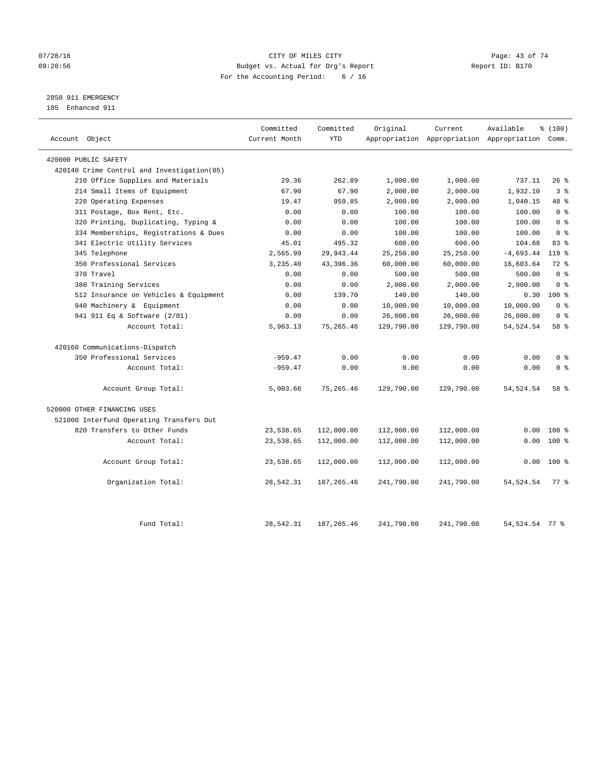CITY OF MILES CITY
Budget vs. Actual for Org's Report
For the Accounting Period: 6 / 16

07/28/16
09:20:56

Report ID: B170

2850 911 EMERGENCY
105 Enhanced 911

| Account Object | Committed Current Month | Committed YTD | Original Appropriation | Current Appropriation | Available Appropriation | % (100) Comm. |
|---|---|---|---|---|---|---|
| 420000 PUBLIC SAFETY | | | | | | |
| 420140 Crime Control and Investigation(05) | | | | | | |
| 210 Office Supplies and Materials | 29.36 | 262.89 | 1,000.00 | 1,000.00 | 737.11 | 26 % |
| 214 Small Items of Equipment | 67.90 | 67.90 | 2,000.00 | 2,000.00 | 1,932.10 | 3 % |
| 220 Operating Expenses | 19.47 | 959.85 | 2,000.00 | 2,000.00 | 1,040.15 | 48 % |
| 311 Postage, Box Rent, Etc. | 0.00 | 0.00 | 100.00 | 100.00 | 100.00 | 0 % |
| 320 Printing, Duplicating, Typing & | 0.00 | 0.00 | 100.00 | 100.00 | 100.00 | 0 % |
| 334 Memberships, Registrations & Dues | 0.00 | 0.00 | 100.00 | 100.00 | 100.00 | 0 % |
| 341 Electric Utility Services | 45.01 | 495.32 | 600.00 | 600.00 | 104.68 | 83 % |
| 345 Telephone | 2,565.99 | 29,943.44 | 25,250.00 | 25,250.00 | -4,693.44 | 119 % |
| 350 Professional Services | 3,235.40 | 43,396.36 | 60,000.00 | 60,000.00 | 16,603.64 | 72 % |
| 370 Travel | 0.00 | 0.00 | 500.00 | 500.00 | 500.00 | 0 % |
| 380 Training Services | 0.00 | 0.00 | 2,000.00 | 2,000.00 | 2,000.00 | 0 % |
| 512 Insurance on Vehicles & Equipment | 0.00 | 139.70 | 140.00 | 140.00 | 0.30 | 100 % |
| 940 Machinery & Equipment | 0.00 | 0.00 | 10,000.00 | 10,000.00 | 10,000.00 | 0 % |
| 941 911 Eq & Software (2/01) | 0.00 | 0.00 | 26,000.00 | 26,000.00 | 26,000.00 | 0 % |
| Account Total: | 5,963.13 | 75,265.46 | 129,790.00 | 129,790.00 | 54,524.54 | 58 % |
| 420160 Communications-Dispatch | | | | | | |
| 350 Professional Services | -959.47 | 0.00 | 0.00 | 0.00 | 0.00 | 0 % |
| Account Total: | -959.47 | 0.00 | 0.00 | 0.00 | 0.00 | 0 % |
| Account Group Total: | 5,003.66 | 75,265.46 | 129,790.00 | 129,790.00 | 54,524.54 | 58 % |
| 520000 OTHER FINANCING USES | | | | | | |
| 521000 Interfund Operating Transfers Out | | | | | | |
| 820 Transfers to Other Funds | 23,538.65 | 112,000.00 | 112,000.00 | 112,000.00 | 0.00 | 100 % |
| Account Total: | 23,538.65 | 112,000.00 | 112,000.00 | 112,000.00 | 0.00 | 100 % |
| Account Group Total: | 23,538.65 | 112,000.00 | 112,000.00 | 112,000.00 | 0.00 | 100 % |
| Organization Total: | 28,542.31 | 187,265.46 | 241,790.00 | 241,790.00 | 54,524.54 | 77 % |
| Fund Total: | 28,542.31 | 187,265.46 | 241,790.00 | 241,790.00 | 54,524.54 | 77 % |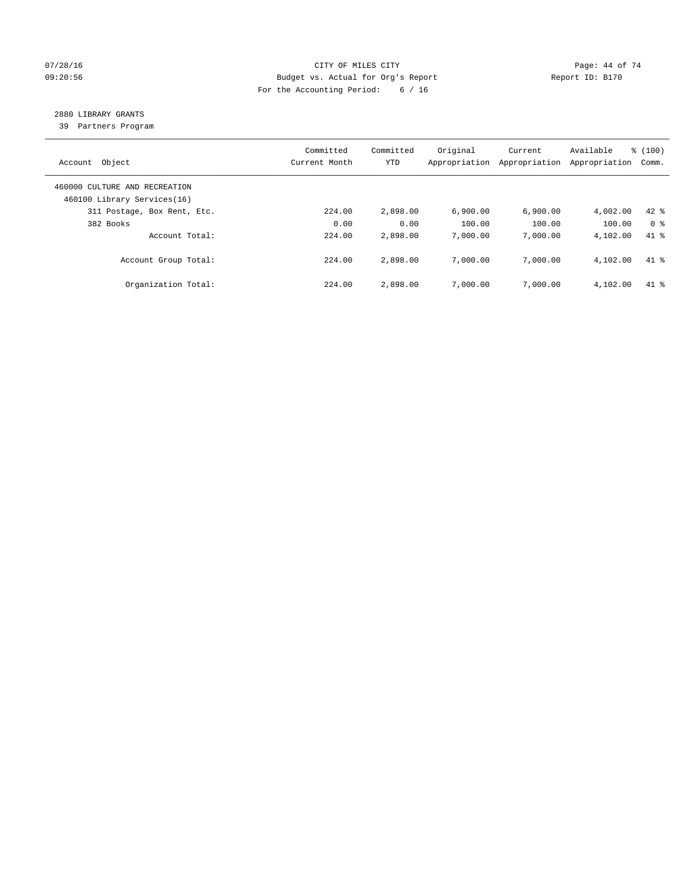CITY OF MILES CITY
Budget vs. Actual for Org's Report
For the Accounting Period: 6 / 16

## 2880 LIBRARY GRANTS
39 Partners Program

| Account Object | Committed Current Month | Committed YTD | Original Appropriation | Current Appropriation | Available Appropriation | % (100) Comm. |
|---|---|---|---|---|---|---|
| 460000 CULTURE AND RECREATION | | | | | | |
| 460100 Library Services(16) | | | | | | |
| 311 Postage, Box Rent, Etc. | 224.00 | 2,898.00 | 6,900.00 | 6,900.00 | 4,002.00 | 42 % |
| 382 Books | 0.00 | 0.00 | 100.00 | 100.00 | 100.00 | 0 % |
| Account Total: | 224.00 | 2,898.00 | 7,000.00 | 7,000.00 | 4,102.00 | 41 % |
| Account Group Total: | 224.00 | 2,898.00 | 7,000.00 | 7,000.00 | 4,102.00 | 41 % |
| Organization Total: | 224.00 | 2,898.00 | 7,000.00 | 7,000.00 | 4,102.00 | 41 % |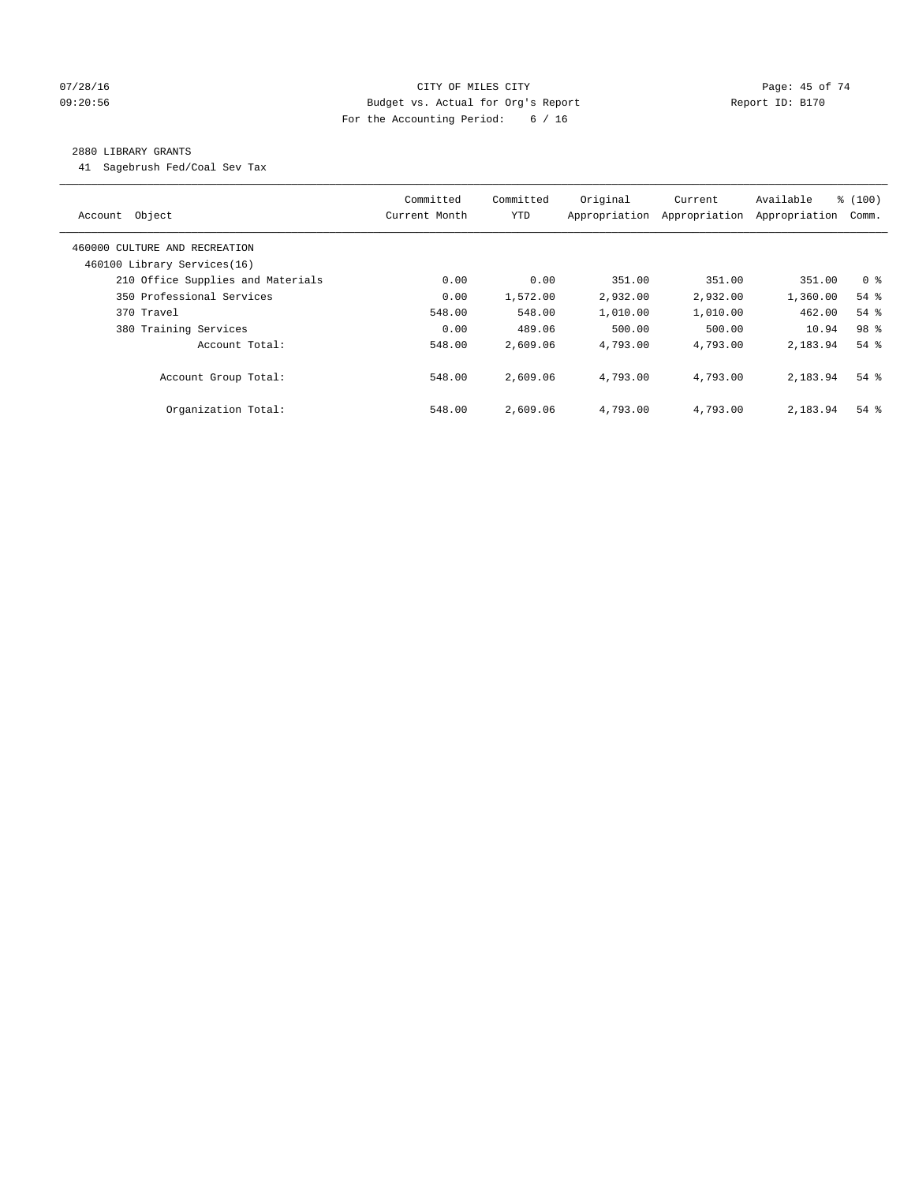CITY OF MILES CITY
Budget vs. Actual for Org's Report
For the Accounting Period: 6 / 16

2880 LIBRARY GRANTS

41 Sagebrush Fed/Coal Sev Tax

| Account Object | Committed Current Month | Committed YTD | Original Appropriation | Current Appropriation | Available Appropriation | % (100) Comm. |
|---|---|---|---|---|---|---|
| 460000 CULTURE AND RECREATION | | | | | | |
| 460100 Library Services(16) | | | | | | |
| 210 Office Supplies and Materials | 0.00 | 0.00 | 351.00 | 351.00 | 351.00 | 0 % |
| 350 Professional Services | 0.00 | 1,572.00 | 2,932.00 | 2,932.00 | 1,360.00 | 54 % |
| 370 Travel | 548.00 | 548.00 | 1,010.00 | 1,010.00 | 462.00 | 54 % |
| 380 Training Services | 0.00 | 489.06 | 500.00 | 500.00 | 10.94 | 98 % |
| Account Total: | 548.00 | 2,609.06 | 4,793.00 | 4,793.00 | 2,183.94 | 54 % |
| Account Group Total: | 548.00 | 2,609.06 | 4,793.00 | 4,793.00 | 2,183.94 | 54 % |
| Organization Total: | 548.00 | 2,609.06 | 4,793.00 | 4,793.00 | 2,183.94 | 54 % |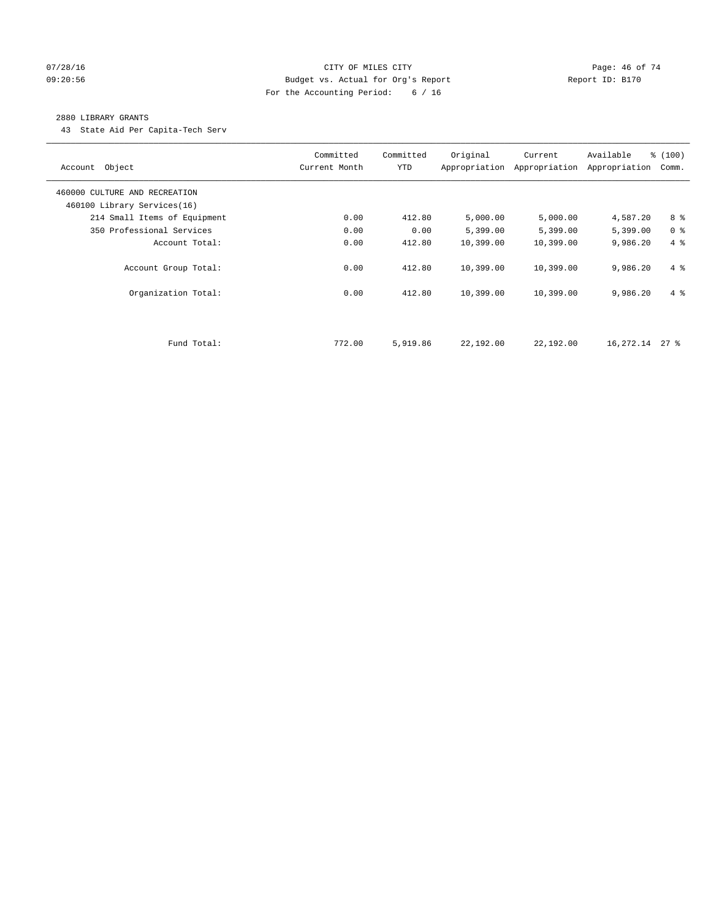CITY OF MILES CITY
Budget vs. Actual for Org's Report
For the Accounting Period: 6 / 16

07/28/16
09:20:56

Report ID: B170

## 2880 LIBRARY GRANTS

43 State Aid Per Capita-Tech Serv

| Account Object | Committed Current Month | Committed YTD | Original Appropriation | Current Appropriation | Available Appropriation | % (100) Comm. |
|---|---|---|---|---|---|---|
| 460000 CULTURE AND RECREATION | | | | | | |
| 460100 Library Services(16) | | | | | | |
| 214 Small Items of Equipment | 0.00 | 412.80 | 5,000.00 | 5,000.00 | 4,587.20 | 8 % |
| 350 Professional Services | 0.00 | 0.00 | 5,399.00 | 5,399.00 | 5,399.00 | 0 % |
| Account Total: | 0.00 | 412.80 | 10,399.00 | 10,399.00 | 9,986.20 | 4 % |
| Account Group Total: | 0.00 | 412.80 | 10,399.00 | 10,399.00 | 9,986.20 | 4 % |
| Organization Total: | 0.00 | 412.80 | 10,399.00 | 10,399.00 | 9,986.20 | 4 % |
| Fund Total: | 772.00 | 5,919.86 | 22,192.00 | 22,192.00 | 16,272.14 | 27 % |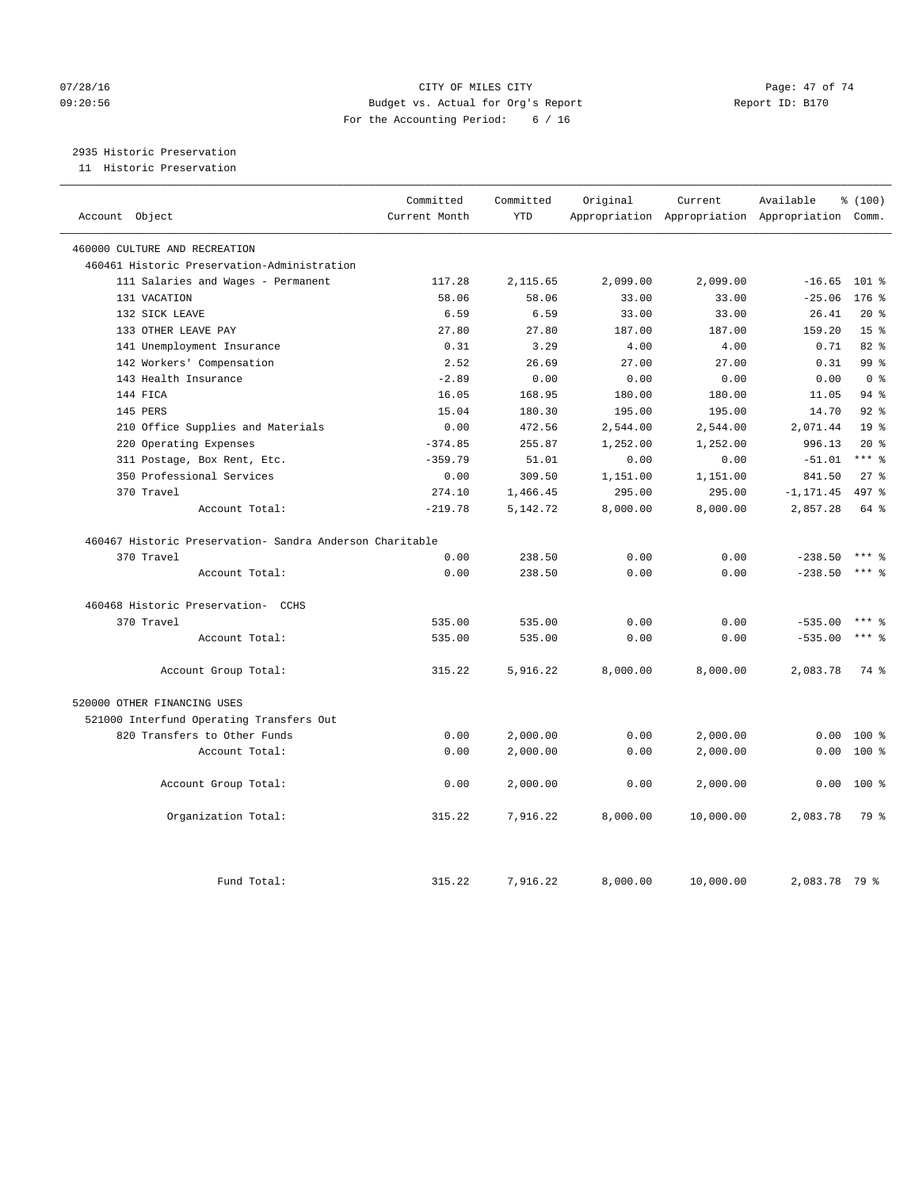CITY OF MILES CITY
Budget vs. Actual for Org's Report
For the Accounting Period: 6 / 16

07/28/16
09:20:56

Report ID: B170

2935 Historic Preservation
11 Historic Preservation

| Account Object | Committed Current Month | Committed YTD | Original Appropriation | Current Appropriation | Available Appropriation | % (100) Comm. |
|---|---|---|---|---|---|---|
| 460000 CULTURE AND RECREATION | | | | | | |
| 460461 Historic Preservation-Administration | | | | | | |
| 111 Salaries and Wages - Permanent | 117.28 | 2,115.65 | 2,099.00 | 2,099.00 | -16.65 | 101 % |
| 131 VACATION | 58.06 | 58.06 | 33.00 | 33.00 | -25.06 | 176 % |
| 132 SICK LEAVE | 6.59 | 6.59 | 33.00 | 33.00 | 26.41 | 20 % |
| 133 OTHER LEAVE PAY | 27.80 | 27.80 | 187.00 | 187.00 | 159.20 | 15 % |
| 141 Unemployment Insurance | 0.31 | 3.29 | 4.00 | 4.00 | 0.71 | 82 % |
| 142 Workers' Compensation | 2.52 | 26.69 | 27.00 | 27.00 | 0.31 | 99 % |
| 143 Health Insurance | -2.89 | 0.00 | 0.00 | 0.00 | 0.00 | 0 % |
| 144 FICA | 16.05 | 168.95 | 180.00 | 180.00 | 11.05 | 94 % |
| 145 PERS | 15.04 | 180.30 | 195.00 | 195.00 | 14.70 | 92 % |
| 210 Office Supplies and Materials | 0.00 | 472.56 | 2,544.00 | 2,544.00 | 2,071.44 | 19 % |
| 220 Operating Expenses | -374.85 | 255.87 | 1,252.00 | 1,252.00 | 996.13 | 20 % |
| 311 Postage, Box Rent, Etc. | -359.79 | 51.01 | 0.00 | 0.00 | -51.01 | *** % |
| 350 Professional Services | 0.00 | 309.50 | 1,151.00 | 1,151.00 | 841.50 | 27 % |
| 370 Travel | 274.10 | 1,466.45 | 295.00 | 295.00 | -1,171.45 | 497 % |
| Account Total: | -219.78 | 5,142.72 | 8,000.00 | 8,000.00 | 2,857.28 | 64 % |
| 460467 Historic Preservation- Sandra Anderson Charitable | | | | | | |
| 370 Travel | 0.00 | 238.50 | 0.00 | 0.00 | -238.50 | *** % |
| Account Total: | 0.00 | 238.50 | 0.00 | 0.00 | -238.50 | *** % |
| 460468 Historic Preservation- CCHS | | | | | | |
| 370 Travel | 535.00 | 535.00 | 0.00 | 0.00 | -535.00 | *** % |
| Account Total: | 535.00 | 535.00 | 0.00 | 0.00 | -535.00 | *** % |
| Account Group Total: | 315.22 | 5,916.22 | 8,000.00 | 8,000.00 | 2,083.78 | 74 % |
| 520000 OTHER FINANCING USES | | | | | | |
| 521000 Interfund Operating Transfers Out | | | | | | |
| 820 Transfers to Other Funds | 0.00 | 2,000.00 | 0.00 | 2,000.00 | 0.00 | 100 % |
| Account Total: | 0.00 | 2,000.00 | 0.00 | 2,000.00 | 0.00 | 100 % |
| Account Group Total: | 0.00 | 2,000.00 | 0.00 | 2,000.00 | 0.00 | 100 % |
| Organization Total: | 315.22 | 7,916.22 | 8,000.00 | 10,000.00 | 2,083.78 | 79 % |
| Fund Total: | 315.22 | 7,916.22 | 8,000.00 | 10,000.00 | 2,083.78 | 79 % |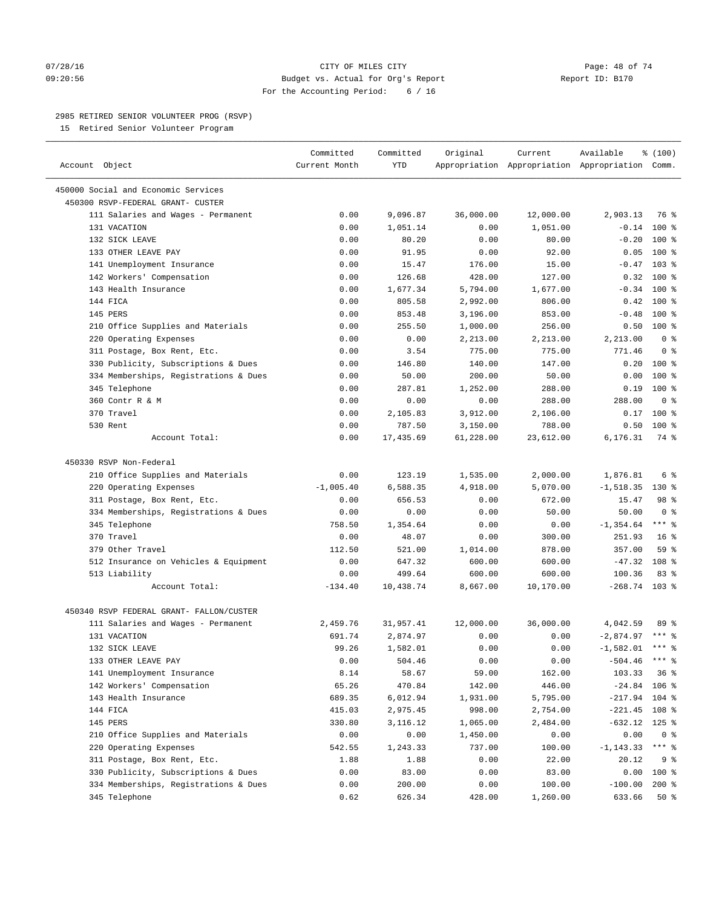CITY OF MILES CITY
Budget vs. Actual for Org's Report
For the Accounting Period: 6 / 16

07/28/16
09:20:56

Report ID: B170

2985 RETIRED SENIOR VOLUNTEER PROG (RSVP)
15 Retired Senior Volunteer Program

| Account Object | Committed Current Month | Committed YTD | Original Appropriation | Current Appropriation | Available Appropriation | % (100) Comm. |
|---|---|---|---|---|---|---|
| 450000 Social and Economic Services | | | | | | |
| 450300 RSVP-FEDERAL GRANT- CUSTER | | | | | | |
| 111 Salaries and Wages - Permanent | 0.00 | 9,096.87 | 36,000.00 | 12,000.00 | 2,903.13 | 76 % |
| 131 VACATION | 0.00 | 1,051.14 | 0.00 | 1,051.00 | -0.14 | 100 % |
| 132 SICK LEAVE | 0.00 | 80.20 | 0.00 | 80.00 | -0.20 | 100 % |
| 133 OTHER LEAVE PAY | 0.00 | 91.95 | 0.00 | 92.00 | 0.05 | 100 % |
| 141 Unemployment Insurance | 0.00 | 15.47 | 176.00 | 15.00 | -0.47 | 103 % |
| 142 Workers' Compensation | 0.00 | 126.68 | 428.00 | 127.00 | 0.32 | 100 % |
| 143 Health Insurance | 0.00 | 1,677.34 | 5,794.00 | 1,677.00 | -0.34 | 100 % |
| 144 FICA | 0.00 | 805.58 | 2,992.00 | 806.00 | 0.42 | 100 % |
| 145 PERS | 0.00 | 853.48 | 3,196.00 | 853.00 | -0.48 | 100 % |
| 210 Office Supplies and Materials | 0.00 | 255.50 | 1,000.00 | 256.00 | 0.50 | 100 % |
| 220 Operating Expenses | 0.00 | 0.00 | 2,213.00 | 2,213.00 | 2,213.00 | 0 % |
| 311 Postage, Box Rent, Etc. | 0.00 | 3.54 | 775.00 | 775.00 | 771.46 | 0 % |
| 330 Publicity, Subscriptions & Dues | 0.00 | 146.80 | 140.00 | 147.00 | 0.20 | 100 % |
| 334 Memberships, Registrations & Dues | 0.00 | 50.00 | 200.00 | 50.00 | 0.00 | 100 % |
| 345 Telephone | 0.00 | 287.81 | 1,252.00 | 288.00 | 0.19 | 100 % |
| 360 Contr R & M | 0.00 | 0.00 | 0.00 | 288.00 | 288.00 | 0 % |
| 370 Travel | 0.00 | 2,105.83 | 3,912.00 | 2,106.00 | 0.17 | 100 % |
| 530 Rent | 0.00 | 787.50 | 3,150.00 | 788.00 | 0.50 | 100 % |
| Account Total: | 0.00 | 17,435.69 | 61,228.00 | 23,612.00 | 6,176.31 | 74 % |
| 450330 RSVP Non-Federal | | | | | | |
| 210 Office Supplies and Materials | 0.00 | 123.19 | 1,535.00 | 2,000.00 | 1,876.81 | 6 % |
| 220 Operating Expenses | -1,005.40 | 6,588.35 | 4,918.00 | 5,070.00 | -1,518.35 | 130 % |
| 311 Postage, Box Rent, Etc. | 0.00 | 656.53 | 0.00 | 672.00 | 15.47 | 98 % |
| 334 Memberships, Registrations & Dues | 0.00 | 0.00 | 0.00 | 50.00 | 50.00 | 0 % |
| 345 Telephone | 758.50 | 1,354.64 | 0.00 | 0.00 | -1,354.64 | *** % |
| 370 Travel | 0.00 | 48.07 | 0.00 | 300.00 | 251.93 | 16 % |
| 379 Other Travel | 112.50 | 521.00 | 1,014.00 | 878.00 | 357.00 | 59 % |
| 512 Insurance on Vehicles & Equipment | 0.00 | 647.32 | 600.00 | 600.00 | -47.32 | 108 % |
| 513 Liability | 0.00 | 499.64 | 600.00 | 600.00 | 100.36 | 83 % |
| Account Total: | -134.40 | 10,438.74 | 8,667.00 | 10,170.00 | -268.74 | 103 % |
| 450340 RSVP FEDERAL GRANT- FALLON/CUSTER | | | | | | |
| 111 Salaries and Wages - Permanent | 2,459.76 | 31,957.41 | 12,000.00 | 36,000.00 | 4,042.59 | 89 % |
| 131 VACATION | 691.74 | 2,874.97 | 0.00 | 0.00 | -2,874.97 | *** % |
| 132 SICK LEAVE | 99.26 | 1,582.01 | 0.00 | 0.00 | -1,582.01 | *** % |
| 133 OTHER LEAVE PAY | 0.00 | 504.46 | 0.00 | 0.00 | -504.46 | *** % |
| 141 Unemployment Insurance | 8.14 | 58.67 | 59.00 | 162.00 | 103.33 | 36 % |
| 142 Workers' Compensation | 65.26 | 470.84 | 142.00 | 446.00 | -24.84 | 106 % |
| 143 Health Insurance | 689.35 | 6,012.94 | 1,931.00 | 5,795.00 | -217.94 | 104 % |
| 144 FICA | 415.03 | 2,975.45 | 998.00 | 2,754.00 | -221.45 | 108 % |
| 145 PERS | 330.80 | 3,116.12 | 1,065.00 | 2,484.00 | -632.12 | 125 % |
| 210 Office Supplies and Materials | 0.00 | 0.00 | 1,450.00 | 0.00 | 0.00 | 0 % |
| 220 Operating Expenses | 542.55 | 1,243.33 | 737.00 | 100.00 | -1,143.33 | *** % |
| 311 Postage, Box Rent, Etc. | 1.88 | 1.88 | 0.00 | 22.00 | 20.12 | 9 % |
| 330 Publicity, Subscriptions & Dues | 0.00 | 83.00 | 0.00 | 83.00 | 0.00 | 100 % |
| 334 Memberships, Registrations & Dues | 0.00 | 200.00 | 0.00 | 100.00 | -100.00 | 200 % |
| 345 Telephone | 0.62 | 626.34 | 428.00 | 1,260.00 | 633.66 | 50 % |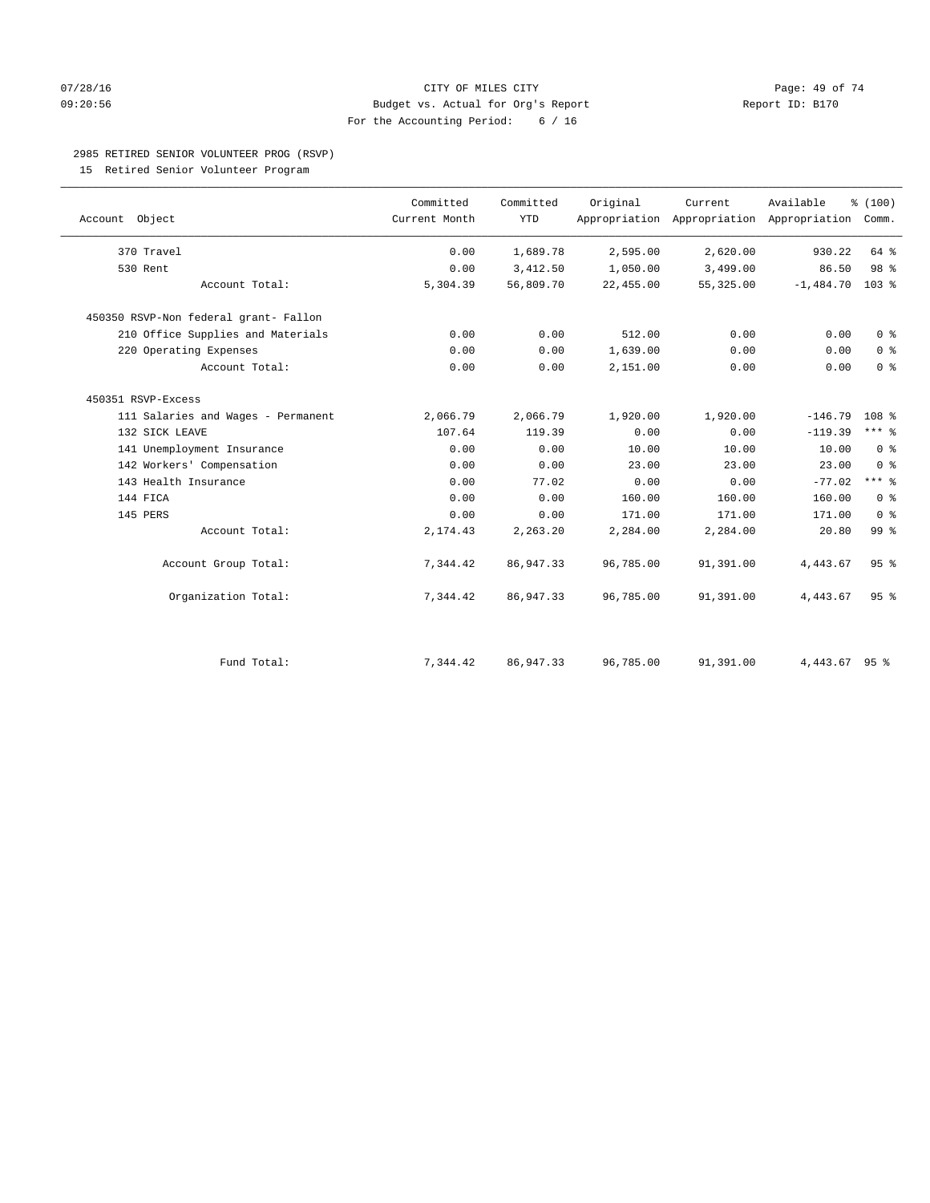07/28/16 CITY OF MILES CITY
09:20:56 Budget vs. Actual for Org's Report Report ID: B170
For the Accounting Period: 6 / 16

2985 RETIRED SENIOR VOLUNTEER PROG (RSVP)

15 Retired Senior Volunteer Program

| Account Object | Committed Current Month | Committed YTD | Original Appropriation | Current Appropriation | Available Appropriation | % (100) Comm. |
|---|---|---|---|---|---|---|
| 370 Travel | 0.00 | 1,689.78 | 2,595.00 | 2,620.00 | 930.22 | 64 % |
| 530 Rent | 0.00 | 3,412.50 | 1,050.00 | 3,499.00 | 86.50 | 98 % |
| Account Total: | 5,304.39 | 56,809.70 | 22,455.00 | 55,325.00 | -1,484.70 | 103 % |
| 450350 RSVP-Non federal grant- Fallon | | | | | | |
| 210 Office Supplies and Materials | 0.00 | 0.00 | 512.00 | 0.00 | 0.00 | 0 % |
| 220 Operating Expenses | 0.00 | 0.00 | 1,639.00 | 0.00 | 0.00 | 0 % |
| Account Total: | 0.00 | 0.00 | 2,151.00 | 0.00 | 0.00 | 0 % |
| 450351 RSVP-Excess | | | | | | |
| 111 Salaries and Wages - Permanent | 2,066.79 | 2,066.79 | 1,920.00 | 1,920.00 | -146.79 | 108 % |
| 132 SICK LEAVE | 107.64 | 119.39 | 0.00 | 0.00 | -119.39 | *** % |
| 141 Unemployment Insurance | 0.00 | 0.00 | 10.00 | 10.00 | 10.00 | 0 % |
| 142 Workers' Compensation | 0.00 | 0.00 | 23.00 | 23.00 | 23.00 | 0 % |
| 143 Health Insurance | 0.00 | 77.02 | 0.00 | 0.00 | -77.02 | *** % |
| 144 FICA | 0.00 | 0.00 | 160.00 | 160.00 | 160.00 | 0 % |
| 145 PERS | 0.00 | 0.00 | 171.00 | 171.00 | 171.00 | 0 % |
| Account Total: | 2,174.43 | 2,263.20 | 2,284.00 | 2,284.00 | 20.80 | 99 % |
| Account Group Total: | 7,344.42 | 86,947.33 | 96,785.00 | 91,391.00 | 4,443.67 | 95 % |
| Organization Total: | 7,344.42 | 86,947.33 | 96,785.00 | 91,391.00 | 4,443.67 | 95 % |
| Fund Total: | 7,344.42 | 86,947.33 | 96,785.00 | 91,391.00 | 4,443.67 | 95 % |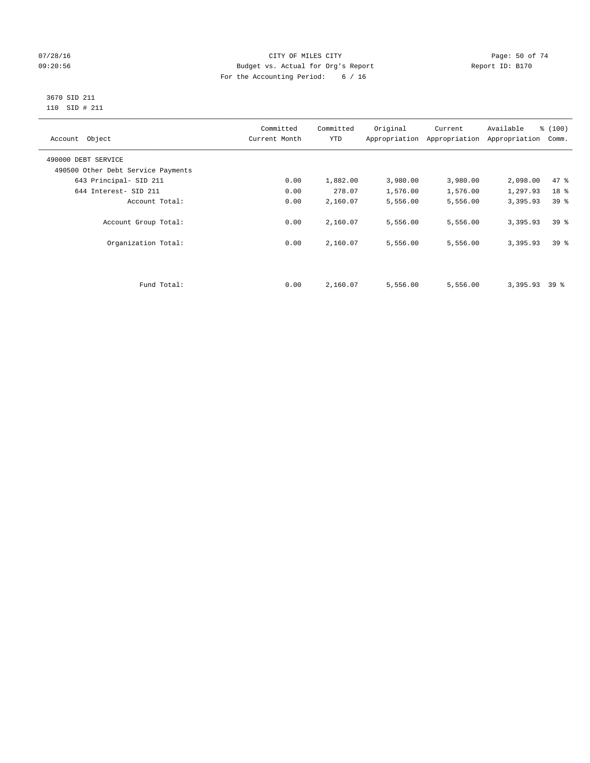CITY OF MILES CITY
Budget vs. Actual for Org's Report
For the Accounting Period: 6 / 16

07/28/16
09:20:56

Report ID: B170

3670 SID 211
110 SID # 211

| Account Object | Committed Current Month | Committed YTD | Original Appropriation | Current Appropriation | Available Appropriation | % (100) Comm. |
|---|---|---|---|---|---|---|
| 490000 DEBT SERVICE | | | | | | |
| 490500 Other Debt Service Payments | | | | | | |
| 643 Principal- SID 211 | 0.00 | 1,882.00 | 3,980.00 | 3,980.00 | 2,098.00 | 47 % |
| 644 Interest- SID 211 | 0.00 | 278.07 | 1,576.00 | 1,576.00 | 1,297.93 | 18 % |
| Account Total: | 0.00 | 2,160.07 | 5,556.00 | 5,556.00 | 3,395.93 | 39 % |
| Account Group Total: | 0.00 | 2,160.07 | 5,556.00 | 5,556.00 | 3,395.93 | 39 % |
| Organization Total: | 0.00 | 2,160.07 | 5,556.00 | 5,556.00 | 3,395.93 | 39 % |
| Fund Total: | 0.00 | 2,160.07 | 5,556.00 | 5,556.00 | 3,395.93 | 39 % |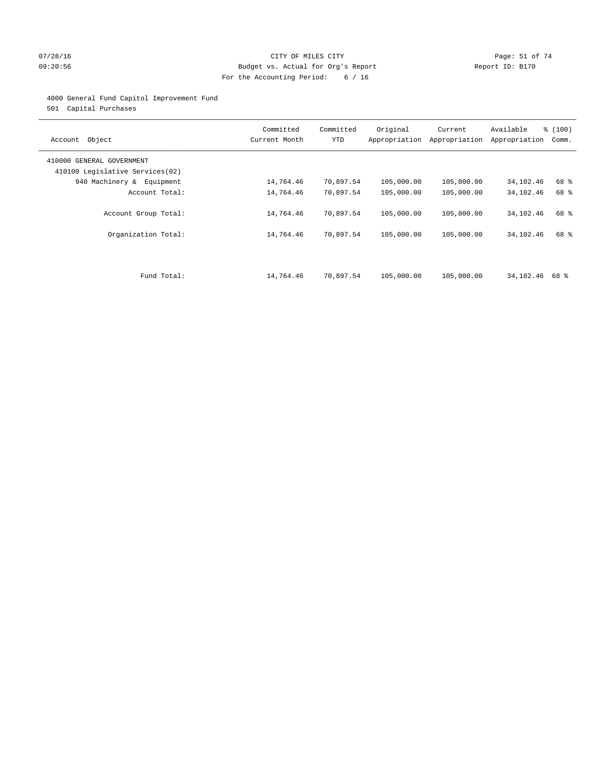07/28/16 CITY OF MILES CITY
09:20:56 Budget vs. Actual for Org's Report Report ID: B170
For the Accounting Period: 6 / 16

4000 General Fund Capitol Improvement Fund
501 Capital Purchases

| Account Object | Committed Current Month | Committed YTD | Original Appropriation | Current Appropriation | Available Appropriation | % (100) Comm. |
|---|---|---|---|---|---|---|
| 410000 GENERAL GOVERNMENT | | | | | | |
| 410100 Legislative Services(02) | | | | | | |
| 940 Machinery & Equipment | 14,764.46 | 70,897.54 | 105,000.00 | 105,000.00 | 34,102.46 | 68 % |
| Account Total: | 14,764.46 | 70,897.54 | 105,000.00 | 105,000.00 | 34,102.46 | 68 % |
| Account Group Total: | 14,764.46 | 70,897.54 | 105,000.00 | 105,000.00 | 34,102.46 | 68 % |
| Organization Total: | 14,764.46 | 70,897.54 | 105,000.00 | 105,000.00 | 34,102.46 | 68 % |
| Fund Total: | 14,764.46 | 70,897.54 | 105,000.00 | 105,000.00 | 34,102.46 | 68 % |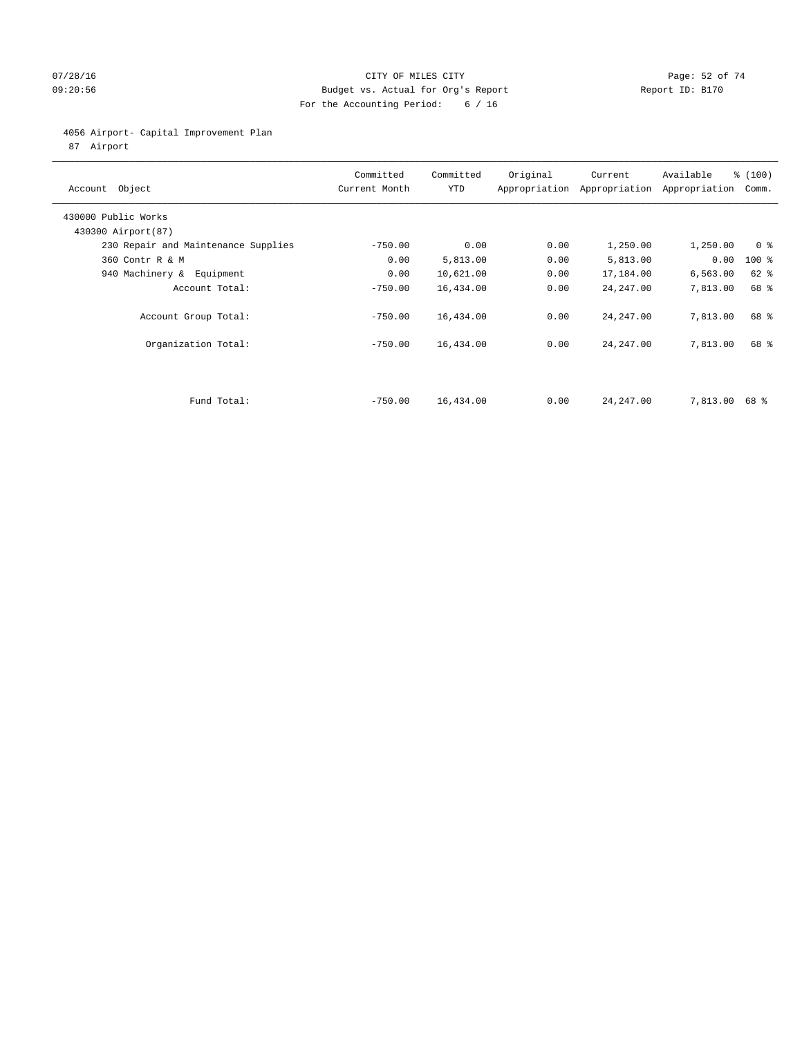CITY OF MILES CITY
Budget vs. Actual for Org's Report
For the Accounting Period: 6 / 16

07/28/16
09:20:56

Report ID: B170

## 4056 Airport- Capital Improvement Plan

87 Airport

| Account Object | Committed Current Month | Committed YTD | Original Appropriation | Current Appropriation | Available Appropriation | % (100) Comm. |
|---|---|---|---|---|---|---|
| 430000 Public Works | | | | | | |
| 430300 Airport(87) | | | | | | |
| 230 Repair and Maintenance Supplies | -750.00 | 0.00 | 0.00 | 1,250.00 | 1,250.00 | 0 % |
| 360 Contr R & M | 0.00 | 5,813.00 | 0.00 | 5,813.00 | 0.00 | 100 % |
| 940 Machinery & Equipment | 0.00 | 10,621.00 | 0.00 | 17,184.00 | 6,563.00 | 62 % |
| Account Total: | -750.00 | 16,434.00 | 0.00 | 24,247.00 | 7,813.00 | 68 % |
| Account Group Total: | -750.00 | 16,434.00 | 0.00 | 24,247.00 | 7,813.00 | 68 % |
| Organization Total: | -750.00 | 16,434.00 | 0.00 | 24,247.00 | 7,813.00 | 68 % |
| Fund Total: | -750.00 | 16,434.00 | 0.00 | 24,247.00 | 7,813.00 | 68 % |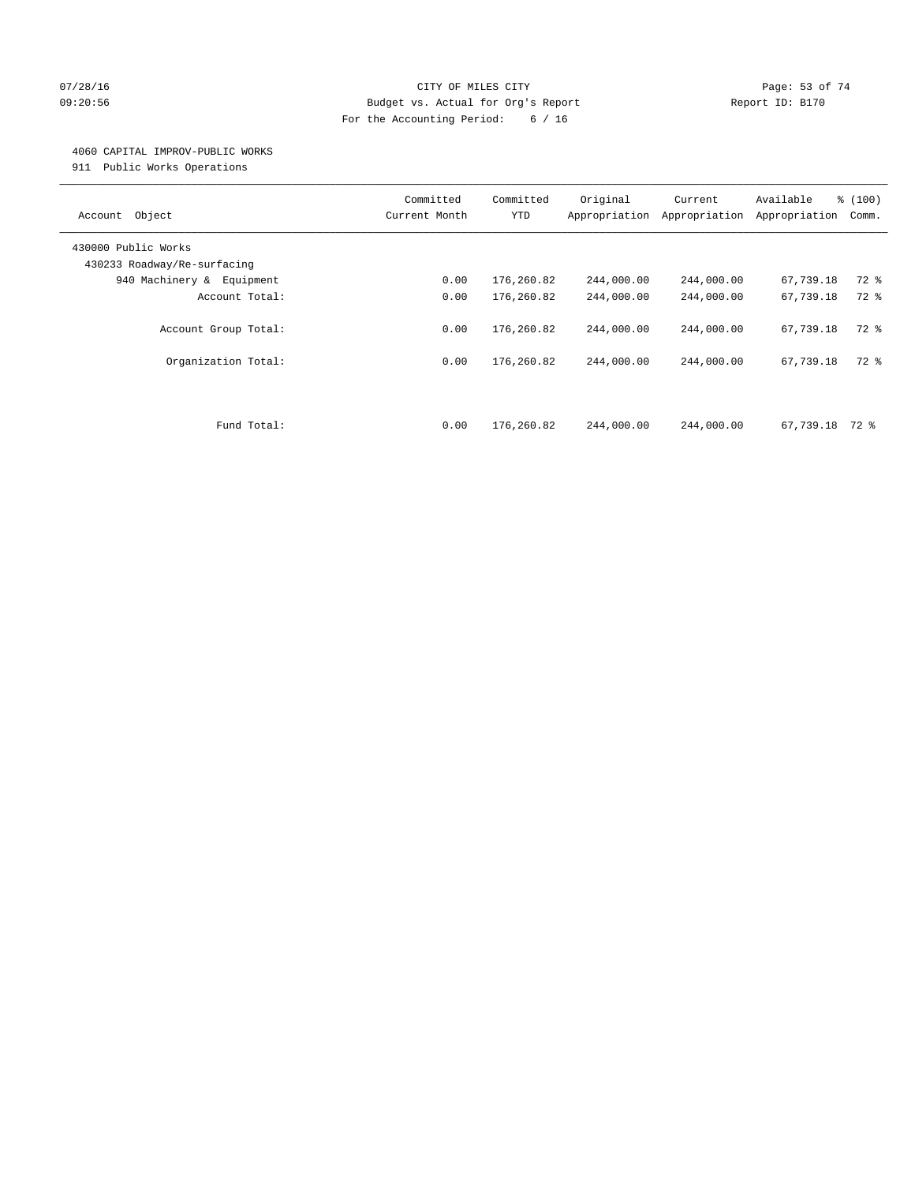CITY OF MILES CITY
Budget vs. Actual for Org's Report
For the Accounting Period: 6 / 16

07/28/16
09:20:56

Report ID: B170

4060 CAPITAL IMPROV-PUBLIC WORKS
911 Public Works Operations

| Account Object | Committed Current Month | Committed YTD | Original Appropriation | Current Appropriation | Available Appropriation | % (100) Comm. |
|---|---|---|---|---|---|---|
| 430000 Public Works | | | | | | |
| 430233 Roadway/Re-surfacing | | | | | | |
| 940 Machinery & Equipment | 0.00 | 176,260.82 | 244,000.00 | 244,000.00 | 67,739.18 | 72 % |
| Account Total: | 0.00 | 176,260.82 | 244,000.00 | 244,000.00 | 67,739.18 | 72 % |
| Account Group Total: | 0.00 | 176,260.82 | 244,000.00 | 244,000.00 | 67,739.18 | 72 % |
| Organization Total: | 0.00 | 176,260.82 | 244,000.00 | 244,000.00 | 67,739.18 | 72 % |
| Fund Total: | 0.00 | 176,260.82 | 244,000.00 | 244,000.00 | 67,739.18 | 72 % |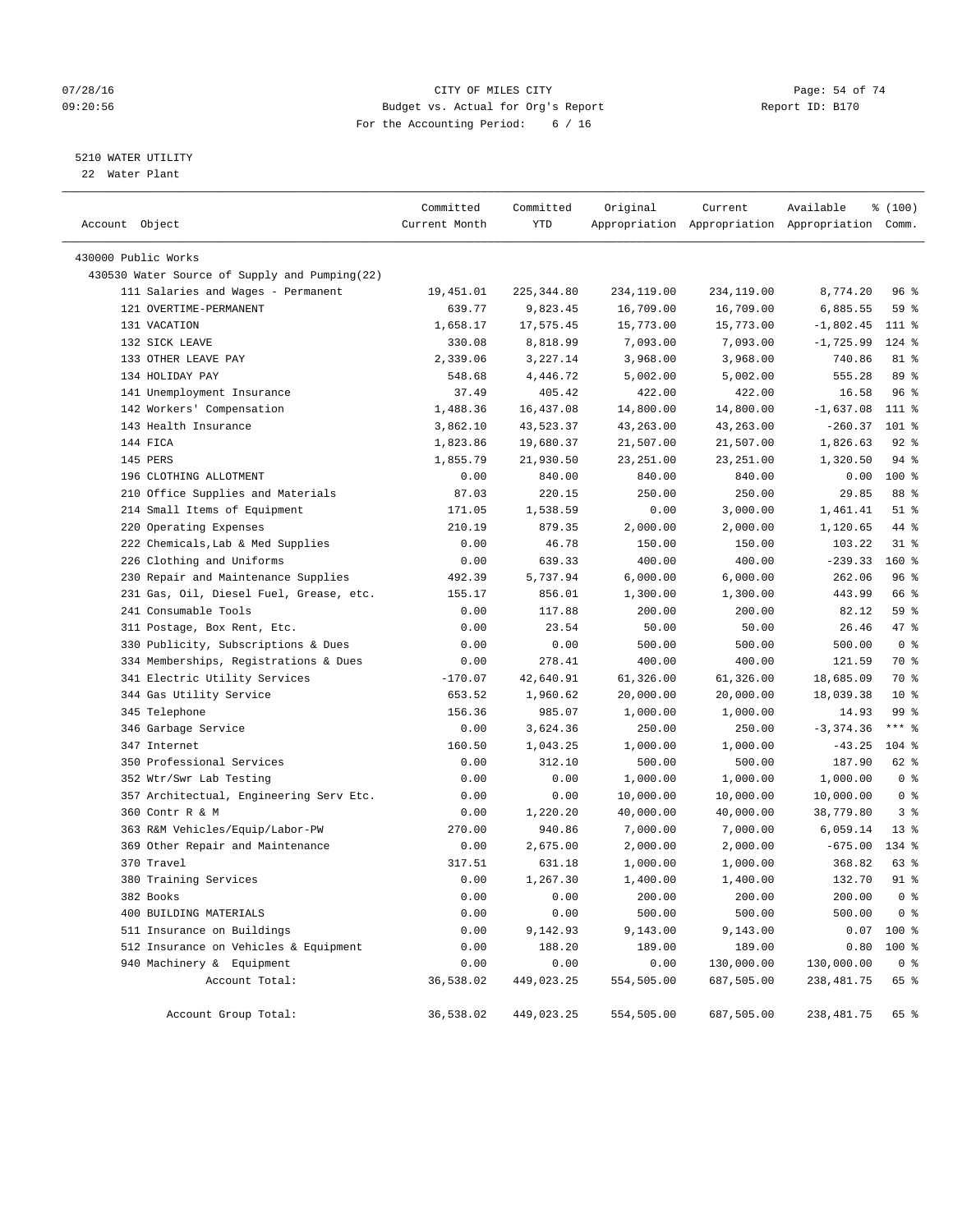CITY OF MILES CITY
Budget vs. Actual for Org's Report
For the Accounting Period: 6 / 16

07/28/16
09:20:56

Report ID: B170

5210 WATER UTILITY
22 Water Plant

| Account Object | Committed Current Month | Committed YTD | Original Appropriation | Current Appropriation | Available Appropriation | % (100) Comm. |
|---|---|---|---|---|---|---|
| 430000 Public Works | | | | | | |
| 430530 Water Source of Supply and Pumping(22) | | | | | | |
| 111 Salaries and Wages - Permanent | 19,451.01 | 225,344.80 | 234,119.00 | 234,119.00 | 8,774.20 | 96 % |
| 121 OVERTIME-PERMANENT | 639.77 | 9,823.45 | 16,709.00 | 16,709.00 | 6,885.55 | 59 % |
| 131 VACATION | 1,658.17 | 17,575.45 | 15,773.00 | 15,773.00 | -1,802.45 | 111 % |
| 132 SICK LEAVE | 330.08 | 8,818.99 | 7,093.00 | 7,093.00 | -1,725.99 | 124 % |
| 133 OTHER LEAVE PAY | 2,339.06 | 3,227.14 | 3,968.00 | 3,968.00 | 740.86 | 81 % |
| 134 HOLIDAY PAY | 548.68 | 4,446.72 | 5,002.00 | 5,002.00 | 555.28 | 89 % |
| 141 Unemployment Insurance | 37.49 | 405.42 | 422.00 | 422.00 | 16.58 | 96 % |
| 142 Workers' Compensation | 1,488.36 | 16,437.08 | 14,800.00 | 14,800.00 | -1,637.08 | 111 % |
| 143 Health Insurance | 3,862.10 | 43,523.37 | 43,263.00 | 43,263.00 | -260.37 | 101 % |
| 144 FICA | 1,823.86 | 19,680.37 | 21,507.00 | 21,507.00 | 1,826.63 | 92 % |
| 145 PERS | 1,855.79 | 21,930.50 | 23,251.00 | 23,251.00 | 1,320.50 | 94 % |
| 196 CLOTHING ALLOTMENT | 0.00 | 840.00 | 840.00 | 840.00 | 0.00 | 100 % |
| 210 Office Supplies and Materials | 87.03 | 220.15 | 250.00 | 250.00 | 29.85 | 88 % |
| 214 Small Items of Equipment | 171.05 | 1,538.59 | 0.00 | 3,000.00 | 1,461.41 | 51 % |
| 220 Operating Expenses | 210.19 | 879.35 | 2,000.00 | 2,000.00 | 1,120.65 | 44 % |
| 222 Chemicals,Lab & Med Supplies | 0.00 | 46.78 | 150.00 | 150.00 | 103.22 | 31 % |
| 226 Clothing and Uniforms | 0.00 | 639.33 | 400.00 | 400.00 | -239.33 | 160 % |
| 230 Repair and Maintenance Supplies | 492.39 | 5,737.94 | 6,000.00 | 6,000.00 | 262.06 | 96 % |
| 231 Gas, Oil, Diesel Fuel, Grease, etc. | 155.17 | 856.01 | 1,300.00 | 1,300.00 | 443.99 | 66 % |
| 241 Consumable Tools | 0.00 | 117.88 | 200.00 | 200.00 | 82.12 | 59 % |
| 311 Postage, Box Rent, Etc. | 0.00 | 23.54 | 50.00 | 50.00 | 26.46 | 47 % |
| 330 Publicity, Subscriptions & Dues | 0.00 | 0.00 | 500.00 | 500.00 | 500.00 | 0 % |
| 334 Memberships, Registrations & Dues | 0.00 | 278.41 | 400.00 | 400.00 | 121.59 | 70 % |
| 341 Electric Utility Services | -170.07 | 42,640.91 | 61,326.00 | 61,326.00 | 18,685.09 | 70 % |
| 344 Gas Utility Service | 653.52 | 1,960.62 | 20,000.00 | 20,000.00 | 18,039.38 | 10 % |
| 345 Telephone | 156.36 | 985.07 | 1,000.00 | 1,000.00 | 14.93 | 99 % |
| 346 Garbage Service | 0.00 | 3,624.36 | 250.00 | 250.00 | -3,374.36 | *** % |
| 347 Internet | 160.50 | 1,043.25 | 1,000.00 | 1,000.00 | -43.25 | 104 % |
| 350 Professional Services | 0.00 | 312.10 | 500.00 | 500.00 | 187.90 | 62 % |
| 352 Wtr/Swr Lab Testing | 0.00 | 0.00 | 1,000.00 | 1,000.00 | 1,000.00 | 0 % |
| 357 Architectual, Engineering Serv Etc. | 0.00 | 0.00 | 10,000.00 | 10,000.00 | 10,000.00 | 0 % |
| 360 Contr R & M | 0.00 | 1,220.20 | 40,000.00 | 40,000.00 | 38,779.80 | 3 % |
| 363 R&M Vehicles/Equip/Labor-PW | 270.00 | 940.86 | 7,000.00 | 7,000.00 | 6,059.14 | 13 % |
| 369 Other Repair and Maintenance | 0.00 | 2,675.00 | 2,000.00 | 2,000.00 | -675.00 | 134 % |
| 370 Travel | 317.51 | 631.18 | 1,000.00 | 1,000.00 | 368.82 | 63 % |
| 380 Training Services | 0.00 | 1,267.30 | 1,400.00 | 1,400.00 | 132.70 | 91 % |
| 382 Books | 0.00 | 0.00 | 200.00 | 200.00 | 200.00 | 0 % |
| 400 BUILDING MATERIALS | 0.00 | 0.00 | 500.00 | 500.00 | 500.00 | 0 % |
| 511 Insurance on Buildings | 0.00 | 9,142.93 | 9,143.00 | 9,143.00 | 0.07 | 100 % |
| 512 Insurance on Vehicles & Equipment | 0.00 | 188.20 | 189.00 | 189.00 | 0.80 | 100 % |
| 940 Machinery & Equipment | 0.00 | 0.00 | 0.00 | 130,000.00 | 130,000.00 | 0 % |
| Account Total: | 36,538.02 | 449,023.25 | 554,505.00 | 687,505.00 | 238,481.75 | 65 % |
| Account Group Total: | 36,538.02 | 449,023.25 | 554,505.00 | 687,505.00 | 238,481.75 | 65 % |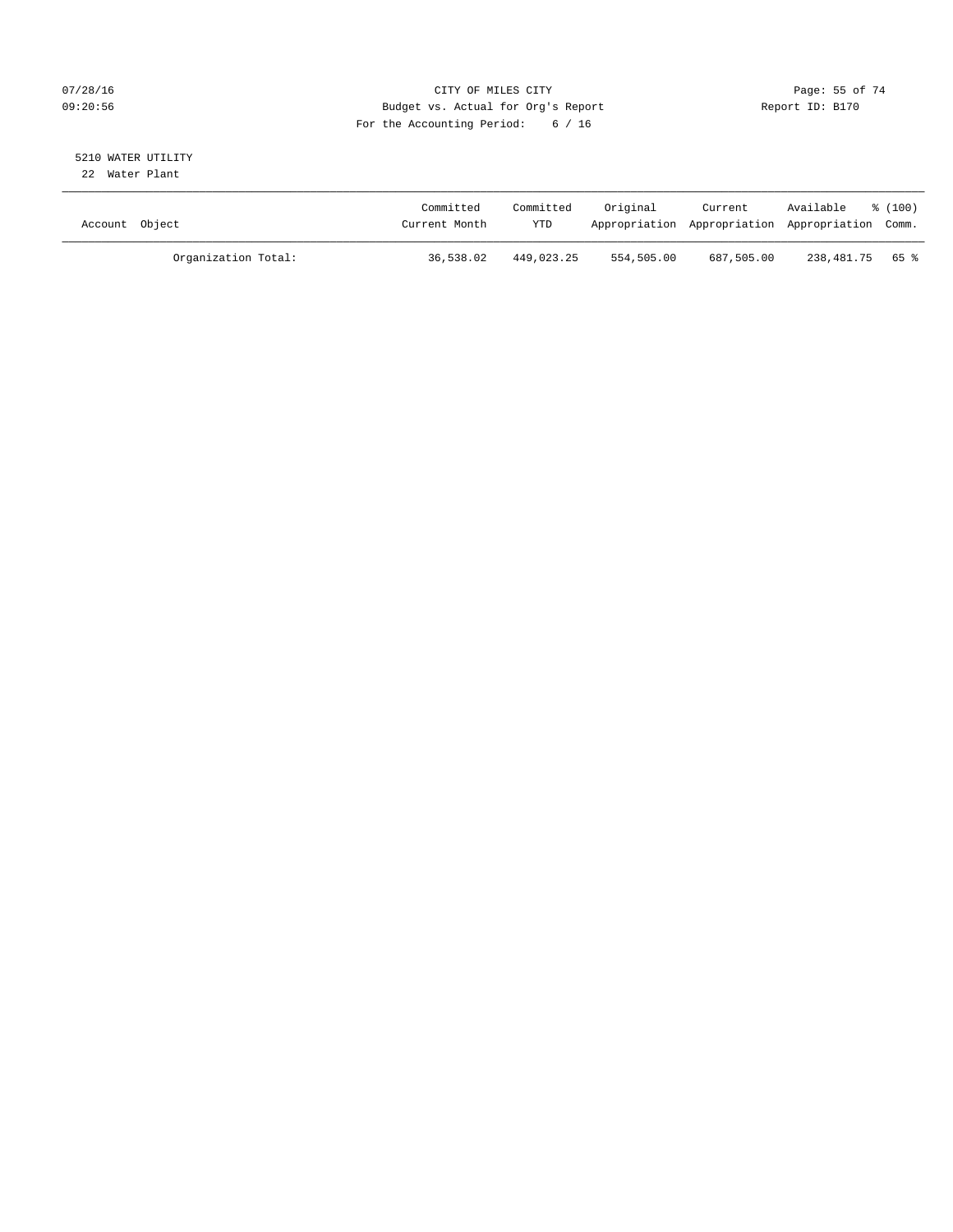CITY OF MILES CITY
Budget vs. Actual for Org's Report
For the Accounting Period: 6 / 16

07/28/16
09:20:56

Report ID: B170

5210 WATER UTILITY
22 Water Plant

| Account Object | Committed Current Month | Committed YTD | Original Appropriation | Current Appropriation | Available Appropriation | % (100) Comm. |
|---|---|---|---|---|---|---|
| Organization Total: | 36,538.02 | 449,023.25 | 554,505.00 | 687,505.00 | 238,481.75 | 65 % |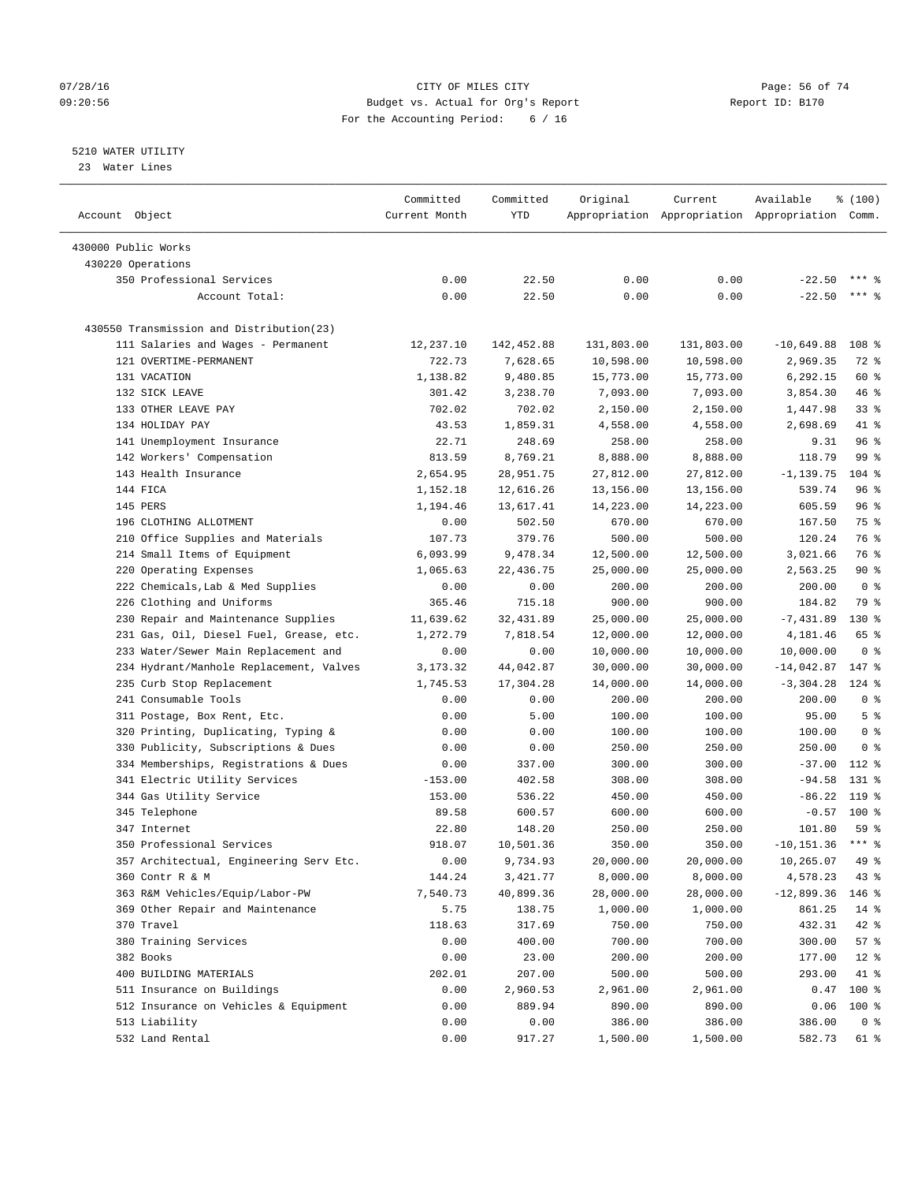CITY OF MILES CITY
Budget vs. Actual for Org's Report
For the Accounting Period: 6 / 16

Report ID: B170

5210 WATER UTILITY
23 Water Lines

| Account Object | Committed Current Month | Committed YTD | Original Appropriation | Current Appropriation | Available Appropriation | % (100) Comm. |
|---|---|---|---|---|---|---|
| 430000 Public Works | | | | | | |
| 430220 Operations | | | | | | |
| 350 Professional Services | 0.00 | 22.50 | 0.00 | 0.00 | -22.50 | *** % |
| Account Total: | 0.00 | 22.50 | 0.00 | 0.00 | -22.50 | *** % |
| 430550 Transmission and Distribution(23) | | | | | | |
| 111 Salaries and Wages - Permanent | 12,237.10 | 142,452.88 | 131,803.00 | 131,803.00 | -10,649.88 | 108 % |
| 121 OVERTIME-PERMANENT | 722.73 | 7,628.65 | 10,598.00 | 10,598.00 | 2,969.35 | 72 % |
| 131 VACATION | 1,138.82 | 9,480.85 | 15,773.00 | 15,773.00 | 6,292.15 | 60 % |
| 132 SICK LEAVE | 301.42 | 3,238.70 | 7,093.00 | 7,093.00 | 3,854.30 | 46 % |
| 133 OTHER LEAVE PAY | 702.02 | 702.02 | 2,150.00 | 2,150.00 | 1,447.98 | 33 % |
| 134 HOLIDAY PAY | 43.53 | 1,859.31 | 4,558.00 | 4,558.00 | 2,698.69 | 41 % |
| 141 Unemployment Insurance | 22.71 | 248.69 | 258.00 | 258.00 | 9.31 | 96 % |
| 142 Workers' Compensation | 813.59 | 8,769.21 | 8,888.00 | 8,888.00 | 118.79 | 99 % |
| 143 Health Insurance | 2,654.95 | 28,951.75 | 27,812.00 | 27,812.00 | -1,139.75 | 104 % |
| 144 FICA | 1,152.18 | 12,616.26 | 13,156.00 | 13,156.00 | 539.74 | 96 % |
| 145 PERS | 1,194.46 | 13,617.41 | 14,223.00 | 14,223.00 | 605.59 | 96 % |
| 196 CLOTHING ALLOTMENT | 0.00 | 502.50 | 670.00 | 670.00 | 167.50 | 75 % |
| 210 Office Supplies and Materials | 107.73 | 379.76 | 500.00 | 500.00 | 120.24 | 76 % |
| 214 Small Items of Equipment | 6,093.99 | 9,478.34 | 12,500.00 | 12,500.00 | 3,021.66 | 76 % |
| 220 Operating Expenses | 1,065.63 | 22,436.75 | 25,000.00 | 25,000.00 | 2,563.25 | 90 % |
| 222 Chemicals,Lab & Med Supplies | 0.00 | 0.00 | 200.00 | 200.00 | 200.00 | 0 % |
| 226 Clothing and Uniforms | 365.46 | 715.18 | 900.00 | 900.00 | 184.82 | 79 % |
| 230 Repair and Maintenance Supplies | 11,639.62 | 32,431.89 | 25,000.00 | 25,000.00 | -7,431.89 | 130 % |
| 231 Gas, Oil, Diesel Fuel, Grease, etc. | 1,272.79 | 7,818.54 | 12,000.00 | 12,000.00 | 4,181.46 | 65 % |
| 233 Water/Sewer Main Replacement and | 0.00 | 0.00 | 10,000.00 | 10,000.00 | 10,000.00 | 0 % |
| 234 Hydrant/Manhole Replacement, Valves | 3,173.32 | 44,042.87 | 30,000.00 | 30,000.00 | -14,042.87 | 147 % |
| 235 Curb Stop Replacement | 1,745.53 | 17,304.28 | 14,000.00 | 14,000.00 | -3,304.28 | 124 % |
| 241 Consumable Tools | 0.00 | 0.00 | 200.00 | 200.00 | 200.00 | 0 % |
| 311 Postage, Box Rent, Etc. | 0.00 | 5.00 | 100.00 | 100.00 | 95.00 | 5 % |
| 320 Printing, Duplicating, Typing & | 0.00 | 0.00 | 100.00 | 100.00 | 100.00 | 0 % |
| 330 Publicity, Subscriptions & Dues | 0.00 | 0.00 | 250.00 | 250.00 | 250.00 | 0 % |
| 334 Memberships, Registrations & Dues | 0.00 | 337.00 | 300.00 | 300.00 | -37.00 | 112 % |
| 341 Electric Utility Services | -153.00 | 402.58 | 308.00 | 308.00 | -94.58 | 131 % |
| 344 Gas Utility Service | 153.00 | 536.22 | 450.00 | 450.00 | -86.22 | 119 % |
| 345 Telephone | 89.58 | 600.57 | 600.00 | 600.00 | -0.57 | 100 % |
| 347 Internet | 22.80 | 148.20 | 250.00 | 250.00 | 101.80 | 59 % |
| 350 Professional Services | 918.07 | 10,501.36 | 350.00 | 350.00 | -10,151.36 | *** % |
| 357 Architectual, Engineering Serv Etc. | 0.00 | 9,734.93 | 20,000.00 | 20,000.00 | 10,265.07 | 49 % |
| 360 Contr R & M | 144.24 | 3,421.77 | 8,000.00 | 8,000.00 | 4,578.23 | 43 % |
| 363 R&M Vehicles/Equip/Labor-PW | 7,540.73 | 40,899.36 | 28,000.00 | 28,000.00 | -12,899.36 | 146 % |
| 369 Other Repair and Maintenance | 5.75 | 138.75 | 1,000.00 | 1,000.00 | 861.25 | 14 % |
| 370 Travel | 118.63 | 317.69 | 750.00 | 750.00 | 432.31 | 42 % |
| 380 Training Services | 0.00 | 400.00 | 700.00 | 700.00 | 300.00 | 57 % |
| 382 Books | 0.00 | 23.00 | 200.00 | 200.00 | 177.00 | 12 % |
| 400 BUILDING MATERIALS | 202.01 | 207.00 | 500.00 | 500.00 | 293.00 | 41 % |
| 511 Insurance on Buildings | 0.00 | 2,960.53 | 2,961.00 | 2,961.00 | 0.47 | 100 % |
| 512 Insurance on Vehicles & Equipment | 0.00 | 889.94 | 890.00 | 890.00 | 0.06 | 100 % |
| 513 Liability | 0.00 | 0.00 | 386.00 | 386.00 | 386.00 | 0 % |
| 532 Land Rental | 0.00 | 917.27 | 1,500.00 | 1,500.00 | 582.73 | 61 % |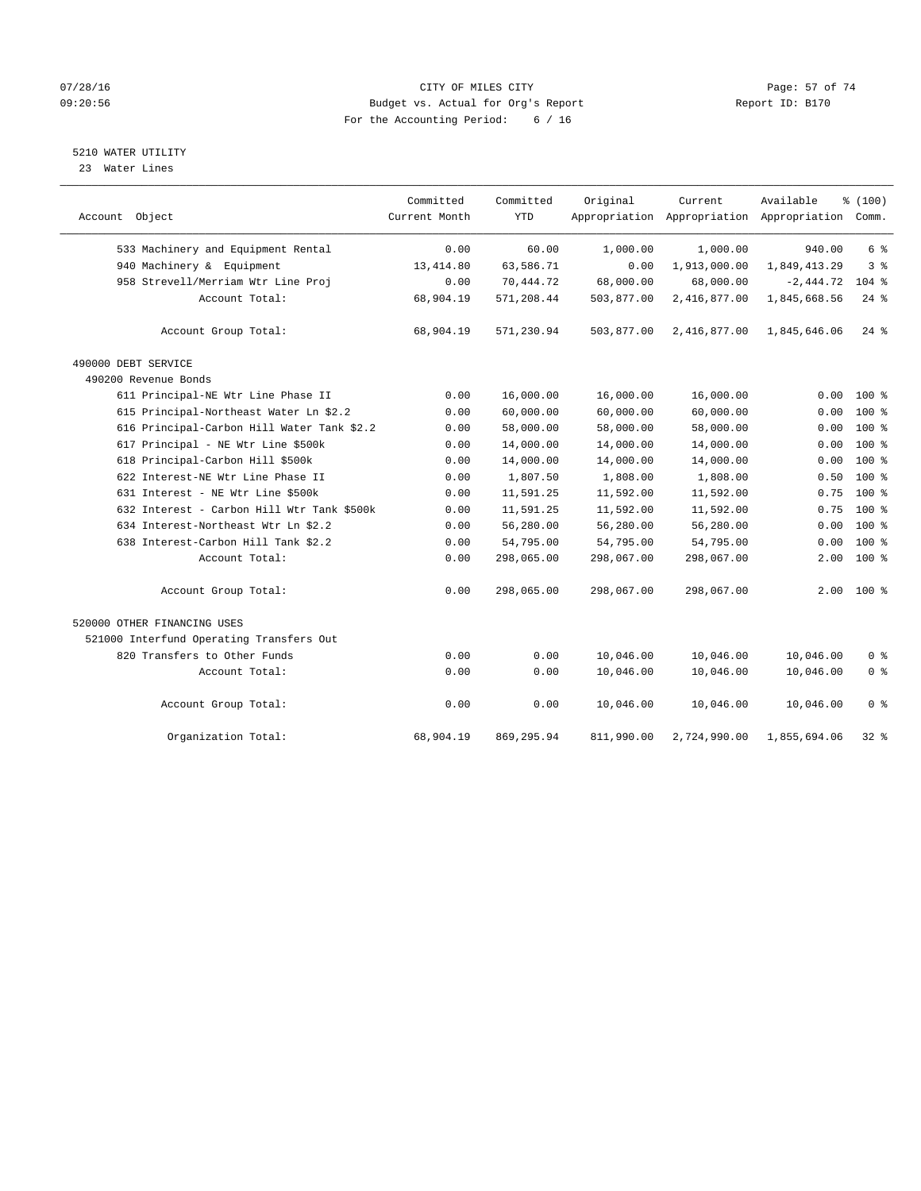CITY OF MILES CITY
Budget vs. Actual for Org's Report
For the Accounting Period: 6 / 16

5210 WATER UTILITY
23 Water Lines

| Account Object | Committed Current Month | Committed YTD | Original Appropriation | Current Appropriation | Available Appropriation | % (100) Comm. |
|---|---|---|---|---|---|---|
| 533 Machinery and Equipment Rental | 0.00 | 60.00 | 1,000.00 | 1,000.00 | 940.00 | 6 % |
| 940 Machinery & Equipment | 13,414.80 | 63,586.71 | 0.00 | 1,913,000.00 | 1,849,413.29 | 3 % |
| 958 Strevell/Merriam Wtr Line Proj | 0.00 | 70,444.72 | 68,000.00 | 68,000.00 | -2,444.72 | 104 % |
| Account Total: | 68,904.19 | 571,208.44 | 503,877.00 | 2,416,877.00 | 1,845,668.56 | 24 % |
| Account Group Total: | 68,904.19 | 571,230.94 | 503,877.00 | 2,416,877.00 | 1,845,646.06 | 24 % |
| 490000 DEBT SERVICE | | | | | | |
| 490200 Revenue Bonds | | | | | | |
| 611 Principal-NE Wtr Line Phase II | 0.00 | 16,000.00 | 16,000.00 | 16,000.00 | 0.00 | 100 % |
| 615 Principal-Northeast Water Ln $2.2 | 0.00 | 60,000.00 | 60,000.00 | 60,000.00 | 0.00 | 100 % |
| 616 Principal-Carbon Hill Water Tank $2.2 | 0.00 | 58,000.00 | 58,000.00 | 58,000.00 | 0.00 | 100 % |
| 617 Principal - NE Wtr Line $500k | 0.00 | 14,000.00 | 14,000.00 | 14,000.00 | 0.00 | 100 % |
| 618 Principal-Carbon Hill $500k | 0.00 | 14,000.00 | 14,000.00 | 14,000.00 | 0.00 | 100 % |
| 622 Interest-NE Wtr Line Phase II | 0.00 | 1,807.50 | 1,808.00 | 1,808.00 | 0.50 | 100 % |
| 631 Interest - NE Wtr Line $500k | 0.00 | 11,591.25 | 11,592.00 | 11,592.00 | 0.75 | 100 % |
| 632 Interest - Carbon Hill Wtr Tank $500k | 0.00 | 11,591.25 | 11,592.00 | 11,592.00 | 0.75 | 100 % |
| 634 Interest-Northeast Wtr Ln $2.2 | 0.00 | 56,280.00 | 56,280.00 | 56,280.00 | 0.00 | 100 % |
| 638 Interest-Carbon Hill Tank $2.2 | 0.00 | 54,795.00 | 54,795.00 | 54,795.00 | 0.00 | 100 % |
| Account Total: | 0.00 | 298,065.00 | 298,067.00 | 298,067.00 | 2.00 | 100 % |
| Account Group Total: | 0.00 | 298,065.00 | 298,067.00 | 298,067.00 | 2.00 | 100 % |
| 520000 OTHER FINANCING USES | | | | | | |
| 521000 Interfund Operating Transfers Out | | | | | | |
| 820 Transfers to Other Funds | 0.00 | 0.00 | 10,046.00 | 10,046.00 | 10,046.00 | 0 % |
| Account Total: | 0.00 | 0.00 | 10,046.00 | 10,046.00 | 10,046.00 | 0 % |
| Account Group Total: | 0.00 | 0.00 | 10,046.00 | 10,046.00 | 10,046.00 | 0 % |
| Organization Total: | 68,904.19 | 869,295.94 | 811,990.00 | 2,724,990.00 | 1,855,694.06 | 32 % |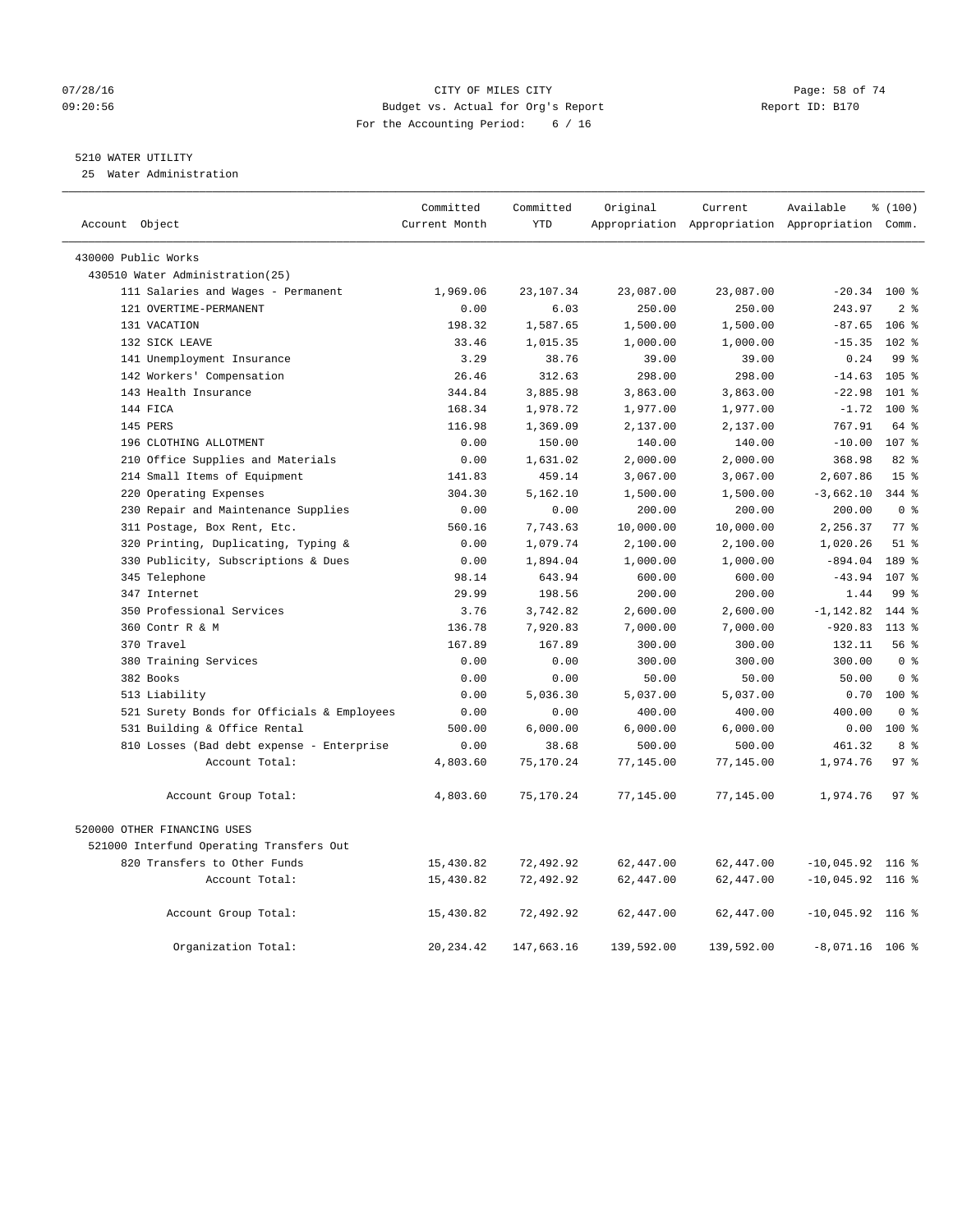CITY OF MILES CITY
Budget vs. Actual for Org's Report
For the Accounting Period: 6 / 16

07/28/16
09:20:56

Report ID: B170

## 5210 WATER UTILITY

25 Water Administration

| Account Object | Committed Current Month | Committed YTD | Original Appropriation | Current Appropriation | Available Appropriation | % (100) Comm. |
|---|---|---|---|---|---|---|
| 430000 Public Works | | | | | | |
| 430510 Water Administration(25) | | | | | | |
| 111 Salaries and Wages - Permanent | 1,969.06 | 23,107.34 | 23,087.00 | 23,087.00 | -20.34 | 100 % |
| 121 OVERTIME-PERMANENT | 0.00 | 6.03 | 250.00 | 250.00 | 243.97 | 2 % |
| 131 VACATION | 198.32 | 1,587.65 | 1,500.00 | 1,500.00 | -87.65 | 106 % |
| 132 SICK LEAVE | 33.46 | 1,015.35 | 1,000.00 | 1,000.00 | -15.35 | 102 % |
| 141 Unemployment Insurance | 3.29 | 38.76 | 39.00 | 39.00 | 0.24 | 99 % |
| 142 Workers' Compensation | 26.46 | 312.63 | 298.00 | 298.00 | -14.63 | 105 % |
| 143 Health Insurance | 344.84 | 3,885.98 | 3,863.00 | 3,863.00 | -22.98 | 101 % |
| 144 FICA | 168.34 | 1,978.72 | 1,977.00 | 1,977.00 | -1.72 | 100 % |
| 145 PERS | 116.98 | 1,369.09 | 2,137.00 | 2,137.00 | 767.91 | 64 % |
| 196 CLOTHING ALLOTMENT | 0.00 | 150.00 | 140.00 | 140.00 | -10.00 | 107 % |
| 210 Office Supplies and Materials | 0.00 | 1,631.02 | 2,000.00 | 2,000.00 | 368.98 | 82 % |
| 214 Small Items of Equipment | 141.83 | 459.14 | 3,067.00 | 3,067.00 | 2,607.86 | 15 % |
| 220 Operating Expenses | 304.30 | 5,162.10 | 1,500.00 | 1,500.00 | -3,662.10 | 344 % |
| 230 Repair and Maintenance Supplies | 0.00 | 0.00 | 200.00 | 200.00 | 200.00 | 0 % |
| 311 Postage, Box Rent, Etc. | 560.16 | 7,743.63 | 10,000.00 | 10,000.00 | 2,256.37 | 77 % |
| 320 Printing, Duplicating, Typing & | 0.00 | 1,079.74 | 2,100.00 | 2,100.00 | 1,020.26 | 51 % |
| 330 Publicity, Subscriptions & Dues | 0.00 | 1,894.04 | 1,000.00 | 1,000.00 | -894.04 | 189 % |
| 345 Telephone | 98.14 | 643.94 | 600.00 | 600.00 | -43.94 | 107 % |
| 347 Internet | 29.99 | 198.56 | 200.00 | 200.00 | 1.44 | 99 % |
| 350 Professional Services | 3.76 | 3,742.82 | 2,600.00 | 2,600.00 | -1,142.82 | 144 % |
| 360 Contr R & M | 136.78 | 7,920.83 | 7,000.00 | 7,000.00 | -920.83 | 113 % |
| 370 Travel | 167.89 | 167.89 | 300.00 | 300.00 | 132.11 | 56 % |
| 380 Training Services | 0.00 | 0.00 | 300.00 | 300.00 | 300.00 | 0 % |
| 382 Books | 0.00 | 0.00 | 50.00 | 50.00 | 50.00 | 0 % |
| 513 Liability | 0.00 | 5,036.30 | 5,037.00 | 5,037.00 | 0.70 | 100 % |
| 521 Surety Bonds for Officials & Employees | 0.00 | 0.00 | 400.00 | 400.00 | 400.00 | 0 % |
| 531 Building & Office Rental | 500.00 | 6,000.00 | 6,000.00 | 6,000.00 | 0.00 | 100 % |
| 810 Losses (Bad debt expense - Enterprise | 0.00 | 38.68 | 500.00 | 500.00 | 461.32 | 8 % |
| Account Total: | 4,803.60 | 75,170.24 | 77,145.00 | 77,145.00 | 1,974.76 | 97 % |
| Account Group Total: | 4,803.60 | 75,170.24 | 77,145.00 | 77,145.00 | 1,974.76 | 97 % |
| 520000 OTHER FINANCING USES | | | | | | |
| 521000 Interfund Operating Transfers Out | | | | | | |
| 820 Transfers to Other Funds | 15,430.82 | 72,492.92 | 62,447.00 | 62,447.00 | -10,045.92 | 116 % |
| Account Total: | 15,430.82 | 72,492.92 | 62,447.00 | 62,447.00 | -10,045.92 | 116 % |
| Account Group Total: | 15,430.82 | 72,492.92 | 62,447.00 | 62,447.00 | -10,045.92 | 116 % |
| Organization Total: | 20,234.42 | 147,663.16 | 139,592.00 | 139,592.00 | -8,071.16 | 106 % |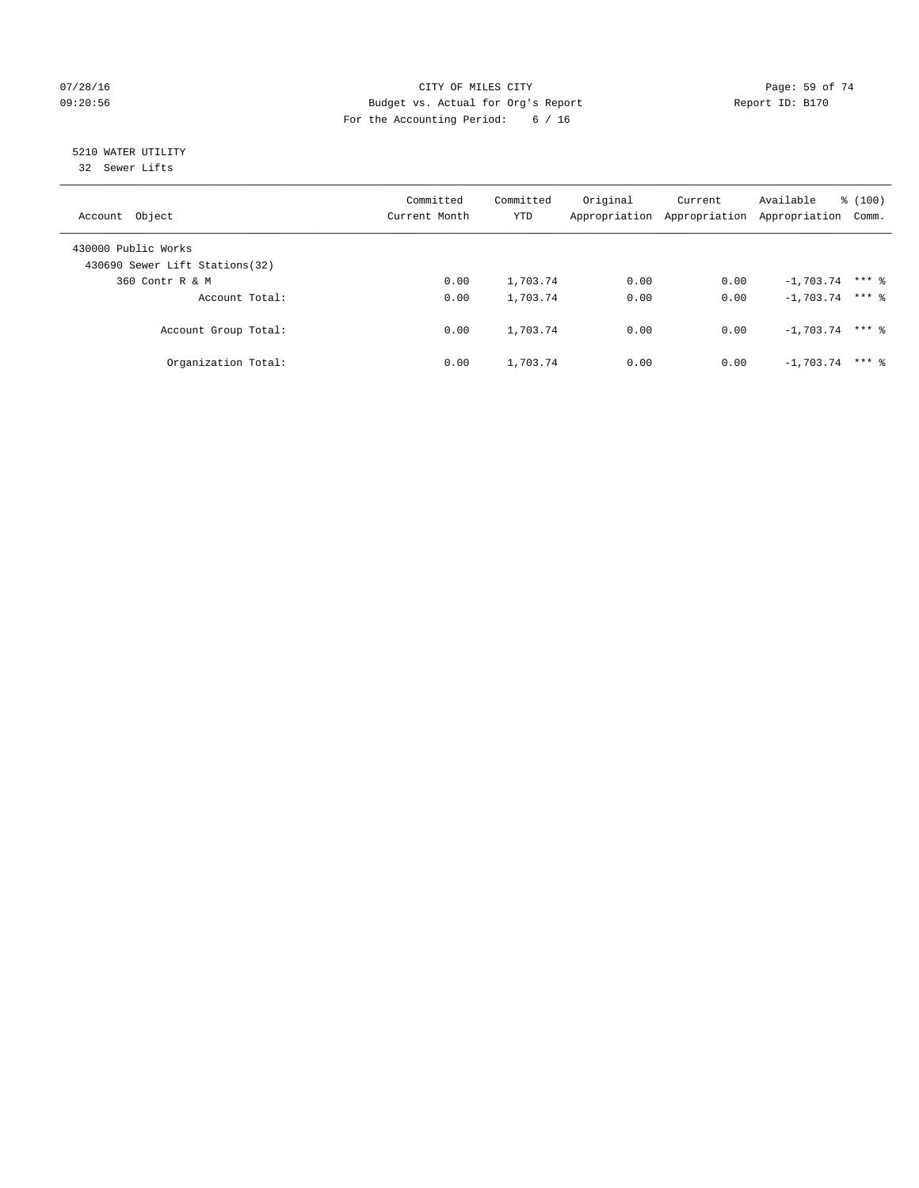CITY OF MILES CITY
Budget vs. Actual for Org's Report
For the Accounting Period: 6 / 16

07/28/16
09:20:56

Report ID: B170

5210 WATER UTILITY
32 Sewer Lifts

| Account Object | Committed Current Month | Committed YTD | Original Appropriation | Current Appropriation | Available Appropriation | % (100) Comm. |
|---|---|---|---|---|---|---|
| 430000 Public Works | | | | | | |
| 430690 Sewer Lift Stations(32) | | | | | | |
| 360 Contr R & M | 0.00 | 1,703.74 | 0.00 | 0.00 | -1,703.74 | *** % |
| Account Total: | 0.00 | 1,703.74 | 0.00 | 0.00 | -1,703.74 | *** % |
| Account Group Total: | 0.00 | 1,703.74 | 0.00 | 0.00 | -1,703.74 | *** % |
| Organization Total: | 0.00 | 1,703.74 | 0.00 | 0.00 | -1,703.74 | *** % |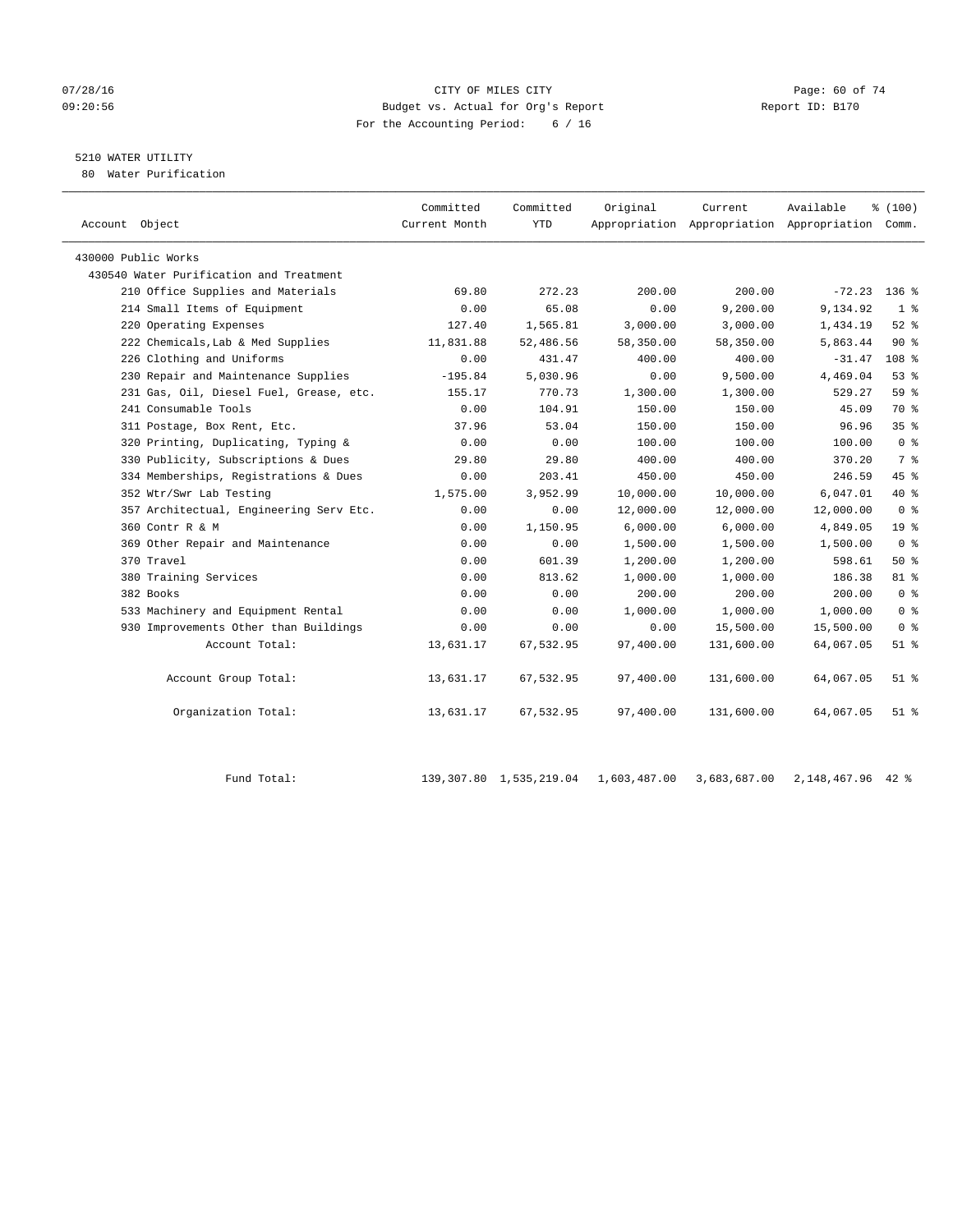CITY OF MILES CITY
Budget vs. Actual for Org's Report
For the Accounting Period: 6 / 16

07/28/16
09:20:56

Report ID: B170

5210 WATER UTILITY
80 Water Purification

| Account Object | Committed Current Month | Committed YTD | Original Appropriation | Current Appropriation | Available Appropriation | % (100) Comm. |
|---|---|---|---|---|---|---|
| 430000 Public Works | | | | | | |
| 430540 Water Purification and Treatment | | | | | | |
| 210 Office Supplies and Materials | 69.80 | 272.23 | 200.00 | 200.00 | -72.23 | 136 % |
| 214 Small Items of Equipment | 0.00 | 65.08 | 0.00 | 9,200.00 | 9,134.92 | 1 % |
| 220 Operating Expenses | 127.40 | 1,565.81 | 3,000.00 | 3,000.00 | 1,434.19 | 52 % |
| 222 Chemicals,Lab & Med Supplies | 11,831.88 | 52,486.56 | 58,350.00 | 58,350.00 | 5,863.44 | 90 % |
| 226 Clothing and Uniforms | 0.00 | 431.47 | 400.00 | 400.00 | -31.47 | 108 % |
| 230 Repair and Maintenance Supplies | -195.84 | 5,030.96 | 0.00 | 9,500.00 | 4,469.04 | 53 % |
| 231 Gas, Oil, Diesel Fuel, Grease, etc. | 155.17 | 770.73 | 1,300.00 | 1,300.00 | 529.27 | 59 % |
| 241 Consumable Tools | 0.00 | 104.91 | 150.00 | 150.00 | 45.09 | 70 % |
| 311 Postage, Box Rent, Etc. | 37.96 | 53.04 | 150.00 | 150.00 | 96.96 | 35 % |
| 320 Printing, Duplicating, Typing & | 0.00 | 0.00 | 100.00 | 100.00 | 100.00 | 0 % |
| 330 Publicity, Subscriptions & Dues | 29.80 | 29.80 | 400.00 | 400.00 | 370.20 | 7 % |
| 334 Memberships, Registrations & Dues | 0.00 | 203.41 | 450.00 | 450.00 | 246.59 | 45 % |
| 352 Wtr/Swr Lab Testing | 1,575.00 | 3,952.99 | 10,000.00 | 10,000.00 | 6,047.01 | 40 % |
| 357 Architectual, Engineering Serv Etc. | 0.00 | 0.00 | 12,000.00 | 12,000.00 | 12,000.00 | 0 % |
| 360 Contr R & M | 0.00 | 1,150.95 | 6,000.00 | 6,000.00 | 4,849.05 | 19 % |
| 369 Other Repair and Maintenance | 0.00 | 0.00 | 1,500.00 | 1,500.00 | 1,500.00 | 0 % |
| 370 Travel | 0.00 | 601.39 | 1,200.00 | 1,200.00 | 598.61 | 50 % |
| 380 Training Services | 0.00 | 813.62 | 1,000.00 | 1,000.00 | 186.38 | 81 % |
| 382 Books | 0.00 | 0.00 | 200.00 | 200.00 | 200.00 | 0 % |
| 533 Machinery and Equipment Rental | 0.00 | 0.00 | 1,000.00 | 1,000.00 | 1,000.00 | 0 % |
| 930 Improvements Other than Buildings | 0.00 | 0.00 | 0.00 | 15,500.00 | 15,500.00 | 0 % |
| Account Total: | 13,631.17 | 67,532.95 | 97,400.00 | 131,600.00 | 64,067.05 | 51 % |
| Account Group Total: | 13,631.17 | 67,532.95 | 97,400.00 | 131,600.00 | 64,067.05 | 51 % |
| Organization Total: | 13,631.17 | 67,532.95 | 97,400.00 | 131,600.00 | 64,067.05 | 51 % |
| Fund Total: | 139,307.80 | 1,535,219.04 | 1,603,487.00 | 3,683,687.00 | 2,148,467.96 | 42 % |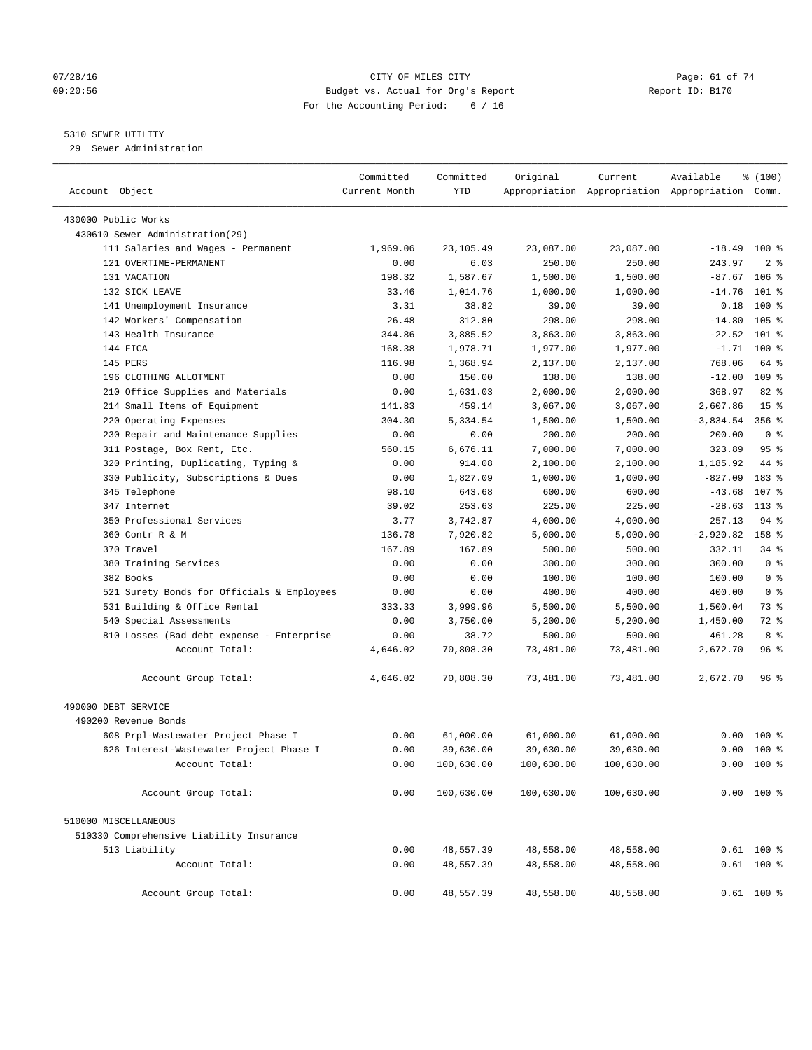CITY OF MILES CITY
Budget vs. Actual for Org's Report
For the Accounting Period: 6 / 16

07/28/16
09:20:56

Report ID: B170

5310 SEWER UTILITY
29 Sewer Administration

| Account Object | Committed Current Month | Committed YTD | Original Appropriation | Current Appropriation | Available Appropriation | % (100) Comm. |
|---|---|---|---|---|---|---|
| 430000 Public Works | | | | | | |
| 430610 Sewer Administration(29) | | | | | | |
| 111 Salaries and Wages - Permanent | 1,969.06 | 23,105.49 | 23,087.00 | 23,087.00 | -18.49 | 100 % |
| 121 OVERTIME-PERMANENT | 0.00 | 6.03 | 250.00 | 250.00 | 243.97 | 2 % |
| 131 VACATION | 198.32 | 1,587.67 | 1,500.00 | 1,500.00 | -87.67 | 106 % |
| 132 SICK LEAVE | 33.46 | 1,014.76 | 1,000.00 | 1,000.00 | -14.76 | 101 % |
| 141 Unemployment Insurance | 3.31 | 38.82 | 39.00 | 39.00 | 0.18 | 100 % |
| 142 Workers' Compensation | 26.48 | 312.80 | 298.00 | 298.00 | -14.80 | 105 % |
| 143 Health Insurance | 344.86 | 3,885.52 | 3,863.00 | 3,863.00 | -22.52 | 101 % |
| 144 FICA | 168.38 | 1,978.71 | 1,977.00 | 1,977.00 | -1.71 | 100 % |
| 145 PERS | 116.98 | 1,368.94 | 2,137.00 | 2,137.00 | 768.06 | 64 % |
| 196 CLOTHING ALLOTMENT | 0.00 | 150.00 | 138.00 | 138.00 | -12.00 | 109 % |
| 210 Office Supplies and Materials | 0.00 | 1,631.03 | 2,000.00 | 2,000.00 | 368.97 | 82 % |
| 214 Small Items of Equipment | 141.83 | 459.14 | 3,067.00 | 3,067.00 | 2,607.86 | 15 % |
| 220 Operating Expenses | 304.30 | 5,334.54 | 1,500.00 | 1,500.00 | -3,834.54 | 356 % |
| 230 Repair and Maintenance Supplies | 0.00 | 0.00 | 200.00 | 200.00 | 200.00 | 0 % |
| 311 Postage, Box Rent, Etc. | 560.15 | 6,676.11 | 7,000.00 | 7,000.00 | 323.89 | 95 % |
| 320 Printing, Duplicating, Typing & | 0.00 | 914.08 | 2,100.00 | 2,100.00 | 1,185.92 | 44 % |
| 330 Publicity, Subscriptions & Dues | 0.00 | 1,827.09 | 1,000.00 | 1,000.00 | -827.09 | 183 % |
| 345 Telephone | 98.10 | 643.68 | 600.00 | 600.00 | -43.68 | 107 % |
| 347 Internet | 39.02 | 253.63 | 225.00 | 225.00 | -28.63 | 113 % |
| 350 Professional Services | 3.77 | 3,742.87 | 4,000.00 | 4,000.00 | 257.13 | 94 % |
| 360 Contr R & M | 136.78 | 7,920.82 | 5,000.00 | 5,000.00 | -2,920.82 | 158 % |
| 370 Travel | 167.89 | 167.89 | 500.00 | 500.00 | 332.11 | 34 % |
| 380 Training Services | 0.00 | 0.00 | 300.00 | 300.00 | 300.00 | 0 % |
| 382 Books | 0.00 | 0.00 | 100.00 | 100.00 | 100.00 | 0 % |
| 521 Surety Bonds for Officials & Employees | 0.00 | 0.00 | 400.00 | 400.00 | 400.00 | 0 % |
| 531 Building & Office Rental | 333.33 | 3,999.96 | 5,500.00 | 5,500.00 | 1,500.04 | 73 % |
| 540 Special Assessments | 0.00 | 3,750.00 | 5,200.00 | 5,200.00 | 1,450.00 | 72 % |
| 810 Losses (Bad debt expense - Enterprise | 0.00 | 38.72 | 500.00 | 500.00 | 461.28 | 8 % |
| Account Total: | 4,646.02 | 70,808.30 | 73,481.00 | 73,481.00 | 2,672.70 | 96 % |
| Account Group Total: | 4,646.02 | 70,808.30 | 73,481.00 | 73,481.00 | 2,672.70 | 96 % |
| 490000 DEBT SERVICE | | | | | | |
| 490200 Revenue Bonds | | | | | | |
| 608 Prpl-Wastewater Project Phase I | 0.00 | 61,000.00 | 61,000.00 | 61,000.00 | 0.00 | 100 % |
| 626 Interest-Wastewater Project Phase I | 0.00 | 39,630.00 | 39,630.00 | 39,630.00 | 0.00 | 100 % |
| Account Total: | 0.00 | 100,630.00 | 100,630.00 | 100,630.00 | 0.00 | 100 % |
| Account Group Total: | 0.00 | 100,630.00 | 100,630.00 | 100,630.00 | 0.00 | 100 % |
| 510000 MISCELLANEOUS | | | | | | |
| 510330 Comprehensive Liability Insurance | | | | | | |
| 513 Liability | 0.00 | 48,557.39 | 48,558.00 | 48,558.00 | 0.61 | 100 % |
| Account Total: | 0.00 | 48,557.39 | 48,558.00 | 48,558.00 | 0.61 | 100 % |
| Account Group Total: | 0.00 | 48,557.39 | 48,558.00 | 48,558.00 | 0.61 | 100 % |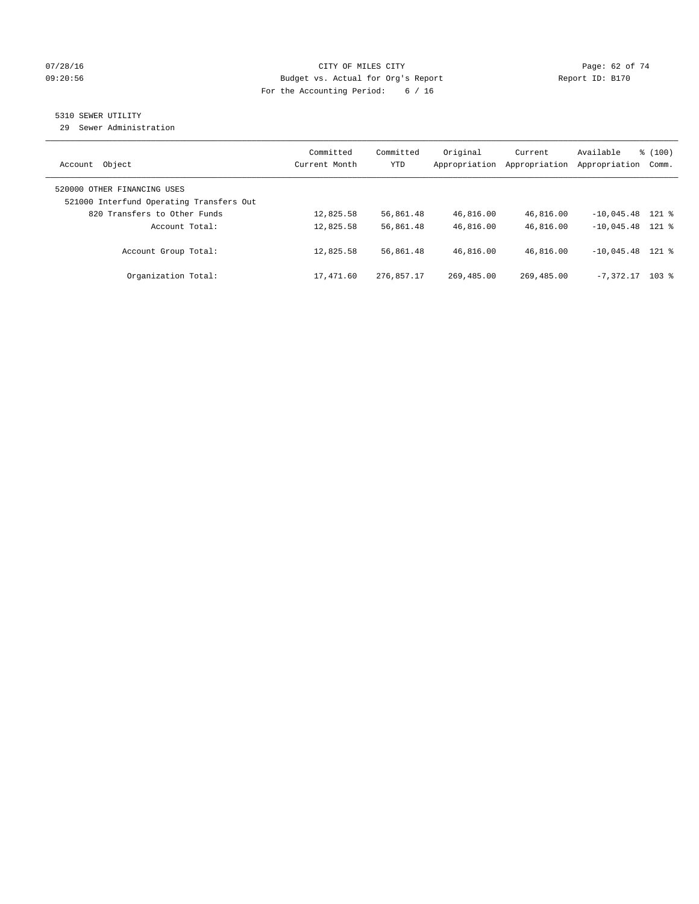CITY OF MILES CITY
Budget vs. Actual for Org's Report
For the Accounting Period: 6 / 16

07/28/16
09:20:56

Report ID: B170

## 5310 SEWER UTILITY

29 Sewer Administration

| Account Object | Committed Current Month | Committed YTD | Original Appropriation | Current Appropriation | Available Appropriation | % (100) Comm. |
|---|---|---|---|---|---|---|
| 520000 OTHER FINANCING USES | | | | | | |
| 521000 Interfund Operating Transfers Out | | | | | | |
| 820 Transfers to Other Funds | 12,825.58 | 56,861.48 | 46,816.00 | 46,816.00 | -10,045.48 | 121 % |
| Account Total: | 12,825.58 | 56,861.48 | 46,816.00 | 46,816.00 | -10,045.48 | 121 % |
| Account Group Total: | 12,825.58 | 56,861.48 | 46,816.00 | 46,816.00 | -10,045.48 | 121 % |
| Organization Total: | 17,471.60 | 276,857.17 | 269,485.00 | 269,485.00 | -7,372.17 | 103 % |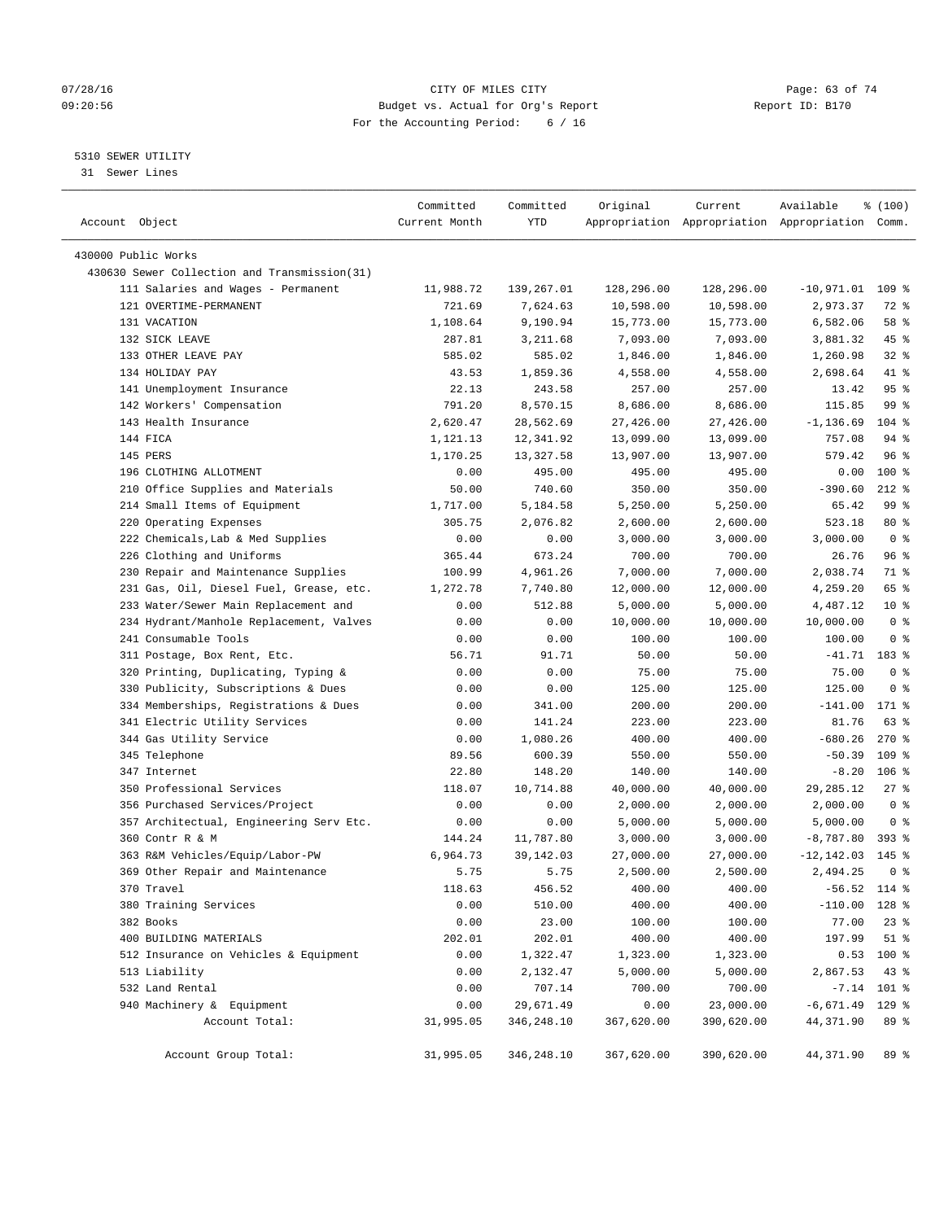CITY OF MILES CITY
Budget vs. Actual for Org's Report
For the Accounting Period: 6 / 16

5310 SEWER UTILITY
31 Sewer Lines

| Account Object | Committed Current Month | Committed YTD | Original Appropriation | Current Appropriation | Available Appropriation | % (100) Comm. |
|---|---|---|---|---|---|---|
| 430000 Public Works | | | | | | |
| 430630 Sewer Collection and Transmission(31) | | | | | | |
| 111 Salaries and Wages - Permanent | 11,988.72 | 139,267.01 | 128,296.00 | 128,296.00 | -10,971.01 | 109 % |
| 121 OVERTIME-PERMANENT | 721.69 | 7,624.63 | 10,598.00 | 10,598.00 | 2,973.37 | 72 % |
| 131 VACATION | 1,108.64 | 9,190.94 | 15,773.00 | 15,773.00 | 6,582.06 | 58 % |
| 132 SICK LEAVE | 287.81 | 3,211.68 | 7,093.00 | 7,093.00 | 3,881.32 | 45 % |
| 133 OTHER LEAVE PAY | 585.02 | 585.02 | 1,846.00 | 1,846.00 | 1,260.98 | 32 % |
| 134 HOLIDAY PAY | 43.53 | 1,859.36 | 4,558.00 | 4,558.00 | 2,698.64 | 41 % |
| 141 Unemployment Insurance | 22.13 | 243.58 | 257.00 | 257.00 | 13.42 | 95 % |
| 142 Workers' Compensation | 791.20 | 8,570.15 | 8,686.00 | 8,686.00 | 115.85 | 99 % |
| 143 Health Insurance | 2,620.47 | 28,562.69 | 27,426.00 | 27,426.00 | -1,136.69 | 104 % |
| 144 FICA | 1,121.13 | 12,341.92 | 13,099.00 | 13,099.00 | 757.08 | 94 % |
| 145 PERS | 1,170.25 | 13,327.58 | 13,907.00 | 13,907.00 | 579.42 | 96 % |
| 196 CLOTHING ALLOTMENT | 0.00 | 495.00 | 495.00 | 495.00 | 0.00 | 100 % |
| 210 Office Supplies and Materials | 50.00 | 740.60 | 350.00 | 350.00 | -390.60 | 212 % |
| 214 Small Items of Equipment | 1,717.00 | 5,184.58 | 5,250.00 | 5,250.00 | 65.42 | 99 % |
| 220 Operating Expenses | 305.75 | 2,076.82 | 2,600.00 | 2,600.00 | 523.18 | 80 % |
| 222 Chemicals,Lab & Med Supplies | 0.00 | 0.00 | 3,000.00 | 3,000.00 | 3,000.00 | 0 % |
| 226 Clothing and Uniforms | 365.44 | 673.24 | 700.00 | 700.00 | 26.76 | 96 % |
| 230 Repair and Maintenance Supplies | 100.99 | 4,961.26 | 7,000.00 | 7,000.00 | 2,038.74 | 71 % |
| 231 Gas, Oil, Diesel Fuel, Grease, etc. | 1,272.78 | 7,740.80 | 12,000.00 | 12,000.00 | 4,259.20 | 65 % |
| 233 Water/Sewer Main Replacement and | 0.00 | 512.88 | 5,000.00 | 5,000.00 | 4,487.12 | 10 % |
| 234 Hydrant/Manhole Replacement, Valves | 0.00 | 0.00 | 10,000.00 | 10,000.00 | 10,000.00 | 0 % |
| 241 Consumable Tools | 0.00 | 0.00 | 100.00 | 100.00 | 100.00 | 0 % |
| 311 Postage, Box Rent, Etc. | 56.71 | 91.71 | 50.00 | 50.00 | -41.71 | 183 % |
| 320 Printing, Duplicating, Typing & | 0.00 | 0.00 | 75.00 | 75.00 | 75.00 | 0 % |
| 330 Publicity, Subscriptions & Dues | 0.00 | 0.00 | 125.00 | 125.00 | 125.00 | 0 % |
| 334 Memberships, Registrations & Dues | 0.00 | 341.00 | 200.00 | 200.00 | -141.00 | 171 % |
| 341 Electric Utility Services | 0.00 | 141.24 | 223.00 | 223.00 | 81.76 | 63 % |
| 344 Gas Utility Service | 0.00 | 1,080.26 | 400.00 | 400.00 | -680.26 | 270 % |
| 345 Telephone | 89.56 | 600.39 | 550.00 | 550.00 | -50.39 | 109 % |
| 347 Internet | 22.80 | 148.20 | 140.00 | 140.00 | -8.20 | 106 % |
| 350 Professional Services | 118.07 | 10,714.88 | 40,000.00 | 40,000.00 | 29,285.12 | 27 % |
| 356 Purchased Services/Project | 0.00 | 0.00 | 2,000.00 | 2,000.00 | 2,000.00 | 0 % |
| 357 Architectual, Engineering Serv Etc. | 0.00 | 0.00 | 5,000.00 | 5,000.00 | 5,000.00 | 0 % |
| 360 Contr R & M | 144.24 | 11,787.80 | 3,000.00 | 3,000.00 | -8,787.80 | 393 % |
| 363 R&M Vehicles/Equip/Labor-PW | 6,964.73 | 39,142.03 | 27,000.00 | 27,000.00 | -12,142.03 | 145 % |
| 369 Other Repair and Maintenance | 5.75 | 5.75 | 2,500.00 | 2,500.00 | 2,494.25 | 0 % |
| 370 Travel | 118.63 | 456.52 | 400.00 | 400.00 | -56.52 | 114 % |
| 380 Training Services | 0.00 | 510.00 | 400.00 | 400.00 | -110.00 | 128 % |
| 382 Books | 0.00 | 23.00 | 100.00 | 100.00 | 77.00 | 23 % |
| 400 BUILDING MATERIALS | 202.01 | 202.01 | 400.00 | 400.00 | 197.99 | 51 % |
| 512 Insurance on Vehicles & Equipment | 0.00 | 1,322.47 | 1,323.00 | 1,323.00 | 0.53 | 100 % |
| 513 Liability | 0.00 | 2,132.47 | 5,000.00 | 5,000.00 | 2,867.53 | 43 % |
| 532 Land Rental | 0.00 | 707.14 | 700.00 | 700.00 | -7.14 | 101 % |
| 940 Machinery & Equipment | 0.00 | 29,671.49 | 0.00 | 23,000.00 | -6,671.49 | 129 % |
| Account Total: | 31,995.05 | 346,248.10 | 367,620.00 | 390,620.00 | 44,371.90 | 89 % |
| Account Group Total: | 31,995.05 | 346,248.10 | 367,620.00 | 390,620.00 | 44,371.90 | 89 % |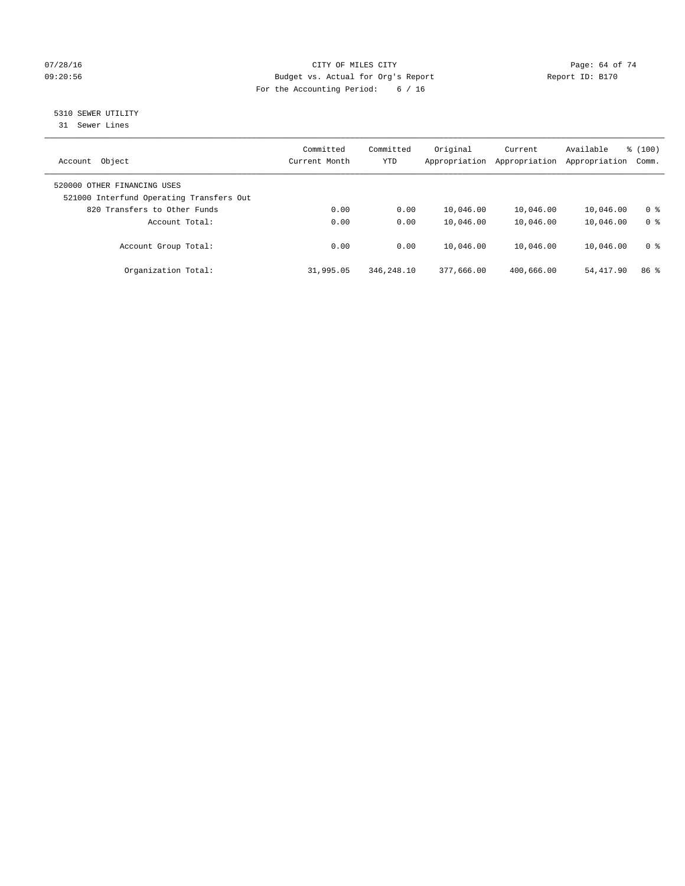CITY OF MILES CITY
Budget vs. Actual for Org's Report
For the Accounting Period: 6 / 16

07/28/16
09:20:56

Report ID: B170

## 5310 SEWER UTILITY

31 Sewer Lines

| Account Object | Committed Current Month | Committed YTD | Original Appropriation | Current Appropriation | Available Appropriation | % (100) Comm. |
|---|---|---|---|---|---|---|
| 520000 OTHER FINANCING USES | | | | | | |
| 521000 Interfund Operating Transfers Out | | | | | | |
| 820 Transfers to Other Funds | 0.00 | 0.00 | 10,046.00 | 10,046.00 | 10,046.00 | 0 % |
| Account Total: | 0.00 | 0.00 | 10,046.00 | 10,046.00 | 10,046.00 | 0 % |
| Account Group Total: | 0.00 | 0.00 | 10,046.00 | 10,046.00 | 10,046.00 | 0 % |
| Organization Total: | 31,995.05 | 346,248.10 | 377,666.00 | 400,666.00 | 54,417.90 | 86 % |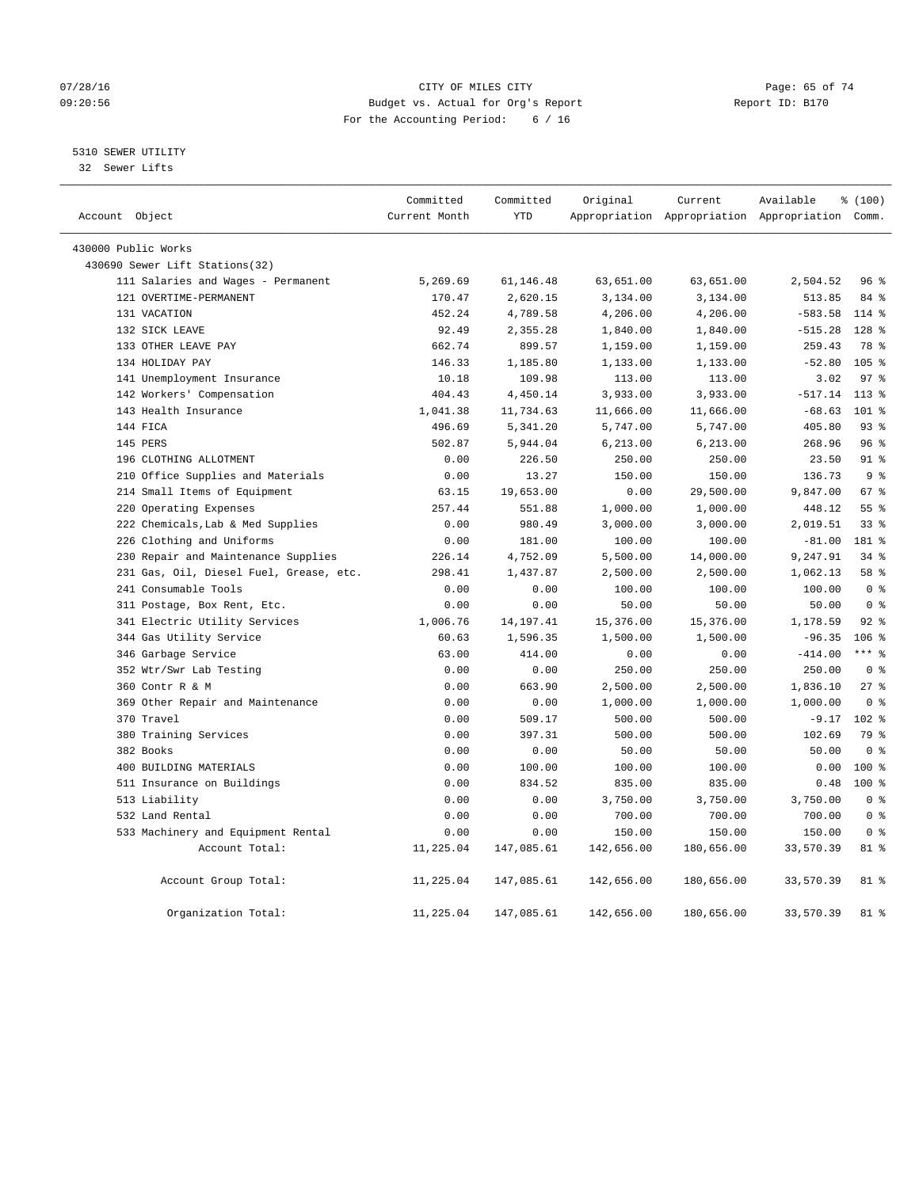CITY OF MILES CITY
Budget vs. Actual for Org's Report
For the Accounting Period: 6 / 16

07/28/16 09:20:56 Report ID: B170

5310 SEWER UTILITY
32 Sewer Lifts

| Account Object | Committed Current Month | Committed YTD | Original Appropriation | Current Appropriation | Available Appropriation | % (100) Comm. |
|---|---|---|---|---|---|---|
| 430000 Public Works | | | | | | |
| 430690 Sewer Lift Stations(32) | | | | | | |
| 111 Salaries and Wages - Permanent | 5,269.69 | 61,146.48 | 63,651.00 | 63,651.00 | 2,504.52 | 96 % |
| 121 OVERTIME-PERMANENT | 170.47 | 2,620.15 | 3,134.00 | 3,134.00 | 513.85 | 84 % |
| 131 VACATION | 452.24 | 4,789.58 | 4,206.00 | 4,206.00 | -583.58 | 114 % |
| 132 SICK LEAVE | 92.49 | 2,355.28 | 1,840.00 | 1,840.00 | -515.28 | 128 % |
| 133 OTHER LEAVE PAY | 662.74 | 899.57 | 1,159.00 | 1,159.00 | 259.43 | 78 % |
| 134 HOLIDAY PAY | 146.33 | 1,185.80 | 1,133.00 | 1,133.00 | -52.80 | 105 % |
| 141 Unemployment Insurance | 10.18 | 109.98 | 113.00 | 113.00 | 3.02 | 97 % |
| 142 Workers' Compensation | 404.43 | 4,450.14 | 3,933.00 | 3,933.00 | -517.14 | 113 % |
| 143 Health Insurance | 1,041.38 | 11,734.63 | 11,666.00 | 11,666.00 | -68.63 | 101 % |
| 144 FICA | 496.69 | 5,341.20 | 5,747.00 | 5,747.00 | 405.80 | 93 % |
| 145 PERS | 502.87 | 5,944.04 | 6,213.00 | 6,213.00 | 268.96 | 96 % |
| 196 CLOTHING ALLOTMENT | 0.00 | 226.50 | 250.00 | 250.00 | 23.50 | 91 % |
| 210 Office Supplies and Materials | 0.00 | 13.27 | 150.00 | 150.00 | 136.73 | 9 % |
| 214 Small Items of Equipment | 63.15 | 19,653.00 | 0.00 | 29,500.00 | 9,847.00 | 67 % |
| 220 Operating Expenses | 257.44 | 551.88 | 1,000.00 | 1,000.00 | 448.12 | 55 % |
| 222 Chemicals,Lab & Med Supplies | 0.00 | 980.49 | 3,000.00 | 3,000.00 | 2,019.51 | 33 % |
| 226 Clothing and Uniforms | 0.00 | 181.00 | 100.00 | 100.00 | -81.00 | 181 % |
| 230 Repair and Maintenance Supplies | 226.14 | 4,752.09 | 5,500.00 | 14,000.00 | 9,247.91 | 34 % |
| 231 Gas, Oil, Diesel Fuel, Grease, etc. | 298.41 | 1,437.87 | 2,500.00 | 2,500.00 | 1,062.13 | 58 % |
| 241 Consumable Tools | 0.00 | 0.00 | 100.00 | 100.00 | 100.00 | 0 % |
| 311 Postage, Box Rent, Etc. | 0.00 | 0.00 | 50.00 | 50.00 | 50.00 | 0 % |
| 341 Electric Utility Services | 1,006.76 | 14,197.41 | 15,376.00 | 15,376.00 | 1,178.59 | 92 % |
| 344 Gas Utility Service | 60.63 | 1,596.35 | 1,500.00 | 1,500.00 | -96.35 | 106 % |
| 346 Garbage Service | 63.00 | 414.00 | 0.00 | 0.00 | -414.00 | *** % |
| 352 Wtr/Swr Lab Testing | 0.00 | 0.00 | 250.00 | 250.00 | 250.00 | 0 % |
| 360 Contr R & M | 0.00 | 663.90 | 2,500.00 | 2,500.00 | 1,836.10 | 27 % |
| 369 Other Repair and Maintenance | 0.00 | 0.00 | 1,000.00 | 1,000.00 | 1,000.00 | 0 % |
| 370 Travel | 0.00 | 509.17 | 500.00 | 500.00 | -9.17 | 102 % |
| 380 Training Services | 0.00 | 397.31 | 500.00 | 500.00 | 102.69 | 79 % |
| 382 Books | 0.00 | 0.00 | 50.00 | 50.00 | 50.00 | 0 % |
| 400 BUILDING MATERIALS | 0.00 | 100.00 | 100.00 | 100.00 | 0.00 | 100 % |
| 511 Insurance on Buildings | 0.00 | 834.52 | 835.00 | 835.00 | 0.48 | 100 % |
| 513 Liability | 0.00 | 0.00 | 3,750.00 | 3,750.00 | 3,750.00 | 0 % |
| 532 Land Rental | 0.00 | 0.00 | 700.00 | 700.00 | 700.00 | 0 % |
| 533 Machinery and Equipment Rental | 0.00 | 0.00 | 150.00 | 150.00 | 150.00 | 0 % |
| Account Total: | 11,225.04 | 147,085.61 | 142,656.00 | 180,656.00 | 33,570.39 | 81 % |
| Account Group Total: | 11,225.04 | 147,085.61 | 142,656.00 | 180,656.00 | 33,570.39 | 81 % |
| Organization Total: | 11,225.04 | 147,085.61 | 142,656.00 | 180,656.00 | 33,570.39 | 81 % |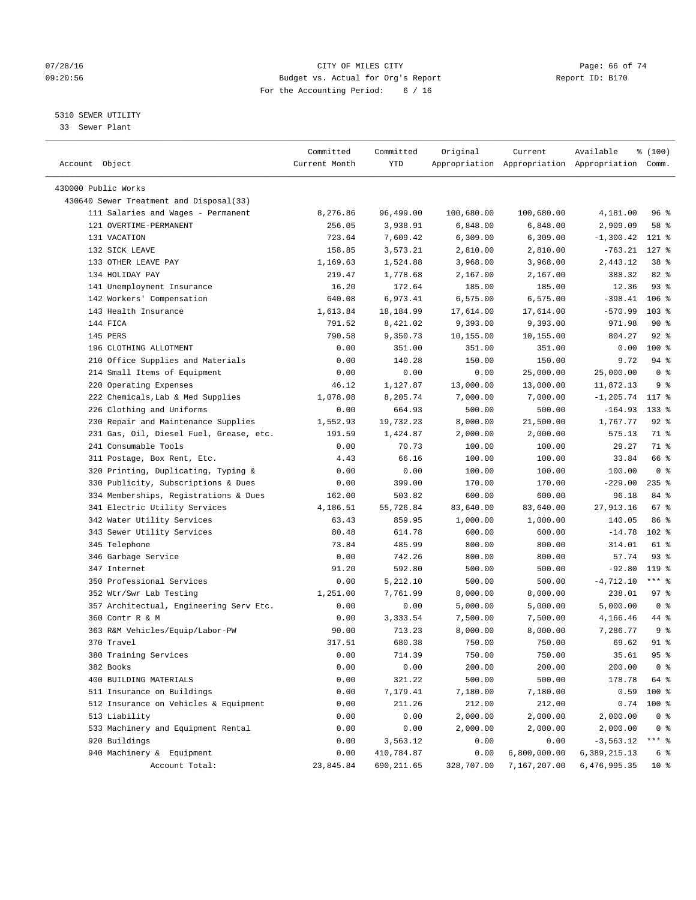CITY OF MILES CITY
Budget vs. Actual for Org's Report
For the Accounting Period: 6 / 16

07/28/16
09:20:56

Report ID: B170

5310 SEWER UTILITY
33 Sewer Plant

| Account Object | Committed Current Month | Committed YTD | Original Appropriation | Current Appropriation | Available Appropriation | % (100) Comm. |
|---|---|---|---|---|---|---|
| 430000 Public Works | | | | | | |
| 430640 Sewer Treatment and Disposal(33) | | | | | | |
| 111 Salaries and Wages - Permanent | 8,276.86 | 96,499.00 | 100,680.00 | 100,680.00 | 4,181.00 | 96 % |
| 121 OVERTIME-PERMANENT | 256.05 | 3,938.91 | 6,848.00 | 6,848.00 | 2,909.09 | 58 % |
| 131 VACATION | 723.64 | 7,609.42 | 6,309.00 | 6,309.00 | -1,300.42 | 121 % |
| 132 SICK LEAVE | 158.85 | 3,573.21 | 2,810.00 | 2,810.00 | -763.21 | 127 % |
| 133 OTHER LEAVE PAY | 1,169.63 | 1,524.88 | 3,968.00 | 3,968.00 | 2,443.12 | 38 % |
| 134 HOLIDAY PAY | 219.47 | 1,778.68 | 2,167.00 | 2,167.00 | 388.32 | 82 % |
| 141 Unemployment Insurance | 16.20 | 172.64 | 185.00 | 185.00 | 12.36 | 93 % |
| 142 Workers' Compensation | 640.08 | 6,973.41 | 6,575.00 | 6,575.00 | -398.41 | 106 % |
| 143 Health Insurance | 1,613.84 | 18,184.99 | 17,614.00 | 17,614.00 | -570.99 | 103 % |
| 144 FICA | 791.52 | 8,421.02 | 9,393.00 | 9,393.00 | 971.98 | 90 % |
| 145 PERS | 790.58 | 9,350.73 | 10,155.00 | 10,155.00 | 804.27 | 92 % |
| 196 CLOTHING ALLOTMENT | 0.00 | 351.00 | 351.00 | 351.00 | 0.00 | 100 % |
| 210 Office Supplies and Materials | 0.00 | 140.28 | 150.00 | 150.00 | 9.72 | 94 % |
| 214 Small Items of Equipment | 0.00 | 0.00 | 0.00 | 25,000.00 | 25,000.00 | 0 % |
| 220 Operating Expenses | 46.12 | 1,127.87 | 13,000.00 | 13,000.00 | 11,872.13 | 9 % |
| 222 Chemicals,Lab & Med Supplies | 1,078.08 | 8,205.74 | 7,000.00 | 7,000.00 | -1,205.74 | 117 % |
| 226 Clothing and Uniforms | 0.00 | 664.93 | 500.00 | 500.00 | -164.93 | 133 % |
| 230 Repair and Maintenance Supplies | 1,552.93 | 19,732.23 | 8,000.00 | 21,500.00 | 1,767.77 | 92 % |
| 231 Gas, Oil, Diesel Fuel, Grease, etc. | 191.59 | 1,424.87 | 2,000.00 | 2,000.00 | 575.13 | 71 % |
| 241 Consumable Tools | 0.00 | 70.73 | 100.00 | 100.00 | 29.27 | 71 % |
| 311 Postage, Box Rent, Etc. | 4.43 | 66.16 | 100.00 | 100.00 | 33.84 | 66 % |
| 320 Printing, Duplicating, Typing & | 0.00 | 0.00 | 100.00 | 100.00 | 100.00 | 0 % |
| 330 Publicity, Subscriptions & Dues | 0.00 | 399.00 | 170.00 | 170.00 | -229.00 | 235 % |
| 334 Memberships, Registrations & Dues | 162.00 | 503.82 | 600.00 | 600.00 | 96.18 | 84 % |
| 341 Electric Utility Services | 4,186.51 | 55,726.84 | 83,640.00 | 83,640.00 | 27,913.16 | 67 % |
| 342 Water Utility Services | 63.43 | 859.95 | 1,000.00 | 1,000.00 | 140.05 | 86 % |
| 343 Sewer Utility Services | 80.48 | 614.78 | 600.00 | 600.00 | -14.78 | 102 % |
| 345 Telephone | 73.84 | 485.99 | 800.00 | 800.00 | 314.01 | 61 % |
| 346 Garbage Service | 0.00 | 742.26 | 800.00 | 800.00 | 57.74 | 93 % |
| 347 Internet | 91.20 | 592.80 | 500.00 | 500.00 | -92.80 | 119 % |
| 350 Professional Services | 0.00 | 5,212.10 | 500.00 | 500.00 | -4,712.10 | *** % |
| 352 Wtr/Swr Lab Testing | 1,251.00 | 7,761.99 | 8,000.00 | 8,000.00 | 238.01 | 97 % |
| 357 Architectual, Engineering Serv Etc. | 0.00 | 0.00 | 5,000.00 | 5,000.00 | 5,000.00 | 0 % |
| 360 Contr R & M | 0.00 | 3,333.54 | 7,500.00 | 7,500.00 | 4,166.46 | 44 % |
| 363 R&M Vehicles/Equip/Labor-PW | 90.00 | 713.23 | 8,000.00 | 8,000.00 | 7,286.77 | 9 % |
| 370 Travel | 317.51 | 680.38 | 750.00 | 750.00 | 69.62 | 91 % |
| 380 Training Services | 0.00 | 714.39 | 750.00 | 750.00 | 35.61 | 95 % |
| 382 Books | 0.00 | 0.00 | 200.00 | 200.00 | 200.00 | 0 % |
| 400 BUILDING MATERIALS | 0.00 | 321.22 | 500.00 | 500.00 | 178.78 | 64 % |
| 511 Insurance on Buildings | 0.00 | 7,179.41 | 7,180.00 | 7,180.00 | 0.59 | 100 % |
| 512 Insurance on Vehicles & Equipment | 0.00 | 211.26 | 212.00 | 212.00 | 0.74 | 100 % |
| 513 Liability | 0.00 | 0.00 | 2,000.00 | 2,000.00 | 2,000.00 | 0 % |
| 533 Machinery and Equipment Rental | 0.00 | 0.00 | 2,000.00 | 2,000.00 | 2,000.00 | 0 % |
| 920 Buildings | 0.00 | 3,563.12 | 0.00 | 0.00 | -3,563.12 | *** % |
| 940 Machinery & Equipment | 0.00 | 410,784.87 | 0.00 | 6,800,000.00 | 6,389,215.13 | 6 % |
| Account Total: | 23,845.84 | 690,211.65 | 328,707.00 | 7,167,207.00 | 6,476,995.35 | 10 % |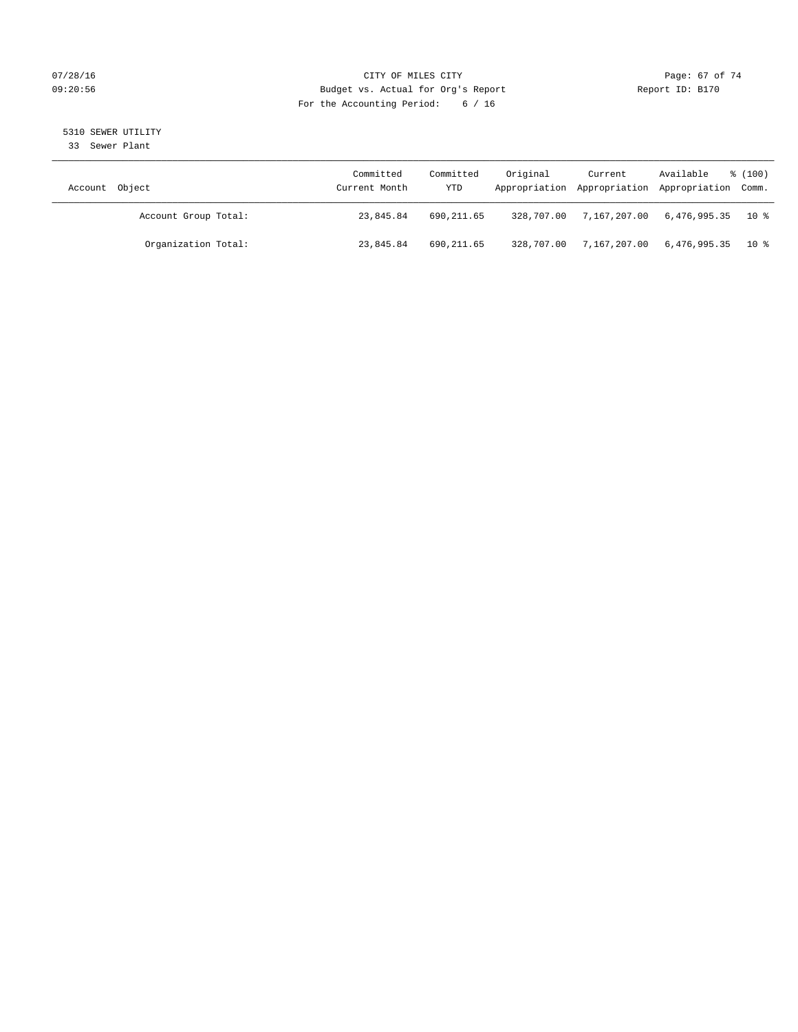CITY OF MILES CITY
Budget vs. Actual for Org's Report
For the Accounting Period: 6 / 16

07/28/16
09:20:56

Report ID: B170

5310 SEWER UTILITY
33 Sewer Plant

| Account Object | Committed Current Month | Committed YTD | Original Appropriation | Current Appropriation | Available Appropriation | % (100) Comm. |
|---|---|---|---|---|---|---|
| Account Group Total: | 23,845.84 | 690,211.65 | 328,707.00 | 7,167,207.00 | 6,476,995.35 | 10 % |
| Organization Total: | 23,845.84 | 690,211.65 | 328,707.00 | 7,167,207.00 | 6,476,995.35 | 10 % |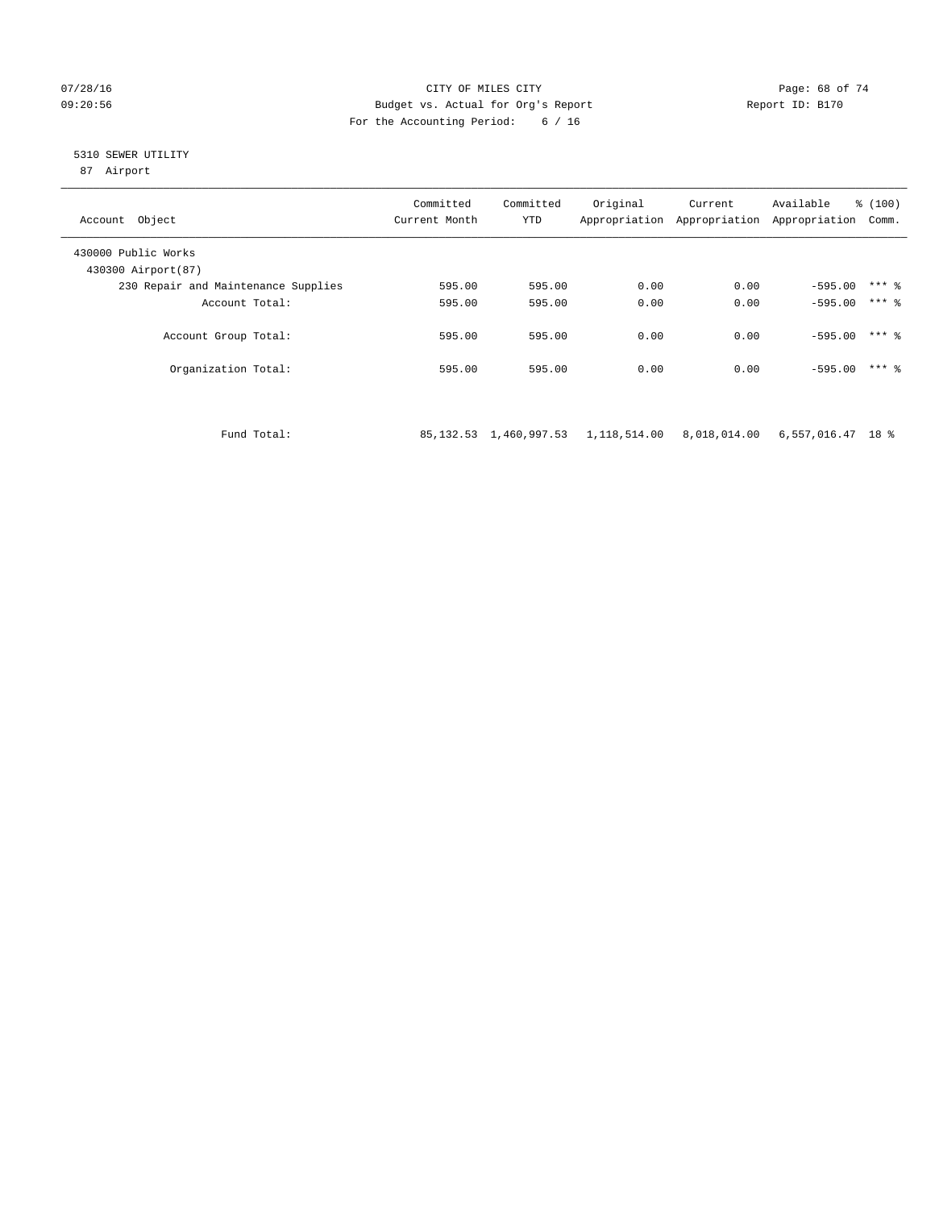CITY OF MILES CITY
Budget vs. Actual for Org's Report
For the Accounting Period: 6 / 16

07/28/16
09:20:56

Report ID: B170

5310 SEWER UTILITY
87 Airport

| Account Object | Committed Current Month | Committed YTD | Original Appropriation | Current Appropriation | Available Appropriation | % (100) Comm. |
|---|---|---|---|---|---|---|
| 430000 Public Works | | | | | | |
| 430300 Airport(87) | | | | | | |
| 230 Repair and Maintenance Supplies | 595.00 | 595.00 | 0.00 | 0.00 | -595.00 | *** % |
| Account Total: | 595.00 | 595.00 | 0.00 | 0.00 | -595.00 | *** % |
| Account Group Total: | 595.00 | 595.00 | 0.00 | 0.00 | -595.00 | *** % |
| Organization Total: | 595.00 | 595.00 | 0.00 | 0.00 | -595.00 | *** % |
| Fund Total: | 85,132.53 | 1,460,997.53 | 1,118,514.00 | 8,018,014.00 | 6,557,016.47 | 18 % |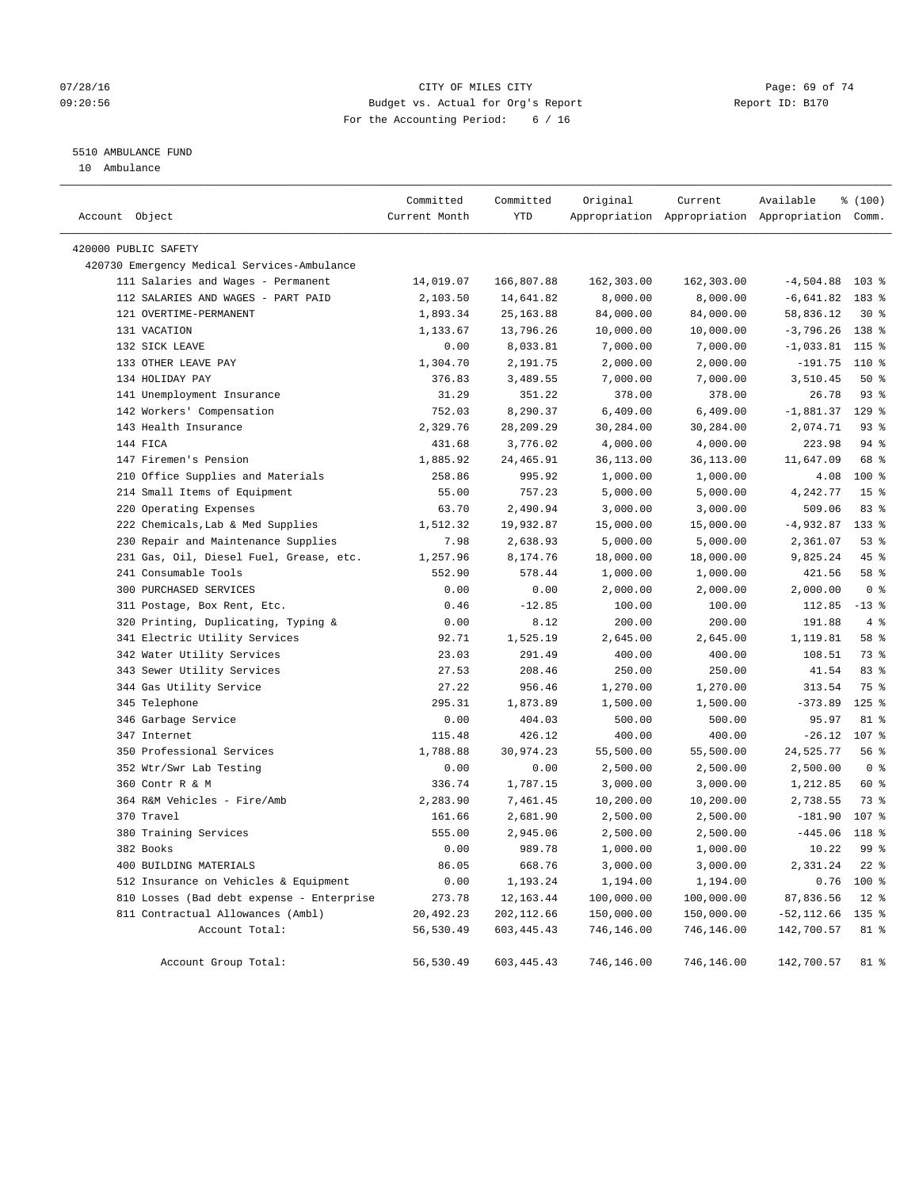CITY OF MILES CITY
Budget vs. Actual for Org's Report
For the Accounting Period: 6 / 16

07/28/16
09:20:56

Report ID: B170

5510 AMBULANCE FUND
10 Ambulance

| Account Object | Committed Current Month | Committed YTD | Original Appropriation | Current Appropriation | Available Appropriation | % (100) Comm. |
|---|---|---|---|---|---|---|
| 420000 PUBLIC SAFETY | | | | | | |
| 420730 Emergency Medical Services-Ambulance | | | | | | |
| 111 Salaries and Wages - Permanent | 14,019.07 | 166,807.88 | 162,303.00 | 162,303.00 | -4,504.88 | 103 % |
| 112 SALARIES AND WAGES - PART PAID | 2,103.50 | 14,641.82 | 8,000.00 | 8,000.00 | -6,641.82 | 183 % |
| 121 OVERTIME-PERMANENT | 1,893.34 | 25,163.88 | 84,000.00 | 84,000.00 | 58,836.12 | 30 % |
| 131 VACATION | 1,133.67 | 13,796.26 | 10,000.00 | 10,000.00 | -3,796.26 | 138 % |
| 132 SICK LEAVE | 0.00 | 8,033.81 | 7,000.00 | 7,000.00 | -1,033.81 | 115 % |
| 133 OTHER LEAVE PAY | 1,304.70 | 2,191.75 | 2,000.00 | 2,000.00 | -191.75 | 110 % |
| 134 HOLIDAY PAY | 376.83 | 3,489.55 | 7,000.00 | 7,000.00 | 3,510.45 | 50 % |
| 141 Unemployment Insurance | 31.29 | 351.22 | 378.00 | 378.00 | 26.78 | 93 % |
| 142 Workers' Compensation | 752.03 | 8,290.37 | 6,409.00 | 6,409.00 | -1,881.37 | 129 % |
| 143 Health Insurance | 2,329.76 | 28,209.29 | 30,284.00 | 30,284.00 | 2,074.71 | 93 % |
| 144 FICA | 431.68 | 3,776.02 | 4,000.00 | 4,000.00 | 223.98 | 94 % |
| 147 Firemen's Pension | 1,885.92 | 24,465.91 | 36,113.00 | 36,113.00 | 11,647.09 | 68 % |
| 210 Office Supplies and Materials | 258.86 | 995.92 | 1,000.00 | 1,000.00 | 4.08 | 100 % |
| 214 Small Items of Equipment | 55.00 | 757.23 | 5,000.00 | 5,000.00 | 4,242.77 | 15 % |
| 220 Operating Expenses | 63.70 | 2,490.94 | 3,000.00 | 3,000.00 | 509.06 | 83 % |
| 222 Chemicals,Lab & Med Supplies | 1,512.32 | 19,932.87 | 15,000.00 | 15,000.00 | -4,932.87 | 133 % |
| 230 Repair and Maintenance Supplies | 7.98 | 2,638.93 | 5,000.00 | 5,000.00 | 2,361.07 | 53 % |
| 231 Gas, Oil, Diesel Fuel, Grease, etc. | 1,257.96 | 8,174.76 | 18,000.00 | 18,000.00 | 9,825.24 | 45 % |
| 241 Consumable Tools | 552.90 | 578.44 | 1,000.00 | 1,000.00 | 421.56 | 58 % |
| 300 PURCHASED SERVICES | 0.00 | 0.00 | 2,000.00 | 2,000.00 | 2,000.00 | 0 % |
| 311 Postage, Box Rent, Etc. | 0.46 | -12.85 | 100.00 | 100.00 | 112.85 | -13 % |
| 320 Printing, Duplicating, Typing & | 0.00 | 8.12 | 200.00 | 200.00 | 191.88 | 4 % |
| 341 Electric Utility Services | 92.71 | 1,525.19 | 2,645.00 | 2,645.00 | 1,119.81 | 58 % |
| 342 Water Utility Services | 23.03 | 291.49 | 400.00 | 400.00 | 108.51 | 73 % |
| 343 Sewer Utility Services | 27.53 | 208.46 | 250.00 | 250.00 | 41.54 | 83 % |
| 344 Gas Utility Service | 27.22 | 956.46 | 1,270.00 | 1,270.00 | 313.54 | 75 % |
| 345 Telephone | 295.31 | 1,873.89 | 1,500.00 | 1,500.00 | -373.89 | 125 % |
| 346 Garbage Service | 0.00 | 404.03 | 500.00 | 500.00 | 95.97 | 81 % |
| 347 Internet | 115.48 | 426.12 | 400.00 | 400.00 | -26.12 | 107 % |
| 350 Professional Services | 1,788.88 | 30,974.23 | 55,500.00 | 55,500.00 | 24,525.77 | 56 % |
| 352 Wtr/Swr Lab Testing | 0.00 | 0.00 | 2,500.00 | 2,500.00 | 2,500.00 | 0 % |
| 360 Contr R & M | 336.74 | 1,787.15 | 3,000.00 | 3,000.00 | 1,212.85 | 60 % |
| 364 R&M Vehicles - Fire/Amb | 2,283.90 | 7,461.45 | 10,200.00 | 10,200.00 | 2,738.55 | 73 % |
| 370 Travel | 161.66 | 2,681.90 | 2,500.00 | 2,500.00 | -181.90 | 107 % |
| 380 Training Services | 555.00 | 2,945.06 | 2,500.00 | 2,500.00 | -445.06 | 118 % |
| 382 Books | 0.00 | 989.78 | 1,000.00 | 1,000.00 | 10.22 | 99 % |
| 400 BUILDING MATERIALS | 86.05 | 668.76 | 3,000.00 | 3,000.00 | 2,331.24 | 22 % |
| 512 Insurance on Vehicles & Equipment | 0.00 | 1,193.24 | 1,194.00 | 1,194.00 | 0.76 | 100 % |
| 810 Losses (Bad debt expense - Enterprise | 273.78 | 12,163.44 | 100,000.00 | 100,000.00 | 87,836.56 | 12 % |
| 811 Contractual Allowances (Ambl) | 20,492.23 | 202,112.66 | 150,000.00 | 150,000.00 | -52,112.66 | 135 % |
| Account Total: | 56,530.49 | 603,445.43 | 746,146.00 | 746,146.00 | 142,700.57 | 81 % |
| Account Group Total: | 56,530.49 | 603,445.43 | 746,146.00 | 746,146.00 | 142,700.57 | 81 % |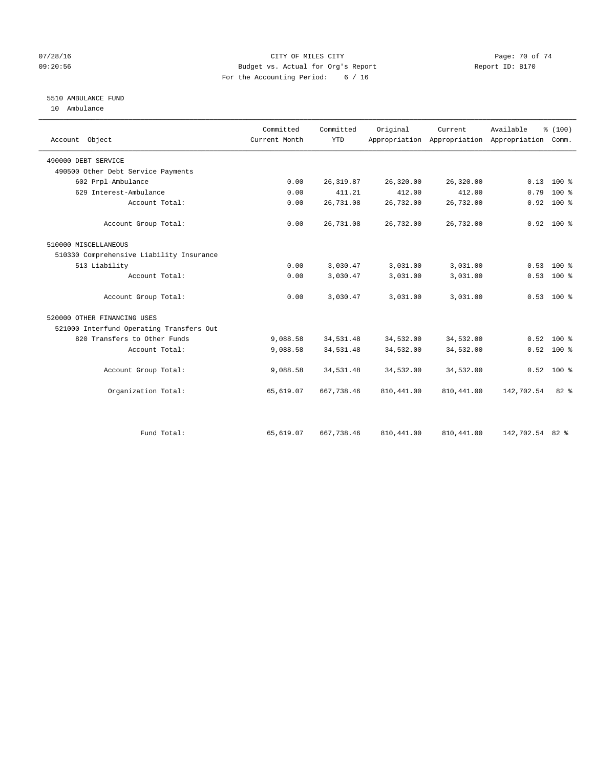CITY OF MILES CITY
Budget vs. Actual for Org's Report
For the Accounting Period: 6 / 16

07/28/16
09:20:56

Report ID: B170

5510 AMBULANCE FUND
10 Ambulance

| Account Object | Committed Current Month | Committed YTD | Original Appropriation | Current Appropriation | Available Appropriation | % (100) Comm. |
|---|---|---|---|---|---|---|
| 490000 DEBT SERVICE | | | | | | |
| 490500 Other Debt Service Payments | | | | | | |
| 602 Prpl-Ambulance | 0.00 | 26,319.87 | 26,320.00 | 26,320.00 | 0.13 | 100 % |
| 629 Interest-Ambulance | 0.00 | 411.21 | 412.00 | 412.00 | 0.79 | 100 % |
| Account Total: | 0.00 | 26,731.08 | 26,732.00 | 26,732.00 | 0.92 | 100 % |
| Account Group Total: | 0.00 | 26,731.08 | 26,732.00 | 26,732.00 | 0.92 | 100 % |
| 510000 MISCELLANEOUS | | | | | | |
| 510330 Comprehensive Liability Insurance | | | | | | |
| 513 Liability | 0.00 | 3,030.47 | 3,031.00 | 3,031.00 | 0.53 | 100 % |
| Account Total: | 0.00 | 3,030.47 | 3,031.00 | 3,031.00 | 0.53 | 100 % |
| Account Group Total: | 0.00 | 3,030.47 | 3,031.00 | 3,031.00 | 0.53 | 100 % |
| 520000 OTHER FINANCING USES | | | | | | |
| 521000 Interfund Operating Transfers Out | | | | | | |
| 820 Transfers to Other Funds | 9,088.58 | 34,531.48 | 34,532.00 | 34,532.00 | 0.52 | 100 % |
| Account Total: | 9,088.58 | 34,531.48 | 34,532.00 | 34,532.00 | 0.52 | 100 % |
| Account Group Total: | 9,088.58 | 34,531.48 | 34,532.00 | 34,532.00 | 0.52 | 100 % |
| Organization Total: | 65,619.07 | 667,738.46 | 810,441.00 | 810,441.00 | 142,702.54 | 82 % |
| Fund Total: | 65,619.07 | 667,738.46 | 810,441.00 | 810,441.00 | 142,702.54 | 82 % |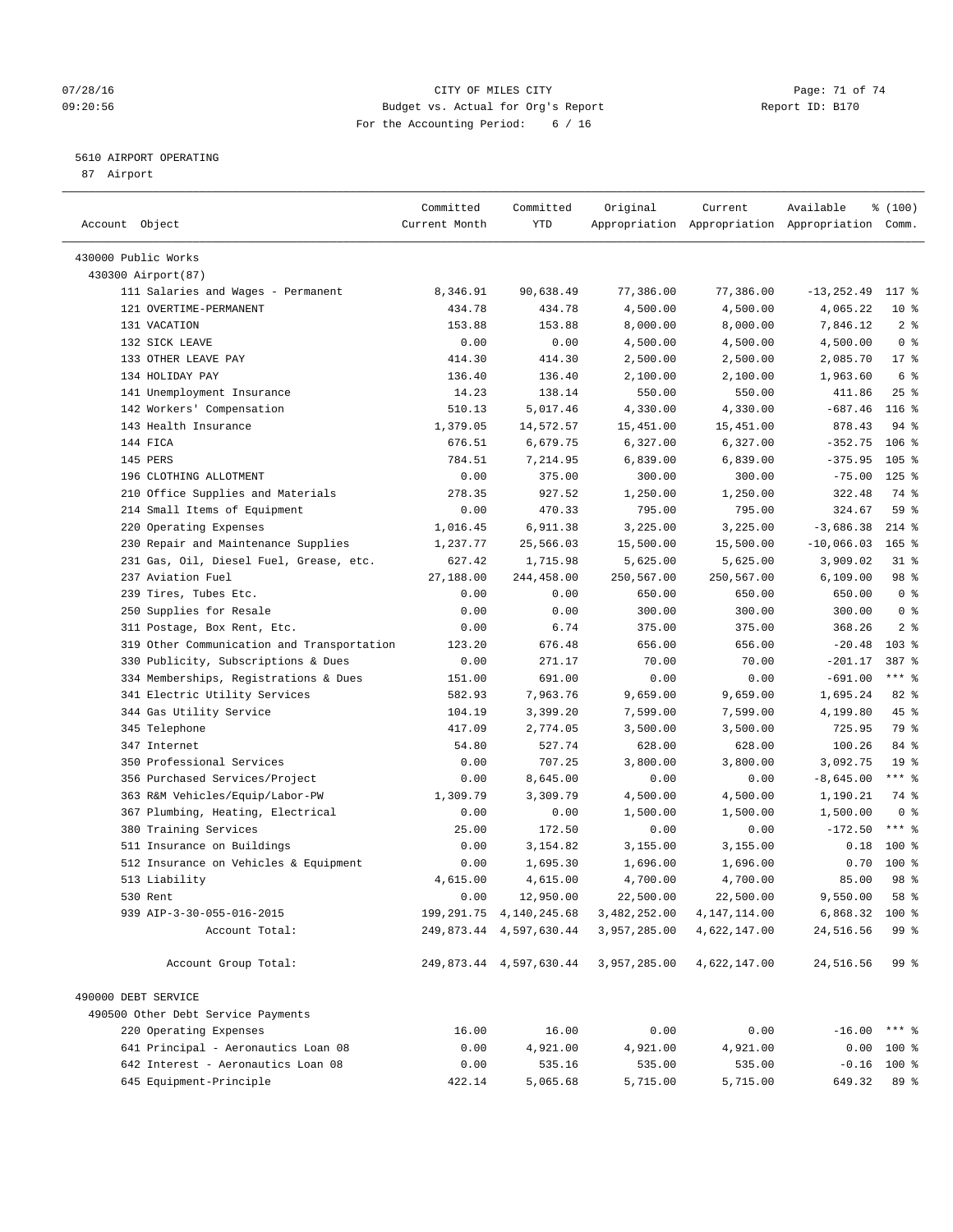CITY OF MILES CITY
Budget vs. Actual for Org's Report
For the Accounting Period: 6 / 16

5610 AIRPORT OPERATING
87 Airport

| Account Object | Committed Current Month | Committed YTD | Original Appropriation | Current Appropriation | Available Appropriation | % (100) Comm. |
|---|---|---|---|---|---|---|
| 430000 Public Works | | | | | | |
| 430300 Airport(87) | | | | | | |
| 111 Salaries and Wages - Permanent | 8,346.91 | 90,638.49 | 77,386.00 | 77,386.00 | -13,252.49 | 117 % |
| 121 OVERTIME-PERMANENT | 434.78 | 434.78 | 4,500.00 | 4,500.00 | 4,065.22 | 10 % |
| 131 VACATION | 153.88 | 153.88 | 8,000.00 | 8,000.00 | 7,846.12 | 2 % |
| 132 SICK LEAVE | 0.00 | 0.00 | 4,500.00 | 4,500.00 | 4,500.00 | 0 % |
| 133 OTHER LEAVE PAY | 414.30 | 414.30 | 2,500.00 | 2,500.00 | 2,085.70 | 17 % |
| 134 HOLIDAY PAY | 136.40 | 136.40 | 2,100.00 | 2,100.00 | 1,963.60 | 6 % |
| 141 Unemployment Insurance | 14.23 | 138.14 | 550.00 | 550.00 | 411.86 | 25 % |
| 142 Workers' Compensation | 510.13 | 5,017.46 | 4,330.00 | 4,330.00 | -687.46 | 116 % |
| 143 Health Insurance | 1,379.05 | 14,572.57 | 15,451.00 | 15,451.00 | 878.43 | 94 % |
| 144 FICA | 676.51 | 6,679.75 | 6,327.00 | 6,327.00 | -352.75 | 106 % |
| 145 PERS | 784.51 | 7,214.95 | 6,839.00 | 6,839.00 | -375.95 | 105 % |
| 196 CLOTHING ALLOTMENT | 0.00 | 375.00 | 300.00 | 300.00 | -75.00 | 125 % |
| 210 Office Supplies and Materials | 278.35 | 927.52 | 1,250.00 | 1,250.00 | 322.48 | 74 % |
| 214 Small Items of Equipment | 0.00 | 470.33 | 795.00 | 795.00 | 324.67 | 59 % |
| 220 Operating Expenses | 1,016.45 | 6,911.38 | 3,225.00 | 3,225.00 | -3,686.38 | 214 % |
| 230 Repair and Maintenance Supplies | 1,237.77 | 25,566.03 | 15,500.00 | 15,500.00 | -10,066.03 | 165 % |
| 231 Gas, Oil, Diesel Fuel, Grease, etc. | 627.42 | 1,715.98 | 5,625.00 | 5,625.00 | 3,909.02 | 31 % |
| 237 Aviation Fuel | 27,188.00 | 244,458.00 | 250,567.00 | 250,567.00 | 6,109.00 | 98 % |
| 239 Tires, Tubes Etc. | 0.00 | 0.00 | 650.00 | 650.00 | 650.00 | 0 % |
| 250 Supplies for Resale | 0.00 | 0.00 | 300.00 | 300.00 | 300.00 | 0 % |
| 311 Postage, Box Rent, Etc. | 0.00 | 6.74 | 375.00 | 375.00 | 368.26 | 2 % |
| 319 Other Communication and Transportation | 123.20 | 676.48 | 656.00 | 656.00 | -20.48 | 103 % |
| 330 Publicity, Subscriptions & Dues | 0.00 | 271.17 | 70.00 | 70.00 | -201.17 | 387 % |
| 334 Memberships, Registrations & Dues | 151.00 | 691.00 | 0.00 | 0.00 | -691.00 | *** % |
| 341 Electric Utility Services | 582.93 | 7,963.76 | 9,659.00 | 9,659.00 | 1,695.24 | 82 % |
| 344 Gas Utility Service | 104.19 | 3,399.20 | 7,599.00 | 7,599.00 | 4,199.80 | 45 % |
| 345 Telephone | 417.09 | 2,774.05 | 3,500.00 | 3,500.00 | 725.95 | 79 % |
| 347 Internet | 54.80 | 527.74 | 628.00 | 628.00 | 100.26 | 84 % |
| 350 Professional Services | 0.00 | 707.25 | 3,800.00 | 3,800.00 | 3,092.75 | 19 % |
| 356 Purchased Services/Project | 0.00 | 8,645.00 | 0.00 | 0.00 | -8,645.00 | *** % |
| 363 R&M Vehicles/Equip/Labor-PW | 1,309.79 | 3,309.79 | 4,500.00 | 4,500.00 | 1,190.21 | 74 % |
| 367 Plumbing, Heating, Electrical | 0.00 | 0.00 | 1,500.00 | 1,500.00 | 1,500.00 | 0 % |
| 380 Training Services | 25.00 | 172.50 | 0.00 | 0.00 | -172.50 | *** % |
| 511 Insurance on Buildings | 0.00 | 3,154.82 | 3,155.00 | 3,155.00 | 0.18 | 100 % |
| 512 Insurance on Vehicles & Equipment | 0.00 | 1,695.30 | 1,696.00 | 1,696.00 | 0.70 | 100 % |
| 513 Liability | 4,615.00 | 4,615.00 | 4,700.00 | 4,700.00 | 85.00 | 98 % |
| 530 Rent | 0.00 | 12,950.00 | 22,500.00 | 22,500.00 | 9,550.00 | 58 % |
| 939 AIP-3-30-055-016-2015 | 199,291.75 | 4,140,245.68 | 3,482,252.00 | 4,147,114.00 | 6,868.32 | 100 % |
| Account Total: | 249,873.44 | 4,597,630.44 | 3,957,285.00 | 4,622,147.00 | 24,516.56 | 99 % |
| Account Group Total: | 249,873.44 | 4,597,630.44 | 3,957,285.00 | 4,622,147.00 | 24,516.56 | 99 % |
| 490000 DEBT SERVICE | | | | | | |
| 490500 Other Debt Service Payments | | | | | | |
| 220 Operating Expenses | 16.00 | 16.00 | 0.00 | 0.00 | -16.00 | *** % |
| 641 Principal - Aeronautics Loan 08 | 0.00 | 4,921.00 | 4,921.00 | 4,921.00 | 0.00 | 100 % |
| 642 Interest - Aeronautics Loan 08 | 0.00 | 535.16 | 535.00 | 535.00 | -0.16 | 100 % |
| 645 Equipment-Principle | 422.14 | 5,065.68 | 5,715.00 | 5,715.00 | 649.32 | 89 % |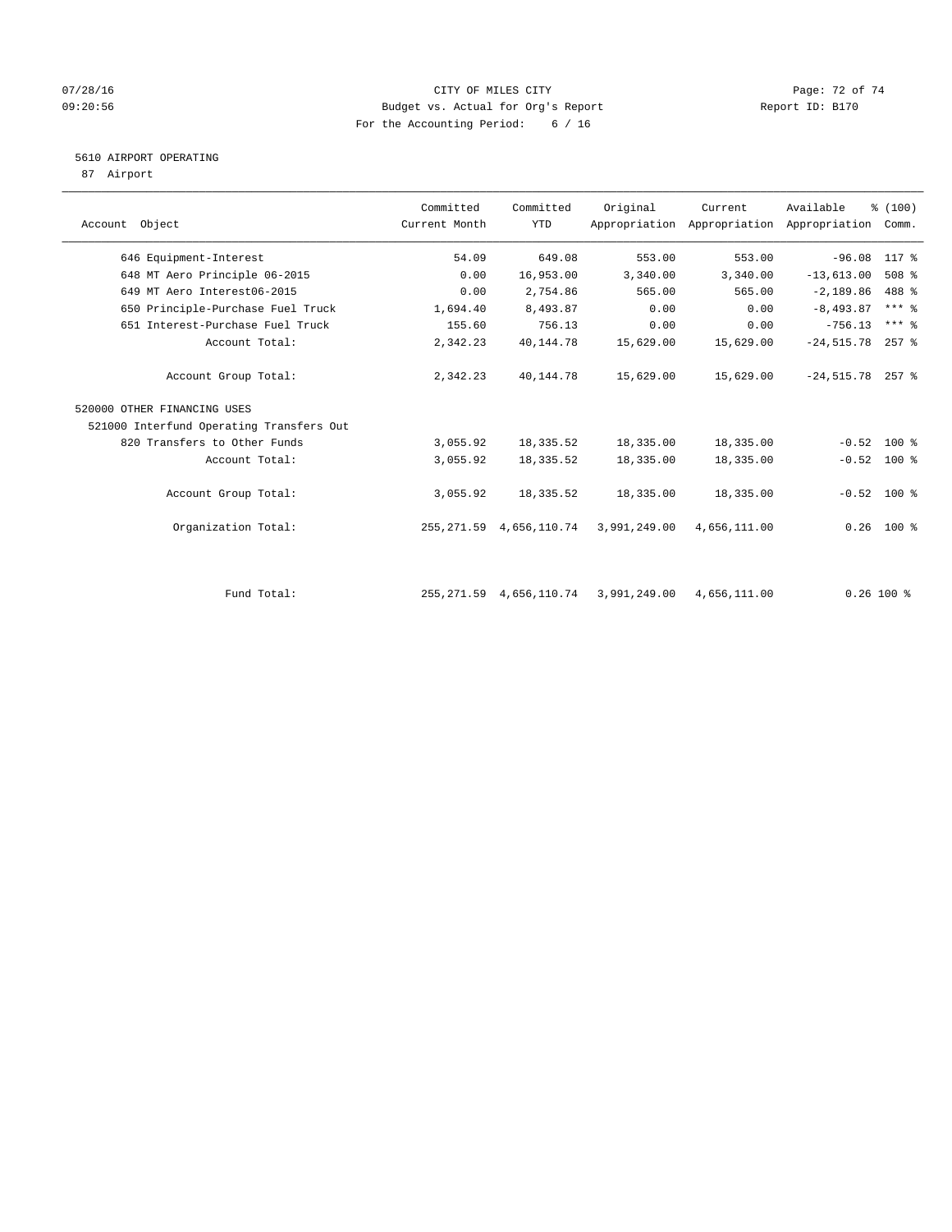CITY OF MILES CITY
Budget vs. Actual for Org's Report
For the Accounting Period: 6 / 16

07/28/16
09:20:56

Report ID: B170

## 5610 AIRPORT OPERATING

87 Airport

| Account Object | Committed Current Month | Committed YTD | Original Appropriation | Current Appropriation | Available Appropriation | % (100) Comm. |
|---|---|---|---|---|---|---|
| 646 Equipment-Interest | 54.09 | 649.08 | 553.00 | 553.00 | -96.08 | 117 % |
| 648 MT Aero Principle 06-2015 | 0.00 | 16,953.00 | 3,340.00 | 3,340.00 | -13,613.00 | 508 % |
| 649 MT Aero Interest06-2015 | 0.00 | 2,754.86 | 565.00 | 565.00 | -2,189.86 | 488 % |
| 650 Principle-Purchase Fuel Truck | 1,694.40 | 8,493.87 | 0.00 | 0.00 | -8,493.87 | *** % |
| 651 Interest-Purchase Fuel Truck | 155.60 | 756.13 | 0.00 | 0.00 | -756.13 | *** % |
| Account Total: | 2,342.23 | 40,144.78 | 15,629.00 | 15,629.00 | -24,515.78 | 257 % |
| Account Group Total: | 2,342.23 | 40,144.78 | 15,629.00 | 15,629.00 | -24,515.78 | 257 % |
| 520000 OTHER FINANCING USES | | | | | | |
| 521000 Interfund Operating Transfers Out | | | | | | |
| 820 Transfers to Other Funds | 3,055.92 | 18,335.52 | 18,335.00 | 18,335.00 | -0.52 | 100 % |
| Account Total: | 3,055.92 | 18,335.52 | 18,335.00 | 18,335.00 | -0.52 | 100 % |
| Account Group Total: | 3,055.92 | 18,335.52 | 18,335.00 | 18,335.00 | -0.52 | 100 % |
| Organization Total: | 255,271.59 | 4,656,110.74 | 3,991,249.00 | 4,656,111.00 | 0.26 | 100 % |
| Fund Total: | 255,271.59 | 4,656,110.74 | 3,991,249.00 | 4,656,111.00 | 0.26 | 100 % |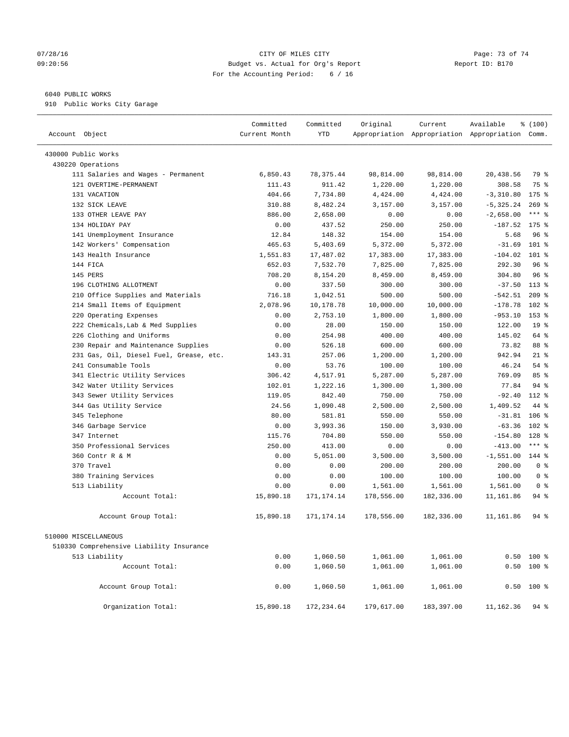CITY OF MILES CITY
Budget vs. Actual for Org's Report
For the Accounting Period: 6 / 16

07/28/16
09:20:56

Report ID: B170

6040 PUBLIC WORKS
910 Public Works City Garage

| Account Object | Committed Current Month | Committed YTD | Original Appropriation | Current Appropriation | Available Appropriation | % (100) Comm. |
|---|---|---|---|---|---|---|
| 430000 Public Works | | | | | | |
| 430220 Operations | | | | | | |
| 111 Salaries and Wages - Permanent | 6,850.43 | 78,375.44 | 98,814.00 | 98,814.00 | 20,438.56 | 79 % |
| 121 OVERTIME-PERMANENT | 111.43 | 911.42 | 1,220.00 | 1,220.00 | 308.58 | 75 % |
| 131 VACATION | 404.66 | 7,734.80 | 4,424.00 | 4,424.00 | -3,310.80 | 175 % |
| 132 SICK LEAVE | 310.88 | 8,482.24 | 3,157.00 | 3,157.00 | -5,325.24 | 269 % |
| 133 OTHER LEAVE PAY | 886.00 | 2,658.00 | 0.00 | 0.00 | -2,658.00 | *** % |
| 134 HOLIDAY PAY | 0.00 | 437.52 | 250.00 | 250.00 | -187.52 | 175 % |
| 141 Unemployment Insurance | 12.84 | 148.32 | 154.00 | 154.00 | 5.68 | 96 % |
| 142 Workers' Compensation | 465.63 | 5,403.69 | 5,372.00 | 5,372.00 | -31.69 | 101 % |
| 143 Health Insurance | 1,551.83 | 17,487.02 | 17,383.00 | 17,383.00 | -104.02 | 101 % |
| 144 FICA | 652.03 | 7,532.70 | 7,825.00 | 7,825.00 | 292.30 | 96 % |
| 145 PERS | 708.20 | 8,154.20 | 8,459.00 | 8,459.00 | 304.80 | 96 % |
| 196 CLOTHING ALLOTMENT | 0.00 | 337.50 | 300.00 | 300.00 | -37.50 | 113 % |
| 210 Office Supplies and Materials | 716.18 | 1,042.51 | 500.00 | 500.00 | -542.51 | 209 % |
| 214 Small Items of Equipment | 2,078.96 | 10,178.78 | 10,000.00 | 10,000.00 | -178.78 | 102 % |
| 220 Operating Expenses | 0.00 | 2,753.10 | 1,800.00 | 1,800.00 | -953.10 | 153 % |
| 222 Chemicals,Lab & Med Supplies | 0.00 | 28.00 | 150.00 | 150.00 | 122.00 | 19 % |
| 226 Clothing and Uniforms | 0.00 | 254.98 | 400.00 | 400.00 | 145.02 | 64 % |
| 230 Repair and Maintenance Supplies | 0.00 | 526.18 | 600.00 | 600.00 | 73.82 | 88 % |
| 231 Gas, Oil, Diesel Fuel, Grease, etc. | 143.31 | 257.06 | 1,200.00 | 1,200.00 | 942.94 | 21 % |
| 241 Consumable Tools | 0.00 | 53.76 | 100.00 | 100.00 | 46.24 | 54 % |
| 341 Electric Utility Services | 306.42 | 4,517.91 | 5,287.00 | 5,287.00 | 769.09 | 85 % |
| 342 Water Utility Services | 102.01 | 1,222.16 | 1,300.00 | 1,300.00 | 77.84 | 94 % |
| 343 Sewer Utility Services | 119.05 | 842.40 | 750.00 | 750.00 | -92.40 | 112 % |
| 344 Gas Utility Service | 24.56 | 1,090.48 | 2,500.00 | 2,500.00 | 1,409.52 | 44 % |
| 345 Telephone | 80.00 | 581.81 | 550.00 | 550.00 | -31.81 | 106 % |
| 346 Garbage Service | 0.00 | 3,993.36 | 150.00 | 3,930.00 | -63.36 | 102 % |
| 347 Internet | 115.76 | 704.80 | 550.00 | 550.00 | -154.80 | 128 % |
| 350 Professional Services | 250.00 | 413.00 | 0.00 | 0.00 | -413.00 | *** % |
| 360 Contr R & M | 0.00 | 5,051.00 | 3,500.00 | 3,500.00 | -1,551.00 | 144 % |
| 370 Travel | 0.00 | 0.00 | 200.00 | 200.00 | 200.00 | 0 % |
| 380 Training Services | 0.00 | 0.00 | 100.00 | 100.00 | 100.00 | 0 % |
| 513 Liability | 0.00 | 0.00 | 1,561.00 | 1,561.00 | 1,561.00 | 0 % |
| Account Total: | 15,890.18 | 171,174.14 | 178,556.00 | 182,336.00 | 11,161.86 | 94 % |
| Account Group Total: | 15,890.18 | 171,174.14 | 178,556.00 | 182,336.00 | 11,161.86 | 94 % |
| 510000 MISCELLANEOUS | | | | | | |
| 510330 Comprehensive Liability Insurance | | | | | | |
| 513 Liability | 0.00 | 1,060.50 | 1,061.00 | 1,061.00 | 0.50 | 100 % |
| Account Total: | 0.00 | 1,060.50 | 1,061.00 | 1,061.00 | 0.50 | 100 % |
| Account Group Total: | 0.00 | 1,060.50 | 1,061.00 | 1,061.00 | 0.50 | 100 % |
| Organization Total: | 15,890.18 | 172,234.64 | 179,617.00 | 183,397.00 | 11,162.36 | 94 % |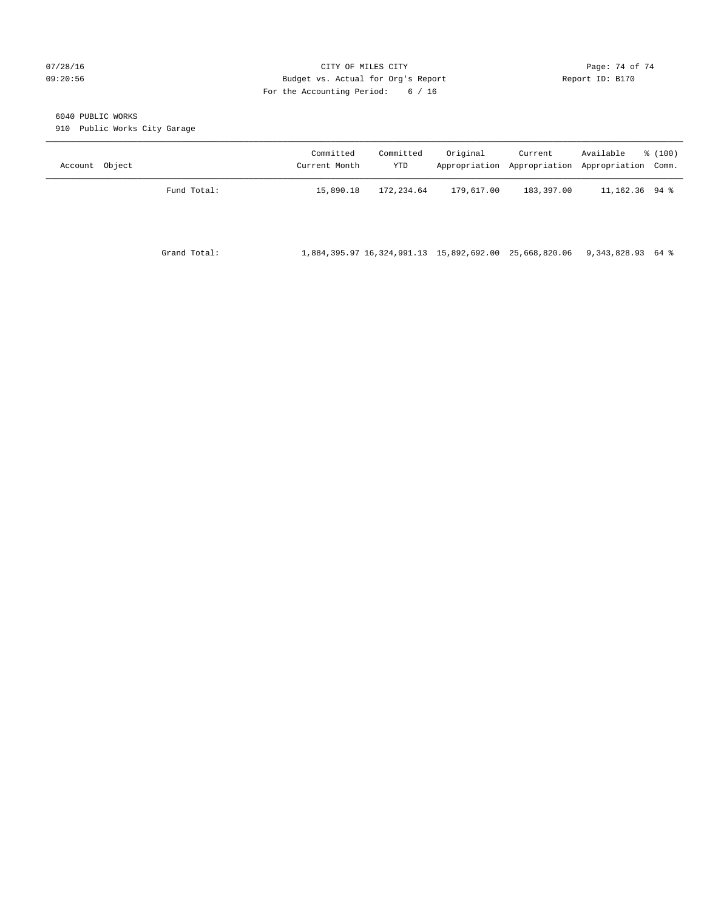CITY OF MILES CITY
Budget vs. Actual for Org's Report
For the Accounting Period: 6 / 16

07/28/16
09:20:56

Report ID: B170

6040 PUBLIC WORKS
910 Public Works City Garage

| Account Object | | Committed Current Month | Committed YTD | Original Appropriation | Current Appropriation | Available Appropriation | % (100) Comm. |
|---|---|---|---|---|---|---|---|
| | Fund Total: | 15,890.18 | 172,234.64 | 179,617.00 | 183,397.00 | 11,162.36 | 94 % |
| | Grand Total: | 1,884,395.97 | 16,324,991.13 | 15,892,692.00 | 25,668,820.06 | 9,343,828.93 | 64 % |